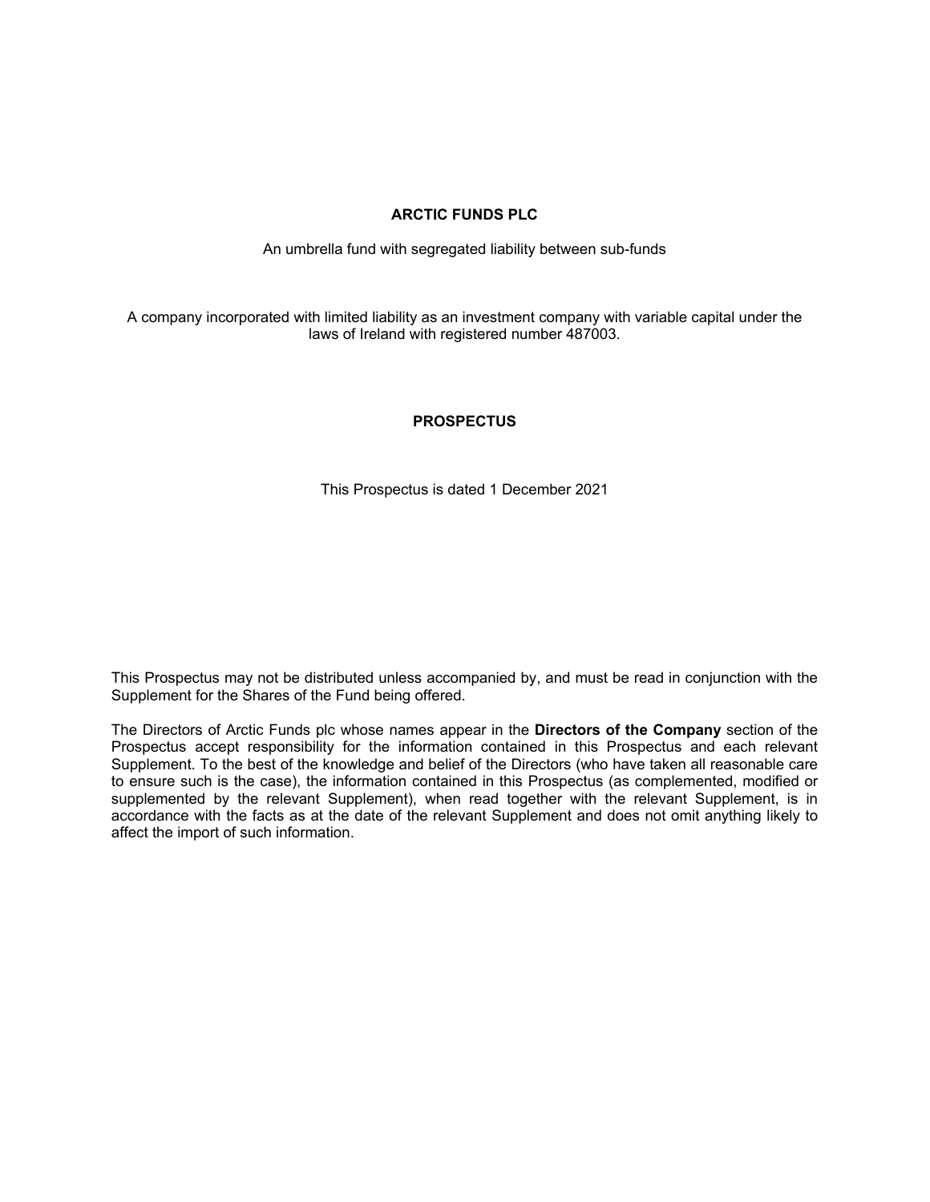**ARCTIC FUNDS PLC**

An umbrella fund with segregated liability between sub-funds

A company incorporated with limited liability as an investment company with variable capital under the laws of Ireland with registered number 487003.

**PROSPECTUS**

This Prospectus is dated 1 December 2021

This Prospectus may not be distributed unless accompanied by, and must be read in conjunction with the Supplement for the Shares of the Fund being offered.

The Directors of Arctic Funds plc whose names appear in the **Directors of the Company** section of the Prospectus accept responsibility for the information contained in this Prospectus and each relevant Supplement. To the best of the knowledge and belief of the Directors (who have taken all reasonable care to ensure such is the case), the information contained in this Prospectus (as complemented, modified or supplemented by the relevant Supplement), when read together with the relevant Supplement, is in accordance with the facts as at the date of the relevant Supplement and does not omit anything likely to affect the import of such information.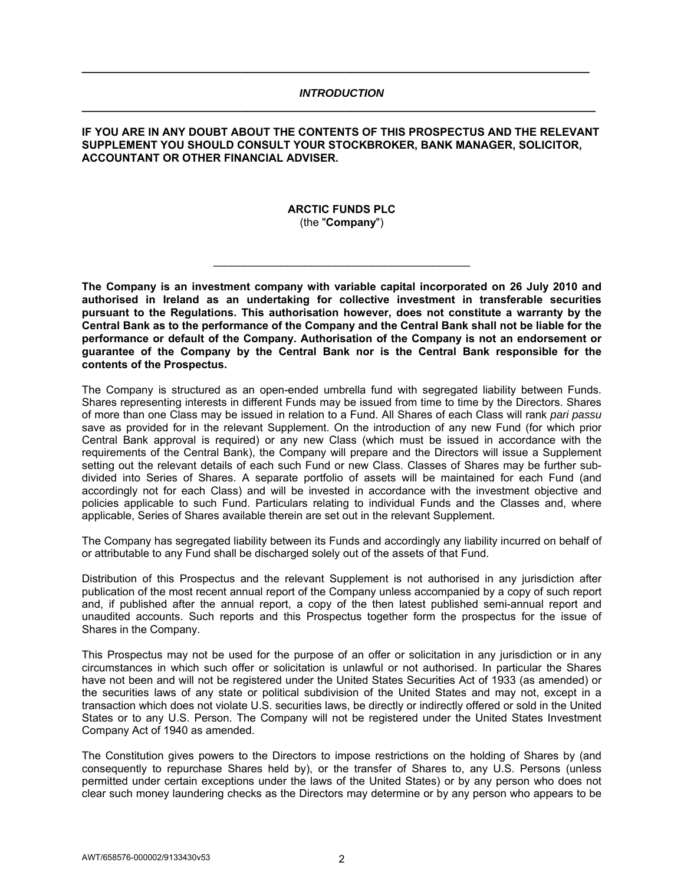## *INTRODUCTION*

**IF YOU ARE IN ANY DOUBT ABOUT THE CONTENTS OF THIS PROSPECTUS AND THE RELEVANT SUPPLEMENT YOU SHOULD CONSULT YOUR STOCKBROKER, BANK MANAGER, SOLICITOR, ACCOUNTANT OR OTHER FINANCIAL ADVISER.**

**ARCTIC FUNDS PLC**
(the "**Company**")

---

**The Company is an investment company with variable capital incorporated on 26 July 2010 and authorised in Ireland as an undertaking for collective investment in transferable securities pursuant to the Regulations. This authorisation however, does not constitute a warranty by the Central Bank as to the performance of the Company and the Central Bank shall not be liable for the performance or default of the Company. Authorisation of the Company is not an endorsement or guarantee of the Company by the Central Bank nor is the Central Bank responsible for the contents of the Prospectus.**

The Company is structured as an open-ended umbrella fund with segregated liability between Funds. Shares representing interests in different Funds may be issued from time to time by the Directors. Shares of more than one Class may be issued in relation to a Fund. All Shares of each Class will rank *pari passu* save as provided for in the relevant Supplement. On the introduction of any new Fund (for which prior Central Bank approval is required) or any new Class (which must be issued in accordance with the requirements of the Central Bank), the Company will prepare and the Directors will issue a Supplement setting out the relevant details of each such Fund or new Class. Classes of Shares may be further sub-divided into Series of Shares. A separate portfolio of assets will be maintained for each Fund (and accordingly not for each Class) and will be invested in accordance with the investment objective and policies applicable to such Fund. Particulars relating to individual Funds and the Classes and, where applicable, Series of Shares available therein are set out in the relevant Supplement.

The Company has segregated liability between its Funds and accordingly any liability incurred on behalf of or attributable to any Fund shall be discharged solely out of the assets of that Fund.

Distribution of this Prospectus and the relevant Supplement is not authorised in any jurisdiction after publication of the most recent annual report of the Company unless accompanied by a copy of such report and, if published after the annual report, a copy of the then latest published semi-annual report and unaudited accounts. Such reports and this Prospectus together form the prospectus for the issue of Shares in the Company.

This Prospectus may not be used for the purpose of an offer or solicitation in any jurisdiction or in any circumstances in which such offer or solicitation is unlawful or not authorised. In particular the Shares have not been and will not be registered under the United States Securities Act of 1933 (as amended) or the securities laws of any state or political subdivision of the United States and may not, except in a transaction which does not violate U.S. securities laws, be directly or indirectly offered or sold in the United States or to any U.S. Person. The Company will not be registered under the United States Investment Company Act of 1940 as amended.

The Constitution gives powers to the Directors to impose restrictions on the holding of Shares by (and consequently to repurchase Shares held by), or the transfer of Shares to, any U.S. Persons (unless permitted under certain exceptions under the laws of the United States) or by any person who does not clear such money laundering checks as the Directors may determine or by any person who appears to be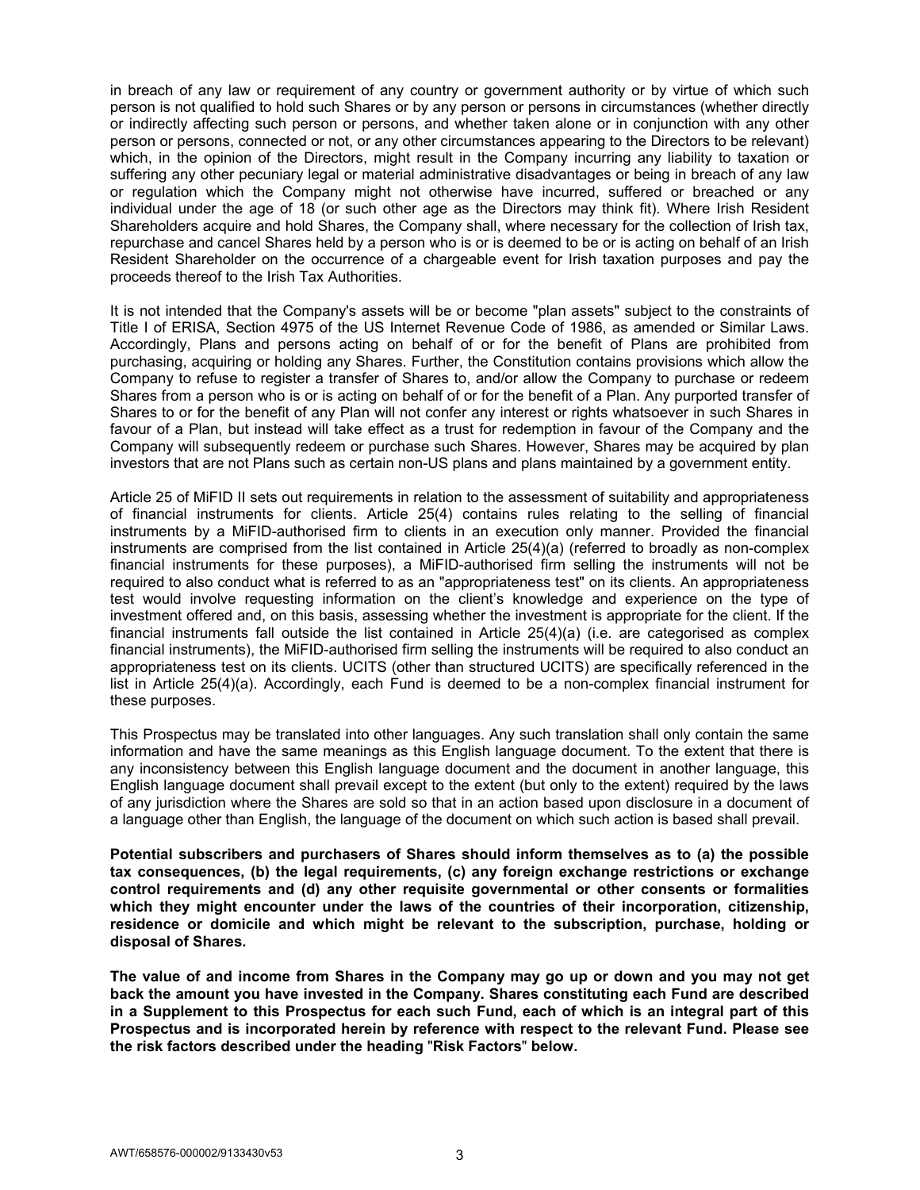in breach of any law or requirement of any country or government authority or by virtue of which such person is not qualified to hold such Shares or by any person or persons in circumstances (whether directly or indirectly affecting such person or persons, and whether taken alone or in conjunction with any other person or persons, connected or not, or any other circumstances appearing to the Directors to be relevant) which, in the opinion of the Directors, might result in the Company incurring any liability to taxation or suffering any other pecuniary legal or material administrative disadvantages or being in breach of any law or regulation which the Company might not otherwise have incurred, suffered or breached or any individual under the age of 18 (or such other age as the Directors may think fit). Where Irish Resident Shareholders acquire and hold Shares, the Company shall, where necessary for the collection of Irish tax, repurchase and cancel Shares held by a person who is or is deemed to be or is acting on behalf of an Irish Resident Shareholder on the occurrence of a chargeable event for Irish taxation purposes and pay the proceeds thereof to the Irish Tax Authorities.

It is not intended that the Company's assets will be or become "plan assets" subject to the constraints of Title I of ERISA, Section 4975 of the US Internet Revenue Code of 1986, as amended or Similar Laws. Accordingly, Plans and persons acting on behalf of or for the benefit of Plans are prohibited from purchasing, acquiring or holding any Shares. Further, the Constitution contains provisions which allow the Company to refuse to register a transfer of Shares to, and/or allow the Company to purchase or redeem Shares from a person who is or is acting on behalf of or for the benefit of a Plan. Any purported transfer of Shares to or for the benefit of any Plan will not confer any interest or rights whatsoever in such Shares in favour of a Plan, but instead will take effect as a trust for redemption in favour of the Company and the Company will subsequently redeem or purchase such Shares. However, Shares may be acquired by plan investors that are not Plans such as certain non-US plans and plans maintained by a government entity.

Article 25 of MiFID II sets out requirements in relation to the assessment of suitability and appropriateness of financial instruments for clients. Article 25(4) contains rules relating to the selling of financial instruments by a MiFID-authorised firm to clients in an execution only manner. Provided the financial instruments are comprised from the list contained in Article 25(4)(a) (referred to broadly as non-complex financial instruments for these purposes), a MiFID-authorised firm selling the instruments will not be required to also conduct what is referred to as an "appropriateness test" on its clients. An appropriateness test would involve requesting information on the client's knowledge and experience on the type of investment offered and, on this basis, assessing whether the investment is appropriate for the client. If the financial instruments fall outside the list contained in Article 25(4)(a) (i.e. are categorised as complex financial instruments), the MiFID-authorised firm selling the instruments will be required to also conduct an appropriateness test on its clients. UCITS (other than structured UCITS) are specifically referenced in the list in Article 25(4)(a). Accordingly, each Fund is deemed to be a non-complex financial instrument for these purposes.

This Prospectus may be translated into other languages. Any such translation shall only contain the same information and have the same meanings as this English language document. To the extent that there is any inconsistency between this English language document and the document in another language, this English language document shall prevail except to the extent (but only to the extent) required by the laws of any jurisdiction where the Shares are sold so that in an action based upon disclosure in a document of a language other than English, the language of the document on which such action is based shall prevail.

**Potential subscribers and purchasers of Shares should inform themselves as to (a) the possible tax consequences, (b) the legal requirements, (c) any foreign exchange restrictions or exchange control requirements and (d) any other requisite governmental or other consents or formalities which they might encounter under the laws of the countries of their incorporation, citizenship, residence or domicile and which might be relevant to the subscription, purchase, holding or disposal of Shares.**

**The value of and income from Shares in the Company may go up or down and you may not get back the amount you have invested in the Company. Shares constituting each Fund are described in a Supplement to this Prospectus for each such Fund, each of which is an integral part of this Prospectus and is incorporated herein by reference with respect to the relevant Fund. Please see the risk factors described under the heading "Risk Factors" below.**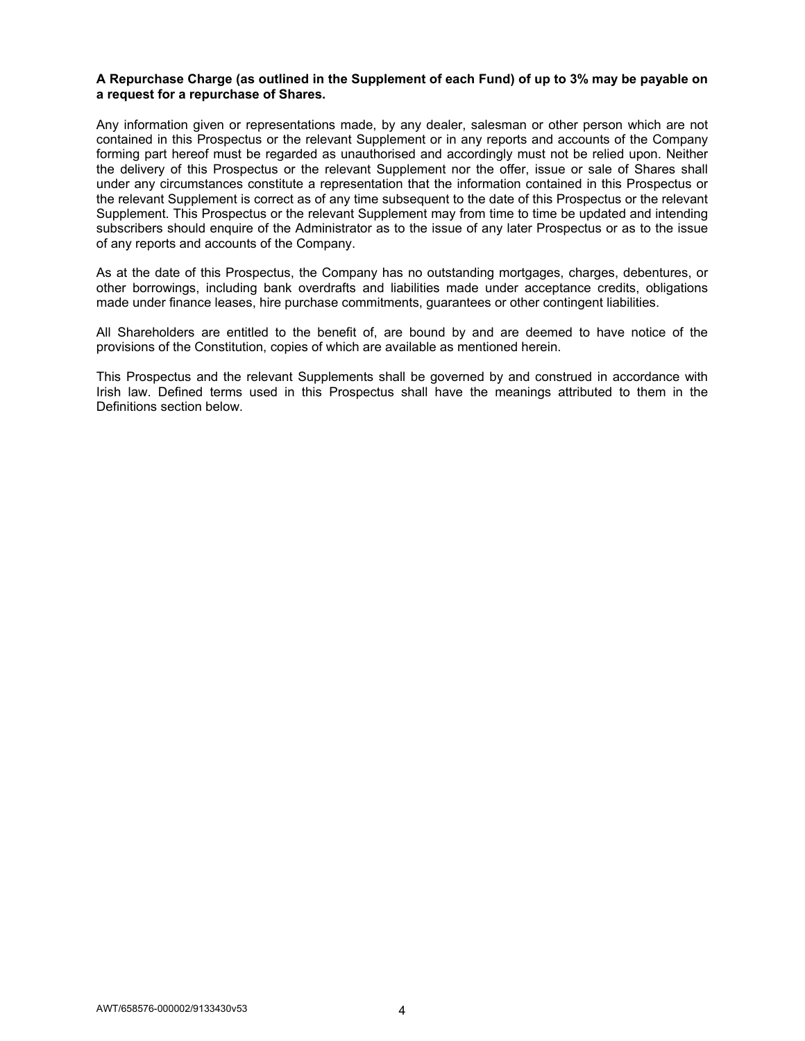**A Repurchase Charge (as outlined in the Supplement of each Fund) of up to 3% may be payable on a request for a repurchase of Shares.**

Any information given or representations made, by any dealer, salesman or other person which are not contained in this Prospectus or the relevant Supplement or in any reports and accounts of the Company forming part hereof must be regarded as unauthorised and accordingly must not be relied upon. Neither the delivery of this Prospectus or the relevant Supplement nor the offer, issue or sale of Shares shall under any circumstances constitute a representation that the information contained in this Prospectus or the relevant Supplement is correct as of any time subsequent to the date of this Prospectus or the relevant Supplement. This Prospectus or the relevant Supplement may from time to time be updated and intending subscribers should enquire of the Administrator as to the issue of any later Prospectus or as to the issue of any reports and accounts of the Company.

As at the date of this Prospectus, the Company has no outstanding mortgages, charges, debentures, or other borrowings, including bank overdrafts and liabilities made under acceptance credits, obligations made under finance leases, hire purchase commitments, guarantees or other contingent liabilities.

All Shareholders are entitled to the benefit of, are bound by and are deemed to have notice of the provisions of the Constitution, copies of which are available as mentioned herein.

This Prospectus and the relevant Supplements shall be governed by and construed in accordance with Irish law. Defined terms used in this Prospectus shall have the meanings attributed to them in the Definitions section below.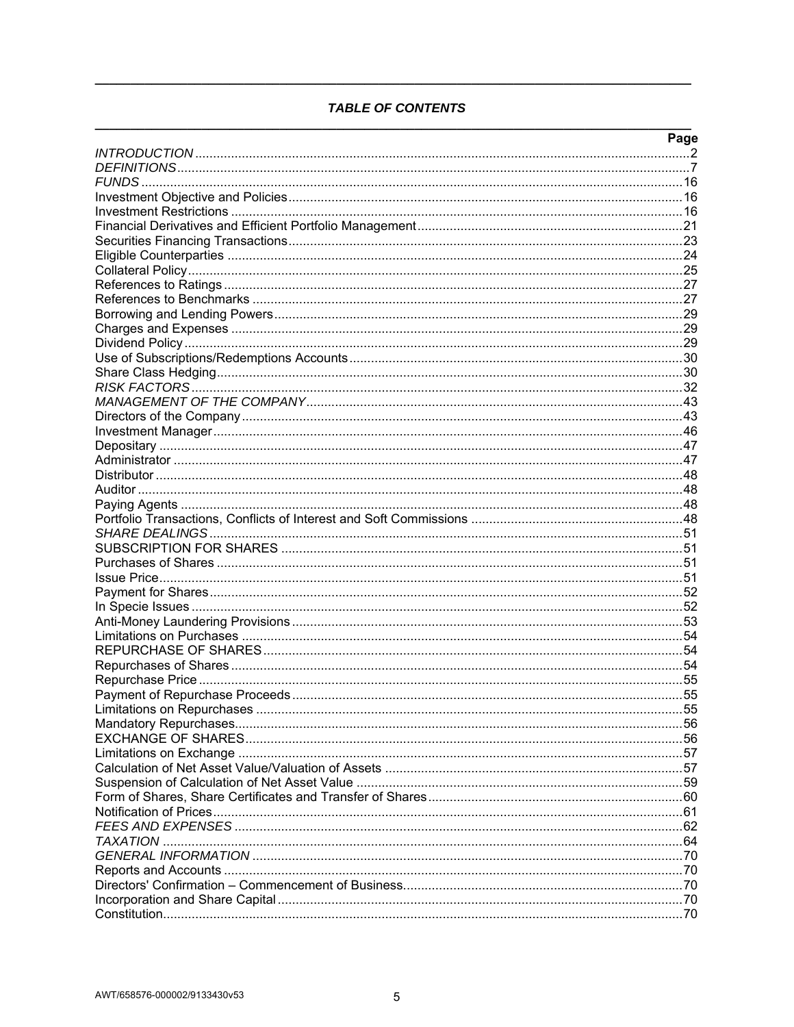***TABLE OF CONTENTS***

| | Page |
|---|---|
| *INTRODUCTION* | 2 |
| *DEFINITIONS* | 7 |
| *FUNDS* | 16 |
| Investment Objective and Policies | 16 |
| Investment Restrictions | 16 |
| Financial Derivatives and Efficient Portfolio Management | 21 |
| Securities Financing Transactions | 23 |
| Eligible Counterparties | 24 |
| Collateral Policy | 25 |
| References to Ratings | 27 |
| References to Benchmarks | 27 |
| Borrowing and Lending Powers | 29 |
| Charges and Expenses | 29 |
| Dividend Policy | 29 |
| Use of Subscriptions/Redemptions Accounts | 30 |
| Share Class Hedging | 30 |
| *RISK FACTORS* | 32 |
| *MANAGEMENT OF THE COMPANY* | 43 |
| Directors of the Company | 43 |
| Investment Manager | 46 |
| Depositary | 47 |
| Administrator | 47 |
| Distributor | 48 |
| Auditor | 48 |
| Paying Agents | 48 |
| Portfolio Transactions, Conflicts of Interest and Soft Commissions | 48 |
| *SHARE DEALINGS* | 51 |
| SUBSCRIPTION FOR SHARES | 51 |
| Purchases of Shares | 51 |
| Issue Price | 51 |
| Payment for Shares | 52 |
| In Specie Issues | 52 |
| Anti-Money Laundering Provisions | 53 |
| Limitations on Purchases | 54 |
| REPURCHASE OF SHARES | 54 |
| Repurchases of Shares | 54 |
| Repurchase Price | 55 |
| Payment of Repurchase Proceeds | 55 |
| Limitations on Repurchases | 55 |
| Mandatory Repurchases | 56 |
| EXCHANGE OF SHARES | 56 |
| Limitations on Exchange | 57 |
| Calculation of Net Asset Value/Valuation of Assets | 57 |
| Suspension of Calculation of Net Asset Value | 59 |
| Form of Shares, Share Certificates and Transfer of Shares | 60 |
| Notification of Prices | 61 |
| *FEES AND EXPENSES* | 62 |
| *TAXATION* | 64 |
| *GENERAL INFORMATION* | 70 |
| Reports and Accounts | 70 |
| Directors' Confirmation – Commencement of Business | 70 |
| Incorporation and Share Capital | 70 |
| Constitution | 70 |

AWT/658576-000002/9133430v53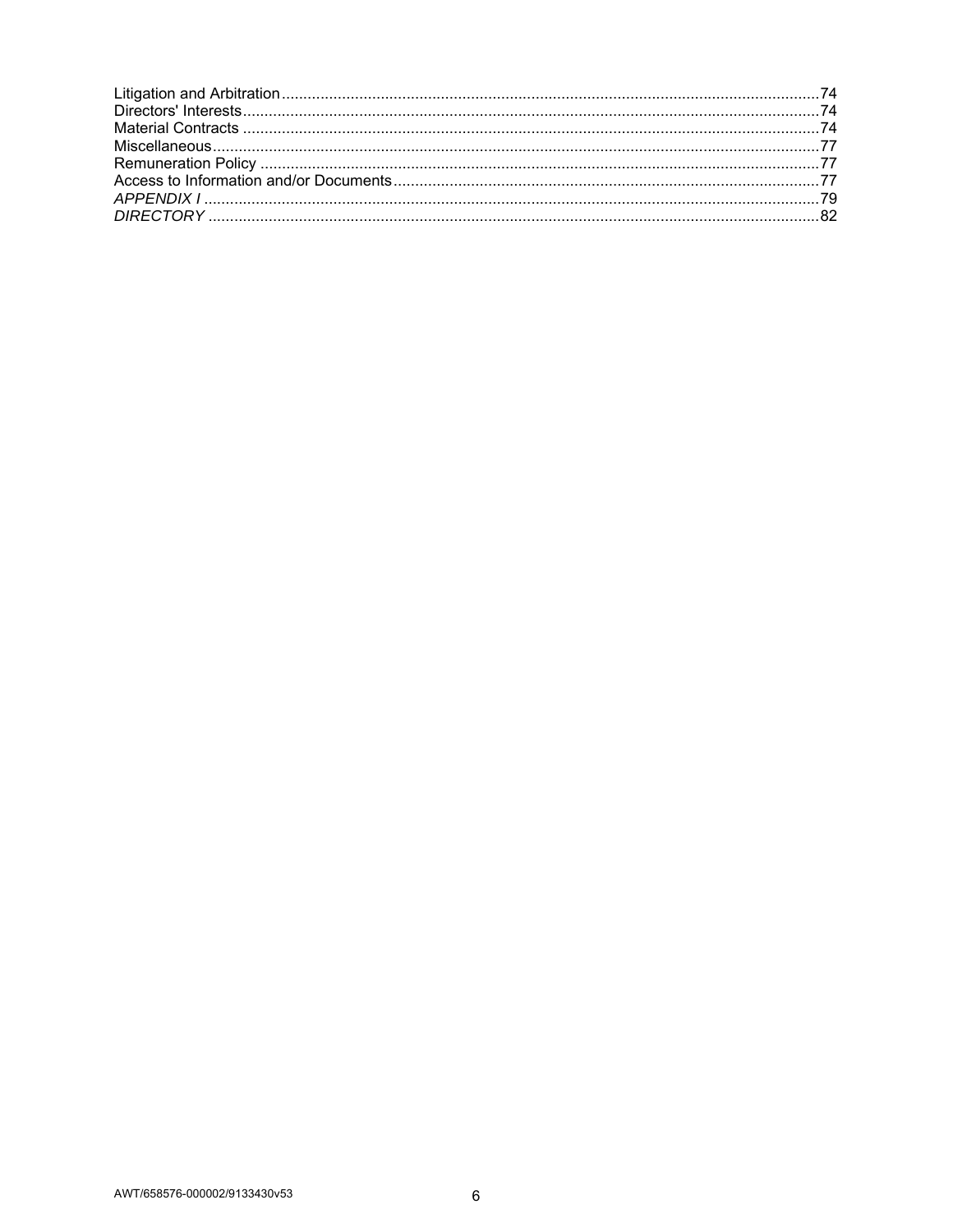Litigation and Arbitration ........................................................................................................................ 74
Directors' Interests ................................................................................................................................ 74
Material Contracts .................................................................................................................................. 74
Miscellaneous ......................................................................................................................................... 77
Remuneration Policy .............................................................................................................................. 77
Access to Information and/or Documents ............................................................................................... 77
*APPENDIX I* ......................................................................................................................................... 79
*DIRECTORY* ........................................................................................................................................ 82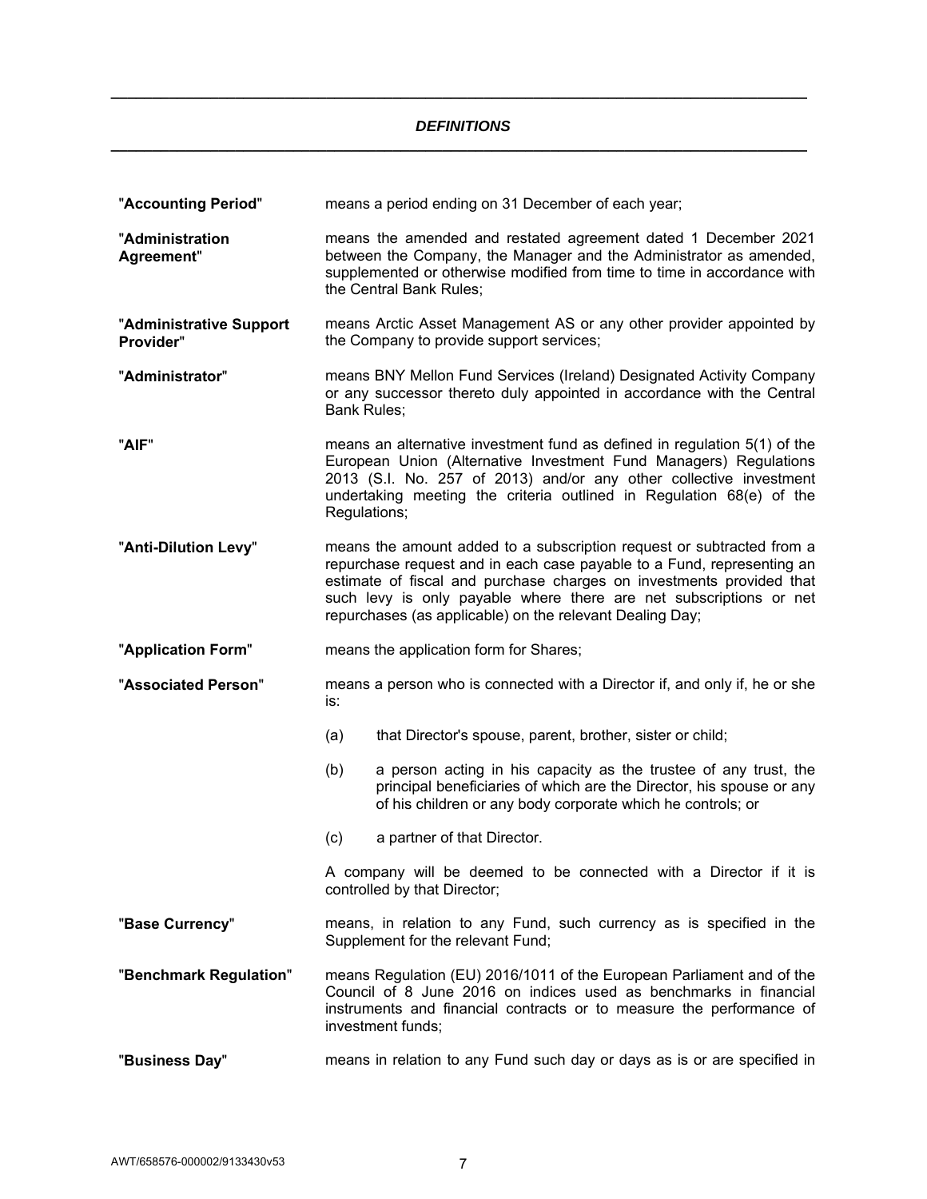## *DEFINITIONS*

"**Accounting Period**" means a period ending on 31 December of each year;

"**Administration Agreement**" means the amended and restated agreement dated 1 December 2021 between the Company, the Manager and the Administrator as amended, supplemented or otherwise modified from time to time in accordance with the Central Bank Rules;

"**Administrative Support Provider**" means Arctic Asset Management AS or any other provider appointed by the Company to provide support services;

"**Administrator**" means BNY Mellon Fund Services (Ireland) Designated Activity Company or any successor thereto duly appointed in accordance with the Central Bank Rules;

"**AIF**" means an alternative investment fund as defined in regulation 5(1) of the European Union (Alternative Investment Fund Managers) Regulations 2013 (S.I. No. 257 of 2013) and/or any other collective investment undertaking meeting the criteria outlined in Regulation 68(e) of the Regulations;

"**Anti-Dilution Levy**" means the amount added to a subscription request or subtracted from a repurchase request and in each case payable to a Fund, representing an estimate of fiscal and purchase charges on investments provided that such levy is only payable where there are net subscriptions or net repurchases (as applicable) on the relevant Dealing Day;

"**Application Form**" means the application form for Shares;

"**Associated Person**" means a person who is connected with a Director if, and only if, he or she is:

(a) that Director's spouse, parent, brother, sister or child;

(b) a person acting in his capacity as the trustee of any trust, the principal beneficiaries of which are the Director, his spouse or any of his children or any body corporate which he controls; or

(c) a partner of that Director.

A company will be deemed to be connected with a Director if it is controlled by that Director;

"**Base Currency**" means, in relation to any Fund, such currency as is specified in the Supplement for the relevant Fund;

"**Benchmark Regulation**" means Regulation (EU) 2016/1011 of the European Parliament and of the Council of 8 June 2016 on indices used as benchmarks in financial instruments and financial contracts or to measure the performance of investment funds;

"**Business Day**" means in relation to any Fund such day or days as is or are specified in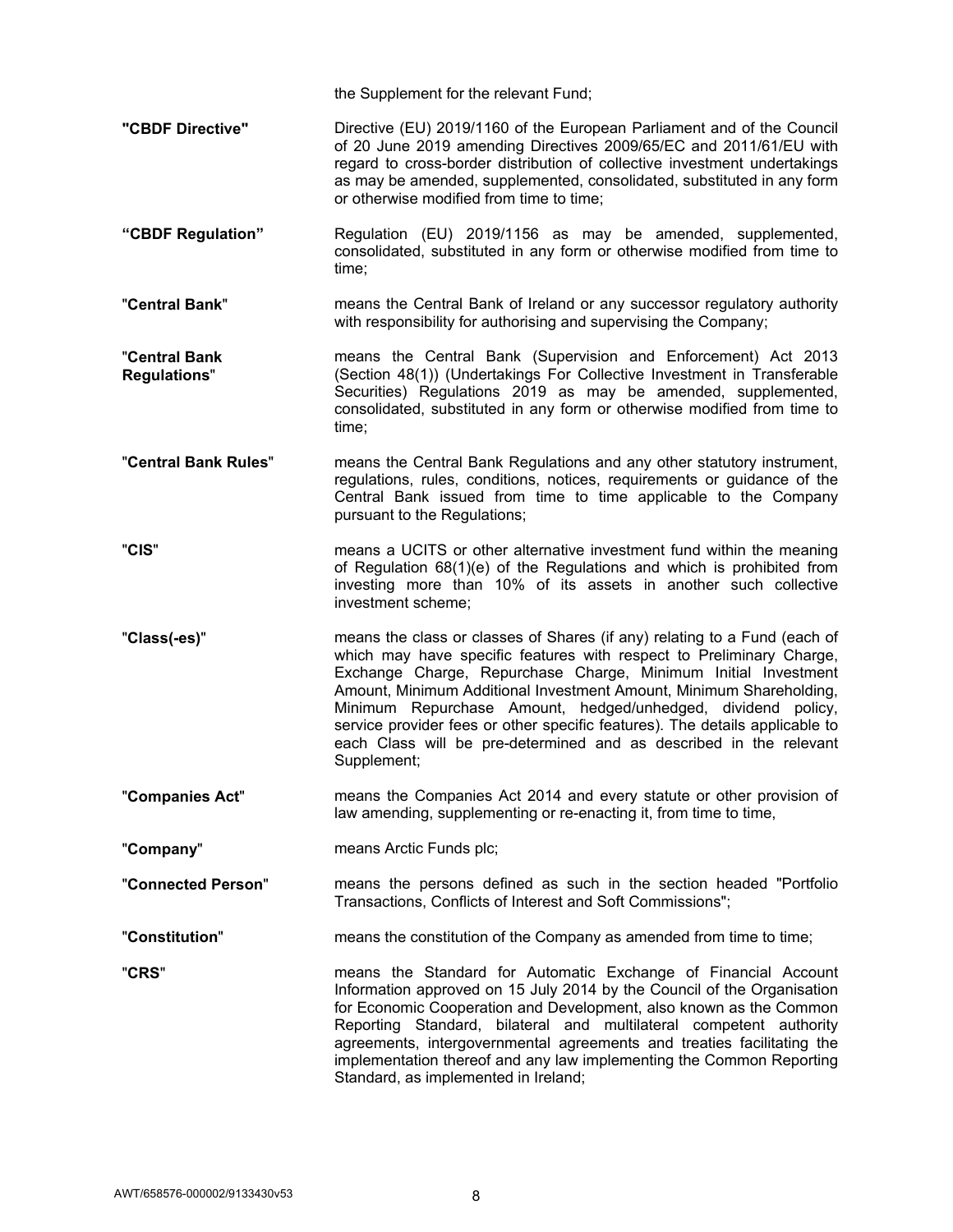the Supplement for the relevant Fund;

**"CBDF Directive"** Directive (EU) 2019/1160 of the European Parliament and of the Council of 20 June 2019 amending Directives 2009/65/EC and 2011/61/EU with regard to cross-border distribution of collective investment undertakings as may be amended, supplemented, consolidated, substituted in any form or otherwise modified from time to time;

**"CBDF Regulation"** Regulation (EU) 2019/1156 as may be amended, supplemented, consolidated, substituted in any form or otherwise modified from time to time;

"**Central Bank**" means the Central Bank of Ireland or any successor regulatory authority with responsibility for authorising and supervising the Company;

"**Central Bank Regulations**" means the Central Bank (Supervision and Enforcement) Act 2013 (Section 48(1)) (Undertakings For Collective Investment in Transferable Securities) Regulations 2019 as may be amended, supplemented, consolidated, substituted in any form or otherwise modified from time to time;

"**Central Bank Rules**" means the Central Bank Regulations and any other statutory instrument, regulations, rules, conditions, notices, requirements or guidance of the Central Bank issued from time to time applicable to the Company pursuant to the Regulations;

"**CIS**" means a UCITS or other alternative investment fund within the meaning of Regulation 68(1)(e) of the Regulations and which is prohibited from investing more than 10% of its assets in another such collective investment scheme;

"**Class(-es)**" means the class or classes of Shares (if any) relating to a Fund (each of which may have specific features with respect to Preliminary Charge, Exchange Charge, Repurchase Charge, Minimum Initial Investment Amount, Minimum Additional Investment Amount, Minimum Shareholding, Minimum Repurchase Amount, hedged/unhedged, dividend policy, service provider fees or other specific features). The details applicable to each Class will be pre-determined and as described in the relevant Supplement;

"**Companies Act**" means the Companies Act 2014 and every statute or other provision of law amending, supplementing or re-enacting it, from time to time,

"**Company**" means Arctic Funds plc;

"**Connected Person**" means the persons defined as such in the section headed "Portfolio Transactions, Conflicts of Interest and Soft Commissions";

"**Constitution**" means the constitution of the Company as amended from time to time;

"**CRS**" means the Standard for Automatic Exchange of Financial Account Information approved on 15 July 2014 by the Council of the Organisation for Economic Cooperation and Development, also known as the Common Reporting Standard, bilateral and multilateral competent authority agreements, intergovernmental agreements and treaties facilitating the implementation thereof and any law implementing the Common Reporting Standard, as implemented in Ireland;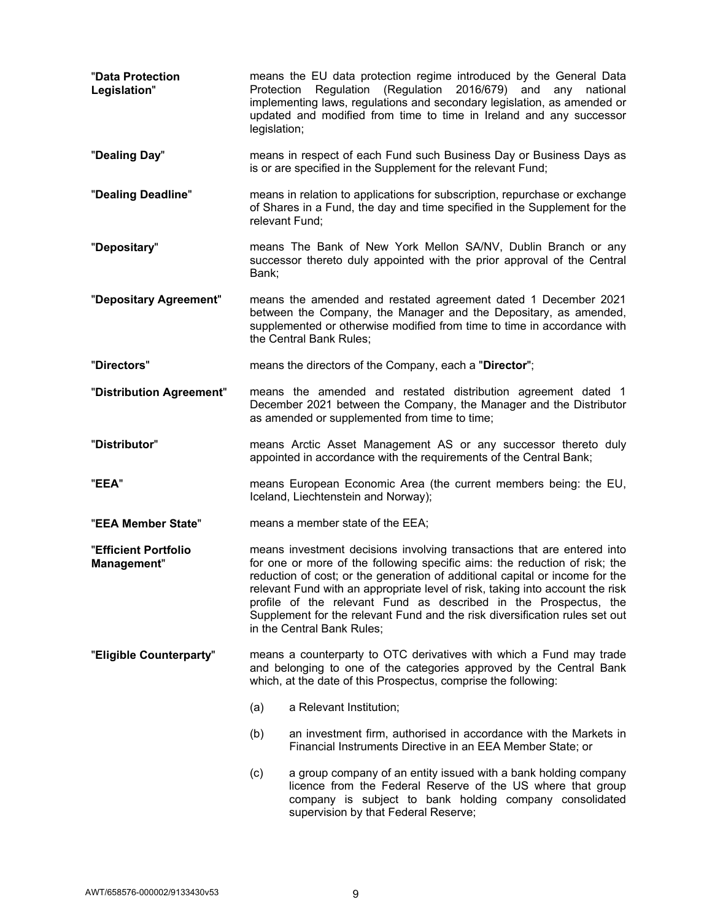"**Data Protection Legislation**" means the EU data protection regime introduced by the General Data Protection Regulation (Regulation 2016/679) and any national implementing laws, regulations and secondary legislation, as amended or updated and modified from time to time in Ireland and any successor legislation;

"**Dealing Day**" means in respect of each Fund such Business Day or Business Days as is or are specified in the Supplement for the relevant Fund;

"**Dealing Deadline**" means in relation to applications for subscription, repurchase or exchange of Shares in a Fund, the day and time specified in the Supplement for the relevant Fund;

"**Depositary**" means The Bank of New York Mellon SA/NV, Dublin Branch or any successor thereto duly appointed with the prior approval of the Central Bank;

"**Depositary Agreement**" means the amended and restated agreement dated 1 December 2021 between the Company, the Manager and the Depositary, as amended, supplemented or otherwise modified from time to time in accordance with the Central Bank Rules;

"**Directors**" means the directors of the Company, each a "**Director**";

"**Distribution Agreement**" means the amended and restated distribution agreement dated 1 December 2021 between the Company, the Manager and the Distributor as amended or supplemented from time to time;

"**Distributor**" means Arctic Asset Management AS or any successor thereto duly appointed in accordance with the requirements of the Central Bank;

"**EEA**" means European Economic Area (the current members being: the EU, Iceland, Liechtenstein and Norway);

"**EEA Member State**" means a member state of the EEA;

"**Efficient Portfolio Management**" means investment decisions involving transactions that are entered into for one or more of the following specific aims: the reduction of risk; the reduction of cost; or the generation of additional capital or income for the relevant Fund with an appropriate level of risk, taking into account the risk profile of the relevant Fund as described in the Prospectus, the Supplement for the relevant Fund and the risk diversification rules set out in the Central Bank Rules;

"**Eligible Counterparty**" means a counterparty to OTC derivatives with which a Fund may trade and belonging to one of the categories approved by the Central Bank which, at the date of this Prospectus, comprise the following:

(a) a Relevant Institution;

(b) an investment firm, authorised in accordance with the Markets in Financial Instruments Directive in an EEA Member State; or

(c) a group company of an entity issued with a bank holding company licence from the Federal Reserve of the US where that group company is subject to bank holding company consolidated supervision by that Federal Reserve;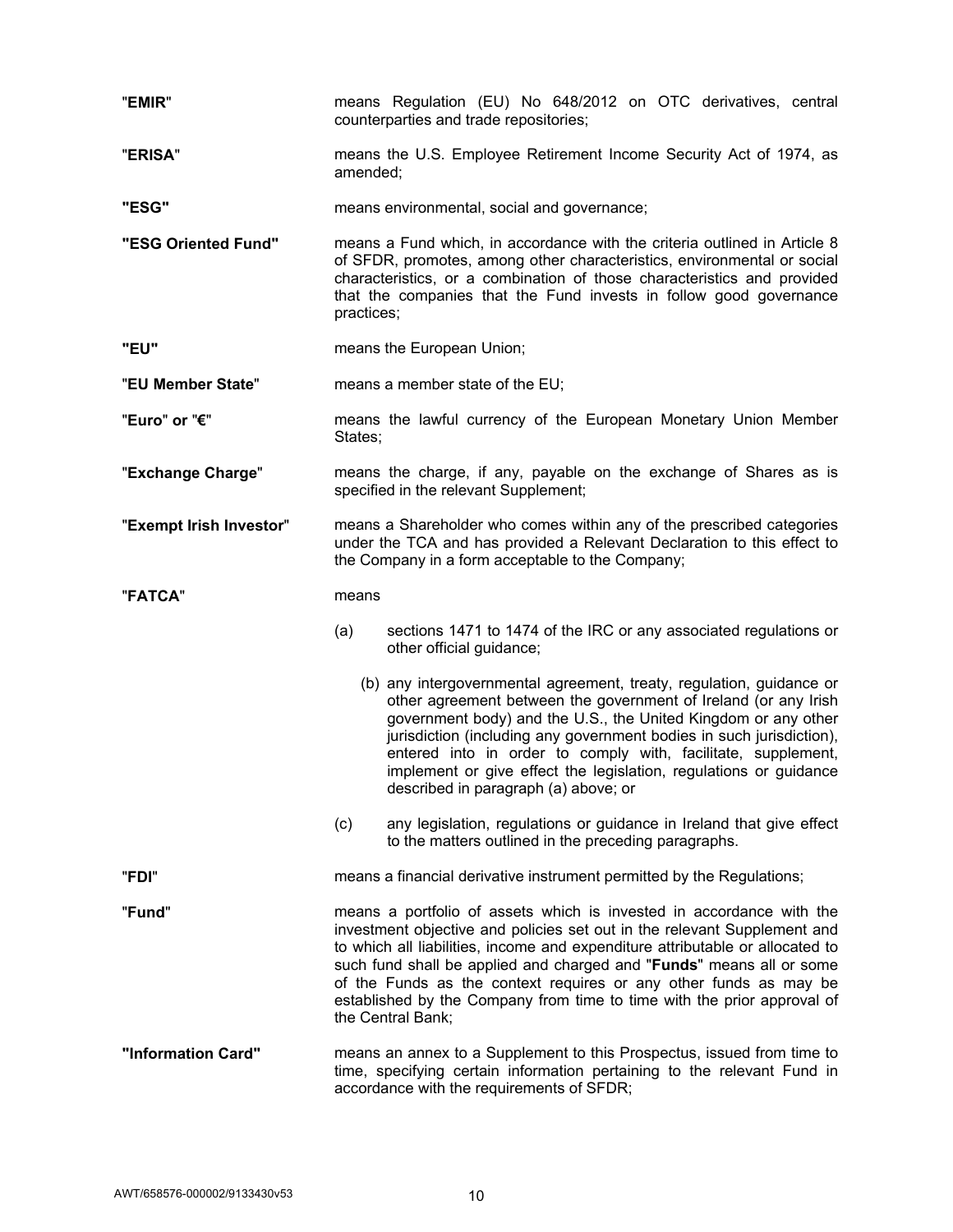**"EMIR"** means Regulation (EU) No 648/2012 on OTC derivatives, central counterparties and trade repositories;

**"ERISA"** means the U.S. Employee Retirement Income Security Act of 1974, as amended;

**"ESG"** means environmental, social and governance;

**"ESG Oriented Fund"** means a Fund which, in accordance with the criteria outlined in Article 8 of SFDR, promotes, among other characteristics, environmental or social characteristics, or a combination of those characteristics and provided that the companies that the Fund invests in follow good governance practices;

**"EU"** means the European Union;

**"EU Member State"** means a member state of the EU;

**"Euro" or "€"** means the lawful currency of the European Monetary Union Member States;

**"Exchange Charge"** means the charge, if any, payable on the exchange of Shares as is specified in the relevant Supplement;

**"Exempt Irish Investor"** means a Shareholder who comes within any of the prescribed categories under the TCA and has provided a Relevant Declaration to this effect to the Company in a form acceptable to the Company;

**"FATCA"** means

(a) sections 1471 to 1474 of the IRC or any associated regulations or other official guidance;

(b) any intergovernmental agreement, treaty, regulation, guidance or other agreement between the government of Ireland (or any Irish government body) and the U.S., the United Kingdom or any other jurisdiction (including any government bodies in such jurisdiction), entered into in order to comply with, facilitate, supplement, implement or give effect the legislation, regulations or guidance described in paragraph (a) above; or

(c) any legislation, regulations or guidance in Ireland that give effect to the matters outlined in the preceding paragraphs.

**"FDI"** means a financial derivative instrument permitted by the Regulations;

**"Fund"** means a portfolio of assets which is invested in accordance with the investment objective and policies set out in the relevant Supplement and to which all liabilities, income and expenditure attributable or allocated to such fund shall be applied and charged and "**Funds**" means all or some of the Funds as the context requires or any other funds as may be established by the Company from time to time with the prior approval of the Central Bank;

**"Information Card"** means an annex to a Supplement to this Prospectus, issued from time to time, specifying certain information pertaining to the relevant Fund in accordance with the requirements of SFDR;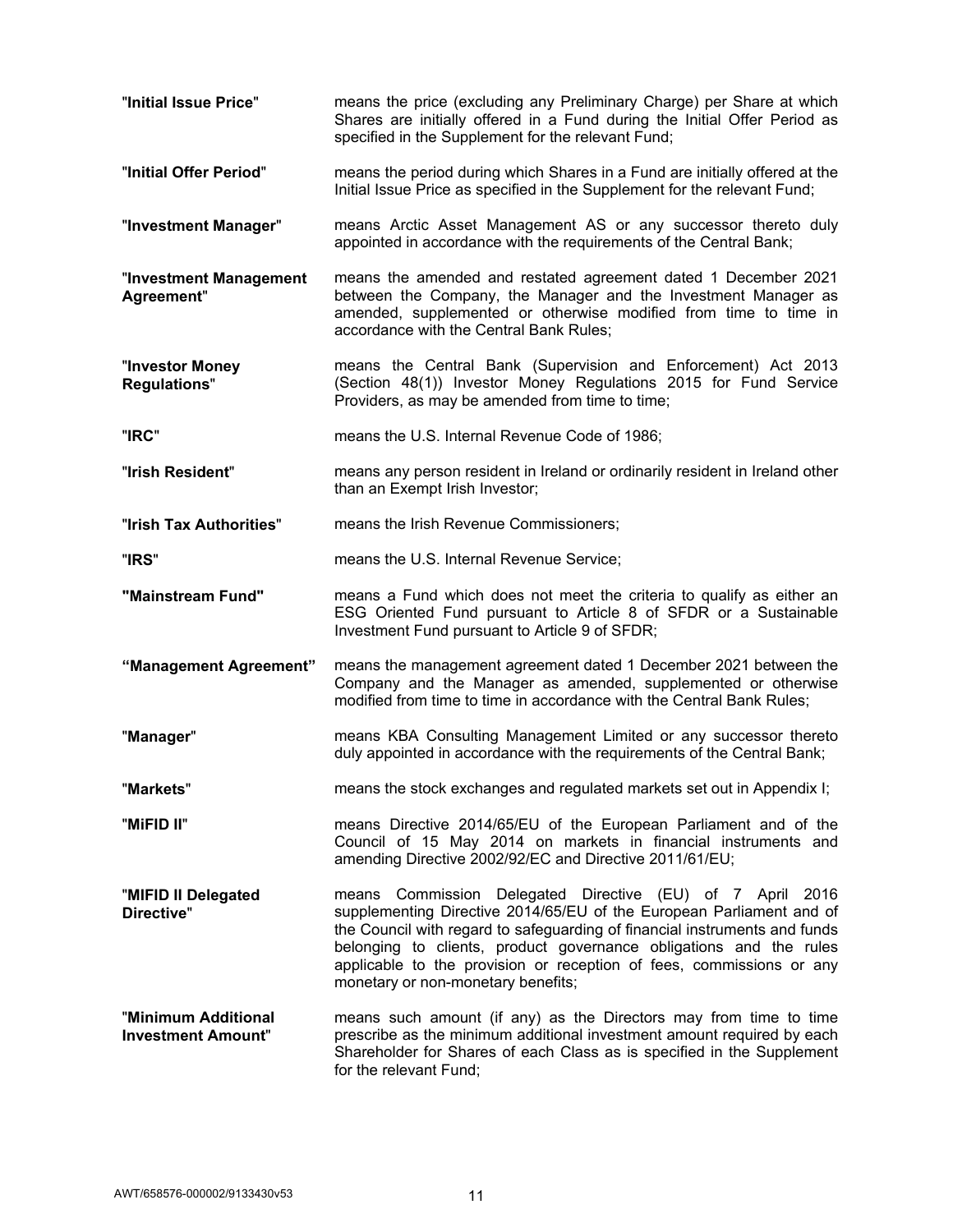"**Initial Issue Price**" means the price (excluding any Preliminary Charge) per Share at which Shares are initially offered in a Fund during the Initial Offer Period as specified in the Supplement for the relevant Fund;

"**Initial Offer Period**" means the period during which Shares in a Fund are initially offered at the Initial Issue Price as specified in the Supplement for the relevant Fund;

"**Investment Manager**" means Arctic Asset Management AS or any successor thereto duly appointed in accordance with the requirements of the Central Bank;

"**Investment Management Agreement**" means the amended and restated agreement dated 1 December 2021 between the Company, the Manager and the Investment Manager as amended, supplemented or otherwise modified from time to time in accordance with the Central Bank Rules;

"**Investor Money Regulations**" means the Central Bank (Supervision and Enforcement) Act 2013 (Section 48(1)) Investor Money Regulations 2015 for Fund Service Providers, as may be amended from time to time;

"**IRC**" means the U.S. Internal Revenue Code of 1986;

"**Irish Resident**" means any person resident in Ireland or ordinarily resident in Ireland other than an Exempt Irish Investor;

"**Irish Tax Authorities**" means the Irish Revenue Commissioners;

"**IRS**" means the U.S. Internal Revenue Service;

**"Mainstream Fund"** means a Fund which does not meet the criteria to qualify as either an ESG Oriented Fund pursuant to Article 8 of SFDR or a Sustainable Investment Fund pursuant to Article 9 of SFDR;

**"Management Agreement"** means the management agreement dated 1 December 2021 between the Company and the Manager as amended, supplemented or otherwise modified from time to time in accordance with the Central Bank Rules;

"**Manager**" means KBA Consulting Management Limited or any successor thereto duly appointed in accordance with the requirements of the Central Bank;

"**Markets**" means the stock exchanges and regulated markets set out in Appendix I;

"**MiFID II**" means Directive 2014/65/EU of the European Parliament and of the Council of 15 May 2014 on markets in financial instruments and amending Directive 2002/92/EC and Directive 2011/61/EU;

"**MIFID II Delegated Directive**" means Commission Delegated Directive (EU) of 7 April 2016 supplementing Directive 2014/65/EU of the European Parliament and of the Council with regard to safeguarding of financial instruments and funds belonging to clients, product governance obligations and the rules applicable to the provision or reception of fees, commissions or any monetary or non-monetary benefits;

"**Minimum Additional Investment Amount**" means such amount (if any) as the Directors may from time to time prescribe as the minimum additional investment amount required by each Shareholder for Shares of each Class as is specified in the Supplement for the relevant Fund;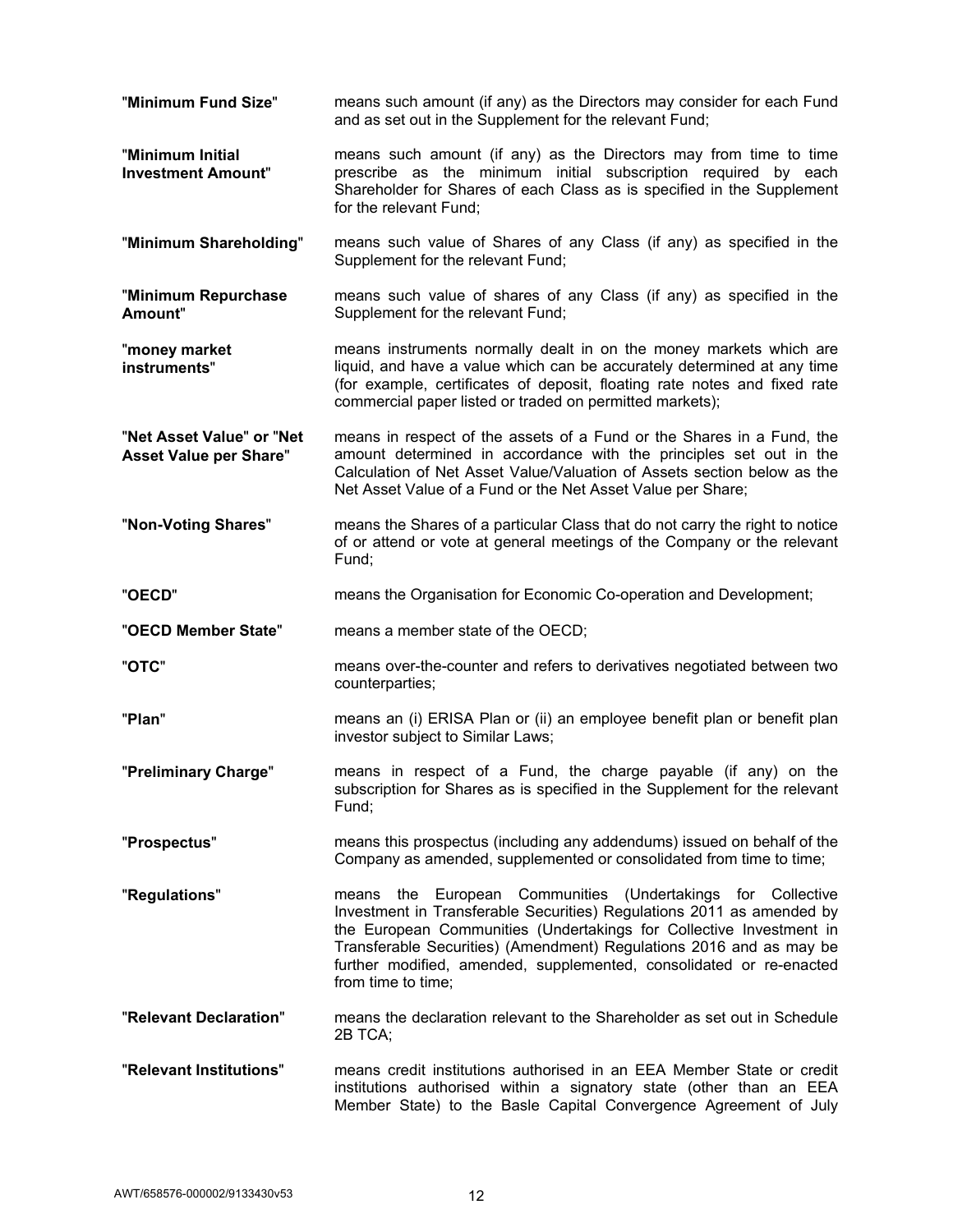"**Minimum Fund Size**" means such amount (if any) as the Directors may consider for each Fund and as set out in the Supplement for the relevant Fund;

"**Minimum Initial Investment Amount**" means such amount (if any) as the Directors may from time to time prescribe as the minimum initial subscription required by each Shareholder for Shares of each Class as is specified in the Supplement for the relevant Fund;

"**Minimum Shareholding**" means such value of Shares of any Class (if any) as specified in the Supplement for the relevant Fund;

"**Minimum Repurchase Amount**" means such value of shares of any Class (if any) as specified in the Supplement for the relevant Fund;

"**money market instruments**" means instruments normally dealt in on the money markets which are liquid, and have a value which can be accurately determined at any time (for example, certificates of deposit, floating rate notes and fixed rate commercial paper listed or traded on permitted markets);

"**Net Asset Value**" or "**Net Asset Value per Share**" means in respect of the assets of a Fund or the Shares in a Fund, the amount determined in accordance with the principles set out in the Calculation of Net Asset Value/Valuation of Assets section below as the Net Asset Value of a Fund or the Net Asset Value per Share;

"**Non-Voting Shares**" means the Shares of a particular Class that do not carry the right to notice of or attend or vote at general meetings of the Company or the relevant Fund;

"**OECD**" means the Organisation for Economic Co-operation and Development;

"**OECD Member State**" means a member state of the OECD;

"**OTC**" means over-the-counter and refers to derivatives negotiated between two counterparties;

"**Plan**" means an (i) ERISA Plan or (ii) an employee benefit plan or benefit plan investor subject to Similar Laws;

"**Preliminary Charge**" means in respect of a Fund, the charge payable (if any) on the subscription for Shares as is specified in the Supplement for the relevant Fund;

"**Prospectus**" means this prospectus (including any addendums) issued on behalf of the Company as amended, supplemented or consolidated from time to time;

"**Regulations**" means the European Communities (Undertakings for Collective Investment in Transferable Securities) Regulations 2011 as amended by the European Communities (Undertakings for Collective Investment in Transferable Securities) (Amendment) Regulations 2016 and as may be further modified, amended, supplemented, consolidated or re-enacted from time to time;

"**Relevant Declaration**" means the declaration relevant to the Shareholder as set out in Schedule 2B TCA;

"**Relevant Institutions**" means credit institutions authorised in an EEA Member State or credit institutions authorised within a signatory state (other than an EEA Member State) to the Basle Capital Convergence Agreement of July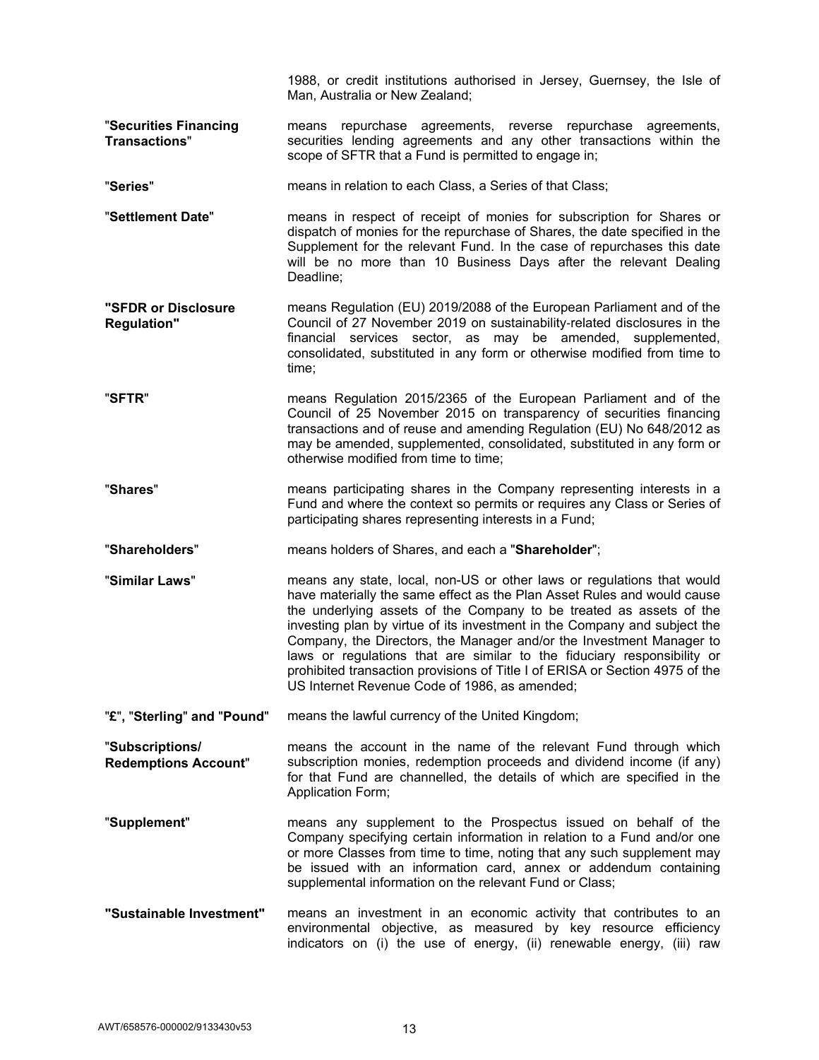1988, or credit institutions authorised in Jersey, Guernsey, the Isle of Man, Australia or New Zealand;

"**Securities Financing Transactions**" means repurchase agreements, reverse repurchase agreements, securities lending agreements and any other transactions within the scope of SFTR that a Fund is permitted to engage in;

"**Series**" means in relation to each Class, a Series of that Class;

"**Settlement Date**" means in respect of receipt of monies for subscription for Shares or dispatch of monies for the repurchase of Shares, the date specified in the Supplement for the relevant Fund. In the case of repurchases this date will be no more than 10 Business Days after the relevant Dealing Deadline;

**"SFDR or Disclosure Regulation"** means Regulation (EU) 2019/2088 of the European Parliament and of the Council of 27 November 2019 on sustainability-related disclosures in the financial services sector, as may be amended, supplemented, consolidated, substituted in any form or otherwise modified from time to time;

"**SFTR**" means Regulation 2015/2365 of the European Parliament and of the Council of 25 November 2015 on transparency of securities financing transactions and of reuse and amending Regulation (EU) No 648/2012 as may be amended, supplemented, consolidated, substituted in any form or otherwise modified from time to time;

"**Shares**" means participating shares in the Company representing interests in a Fund and where the context so permits or requires any Class or Series of participating shares representing interests in a Fund;

"**Shareholders**" means holders of Shares, and each a "**Shareholder**";

"**Similar Laws**" means any state, local, non-US or other laws or regulations that would have materially the same effect as the Plan Asset Rules and would cause the underlying assets of the Company to be treated as assets of the investing plan by virtue of its investment in the Company and subject the Company, the Directors, the Manager and/or the Investment Manager to laws or regulations that are similar to the fiduciary responsibility or prohibited transaction provisions of Title I of ERISA or Section 4975 of the US Internet Revenue Code of 1986, as amended;

"**£**", "**Sterling**" and "**Pound**" means the lawful currency of the United Kingdom;

"**Subscriptions/ Redemptions Account**" means the account in the name of the relevant Fund through which subscription monies, redemption proceeds and dividend income (if any) for that Fund are channelled, the details of which are specified in the Application Form;

"**Supplement**" means any supplement to the Prospectus issued on behalf of the Company specifying certain information in relation to a Fund and/or one or more Classes from time to time, noting that any such supplement may be issued with an information card, annex or addendum containing supplemental information on the relevant Fund or Class;

**"Sustainable Investment"** means an investment in an economic activity that contributes to an environmental objective, as measured by key resource efficiency indicators on (i) the use of energy, (ii) renewable energy, (iii) raw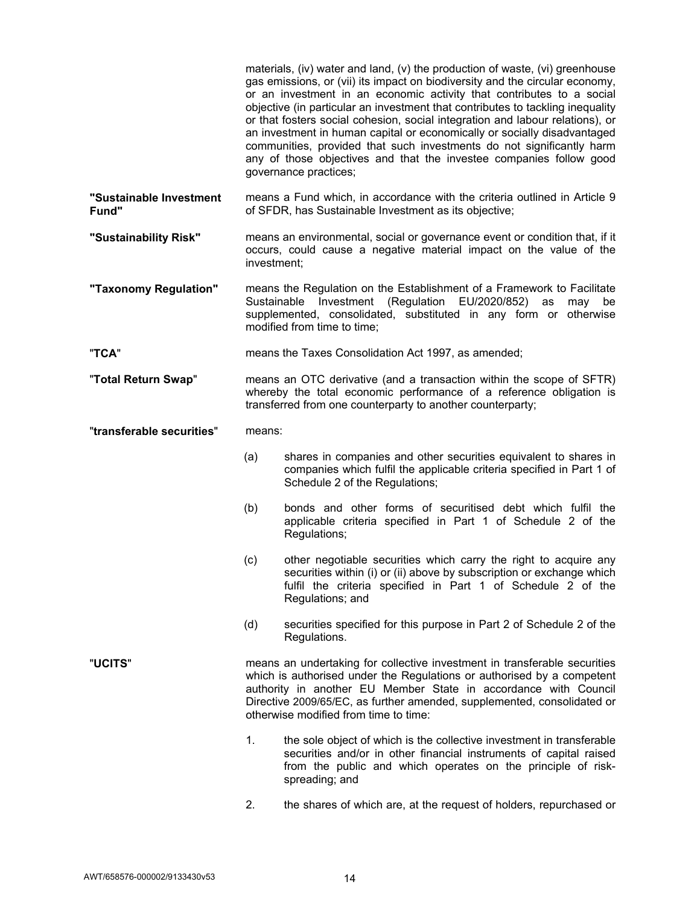materials, (iv) water and land, (v) the production of waste, (vi) greenhouse gas emissions, or (vii) its impact on biodiversity and the circular economy, or an investment in an economic activity that contributes to a social objective (in particular an investment that contributes to tackling inequality or that fosters social cohesion, social integration and labour relations), or an investment in human capital or economically or socially disadvantaged communities, provided that such investments do not significantly harm any of those objectives and that the investee companies follow good governance practices;

**"Sustainable Investment Fund"** means a Fund which, in accordance with the criteria outlined in Article 9 of SFDR, has Sustainable Investment as its objective;

**"Sustainability Risk"** means an environmental, social or governance event or condition that, if it occurs, could cause a negative material impact on the value of the investment;

**"Taxonomy Regulation"** means the Regulation on the Establishment of a Framework to Facilitate Sustainable Investment (Regulation EU/2020/852) as may be supplemented, consolidated, substituted in any form or otherwise modified from time to time;

"**TCA**" means the Taxes Consolidation Act 1997, as amended;

"**Total Return Swap**" means an OTC derivative (and a transaction within the scope of SFTR) whereby the total economic performance of a reference obligation is transferred from one counterparty to another counterparty;

"**transferable securities**" means:

(a) shares in companies and other securities equivalent to shares in companies which fulfil the applicable criteria specified in Part 1 of Schedule 2 of the Regulations;

(b) bonds and other forms of securitised debt which fulfil the applicable criteria specified in Part 1 of Schedule 2 of the Regulations;

(c) other negotiable securities which carry the right to acquire any securities within (i) or (ii) above by subscription or exchange which fulfil the criteria specified in Part 1 of Schedule 2 of the Regulations; and

(d) securities specified for this purpose in Part 2 of Schedule 2 of the Regulations.

"**UCITS**" means an undertaking for collective investment in transferable securities which is authorised under the Regulations or authorised by a competent authority in another EU Member State in accordance with Council Directive 2009/65/EC, as further amended, supplemented, consolidated or otherwise modified from time to time:

1. the sole object of which is the collective investment in transferable securities and/or in other financial instruments of capital raised from the public and which operates on the principle of risk-spreading; and

2. the shares of which are, at the request of holders, repurchased or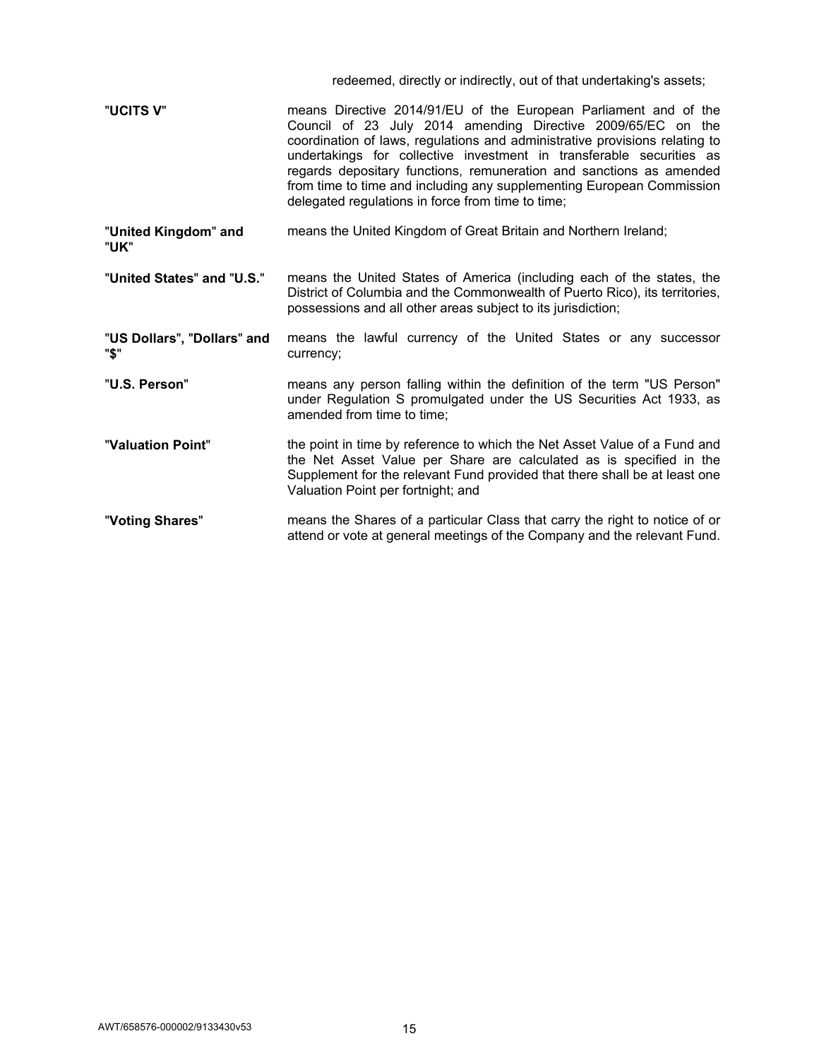redeemed, directly or indirectly, out of that undertaking's assets;

| | |
|---|---|
| "**UCITS V**" | means Directive 2014/91/EU of the European Parliament and of the Council of 23 July 2014 amending Directive 2009/65/EC on the coordination of laws, regulations and administrative provisions relating to undertakings for collective investment in transferable securities as regards depositary functions, remuneration and sanctions as amended from time to time and including any supplementing European Commission delegated regulations in force from time to time; |
| "**United Kingdom**" and "**UK**" | means the United Kingdom of Great Britain and Northern Ireland; |
| "**United States**" and "**U.S.**" | means the United States of America (including each of the states, the District of Columbia and the Commonwealth of Puerto Rico), its territories, possessions and all other areas subject to its jurisdiction; |
| "**US Dollars**", "**Dollars**" and "**$**" | means the lawful currency of the United States or any successor currency; |
| "**U.S. Person**" | means any person falling within the definition of the term "US Person" under Regulation S promulgated under the US Securities Act 1933, as amended from time to time; |
| "**Valuation Point**" | the point in time by reference to which the Net Asset Value of a Fund and the Net Asset Value per Share are calculated as is specified in the Supplement for the relevant Fund provided that there shall be at least one Valuation Point per fortnight; and |
| "**Voting Shares**" | means the Shares of a particular Class that carry the right to notice of or attend or vote at general meetings of the Company and the relevant Fund. |

AWT/658576-000002/9133430v53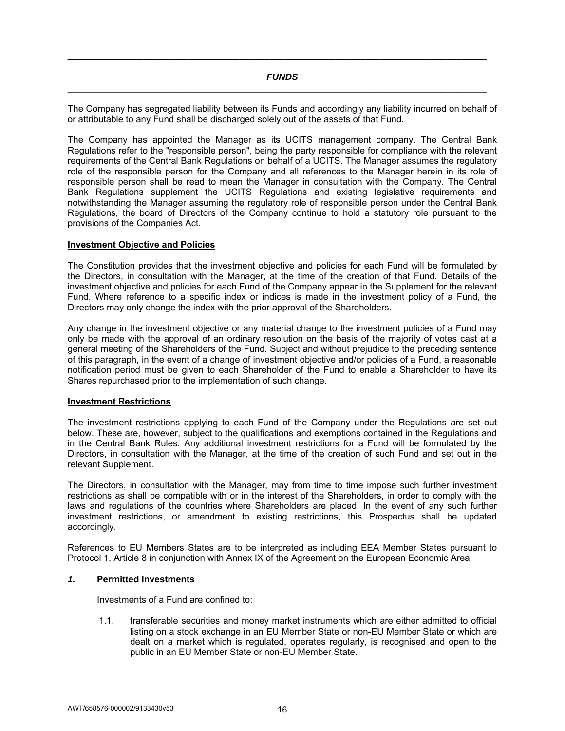## *FUNDS*

The Company has segregated liability between its Funds and accordingly any liability incurred on behalf of or attributable to any Fund shall be discharged solely out of the assets of that Fund.

The Company has appointed the Manager as its UCITS management company. The Central Bank Regulations refer to the "responsible person", being the party responsible for compliance with the relevant requirements of the Central Bank Regulations on behalf of a UCITS. The Manager assumes the regulatory role of the responsible person for the Company and all references to the Manager herein in its role of responsible person shall be read to mean the Manager in consultation with the Company. The Central Bank Regulations supplement the UCITS Regulations and existing legislative requirements and notwithstanding the Manager assuming the regulatory role of responsible person under the Central Bank Regulations, the board of Directors of the Company continue to hold a statutory role pursuant to the provisions of the Companies Act.

### Investment Objective and Policies

The Constitution provides that the investment objective and policies for each Fund will be formulated by the Directors, in consultation with the Manager, at the time of the creation of that Fund. Details of the investment objective and policies for each Fund of the Company appear in the Supplement for the relevant Fund. Where reference to a specific index or indices is made in the investment policy of a Fund, the Directors may only change the index with the prior approval of the Shareholders.

Any change in the investment objective or any material change to the investment policies of a Fund may only be made with the approval of an ordinary resolution on the basis of the majority of votes cast at a general meeting of the Shareholders of the Fund. Subject and without prejudice to the preceding sentence of this paragraph, in the event of a change of investment objective and/or policies of a Fund, a reasonable notification period must be given to each Shareholder of the Fund to enable a Shareholder to have its Shares repurchased prior to the implementation of such change.

### Investment Restrictions

The investment restrictions applying to each Fund of the Company under the Regulations are set out below. These are, however, subject to the qualifications and exemptions contained in the Regulations and in the Central Bank Rules. Any additional investment restrictions for a Fund will be formulated by the Directors, in consultation with the Manager, at the time of the creation of such Fund and set out in the relevant Supplement.

The Directors, in consultation with the Manager, may from time to time impose such further investment restrictions as shall be compatible with or in the interest of the Shareholders, in order to comply with the laws and regulations of the countries where Shareholders are placed. In the event of any such further investment restrictions, or amendment to existing restrictions, this Prospectus shall be updated accordingly.

References to EU Members States are to be interpreted as including EEA Member States pursuant to Protocol 1, Article 8 in conjunction with Annex IX of the Agreement on the European Economic Area.

#### *1.* Permitted Investments

Investments of a Fund are confined to:

1.1. transferable securities and money market instruments which are either admitted to official listing on a stock exchange in an EU Member State or non-EU Member State or which are dealt on a market which is regulated, operates regularly, is recognised and open to the public in an EU Member State or non-EU Member State.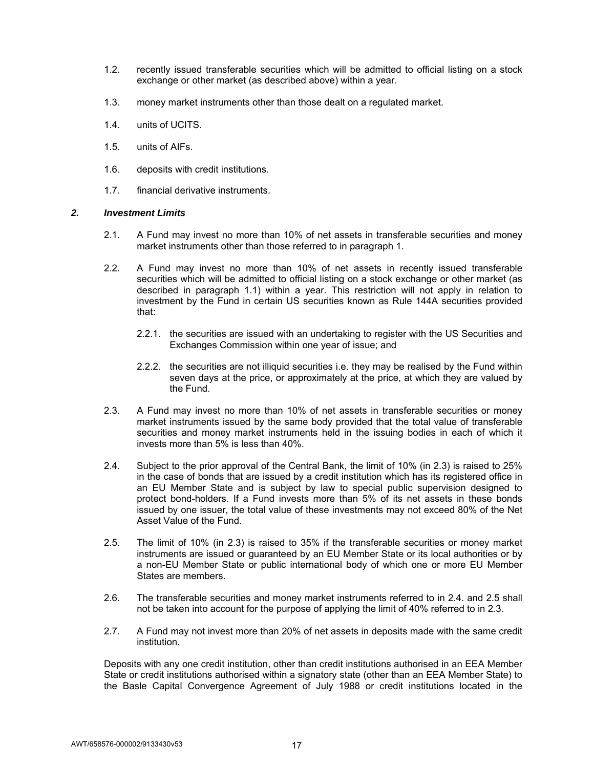1.2. recently issued transferable securities which will be admitted to official listing on a stock exchange or other market (as described above) within a year.

1.3. money market instruments other than those dealt on a regulated market.

1.4. units of UCITS.

1.5. units of AIFs.

1.6. deposits with credit institutions.

1.7. financial derivative instruments.

### *2. Investment Limits*

2.1. A Fund may invest no more than 10% of net assets in transferable securities and money market instruments other than those referred to in paragraph 1.

2.2. A Fund may invest no more than 10% of net assets in recently issued transferable securities which will be admitted to official listing on a stock exchange or other market (as described in paragraph 1.1) within a year. This restriction will not apply in relation to investment by the Fund in certain US securities known as Rule 144A securities provided that:

2.2.1. the securities are issued with an undertaking to register with the US Securities and Exchanges Commission within one year of issue; and

2.2.2. the securities are not illiquid securities i.e. they may be realised by the Fund within seven days at the price, or approximately at the price, at which they are valued by the Fund.

2.3. A Fund may invest no more than 10% of net assets in transferable securities or money market instruments issued by the same body provided that the total value of transferable securities and money market instruments held in the issuing bodies in each of which it invests more than 5% is less than 40%.

2.4. Subject to the prior approval of the Central Bank, the limit of 10% (in 2.3) is raised to 25% in the case of bonds that are issued by a credit institution which has its registered office in an EU Member State and is subject by law to special public supervision designed to protect bond-holders. If a Fund invests more than 5% of its net assets in these bonds issued by one issuer, the total value of these investments may not exceed 80% of the Net Asset Value of the Fund.

2.5. The limit of 10% (in 2.3) is raised to 35% if the transferable securities or money market instruments are issued or guaranteed by an EU Member State or its local authorities or by a non-EU Member State or public international body of which one or more EU Member States are members.

2.6. The transferable securities and money market instruments referred to in 2.4. and 2.5 shall not be taken into account for the purpose of applying the limit of 40% referred to in 2.3.

2.7. A Fund may not invest more than 20% of net assets in deposits made with the same credit institution.

Deposits with any one credit institution, other than credit institutions authorised in an EEA Member State or credit institutions authorised within a signatory state (other than an EEA Member State) to the Basle Capital Convergence Agreement of July 1988 or credit institutions located in the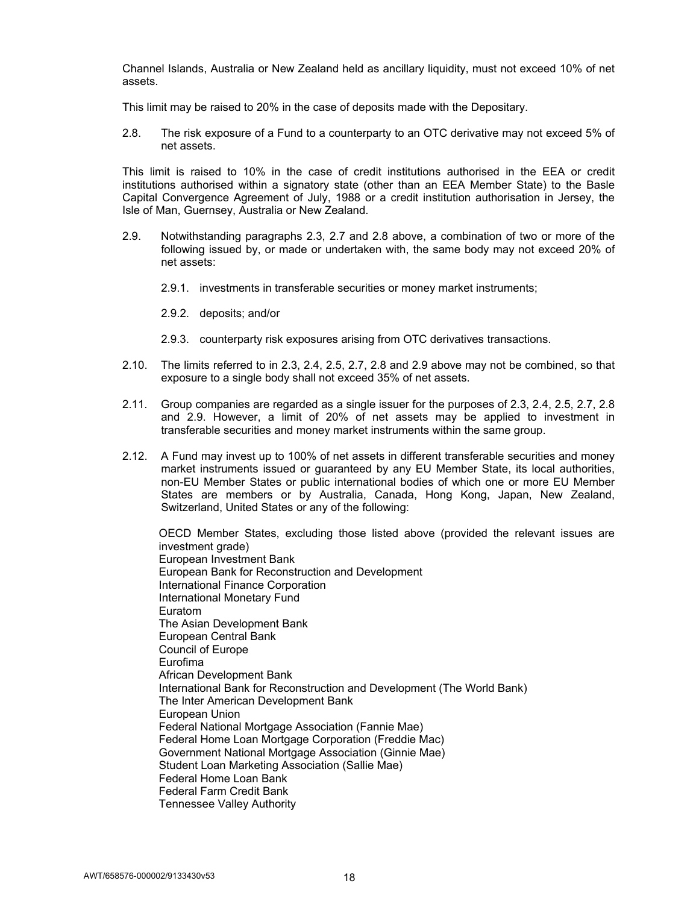Channel Islands, Australia or New Zealand held as ancillary liquidity, must not exceed 10% of net assets.

This limit may be raised to 20% in the case of deposits made with the Depositary.

2.8. The risk exposure of a Fund to a counterparty to an OTC derivative may not exceed 5% of net assets.

This limit is raised to 10% in the case of credit institutions authorised in the EEA or credit institutions authorised within a signatory state (other than an EEA Member State) to the Basle Capital Convergence Agreement of July, 1988 or a credit institution authorisation in Jersey, the Isle of Man, Guernsey, Australia or New Zealand.

2.9. Notwithstanding paragraphs 2.3, 2.7 and 2.8 above, a combination of two or more of the following issued by, or made or undertaken with, the same body may not exceed 20% of net assets:

2.9.1. investments in transferable securities or money market instruments;

2.9.2. deposits; and/or

2.9.3. counterparty risk exposures arising from OTC derivatives transactions.

2.10. The limits referred to in 2.3, 2.4, 2.5, 2.7, 2.8 and 2.9 above may not be combined, so that exposure to a single body shall not exceed 35% of net assets.

2.11. Group companies are regarded as a single issuer for the purposes of 2.3, 2.4, 2.5, 2.7, 2.8 and 2.9. However, a limit of 20% of net assets may be applied to investment in transferable securities and money market instruments within the same group.

2.12. A Fund may invest up to 100% of net assets in different transferable securities and money market instruments issued or guaranteed by any EU Member State, its local authorities, non-EU Member States or public international bodies of which one or more EU Member States are members or by Australia, Canada, Hong Kong, Japan, New Zealand, Switzerland, United States or any of the following:

OECD Member States, excluding those listed above (provided the relevant issues are investment grade)  
European Investment Bank  
European Bank for Reconstruction and Development  
International Finance Corporation  
International Monetary Fund  
Euratom  
The Asian Development Bank  
European Central Bank  
Council of Europe  
Eurofima  
African Development Bank  
International Bank for Reconstruction and Development (The World Bank)  
The Inter American Development Bank  
European Union  
Federal National Mortgage Association (Fannie Mae)  
Federal Home Loan Mortgage Corporation (Freddie Mac)  
Government National Mortgage Association (Ginnie Mae)  
Student Loan Marketing Association (Sallie Mae)  
Federal Home Loan Bank  
Federal Farm Credit Bank  
Tennessee Valley Authority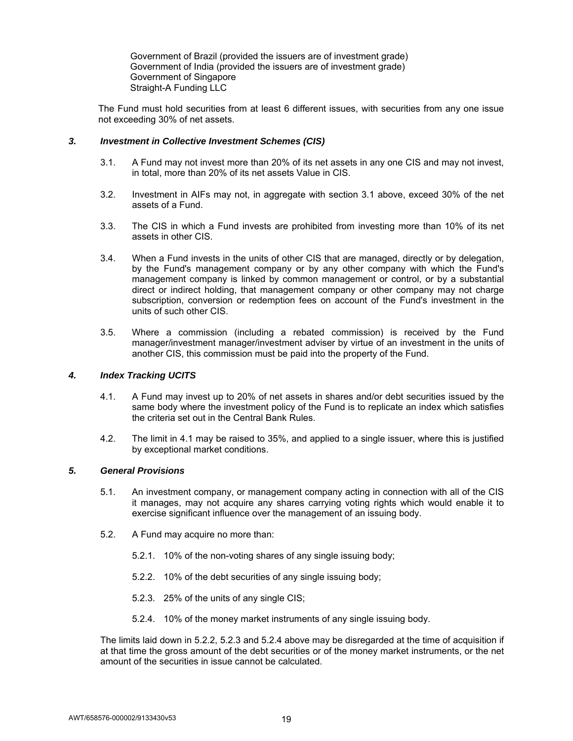Government of Brazil (provided the issuers are of investment grade)
Government of India (provided the issuers are of investment grade)
Government of Singapore
Straight-A Funding LLC

The Fund must hold securities from at least 6 different issues, with securities from any one issue not exceeding 30% of net assets.

### *3. Investment in Collective Investment Schemes (CIS)*

3.1. A Fund may not invest more than 20% of its net assets in any one CIS and may not invest, in total, more than 20% of its net assets Value in CIS.

3.2. Investment in AIFs may not, in aggregate with section 3.1 above, exceed 30% of the net assets of a Fund.

3.3. The CIS in which a Fund invests are prohibited from investing more than 10% of its net assets in other CIS.

3.4. When a Fund invests in the units of other CIS that are managed, directly or by delegation, by the Fund's management company or by any other company with which the Fund's management company is linked by common management or control, or by a substantial direct or indirect holding, that management company or other company may not charge subscription, conversion or redemption fees on account of the Fund's investment in the units of such other CIS.

3.5. Where a commission (including a rebated commission) is received by the Fund manager/investment manager/investment adviser by virtue of an investment in the units of another CIS, this commission must be paid into the property of the Fund.

### *4. Index Tracking UCITS*

4.1. A Fund may invest up to 20% of net assets in shares and/or debt securities issued by the same body where the investment policy of the Fund is to replicate an index which satisfies the criteria set out in the Central Bank Rules.

4.2. The limit in 4.1 may be raised to 35%, and applied to a single issuer, where this is justified by exceptional market conditions.

### *5. General Provisions*

5.1. An investment company, or management company acting in connection with all of the CIS it manages, may not acquire any shares carrying voting rights which would enable it to exercise significant influence over the management of an issuing body.

5.2. A Fund may acquire no more than:

5.2.1. 10% of the non-voting shares of any single issuing body;

5.2.2. 10% of the debt securities of any single issuing body;

5.2.3. 25% of the units of any single CIS;

5.2.4. 10% of the money market instruments of any single issuing body.

The limits laid down in 5.2.2, 5.2.3 and 5.2.4 above may be disregarded at the time of acquisition if at that time the gross amount of the debt securities or of the money market instruments, or the net amount of the securities in issue cannot be calculated.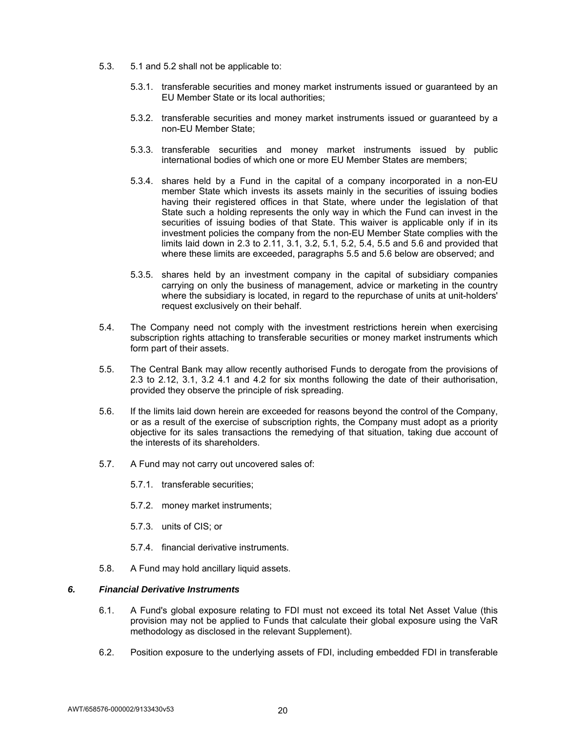5.3. 5.1 and 5.2 shall not be applicable to:

5.3.1. transferable securities and money market instruments issued or guaranteed by an EU Member State or its local authorities;

5.3.2. transferable securities and money market instruments issued or guaranteed by a non-EU Member State;

5.3.3. transferable securities and money market instruments issued by public international bodies of which one or more EU Member States are members;

5.3.4. shares held by a Fund in the capital of a company incorporated in a non-EU member State which invests its assets mainly in the securities of issuing bodies having their registered offices in that State, where under the legislation of that State such a holding represents the only way in which the Fund can invest in the securities of issuing bodies of that State. This waiver is applicable only if in its investment policies the company from the non-EU Member State complies with the limits laid down in 2.3 to 2.11, 3.1, 3.2, 5.1, 5.2, 5.4, 5.5 and 5.6 and provided that where these limits are exceeded, paragraphs 5.5 and 5.6 below are observed; and

5.3.5. shares held by an investment company in the capital of subsidiary companies carrying on only the business of management, advice or marketing in the country where the subsidiary is located, in regard to the repurchase of units at unit-holders' request exclusively on their behalf.

5.4. The Company need not comply with the investment restrictions herein when exercising subscription rights attaching to transferable securities or money market instruments which form part of their assets.

5.5. The Central Bank may allow recently authorised Funds to derogate from the provisions of 2.3 to 2.12, 3.1, 3.2 4.1 and 4.2 for six months following the date of their authorisation, provided they observe the principle of risk spreading.

5.6. If the limits laid down herein are exceeded for reasons beyond the control of the Company, or as a result of the exercise of subscription rights, the Company must adopt as a priority objective for its sales transactions the remedying of that situation, taking due account of the interests of its shareholders.

5.7. A Fund may not carry out uncovered sales of:

5.7.1. transferable securities;

5.7.2. money market instruments;

5.7.3. units of CIS; or

5.7.4. financial derivative instruments.

5.8. A Fund may hold ancillary liquid assets.

### *6. Financial Derivative Instruments*

6.1. A Fund's global exposure relating to FDI must not exceed its total Net Asset Value (this provision may not be applied to Funds that calculate their global exposure using the VaR methodology as disclosed in the relevant Supplement).

6.2. Position exposure to the underlying assets of FDI, including embedded FDI in transferable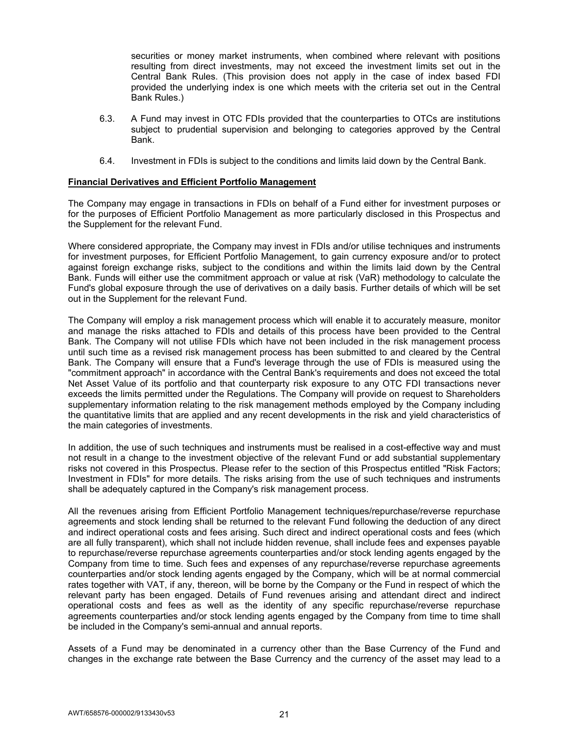securities or money market instruments, when combined where relevant with positions resulting from direct investments, may not exceed the investment limits set out in the Central Bank Rules. (This provision does not apply in the case of index based FDI provided the underlying index is one which meets with the criteria set out in the Central Bank Rules.)

6.3. A Fund may invest in OTC FDIs provided that the counterparties to OTCs are institutions subject to prudential supervision and belonging to categories approved by the Central Bank.

6.4. Investment in FDIs is subject to the conditions and limits laid down by the Central Bank.

**Financial Derivatives and Efficient Portfolio Management**

The Company may engage in transactions in FDIs on behalf of a Fund either for investment purposes or for the purposes of Efficient Portfolio Management as more particularly disclosed in this Prospectus and the Supplement for the relevant Fund.

Where considered appropriate, the Company may invest in FDIs and/or utilise techniques and instruments for investment purposes, for Efficient Portfolio Management, to gain currency exposure and/or to protect against foreign exchange risks, subject to the conditions and within the limits laid down by the Central Bank. Funds will either use the commitment approach or value at risk (VaR) methodology to calculate the Fund's global exposure through the use of derivatives on a daily basis. Further details of which will be set out in the Supplement for the relevant Fund.

The Company will employ a risk management process which will enable it to accurately measure, monitor and manage the risks attached to FDIs and details of this process have been provided to the Central Bank. The Company will not utilise FDIs which have not been included in the risk management process until such time as a revised risk management process has been submitted to and cleared by the Central Bank. The Company will ensure that a Fund's leverage through the use of FDIs is measured using the "commitment approach" in accordance with the Central Bank's requirements and does not exceed the total Net Asset Value of its portfolio and that counterparty risk exposure to any OTC FDI transactions never exceeds the limits permitted under the Regulations. The Company will provide on request to Shareholders supplementary information relating to the risk management methods employed by the Company including the quantitative limits that are applied and any recent developments in the risk and yield characteristics of the main categories of investments.

In addition, the use of such techniques and instruments must be realised in a cost-effective way and must not result in a change to the investment objective of the relevant Fund or add substantial supplementary risks not covered in this Prospectus. Please refer to the section of this Prospectus entitled "Risk Factors; Investment in FDIs" for more details. The risks arising from the use of such techniques and instruments shall be adequately captured in the Company's risk management process.

All the revenues arising from Efficient Portfolio Management techniques/repurchase/reverse repurchase agreements and stock lending shall be returned to the relevant Fund following the deduction of any direct and indirect operational costs and fees arising. Such direct and indirect operational costs and fees (which are all fully transparent), which shall not include hidden revenue, shall include fees and expenses payable to repurchase/reverse repurchase agreements counterparties and/or stock lending agents engaged by the Company from time to time. Such fees and expenses of any repurchase/reverse repurchase agreements counterparties and/or stock lending agents engaged by the Company, which will be at normal commercial rates together with VAT, if any, thereon, will be borne by the Company or the Fund in respect of which the relevant party has been engaged. Details of Fund revenues arising and attendant direct and indirect operational costs and fees as well as the identity of any specific repurchase/reverse repurchase agreements counterparties and/or stock lending agents engaged by the Company from time to time shall be included in the Company's semi-annual and annual reports.

Assets of a Fund may be denominated in a currency other than the Base Currency of the Fund and changes in the exchange rate between the Base Currency and the currency of the asset may lead to a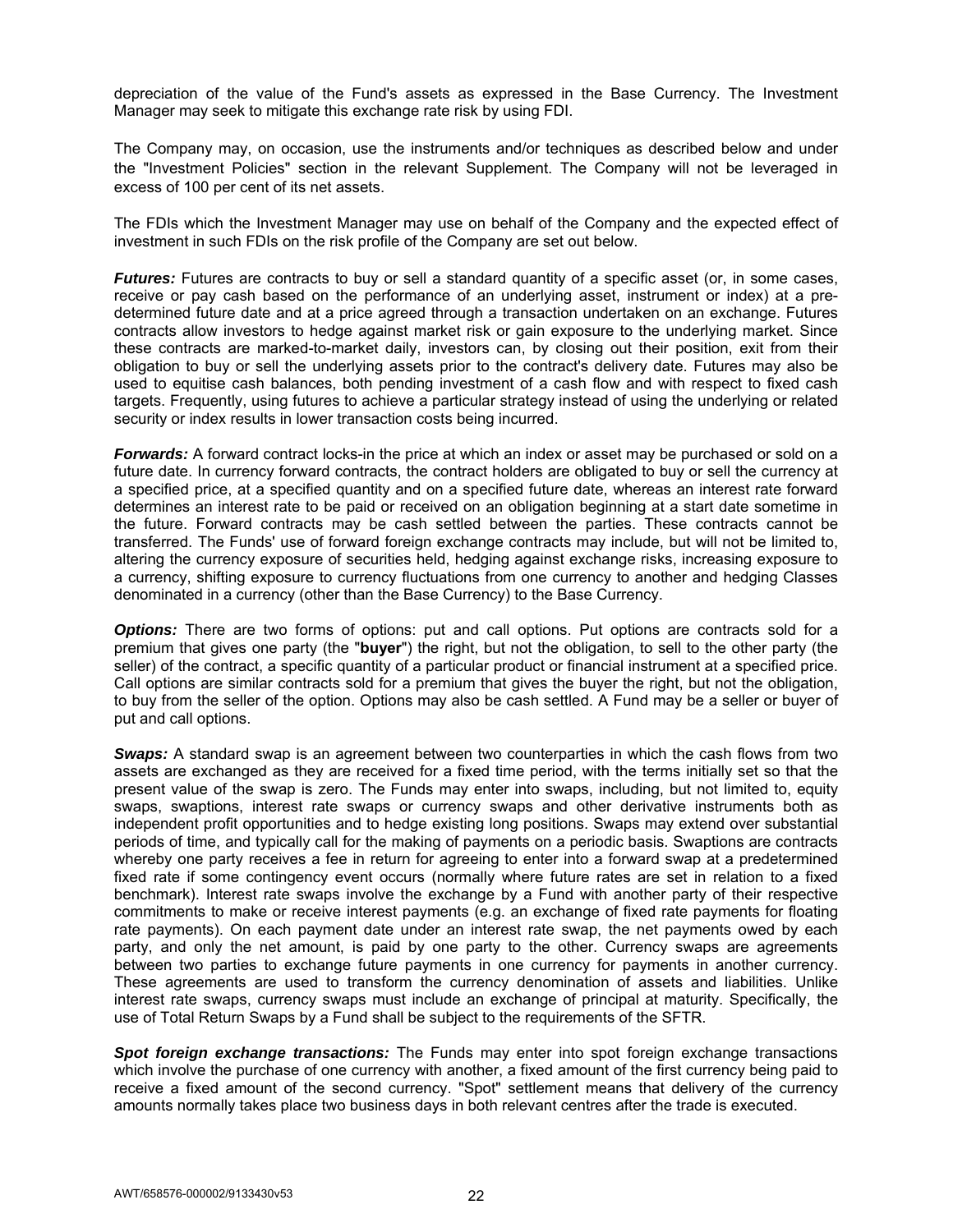depreciation of the value of the Fund's assets as expressed in the Base Currency. The Investment Manager may seek to mitigate this exchange rate risk by using FDI.

The Company may, on occasion, use the instruments and/or techniques as described below and under the "Investment Policies" section in the relevant Supplement. The Company will not be leveraged in excess of 100 per cent of its net assets.

The FDIs which the Investment Manager may use on behalf of the Company and the expected effect of investment in such FDIs on the risk profile of the Company are set out below.

***Futures:*** Futures are contracts to buy or sell a standard quantity of a specific asset (or, in some cases, receive or pay cash based on the performance of an underlying asset, instrument or index) at a pre-determined future date and at a price agreed through a transaction undertaken on an exchange. Futures contracts allow investors to hedge against market risk or gain exposure to the underlying market. Since these contracts are marked-to-market daily, investors can, by closing out their position, exit from their obligation to buy or sell the underlying assets prior to the contract's delivery date. Futures may also be used to equitise cash balances, both pending investment of a cash flow and with respect to fixed cash targets. Frequently, using futures to achieve a particular strategy instead of using the underlying or related security or index results in lower transaction costs being incurred.

***Forwards:*** A forward contract locks-in the price at which an index or asset may be purchased or sold on a future date. In currency forward contracts, the contract holders are obligated to buy or sell the currency at a specified price, at a specified quantity and on a specified future date, whereas an interest rate forward determines an interest rate to be paid or received on an obligation beginning at a start date sometime in the future. Forward contracts may be cash settled between the parties. These contracts cannot be transferred. The Funds' use of forward foreign exchange contracts may include, but will not be limited to, altering the currency exposure of securities held, hedging against exchange risks, increasing exposure to a currency, shifting exposure to currency fluctuations from one currency to another and hedging Classes denominated in a currency (other than the Base Currency) to the Base Currency.

***Options:*** There are two forms of options: put and call options. Put options are contracts sold for a premium that gives one party (the "**buyer**") the right, but not the obligation, to sell to the other party (the seller) of the contract, a specific quantity of a particular product or financial instrument at a specified price. Call options are similar contracts sold for a premium that gives the buyer the right, but not the obligation, to buy from the seller of the option. Options may also be cash settled. A Fund may be a seller or buyer of put and call options.

***Swaps:*** A standard swap is an agreement between two counterparties in which the cash flows from two assets are exchanged as they are received for a fixed time period, with the terms initially set so that the present value of the swap is zero. The Funds may enter into swaps, including, but not limited to, equity swaps, swaptions, interest rate swaps or currency swaps and other derivative instruments both as independent profit opportunities and to hedge existing long positions. Swaps may extend over substantial periods of time, and typically call for the making of payments on a periodic basis. Swaptions are contracts whereby one party receives a fee in return for agreeing to enter into a forward swap at a predetermined fixed rate if some contingency event occurs (normally where future rates are set in relation to a fixed benchmark). Interest rate swaps involve the exchange by a Fund with another party of their respective commitments to make or receive interest payments (e.g. an exchange of fixed rate payments for floating rate payments). On each payment date under an interest rate swap, the net payments owed by each party, and only the net amount, is paid by one party to the other. Currency swaps are agreements between two parties to exchange future payments in one currency for payments in another currency. These agreements are used to transform the currency denomination of assets and liabilities. Unlike interest rate swaps, currency swaps must include an exchange of principal at maturity. Specifically, the use of Total Return Swaps by a Fund shall be subject to the requirements of the SFTR.

***Spot foreign exchange transactions:*** The Funds may enter into spot foreign exchange transactions which involve the purchase of one currency with another, a fixed amount of the first currency being paid to receive a fixed amount of the second currency. "Spot" settlement means that delivery of the currency amounts normally takes place two business days in both relevant centres after the trade is executed.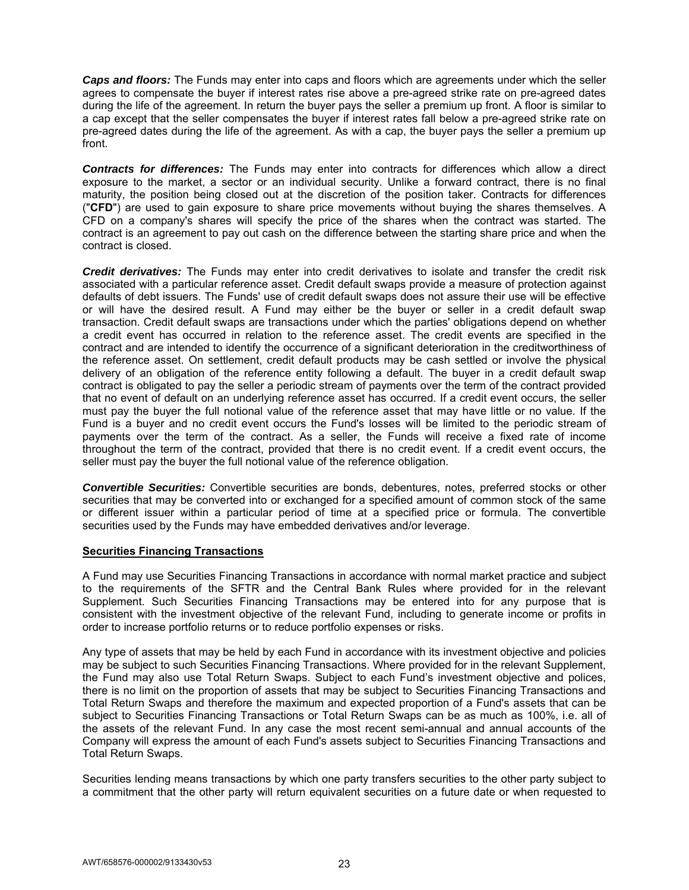***Caps and floors:*** The Funds may enter into caps and floors which are agreements under which the seller agrees to compensate the buyer if interest rates rise above a pre-agreed strike rate on pre-agreed dates during the life of the agreement. In return the buyer pays the seller a premium up front. A floor is similar to a cap except that the seller compensates the buyer if interest rates fall below a pre-agreed strike rate on pre-agreed dates during the life of the agreement. As with a cap, the buyer pays the seller a premium up front.

***Contracts for differences:*** The Funds may enter into contracts for differences which allow a direct exposure to the market, a sector or an individual security. Unlike a forward contract, there is no final maturity, the position being closed out at the discretion of the position taker. Contracts for differences ("**CFD**") are used to gain exposure to share price movements without buying the shares themselves. A CFD on a company's shares will specify the price of the shares when the contract was started. The contract is an agreement to pay out cash on the difference between the starting share price and when the contract is closed.

***Credit derivatives:*** The Funds may enter into credit derivatives to isolate and transfer the credit risk associated with a particular reference asset. Credit default swaps provide a measure of protection against defaults of debt issuers. The Funds' use of credit default swaps does not assure their use will be effective or will have the desired result. A Fund may either be the buyer or seller in a credit default swap transaction. Credit default swaps are transactions under which the parties' obligations depend on whether a credit event has occurred in relation to the reference asset. The credit events are specified in the contract and are intended to identify the occurrence of a significant deterioration in the creditworthiness of the reference asset. On settlement, credit default products may be cash settled or involve the physical delivery of an obligation of the reference entity following a default. The buyer in a credit default swap contract is obligated to pay the seller a periodic stream of payments over the term of the contract provided that no event of default on an underlying reference asset has occurred. If a credit event occurs, the seller must pay the buyer the full notional value of the reference asset that may have little or no value. If the Fund is a buyer and no credit event occurs the Fund's losses will be limited to the periodic stream of payments over the term of the contract. As a seller, the Funds will receive a fixed rate of income throughout the term of the contract, provided that there is no credit event. If a credit event occurs, the seller must pay the buyer the full notional value of the reference obligation.

***Convertible Securities:*** Convertible securities are bonds, debentures, notes, preferred stocks or other securities that may be converted into or exchanged for a specified amount of common stock of the same or different issuer within a particular period of time at a specified price or formula. The convertible securities used by the Funds may have embedded derivatives and/or leverage.

## Securities Financing Transactions

A Fund may use Securities Financing Transactions in accordance with normal market practice and subject to the requirements of the SFTR and the Central Bank Rules where provided for in the relevant Supplement. Such Securities Financing Transactions may be entered into for any purpose that is consistent with the investment objective of the relevant Fund, including to generate income or profits in order to increase portfolio returns or to reduce portfolio expenses or risks.

Any type of assets that may be held by each Fund in accordance with its investment objective and policies may be subject to such Securities Financing Transactions. Where provided for in the relevant Supplement, the Fund may also use Total Return Swaps. Subject to each Fund's investment objective and polices, there is no limit on the proportion of assets that may be subject to Securities Financing Transactions and Total Return Swaps and therefore the maximum and expected proportion of a Fund's assets that can be subject to Securities Financing Transactions or Total Return Swaps can be as much as 100%, i.e. all of the assets of the relevant Fund. In any case the most recent semi-annual and annual accounts of the Company will express the amount of each Fund's assets subject to Securities Financing Transactions and Total Return Swaps.

Securities lending means transactions by which one party transfers securities to the other party subject to a commitment that the other party will return equivalent securities on a future date or when requested to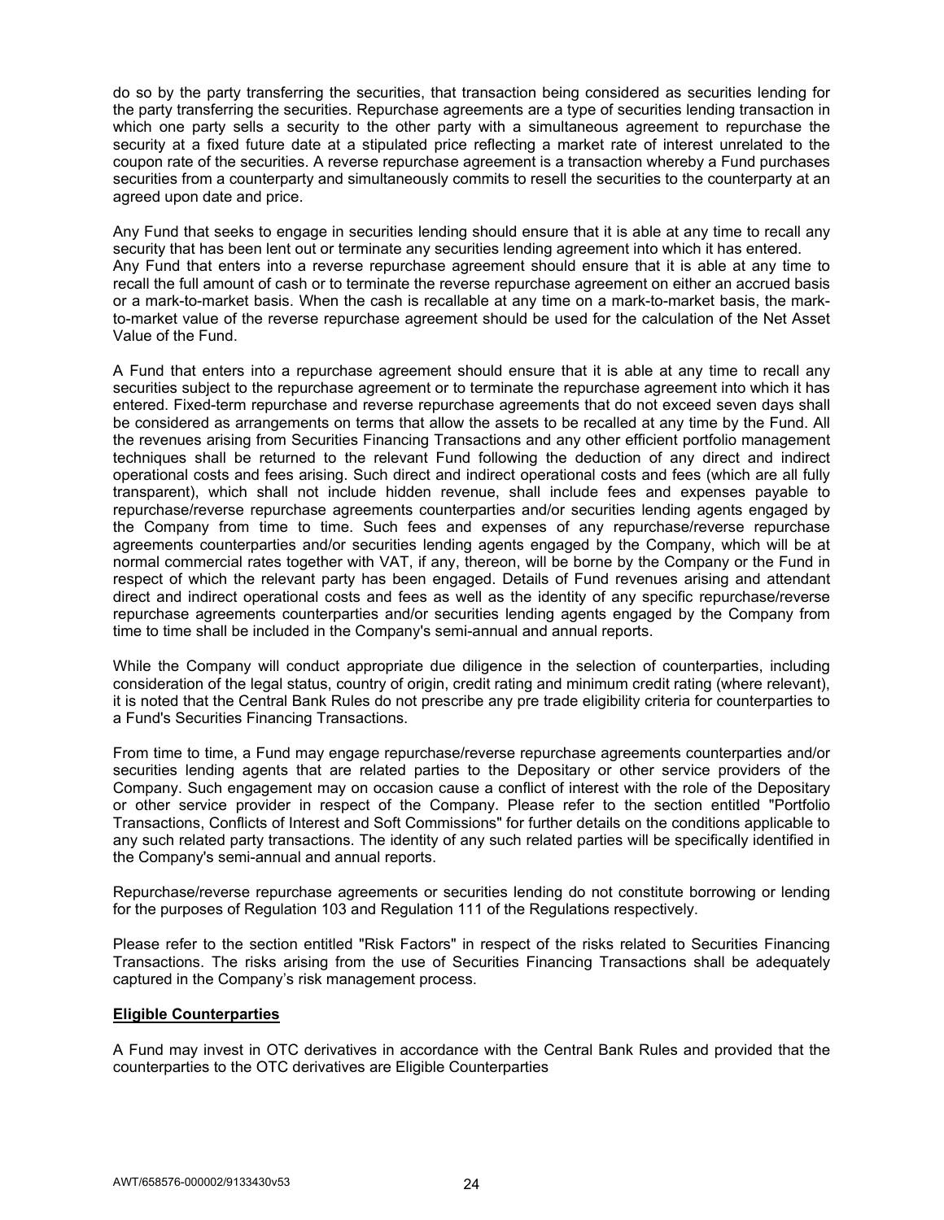do so by the party transferring the securities, that transaction being considered as securities lending for the party transferring the securities. Repurchase agreements are a type of securities lending transaction in which one party sells a security to the other party with a simultaneous agreement to repurchase the security at a fixed future date at a stipulated price reflecting a market rate of interest unrelated to the coupon rate of the securities. A reverse repurchase agreement is a transaction whereby a Fund purchases securities from a counterparty and simultaneously commits to resell the securities to the counterparty at an agreed upon date and price.

Any Fund that seeks to engage in securities lending should ensure that it is able at any time to recall any security that has been lent out or terminate any securities lending agreement into which it has entered. Any Fund that enters into a reverse repurchase agreement should ensure that it is able at any time to recall the full amount of cash or to terminate the reverse repurchase agreement on either an accrued basis or a mark-to-market basis. When the cash is recallable at any time on a mark-to-market basis, the mark-to-market value of the reverse repurchase agreement should be used for the calculation of the Net Asset Value of the Fund.

A Fund that enters into a repurchase agreement should ensure that it is able at any time to recall any securities subject to the repurchase agreement or to terminate the repurchase agreement into which it has entered. Fixed-term repurchase and reverse repurchase agreements that do not exceed seven days shall be considered as arrangements on terms that allow the assets to be recalled at any time by the Fund. All the revenues arising from Securities Financing Transactions and any other efficient portfolio management techniques shall be returned to the relevant Fund following the deduction of any direct and indirect operational costs and fees arising. Such direct and indirect operational costs and fees (which are all fully transparent), which shall not include hidden revenue, shall include fees and expenses payable to repurchase/reverse repurchase agreements counterparties and/or securities lending agents engaged by the Company from time to time. Such fees and expenses of any repurchase/reverse repurchase agreements counterparties and/or securities lending agents engaged by the Company, which will be at normal commercial rates together with VAT, if any, thereon, will be borne by the Company or the Fund in respect of which the relevant party has been engaged. Details of Fund revenues arising and attendant direct and indirect operational costs and fees as well as the identity of any specific repurchase/reverse repurchase agreements counterparties and/or securities lending agents engaged by the Company from time to time shall be included in the Company's semi-annual and annual reports.

While the Company will conduct appropriate due diligence in the selection of counterparties, including consideration of the legal status, country of origin, credit rating and minimum credit rating (where relevant), it is noted that the Central Bank Rules do not prescribe any pre trade eligibility criteria for counterparties to a Fund's Securities Financing Transactions.

From time to time, a Fund may engage repurchase/reverse repurchase agreements counterparties and/or securities lending agents that are related parties to the Depositary or other service providers of the Company. Such engagement may on occasion cause a conflict of interest with the role of the Depositary or other service provider in respect of the Company. Please refer to the section entitled "Portfolio Transactions, Conflicts of Interest and Soft Commissions" for further details on the conditions applicable to any such related party transactions. The identity of any such related parties will be specifically identified in the Company's semi-annual and annual reports.

Repurchase/reverse repurchase agreements or securities lending do not constitute borrowing or lending for the purposes of Regulation 103 and Regulation 111 of the Regulations respectively.

Please refer to the section entitled "Risk Factors" in respect of the risks related to Securities Financing Transactions. The risks arising from the use of Securities Financing Transactions shall be adequately captured in the Company's risk management process.

**Eligible Counterparties**

A Fund may invest in OTC derivatives in accordance with the Central Bank Rules and provided that the counterparties to the OTC derivatives are Eligible Counterparties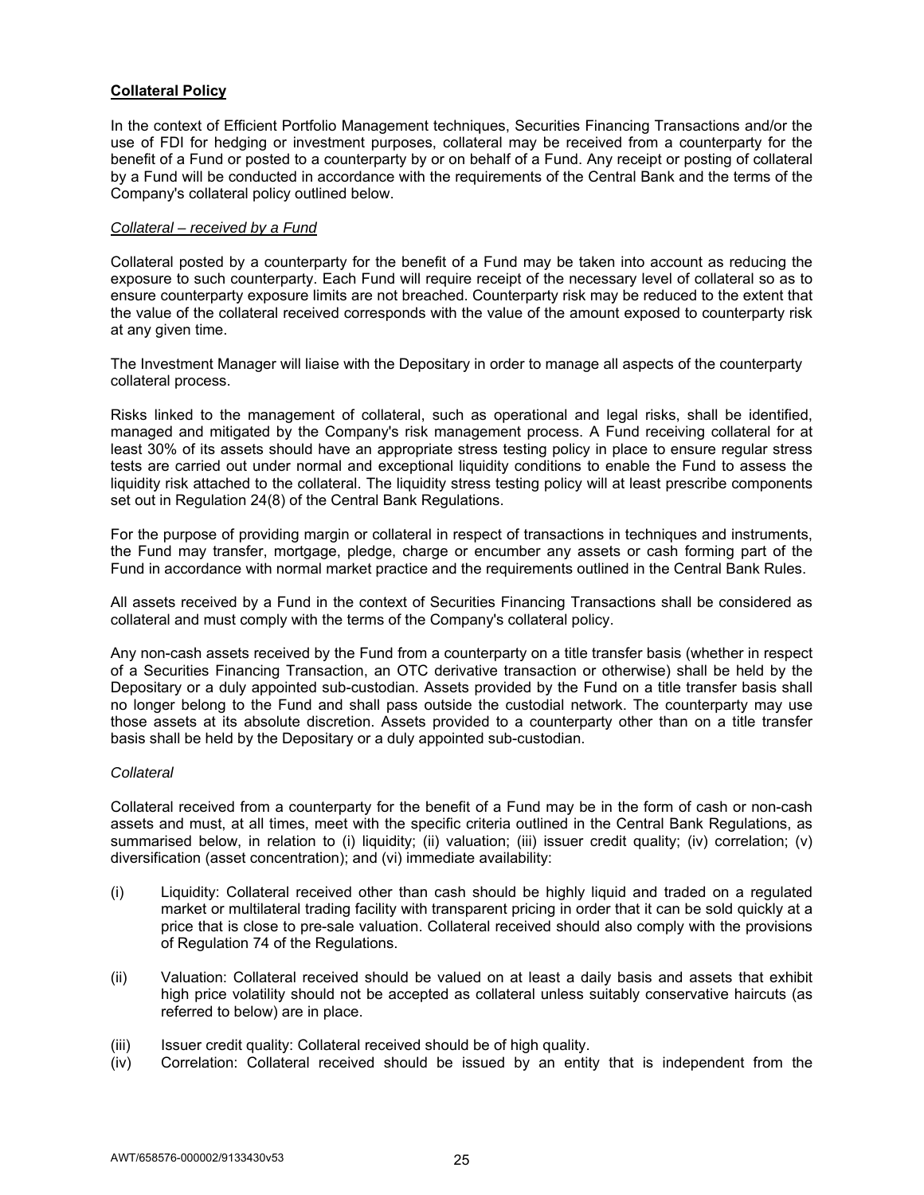**Collateral Policy**

In the context of Efficient Portfolio Management techniques, Securities Financing Transactions and/or the use of FDI for hedging or investment purposes, collateral may be received from a counterparty for the benefit of a Fund or posted to a counterparty by or on behalf of a Fund. Any receipt or posting of collateral by a Fund will be conducted in accordance with the requirements of the Central Bank and the terms of the Company's collateral policy outlined below.

*Collateral – received by a Fund*

Collateral posted by a counterparty for the benefit of a Fund may be taken into account as reducing the exposure to such counterparty. Each Fund will require receipt of the necessary level of collateral so as to ensure counterparty exposure limits are not breached. Counterparty risk may be reduced to the extent that the value of the collateral received corresponds with the value of the amount exposed to counterparty risk at any given time.

The Investment Manager will liaise with the Depositary in order to manage all aspects of the counterparty collateral process.

Risks linked to the management of collateral, such as operational and legal risks, shall be identified, managed and mitigated by the Company's risk management process. A Fund receiving collateral for at least 30% of its assets should have an appropriate stress testing policy in place to ensure regular stress tests are carried out under normal and exceptional liquidity conditions to enable the Fund to assess the liquidity risk attached to the collateral. The liquidity stress testing policy will at least prescribe components set out in Regulation 24(8) of the Central Bank Regulations.

For the purpose of providing margin or collateral in respect of transactions in techniques and instruments, the Fund may transfer, mortgage, pledge, charge or encumber any assets or cash forming part of the Fund in accordance with normal market practice and the requirements outlined in the Central Bank Rules.

All assets received by a Fund in the context of Securities Financing Transactions shall be considered as collateral and must comply with the terms of the Company's collateral policy.

Any non-cash assets received by the Fund from a counterparty on a title transfer basis (whether in respect of a Securities Financing Transaction, an OTC derivative transaction or otherwise) shall be held by the Depositary or a duly appointed sub-custodian. Assets provided by the Fund on a title transfer basis shall no longer belong to the Fund and shall pass outside the custodial network. The counterparty may use those assets at its absolute discretion. Assets provided to a counterparty other than on a title transfer basis shall be held by the Depositary or a duly appointed sub-custodian.

*Collateral*

Collateral received from a counterparty for the benefit of a Fund may be in the form of cash or non-cash assets and must, at all times, meet with the specific criteria outlined in the Central Bank Regulations, as summarised below, in relation to (i) liquidity; (ii) valuation; (iii) issuer credit quality; (iv) correlation; (v) diversification (asset concentration); and (vi) immediate availability:

(i) Liquidity: Collateral received other than cash should be highly liquid and traded on a regulated market or multilateral trading facility with transparent pricing in order that it can be sold quickly at a price that is close to pre-sale valuation. Collateral received should also comply with the provisions of Regulation 74 of the Regulations.

(ii) Valuation: Collateral received should be valued on at least a daily basis and assets that exhibit high price volatility should not be accepted as collateral unless suitably conservative haircuts (as referred to below) are in place.

(iii) Issuer credit quality: Collateral received should be of high quality.

(iv) Correlation: Collateral received should be issued by an entity that is independent from the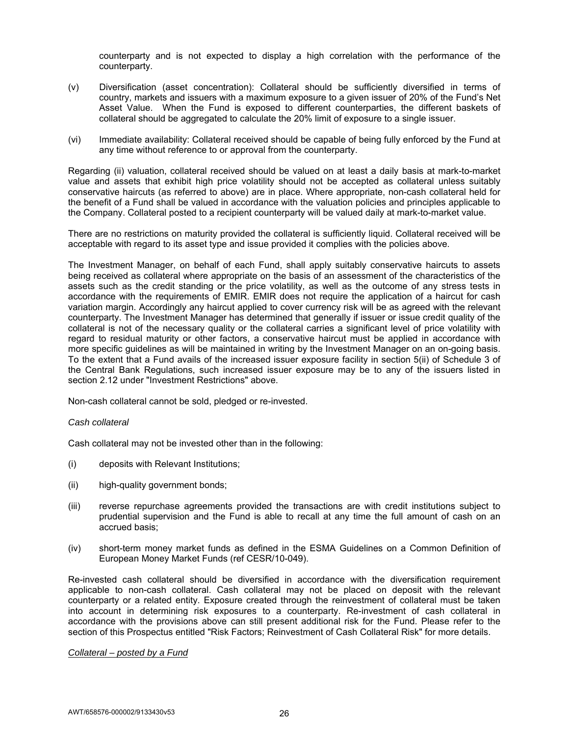counterparty and is not expected to display a high correlation with the performance of the counterparty.

(v) Diversification (asset concentration): Collateral should be sufficiently diversified in terms of country, markets and issuers with a maximum exposure to a given issuer of 20% of the Fund's Net Asset Value. When the Fund is exposed to different counterparties, the different baskets of collateral should be aggregated to calculate the 20% limit of exposure to a single issuer.

(vi) Immediate availability: Collateral received should be capable of being fully enforced by the Fund at any time without reference to or approval from the counterparty.

Regarding (ii) valuation, collateral received should be valued on at least a daily basis at mark-to-market value and assets that exhibit high price volatility should not be accepted as collateral unless suitably conservative haircuts (as referred to above) are in place. Where appropriate, non-cash collateral held for the benefit of a Fund shall be valued in accordance with the valuation policies and principles applicable to the Company. Collateral posted to a recipient counterparty will be valued daily at mark-to-market value.

There are no restrictions on maturity provided the collateral is sufficiently liquid. Collateral received will be acceptable with regard to its asset type and issue provided it complies with the policies above.

The Investment Manager, on behalf of each Fund, shall apply suitably conservative haircuts to assets being received as collateral where appropriate on the basis of an assessment of the characteristics of the assets such as the credit standing or the price volatility, as well as the outcome of any stress tests in accordance with the requirements of EMIR. EMIR does not require the application of a haircut for cash variation margin. Accordingly any haircut applied to cover currency risk will be as agreed with the relevant counterparty. The Investment Manager has determined that generally if issuer or issue credit quality of the collateral is not of the necessary quality or the collateral carries a significant level of price volatility with regard to residual maturity or other factors, a conservative haircut must be applied in accordance with more specific guidelines as will be maintained in writing by the Investment Manager on an on-going basis. To the extent that a Fund avails of the increased issuer exposure facility in section 5(ii) of Schedule 3 of the Central Bank Regulations, such increased issuer exposure may be to any of the issuers listed in section 2.12 under "Investment Restrictions" above.

Non-cash collateral cannot be sold, pledged or re-invested.

*Cash collateral*

Cash collateral may not be invested other than in the following:

(i) deposits with Relevant Institutions;

(ii) high-quality government bonds;

(iii) reverse repurchase agreements provided the transactions are with credit institutions subject to prudential supervision and the Fund is able to recall at any time the full amount of cash on an accrued basis;

(iv) short-term money market funds as defined in the ESMA Guidelines on a Common Definition of European Money Market Funds (ref CESR/10-049).

Re-invested cash collateral should be diversified in accordance with the diversification requirement applicable to non-cash collateral. Cash collateral may not be placed on deposit with the relevant counterparty or a related entity. Exposure created through the reinvestment of collateral must be taken into account in determining risk exposures to a counterparty. Re-investment of cash collateral in accordance with the provisions above can still present additional risk for the Fund. Please refer to the section of this Prospectus entitled "Risk Factors; Reinvestment of Cash Collateral Risk" for more details.

*Collateral – posted by a Fund*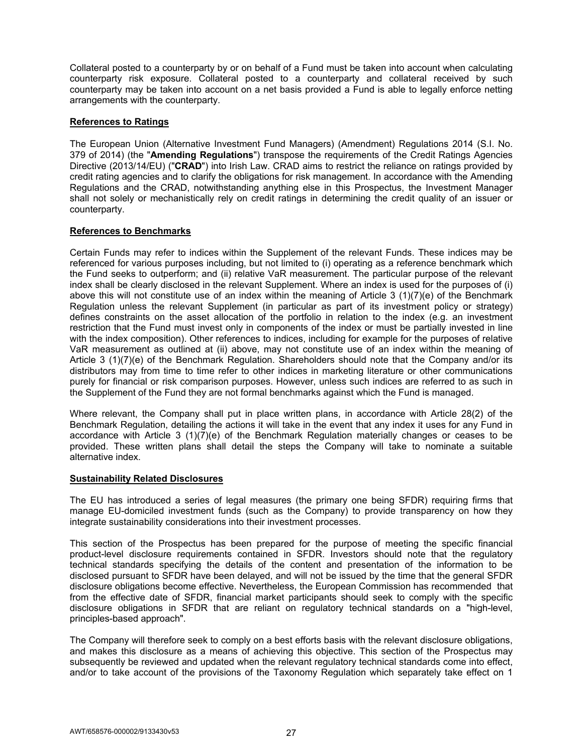Collateral posted to a counterparty by or on behalf of a Fund must be taken into account when calculating counterparty risk exposure. Collateral posted to a counterparty and collateral received by such counterparty may be taken into account on a net basis provided a Fund is able to legally enforce netting arrangements with the counterparty.

**References to Ratings**

The European Union (Alternative Investment Fund Managers) (Amendment) Regulations 2014 (S.I. No. 379 of 2014) (the "**Amending Regulations**") transpose the requirements of the Credit Ratings Agencies Directive (2013/14/EU) ("**CRAD**") into Irish Law. CRAD aims to restrict the reliance on ratings provided by credit rating agencies and to clarify the obligations for risk management. In accordance with the Amending Regulations and the CRAD, notwithstanding anything else in this Prospectus, the Investment Manager shall not solely or mechanistically rely on credit ratings in determining the credit quality of an issuer or counterparty.

**References to Benchmarks**

Certain Funds may refer to indices within the Supplement of the relevant Funds. These indices may be referenced for various purposes including, but not limited to (i) operating as a reference benchmark which the Fund seeks to outperform; and (ii) relative VaR measurement. The particular purpose of the relevant index shall be clearly disclosed in the relevant Supplement. Where an index is used for the purposes of (i) above this will not constitute use of an index within the meaning of Article 3 (1)(7)(e) of the Benchmark Regulation unless the relevant Supplement (in particular as part of its investment policy or strategy) defines constraints on the asset allocation of the portfolio in relation to the index (e.g. an investment restriction that the Fund must invest only in components of the index or must be partially invested in line with the index composition). Other references to indices, including for example for the purposes of relative VaR measurement as outlined at (ii) above, may not constitute use of an index within the meaning of Article 3 (1)(7)(e) of the Benchmark Regulation. Shareholders should note that the Company and/or its distributors may from time to time refer to other indices in marketing literature or other communications purely for financial or risk comparison purposes. However, unless such indices are referred to as such in the Supplement of the Fund they are not formal benchmarks against which the Fund is managed.

Where relevant, the Company shall put in place written plans, in accordance with Article 28(2) of the Benchmark Regulation, detailing the actions it will take in the event that any index it uses for any Fund in accordance with Article 3 (1)(7)(e) of the Benchmark Regulation materially changes or ceases to be provided. These written plans shall detail the steps the Company will take to nominate a suitable alternative index.

**Sustainability Related Disclosures**

The EU has introduced a series of legal measures (the primary one being SFDR) requiring firms that manage EU-domiciled investment funds (such as the Company) to provide transparency on how they integrate sustainability considerations into their investment processes.

This section of the Prospectus has been prepared for the purpose of meeting the specific financial product-level disclosure requirements contained in SFDR. Investors should note that the regulatory technical standards specifying the details of the content and presentation of the information to be disclosed pursuant to SFDR have been delayed, and will not be issued by the time that the general SFDR disclosure obligations become effective. Nevertheless, the European Commission has recommended that from the effective date of SFDR, financial market participants should seek to comply with the specific disclosure obligations in SFDR that are reliant on regulatory technical standards on a "high-level, principles-based approach".

The Company will therefore seek to comply on a best efforts basis with the relevant disclosure obligations, and makes this disclosure as a means of achieving this objective. This section of the Prospectus may subsequently be reviewed and updated when the relevant regulatory technical standards come into effect, and/or to take account of the provisions of the Taxonomy Regulation which separately take effect on 1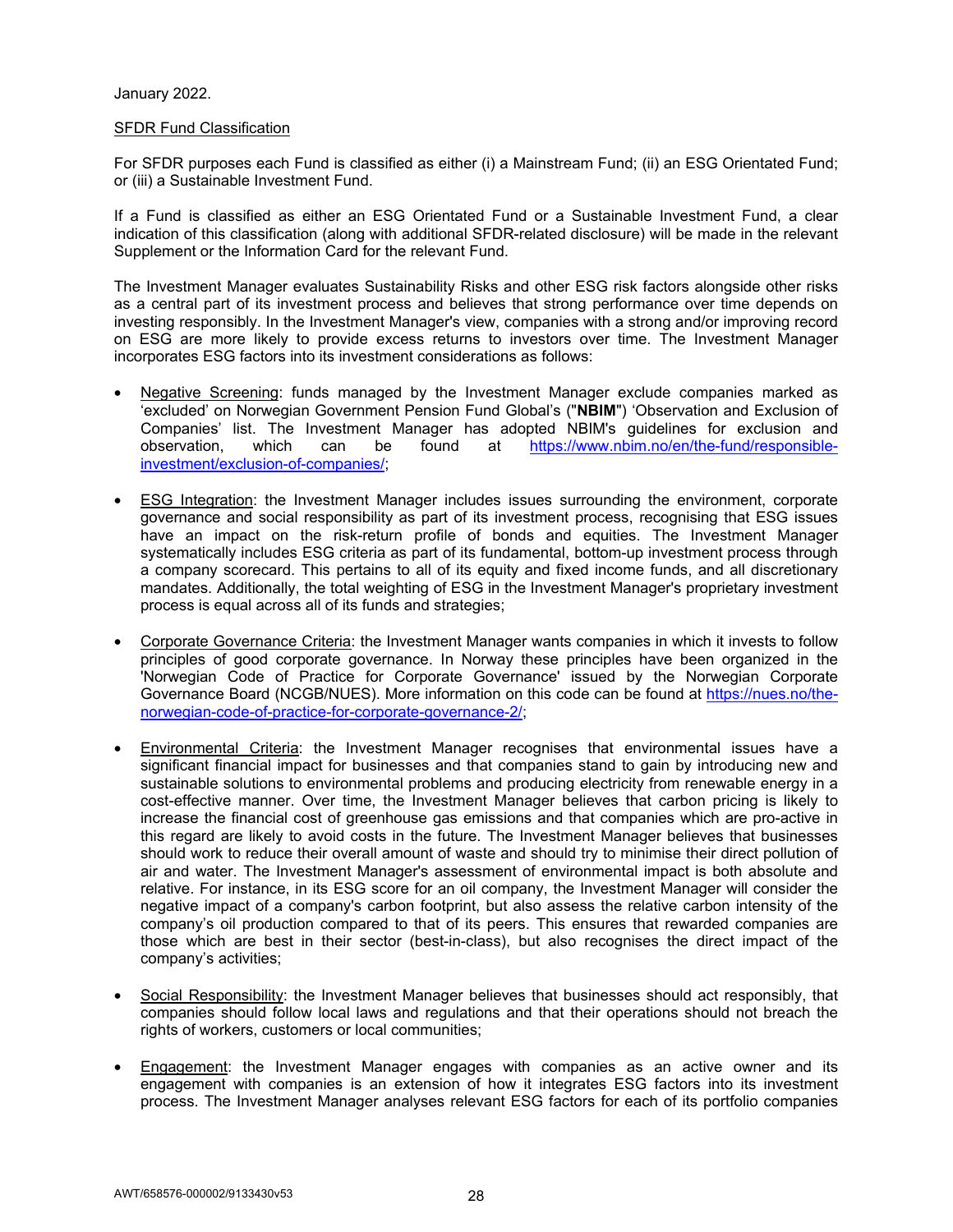January 2022.

<u>SFDR Fund Classification</u>

For SFDR purposes each Fund is classified as either (i) a Mainstream Fund; (ii) an ESG Orientated Fund; or (iii) a Sustainable Investment Fund.

If a Fund is classified as either an ESG Orientated Fund or a Sustainable Investment Fund, a clear indication of this classification (along with additional SFDR-related disclosure) will be made in the relevant Supplement or the Information Card for the relevant Fund.

The Investment Manager evaluates Sustainability Risks and other ESG risk factors alongside other risks as a central part of its investment process and believes that strong performance over time depends on investing responsibly. In the Investment Manager's view, companies with a strong and/or improving record on ESG are more likely to provide excess returns to investors over time. The Investment Manager incorporates ESG factors into its investment considerations as follows:

- <u>Negative Screening</u>: funds managed by the Investment Manager exclude companies marked as 'excluded' on Norwegian Government Pension Fund Global's ("**NBIM**") 'Observation and Exclusion of Companies' list. The Investment Manager has adopted NBIM's guidelines for exclusion and observation, which can be found at https://www.nbim.no/en/the-fund/responsible-investment/exclusion-of-companies/;

- <u>ESG Integration</u>: the Investment Manager includes issues surrounding the environment, corporate governance and social responsibility as part of its investment process, recognising that ESG issues have an impact on the risk-return profile of bonds and equities. The Investment Manager systematically includes ESG criteria as part of its fundamental, bottom-up investment process through a company scorecard. This pertains to all of its equity and fixed income funds, and all discretionary mandates. Additionally, the total weighting of ESG in the Investment Manager's proprietary investment process is equal across all of its funds and strategies;

- <u>Corporate Governance Criteria</u>: the Investment Manager wants companies in which it invests to follow principles of good corporate governance. In Norway these principles have been organized in the 'Norwegian Code of Practice for Corporate Governance' issued by the Norwegian Corporate Governance Board (NCGB/NUES). More information on this code can be found at https://nues.no/the-norwegian-code-of-practice-for-corporate-governance-2/;

- <u>Environmental Criteria</u>: the Investment Manager recognises that environmental issues have a significant financial impact for businesses and that companies stand to gain by introducing new and sustainable solutions to environmental problems and producing electricity from renewable energy in a cost-effective manner. Over time, the Investment Manager believes that carbon pricing is likely to increase the financial cost of greenhouse gas emissions and that companies which are pro-active in this regard are likely to avoid costs in the future. The Investment Manager believes that businesses should work to reduce their overall amount of waste and should try to minimise their direct pollution of air and water. The Investment Manager's assessment of environmental impact is both absolute and relative. For instance, in its ESG score for an oil company, the Investment Manager will consider the negative impact of a company's carbon footprint, but also assess the relative carbon intensity of the company's oil production compared to that of its peers. This ensures that rewarded companies are those which are best in their sector (best-in-class), but also recognises the direct impact of the company's activities;

- <u>Social Responsibility</u>: the Investment Manager believes that businesses should act responsibly, that companies should follow local laws and regulations and that their operations should not breach the rights of workers, customers or local communities;

- <u>Engagement</u>: the Investment Manager engages with companies as an active owner and its engagement with companies is an extension of how it integrates ESG factors into its investment process. The Investment Manager analyses relevant ESG factors for each of its portfolio companies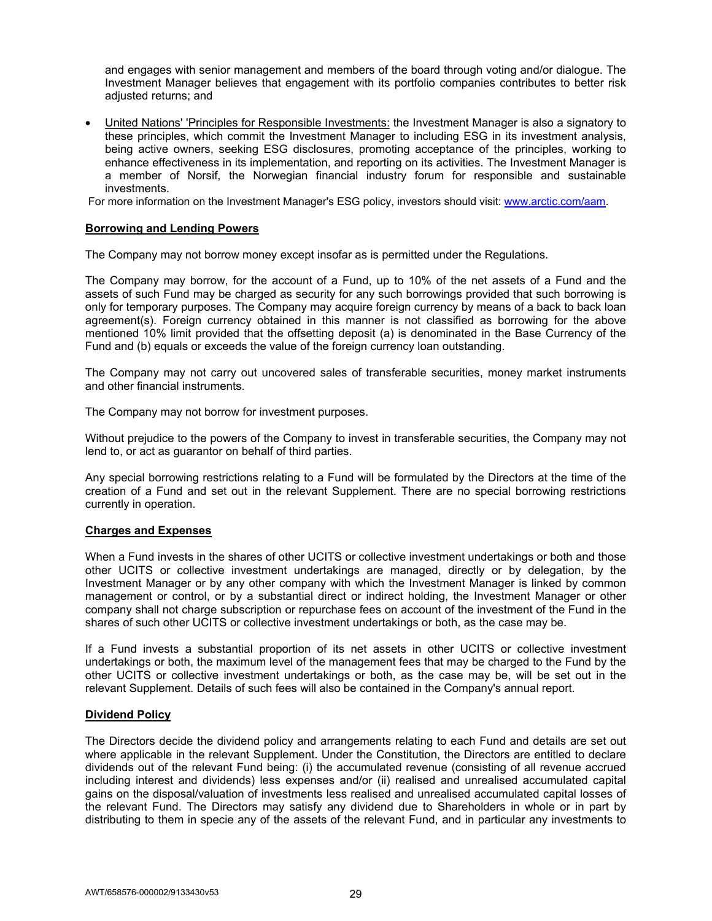and engages with senior management and members of the board through voting and/or dialogue. The Investment Manager believes that engagement with its portfolio companies contributes to better risk adjusted returns; and

- United Nations' 'Principles for Responsible Investments: the Investment Manager is also a signatory to these principles, which commit the Investment Manager to including ESG in its investment analysis, being active owners, seeking ESG disclosures, promoting acceptance of the principles, working to enhance effectiveness in its implementation, and reporting on its activities. The Investment Manager is a member of Norsif, the Norwegian financial industry forum for responsible and sustainable investments.

For more information on the Investment Manager's ESG policy, investors should visit: [www.arctic.com/aam](www.arctic.com/aam).

## Borrowing and Lending Powers

The Company may not borrow money except insofar as is permitted under the Regulations.

The Company may borrow, for the account of a Fund, up to 10% of the net assets of a Fund and the assets of such Fund may be charged as security for any such borrowings provided that such borrowing is only for temporary purposes. The Company may acquire foreign currency by means of a back to back loan agreement(s). Foreign currency obtained in this manner is not classified as borrowing for the above mentioned 10% limit provided that the offsetting deposit (a) is denominated in the Base Currency of the Fund and (b) equals or exceeds the value of the foreign currency loan outstanding.

The Company may not carry out uncovered sales of transferable securities, money market instruments and other financial instruments.

The Company may not borrow for investment purposes.

Without prejudice to the powers of the Company to invest in transferable securities, the Company may not lend to, or act as guarantor on behalf of third parties.

Any special borrowing restrictions relating to a Fund will be formulated by the Directors at the time of the creation of a Fund and set out in the relevant Supplement. There are no special borrowing restrictions currently in operation.

## Charges and Expenses

When a Fund invests in the shares of other UCITS or collective investment undertakings or both and those other UCITS or collective investment undertakings are managed, directly or by delegation, by the Investment Manager or by any other company with which the Investment Manager is linked by common management or control, or by a substantial direct or indirect holding, the Investment Manager or other company shall not charge subscription or repurchase fees on account of the investment of the Fund in the shares of such other UCITS or collective investment undertakings or both, as the case may be.

If a Fund invests a substantial proportion of its net assets in other UCITS or collective investment undertakings or both, the maximum level of the management fees that may be charged to the Fund by the other UCITS or collective investment undertakings or both, as the case may be, will be set out in the relevant Supplement. Details of such fees will also be contained in the Company's annual report.

## Dividend Policy

The Directors decide the dividend policy and arrangements relating to each Fund and details are set out where applicable in the relevant Supplement. Under the Constitution, the Directors are entitled to declare dividends out of the relevant Fund being: (i) the accumulated revenue (consisting of all revenue accrued including interest and dividends) less expenses and/or (ii) realised and unrealised accumulated capital gains on the disposal/valuation of investments less realised and unrealised accumulated capital losses of the relevant Fund. The Directors may satisfy any dividend due to Shareholders in whole or in part by distributing to them in specie any of the assets of the relevant Fund, and in particular any investments to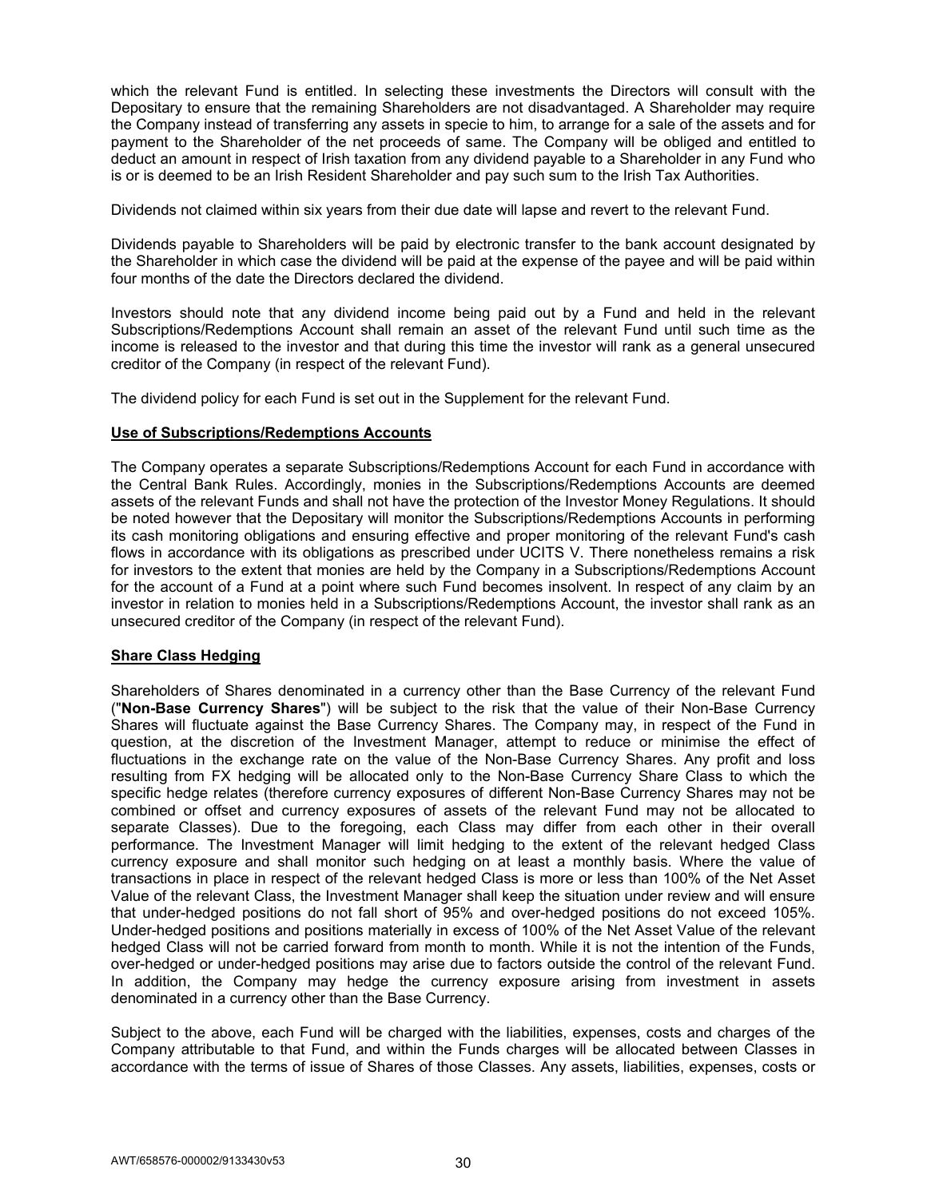which the relevant Fund is entitled. In selecting these investments the Directors will consult with the Depositary to ensure that the remaining Shareholders are not disadvantaged. A Shareholder may require the Company instead of transferring any assets in specie to him, to arrange for a sale of the assets and for payment to the Shareholder of the net proceeds of same. The Company will be obliged and entitled to deduct an amount in respect of Irish taxation from any dividend payable to a Shareholder in any Fund who is or is deemed to be an Irish Resident Shareholder and pay such sum to the Irish Tax Authorities.

Dividends not claimed within six years from their due date will lapse and revert to the relevant Fund.

Dividends payable to Shareholders will be paid by electronic transfer to the bank account designated by the Shareholder in which case the dividend will be paid at the expense of the payee and will be paid within four months of the date the Directors declared the dividend.

Investors should note that any dividend income being paid out by a Fund and held in the relevant Subscriptions/Redemptions Account shall remain an asset of the relevant Fund until such time as the income is released to the investor and that during this time the investor will rank as a general unsecured creditor of the Company (in respect of the relevant Fund).

The dividend policy for each Fund is set out in the Supplement for the relevant Fund.

## Use of Subscriptions/Redemptions Accounts

The Company operates a separate Subscriptions/Redemptions Account for each Fund in accordance with the Central Bank Rules. Accordingly, monies in the Subscriptions/Redemptions Accounts are deemed assets of the relevant Funds and shall not have the protection of the Investor Money Regulations. It should be noted however that the Depositary will monitor the Subscriptions/Redemptions Accounts in performing its cash monitoring obligations and ensuring effective and proper monitoring of the relevant Fund's cash flows in accordance with its obligations as prescribed under UCITS V. There nonetheless remains a risk for investors to the extent that monies are held by the Company in a Subscriptions/Redemptions Account for the account of a Fund at a point where such Fund becomes insolvent. In respect of any claim by an investor in relation to monies held in a Subscriptions/Redemptions Account, the investor shall rank as an unsecured creditor of the Company (in respect of the relevant Fund).

## Share Class Hedging

Shareholders of Shares denominated in a currency other than the Base Currency of the relevant Fund ("**Non-Base Currency Shares**") will be subject to the risk that the value of their Non-Base Currency Shares will fluctuate against the Base Currency Shares. The Company may, in respect of the Fund in question, at the discretion of the Investment Manager, attempt to reduce or minimise the effect of fluctuations in the exchange rate on the value of the Non-Base Currency Shares. Any profit and loss resulting from FX hedging will be allocated only to the Non-Base Currency Share Class to which the specific hedge relates (therefore currency exposures of different Non-Base Currency Shares may not be combined or offset and currency exposures of assets of the relevant Fund may not be allocated to separate Classes). Due to the foregoing, each Class may differ from each other in their overall performance. The Investment Manager will limit hedging to the extent of the relevant hedged Class currency exposure and shall monitor such hedging on at least a monthly basis. Where the value of transactions in place in respect of the relevant hedged Class is more or less than 100% of the Net Asset Value of the relevant Class, the Investment Manager shall keep the situation under review and will ensure that under-hedged positions do not fall short of 95% and over-hedged positions do not exceed 105%. Under-hedged positions and positions materially in excess of 100% of the Net Asset Value of the relevant hedged Class will not be carried forward from month to month. While it is not the intention of the Funds, over-hedged or under-hedged positions may arise due to factors outside the control of the relevant Fund. In addition, the Company may hedge the currency exposure arising from investment in assets denominated in a currency other than the Base Currency.

Subject to the above, each Fund will be charged with the liabilities, expenses, costs and charges of the Company attributable to that Fund, and within the Funds charges will be allocated between Classes in accordance with the terms of issue of Shares of those Classes. Any assets, liabilities, expenses, costs or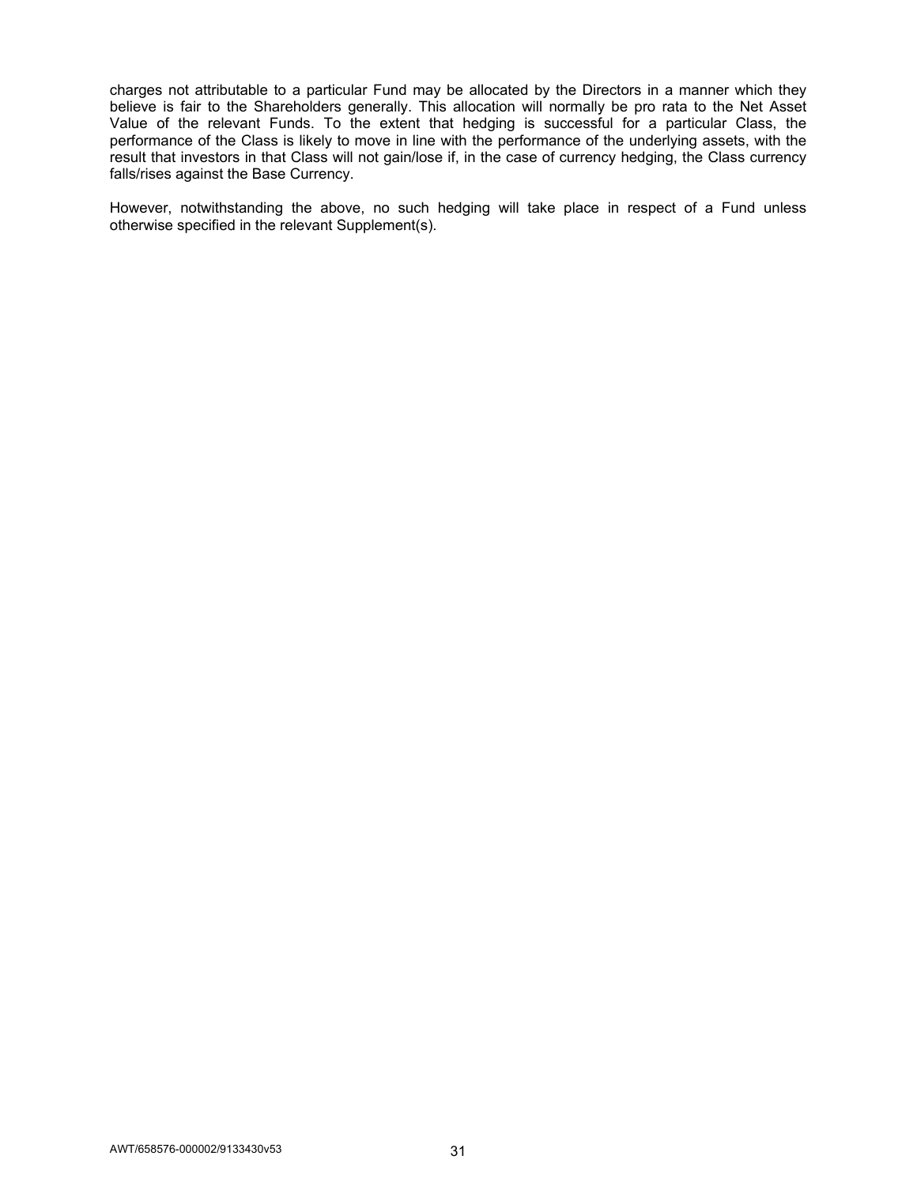charges not attributable to a particular Fund may be allocated by the Directors in a manner which they believe is fair to the Shareholders generally. This allocation will normally be pro rata to the Net Asset Value of the relevant Funds. To the extent that hedging is successful for a particular Class, the performance of the Class is likely to move in line with the performance of the underlying assets, with the result that investors in that Class will not gain/lose if, in the case of currency hedging, the Class currency falls/rises against the Base Currency.

However, notwithstanding the above, no such hedging will take place in respect of a Fund unless otherwise specified in the relevant Supplement(s).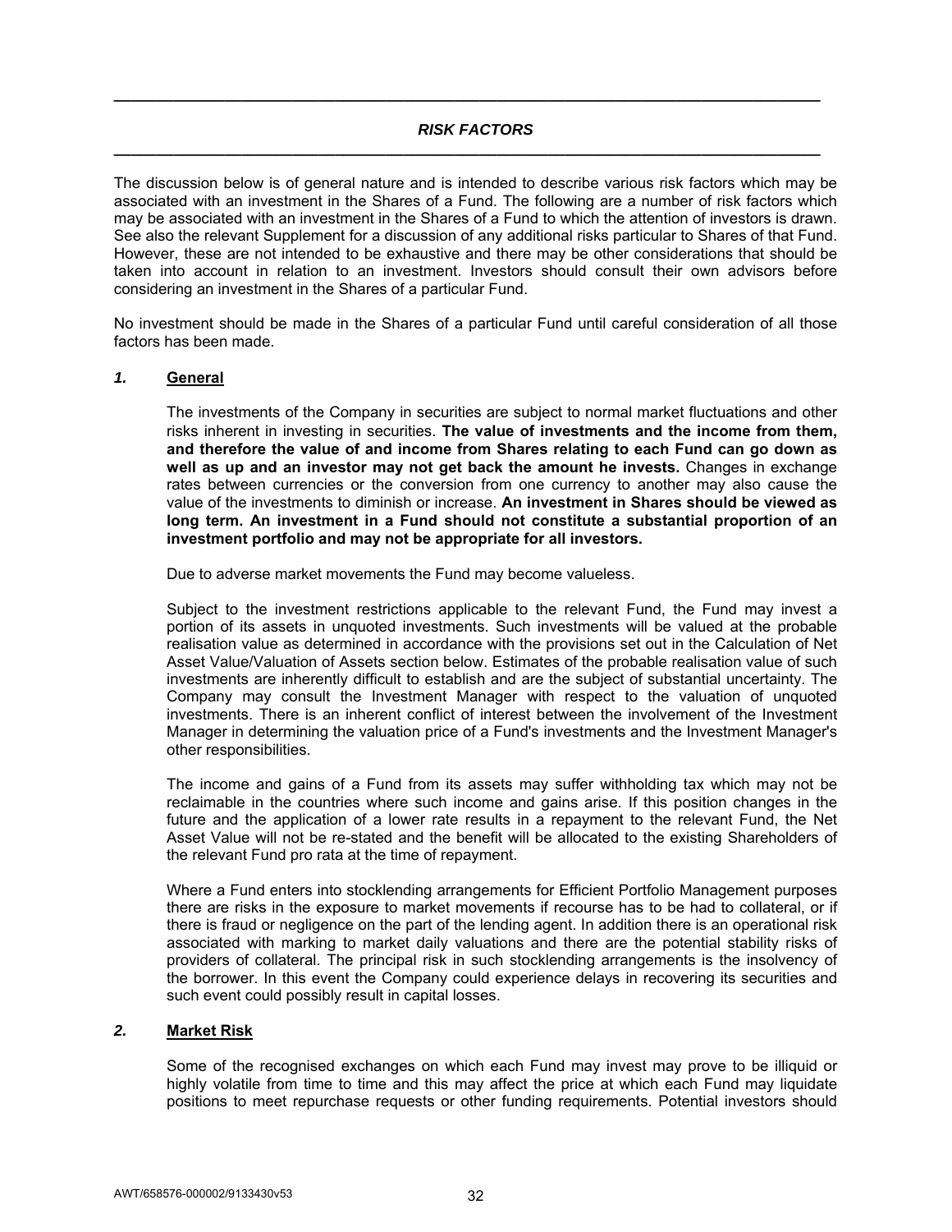## *RISK FACTORS*

The discussion below is of general nature and is intended to describe various risk factors which may be associated with an investment in the Shares of a Fund. The following are a number of risk factors which may be associated with an investment in the Shares of a Fund to which the attention of investors is drawn. See also the relevant Supplement for a discussion of any additional risks particular to Shares of that Fund. However, these are not intended to be exhaustive and there may be other considerations that should be taken into account in relation to an investment. Investors should consult their own advisors before considering an investment in the Shares of a particular Fund.

No investment should be made in the Shares of a particular Fund until careful consideration of all those factors has been made.

### *1.* <u>General</u>

The investments of the Company in securities are subject to normal market fluctuations and other risks inherent in investing in securities. **The value of investments and the income from them, and therefore the value of and income from Shares relating to each Fund can go down as well as up and an investor may not get back the amount he invests.** Changes in exchange rates between currencies or the conversion from one currency to another may also cause the value of the investments to diminish or increase. **An investment in Shares should be viewed as long term. An investment in a Fund should not constitute a substantial proportion of an investment portfolio and may not be appropriate for all investors.**

Due to adverse market movements the Fund may become valueless.

Subject to the investment restrictions applicable to the relevant Fund, the Fund may invest a portion of its assets in unquoted investments. Such investments will be valued at the probable realisation value as determined in accordance with the provisions set out in the Calculation of Net Asset Value/Valuation of Assets section below. Estimates of the probable realisation value of such investments are inherently difficult to establish and are the subject of substantial uncertainty. The Company may consult the Investment Manager with respect to the valuation of unquoted investments. There is an inherent conflict of interest between the involvement of the Investment Manager in determining the valuation price of a Fund's investments and the Investment Manager's other responsibilities.

The income and gains of a Fund from its assets may suffer withholding tax which may not be reclaimable in the countries where such income and gains arise. If this position changes in the future and the application of a lower rate results in a repayment to the relevant Fund, the Net Asset Value will not be re-stated and the benefit will be allocated to the existing Shareholders of the relevant Fund pro rata at the time of repayment.

Where a Fund enters into stocklending arrangements for Efficient Portfolio Management purposes there are risks in the exposure to market movements if recourse has to be had to collateral, or if there is fraud or negligence on the part of the lending agent. In addition there is an operational risk associated with marking to market daily valuations and there are the potential stability risks of providers of collateral. The principal risk in such stocklending arrangements is the insolvency of the borrower. In this event the Company could experience delays in recovering its securities and such event could possibly result in capital losses.

### *2.* <u>Market Risk</u>

Some of the recognised exchanges on which each Fund may invest may prove to be illiquid or highly volatile from time to time and this may affect the price at which each Fund may liquidate positions to meet repurchase requests or other funding requirements. Potential investors should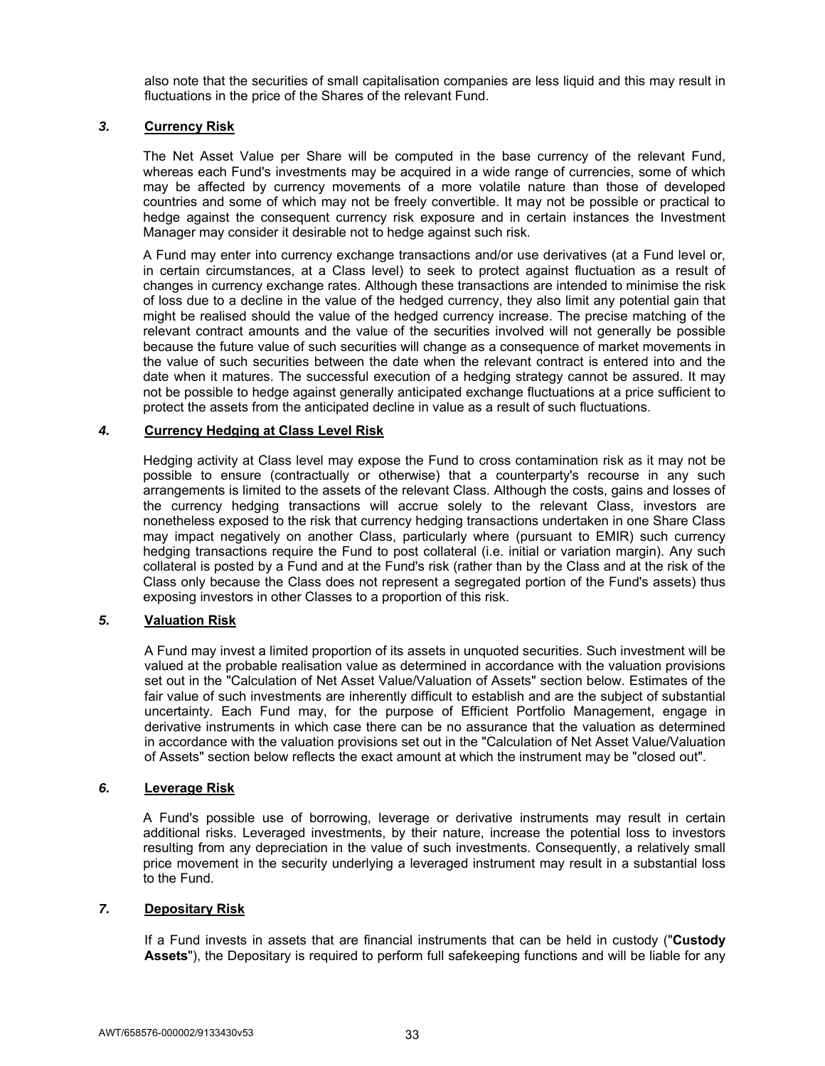also note that the securities of small capitalisation companies are less liquid and this may result in fluctuations in the price of the Shares of the relevant Fund.

### *3.* **Currency Risk**

The Net Asset Value per Share will be computed in the base currency of the relevant Fund, whereas each Fund's investments may be acquired in a wide range of currencies, some of which may be affected by currency movements of a more volatile nature than those of developed countries and some of which may not be freely convertible. It may not be possible or practical to hedge against the consequent currency risk exposure and in certain instances the Investment Manager may consider it desirable not to hedge against such risk.

A Fund may enter into currency exchange transactions and/or use derivatives (at a Fund level or, in certain circumstances, at a Class level) to seek to protect against fluctuation as a result of changes in currency exchange rates. Although these transactions are intended to minimise the risk of loss due to a decline in the value of the hedged currency, they also limit any potential gain that might be realised should the value of the hedged currency increase. The precise matching of the relevant contract amounts and the value of the securities involved will not generally be possible because the future value of such securities will change as a consequence of market movements in the value of such securities between the date when the relevant contract is entered into and the date when it matures. The successful execution of a hedging strategy cannot be assured. It may not be possible to hedge against generally anticipated exchange fluctuations at a price sufficient to protect the assets from the anticipated decline in value as a result of such fluctuations.

### *4.* **Currency Hedging at Class Level Risk**

Hedging activity at Class level may expose the Fund to cross contamination risk as it may not be possible to ensure (contractually or otherwise) that a counterparty's recourse in any such arrangements is limited to the assets of the relevant Class. Although the costs, gains and losses of the currency hedging transactions will accrue solely to the relevant Class, investors are nonetheless exposed to the risk that currency hedging transactions undertaken in one Share Class may impact negatively on another Class, particularly where (pursuant to EMIR) such currency hedging transactions require the Fund to post collateral (i.e. initial or variation margin). Any such collateral is posted by a Fund and at the Fund's risk (rather than by the Class and at the risk of the Class only because the Class does not represent a segregated portion of the Fund's assets) thus exposing investors in other Classes to a proportion of this risk.

### *5.* **Valuation Risk**

A Fund may invest a limited proportion of its assets in unquoted securities. Such investment will be valued at the probable realisation value as determined in accordance with the valuation provisions set out in the "Calculation of Net Asset Value/Valuation of Assets" section below. Estimates of the fair value of such investments are inherently difficult to establish and are the subject of substantial uncertainty. Each Fund may, for the purpose of Efficient Portfolio Management, engage in derivative instruments in which case there can be no assurance that the valuation as determined in accordance with the valuation provisions set out in the "Calculation of Net Asset Value/Valuation of Assets" section below reflects the exact amount at which the instrument may be "closed out".

### *6.* **Leverage Risk**

A Fund's possible use of borrowing, leverage or derivative instruments may result in certain additional risks. Leveraged investments, by their nature, increase the potential loss to investors resulting from any depreciation in the value of such investments. Consequently, a relatively small price movement in the security underlying a leveraged instrument may result in a substantial loss to the Fund.

### *7.* **Depositary Risk**

If a Fund invests in assets that are financial instruments that can be held in custody ("**Custody Assets**"), the Depositary is required to perform full safekeeping functions and will be liable for any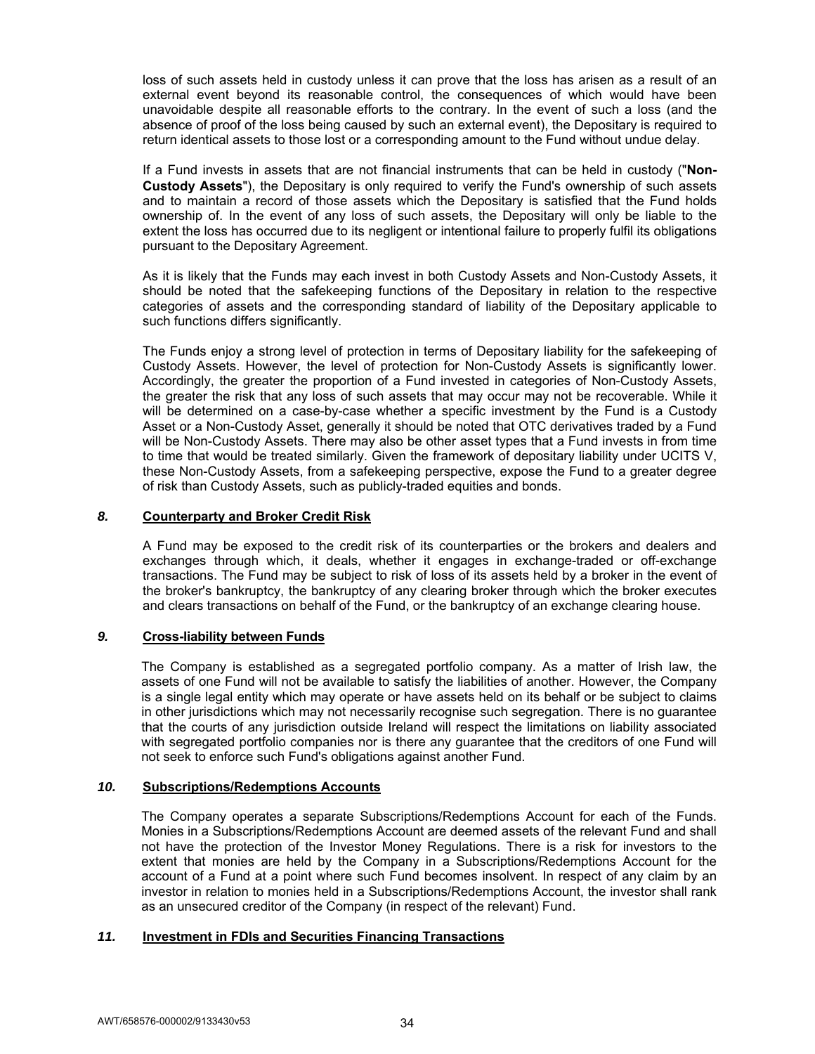loss of such assets held in custody unless it can prove that the loss has arisen as a result of an external event beyond its reasonable control, the consequences of which would have been unavoidable despite all reasonable efforts to the contrary. In the event of such a loss (and the absence of proof of the loss being caused by such an external event), the Depositary is required to return identical assets to those lost or a corresponding amount to the Fund without undue delay.

If a Fund invests in assets that are not financial instruments that can be held in custody ("**Non-Custody Assets**"), the Depositary is only required to verify the Fund's ownership of such assets and to maintain a record of those assets which the Depositary is satisfied that the Fund holds ownership of. In the event of any loss of such assets, the Depositary will only be liable to the extent the loss has occurred due to its negligent or intentional failure to properly fulfil its obligations pursuant to the Depositary Agreement.

As it is likely that the Funds may each invest in both Custody Assets and Non-Custody Assets, it should be noted that the safekeeping functions of the Depositary in relation to the respective categories of assets and the corresponding standard of liability of the Depositary applicable to such functions differs significantly.

The Funds enjoy a strong level of protection in terms of Depositary liability for the safekeeping of Custody Assets. However, the level of protection for Non-Custody Assets is significantly lower. Accordingly, the greater the proportion of a Fund invested in categories of Non-Custody Assets, the greater the risk that any loss of such assets that may occur may not be recoverable. While it will be determined on a case-by-case whether a specific investment by the Fund is a Custody Asset or a Non-Custody Asset, generally it should be noted that OTC derivatives traded by a Fund will be Non-Custody Assets. There may also be other asset types that a Fund invests in from time to time that would be treated similarly. Given the framework of depositary liability under UCITS V, these Non-Custody Assets, from a safekeeping perspective, expose the Fund to a greater degree of risk than Custody Assets, such as publicly-traded equities and bonds.

### *8.* Counterparty and Broker Credit Risk

A Fund may be exposed to the credit risk of its counterparties or the brokers and dealers and exchanges through which, it deals, whether it engages in exchange-traded or off-exchange transactions. The Fund may be subject to risk of loss of its assets held by a broker in the event of the broker's bankruptcy, the bankruptcy of any clearing broker through which the broker executes and clears transactions on behalf of the Fund, or the bankruptcy of an exchange clearing house.

### *9.* Cross-liability between Funds

The Company is established as a segregated portfolio company. As a matter of Irish law, the assets of one Fund will not be available to satisfy the liabilities of another. However, the Company is a single legal entity which may operate or have assets held on its behalf or be subject to claims in other jurisdictions which may not necessarily recognise such segregation. There is no guarantee that the courts of any jurisdiction outside Ireland will respect the limitations on liability associated with segregated portfolio companies nor is there any guarantee that the creditors of one Fund will not seek to enforce such Fund's obligations against another Fund.

### *10.* Subscriptions/Redemptions Accounts

The Company operates a separate Subscriptions/Redemptions Account for each of the Funds. Monies in a Subscriptions/Redemptions Account are deemed assets of the relevant Fund and shall not have the protection of the Investor Money Regulations. There is a risk for investors to the extent that monies are held by the Company in a Subscriptions/Redemptions Account for the account of a Fund at a point where such Fund becomes insolvent. In respect of any claim by an investor in relation to monies held in a Subscriptions/Redemptions Account, the investor shall rank as an unsecured creditor of the Company (in respect of the relevant) Fund.

### *11.* Investment in FDIs and Securities Financing Transactions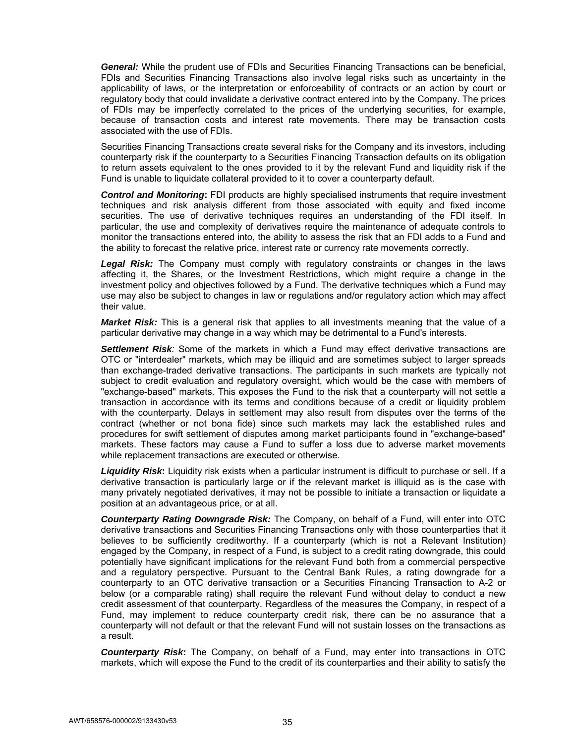***General:*** While the prudent use of FDIs and Securities Financing Transactions can be beneficial, FDIs and Securities Financing Transactions also involve legal risks such as uncertainty in the applicability of laws, or the interpretation or enforceability of contracts or an action by court or regulatory body that could invalidate a derivative contract entered into by the Company. The prices of FDIs may be imperfectly correlated to the prices of the underlying securities, for example, because of transaction costs and interest rate movements. There may be transaction costs associated with the use of FDIs.

Securities Financing Transactions create several risks for the Company and its investors, including counterparty risk if the counterparty to a Securities Financing Transaction defaults on its obligation to return assets equivalent to the ones provided to it by the relevant Fund and liquidity risk if the Fund is unable to liquidate collateral provided to it to cover a counterparty default.

***Control and Monitoring*:** FDI products are highly specialised instruments that require investment techniques and risk analysis different from those associated with equity and fixed income securities. The use of derivative techniques requires an understanding of the FDI itself. In particular, the use and complexity of derivatives require the maintenance of adequate controls to monitor the transactions entered into, the ability to assess the risk that an FDI adds to a Fund and the ability to forecast the relative price, interest rate or currency rate movements correctly.

***Legal Risk:*** The Company must comply with regulatory constraints or changes in the laws affecting it, the Shares, or the Investment Restrictions, which might require a change in the investment policy and objectives followed by a Fund. The derivative techniques which a Fund may use may also be subject to changes in law or regulations and/or regulatory action which may affect their value.

***Market Risk:*** This is a general risk that applies to all investments meaning that the value of a particular derivative may change in a way which may be detrimental to a Fund's interests.

***Settlement Risk**:* Some of the markets in which a Fund may effect derivative transactions are OTC or "interdealer" markets, which may be illiquid and are sometimes subject to larger spreads than exchange-traded derivative transactions. The participants in such markets are typically not subject to credit evaluation and regulatory oversight, which would be the case with members of "exchange-based" markets. This exposes the Fund to the risk that a counterparty will not settle a transaction in accordance with its terms and conditions because of a credit or liquidity problem with the counterparty. Delays in settlement may also result from disputes over the terms of the contract (whether or not bona fide) since such markets may lack the established rules and procedures for swift settlement of disputes among market participants found in "exchange-based" markets. These factors may cause a Fund to suffer a loss due to adverse market movements while replacement transactions are executed or otherwise.

***Liquidity Risk*:** Liquidity risk exists when a particular instrument is difficult to purchase or sell. If a derivative transaction is particularly large or if the relevant market is illiquid as is the case with many privately negotiated derivatives, it may not be possible to initiate a transaction or liquidate a position at an advantageous price, or at all.

***Counterparty Rating Downgrade Risk:*** The Company, on behalf of a Fund, will enter into OTC derivative transactions and Securities Financing Transactions only with those counterparties that it believes to be sufficiently creditworthy. If a counterparty (which is not a Relevant Institution) engaged by the Company, in respect of a Fund, is subject to a credit rating downgrade, this could potentially have significant implications for the relevant Fund both from a commercial perspective and a regulatory perspective. Pursuant to the Central Bank Rules, a rating downgrade for a counterparty to an OTC derivative transaction or a Securities Financing Transaction to A-2 or below (or a comparable rating) shall require the relevant Fund without delay to conduct a new credit assessment of that counterparty. Regardless of the measures the Company, in respect of a Fund, may implement to reduce counterparty credit risk, there can be no assurance that a counterparty will not default or that the relevant Fund will not sustain losses on the transactions as a result.

***Counterparty Risk*:** The Company, on behalf of a Fund, may enter into transactions in OTC markets, which will expose the Fund to the credit of its counterparties and their ability to satisfy the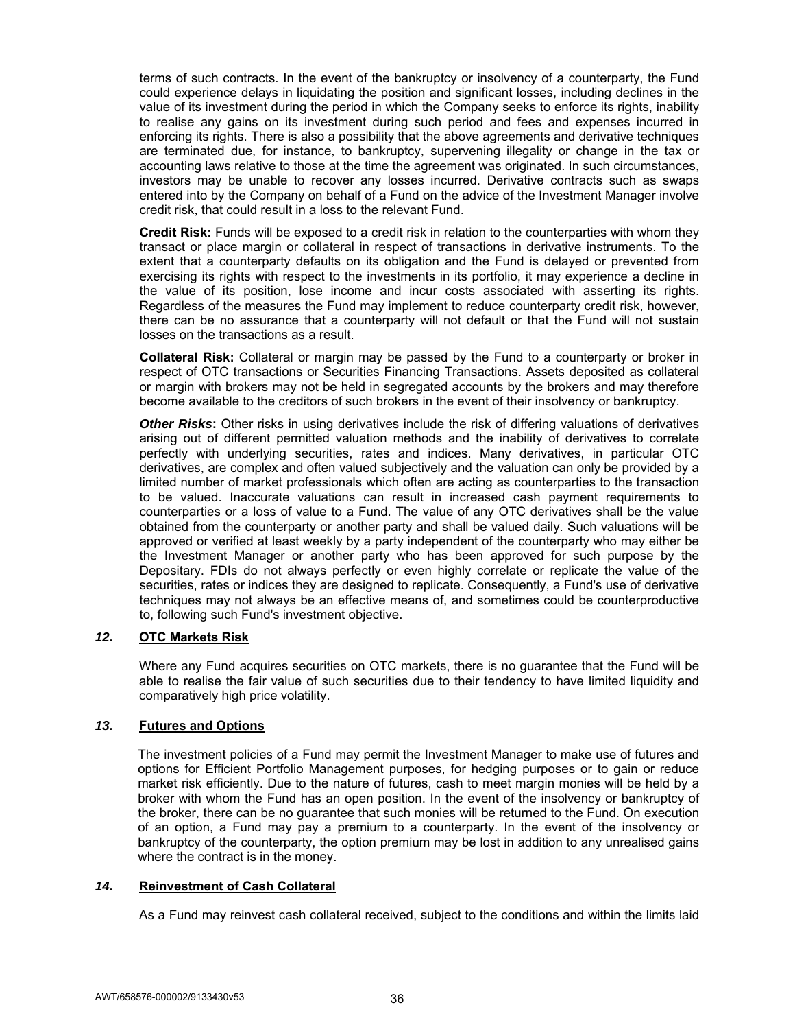terms of such contracts. In the event of the bankruptcy or insolvency of a counterparty, the Fund could experience delays in liquidating the position and significant losses, including declines in the value of its investment during the period in which the Company seeks to enforce its rights, inability to realise any gains on its investment during such period and fees and expenses incurred in enforcing its rights. There is also a possibility that the above agreements and derivative techniques are terminated due, for instance, to bankruptcy, supervening illegality or change in the tax or accounting laws relative to those at the time the agreement was originated. In such circumstances, investors may be unable to recover any losses incurred. Derivative contracts such as swaps entered into by the Company on behalf of a Fund on the advice of the Investment Manager involve credit risk, that could result in a loss to the relevant Fund.

**Credit Risk:** Funds will be exposed to a credit risk in relation to the counterparties with whom they transact or place margin or collateral in respect of transactions in derivative instruments. To the extent that a counterparty defaults on its obligation and the Fund is delayed or prevented from exercising its rights with respect to the investments in its portfolio, it may experience a decline in the value of its position, lose income and incur costs associated with asserting its rights. Regardless of the measures the Fund may implement to reduce counterparty credit risk, however, there can be no assurance that a counterparty will not default or that the Fund will not sustain losses on the transactions as a result.

**Collateral Risk:** Collateral or margin may be passed by the Fund to a counterparty or broker in respect of OTC transactions or Securities Financing Transactions. Assets deposited as collateral or margin with brokers may not be held in segregated accounts by the brokers and may therefore become available to the creditors of such brokers in the event of their insolvency or bankruptcy.

***Other Risks*:** Other risks in using derivatives include the risk of differing valuations of derivatives arising out of different permitted valuation methods and the inability of derivatives to correlate perfectly with underlying securities, rates and indices. Many derivatives, in particular OTC derivatives, are complex and often valued subjectively and the valuation can only be provided by a limited number of market professionals which often are acting as counterparties to the transaction to be valued. Inaccurate valuations can result in increased cash payment requirements to counterparties or a loss of value to a Fund. The value of any OTC derivatives shall be the value obtained from the counterparty or another party and shall be valued daily. Such valuations will be approved or verified at least weekly by a party independent of the counterparty who may either be the Investment Manager or another party who has been approved for such purpose by the Depositary. FDIs do not always perfectly or even highly correlate or replicate the value of the securities, rates or indices they are designed to replicate. Consequently, a Fund's use of derivative techniques may not always be an effective means of, and sometimes could be counterproductive to, following such Fund's investment objective.

### *12.* <u>OTC Markets Risk</u>

Where any Fund acquires securities on OTC markets, there is no guarantee that the Fund will be able to realise the fair value of such securities due to their tendency to have limited liquidity and comparatively high price volatility.

### *13.* <u>Futures and Options</u>

The investment policies of a Fund may permit the Investment Manager to make use of futures and options for Efficient Portfolio Management purposes, for hedging purposes or to gain or reduce market risk efficiently. Due to the nature of futures, cash to meet margin monies will be held by a broker with whom the Fund has an open position. In the event of the insolvency or bankruptcy of the broker, there can be no guarantee that such monies will be returned to the Fund. On execution of an option, a Fund may pay a premium to a counterparty. In the event of the insolvency or bankruptcy of the counterparty, the option premium may be lost in addition to any unrealised gains where the contract is in the money.

### *14.* <u>Reinvestment of Cash Collateral</u>

As a Fund may reinvest cash collateral received, subject to the conditions and within the limits laid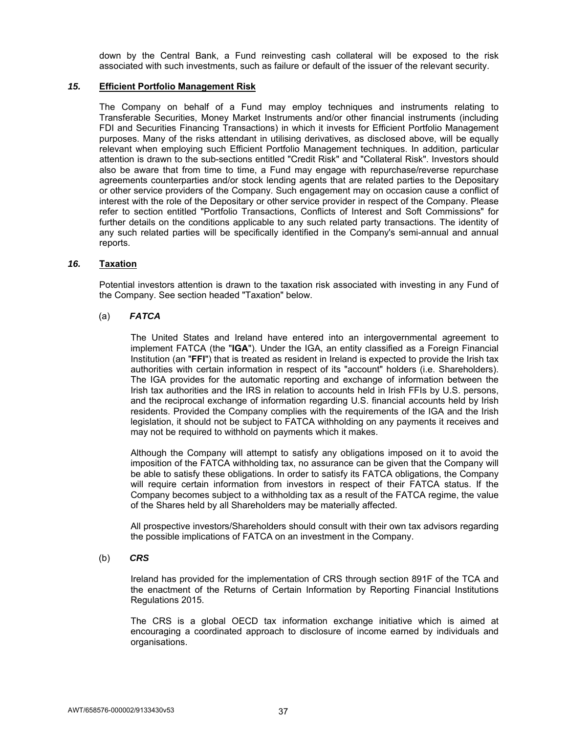down by the Central Bank, a Fund reinvesting cash collateral will be exposed to the risk associated with such investments, such as failure or default of the issuer of the relevant security.

### *15.* **Efficient Portfolio Management Risk**

The Company on behalf of a Fund may employ techniques and instruments relating to Transferable Securities, Money Market Instruments and/or other financial instruments (including FDI and Securities Financing Transactions) in which it invests for Efficient Portfolio Management purposes. Many of the risks attendant in utilising derivatives, as disclosed above, will be equally relevant when employing such Efficient Portfolio Management techniques. In addition, particular attention is drawn to the sub-sections entitled "Credit Risk" and "Collateral Risk". Investors should also be aware that from time to time, a Fund may engage with repurchase/reverse repurchase agreements counterparties and/or stock lending agents that are related parties to the Depositary or other service providers of the Company. Such engagement may on occasion cause a conflict of interest with the role of the Depositary or other service provider in respect of the Company. Please refer to section entitled "Portfolio Transactions, Conflicts of Interest and Soft Commissions" for further details on the conditions applicable to any such related party transactions. The identity of any such related parties will be specifically identified in the Company's semi-annual and annual reports.

### *16.* **Taxation**

Potential investors attention is drawn to the taxation risk associated with investing in any Fund of the Company. See section headed "Taxation" below.

#### (a) ***FATCA***

The United States and Ireland have entered into an intergovernmental agreement to implement FATCA (the "**IGA**"). Under the IGA, an entity classified as a Foreign Financial Institution (an "**FFI**") that is treated as resident in Ireland is expected to provide the Irish tax authorities with certain information in respect of its "account" holders (i.e. Shareholders). The IGA provides for the automatic reporting and exchange of information between the Irish tax authorities and the IRS in relation to accounts held in Irish FFIs by U.S. persons, and the reciprocal exchange of information regarding U.S. financial accounts held by Irish residents. Provided the Company complies with the requirements of the IGA and the Irish legislation, it should not be subject to FATCA withholding on any payments it receives and may not be required to withhold on payments which it makes.

Although the Company will attempt to satisfy any obligations imposed on it to avoid the imposition of the FATCA withholding tax, no assurance can be given that the Company will be able to satisfy these obligations. In order to satisfy its FATCA obligations, the Company will require certain information from investors in respect of their FATCA status. If the Company becomes subject to a withholding tax as a result of the FATCA regime, the value of the Shares held by all Shareholders may be materially affected.

All prospective investors/Shareholders should consult with their own tax advisors regarding the possible implications of FATCA on an investment in the Company.

#### (b) ***CRS***

Ireland has provided for the implementation of CRS through section 891F of the TCA and the enactment of the Returns of Certain Information by Reporting Financial Institutions Regulations 2015.

The CRS is a global OECD tax information exchange initiative which is aimed at encouraging a coordinated approach to disclosure of income earned by individuals and organisations.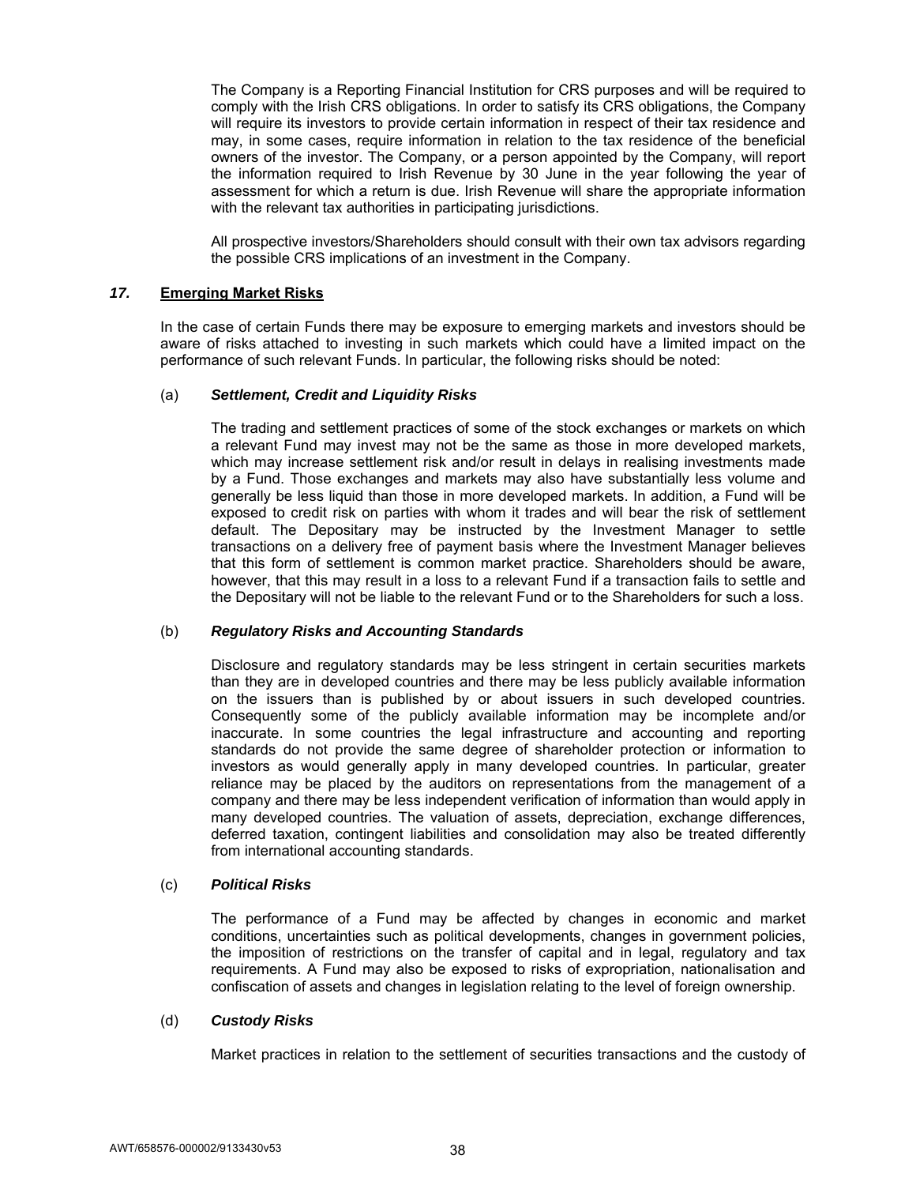The Company is a Reporting Financial Institution for CRS purposes and will be required to comply with the Irish CRS obligations. In order to satisfy its CRS obligations, the Company will require its investors to provide certain information in respect of their tax residence and may, in some cases, require information in relation to the tax residence of the beneficial owners of the investor. The Company, or a person appointed by the Company, will report the information required to Irish Revenue by 30 June in the year following the year of assessment for which a return is due. Irish Revenue will share the appropriate information with the relevant tax authorities in participating jurisdictions.

All prospective investors/Shareholders should consult with their own tax advisors regarding the possible CRS implications of an investment in the Company.

## *17.* <u>**Emerging Market Risks**</u>

In the case of certain Funds there may be exposure to emerging markets and investors should be aware of risks attached to investing in such markets which could have a limited impact on the performance of such relevant Funds. In particular, the following risks should be noted:

### (a) ***Settlement, Credit and Liquidity Risks***

The trading and settlement practices of some of the stock exchanges or markets on which a relevant Fund may invest may not be the same as those in more developed markets, which may increase settlement risk and/or result in delays in realising investments made by a Fund. Those exchanges and markets may also have substantially less volume and generally be less liquid than those in more developed markets. In addition, a Fund will be exposed to credit risk on parties with whom it trades and will bear the risk of settlement default. The Depositary may be instructed by the Investment Manager to settle transactions on a delivery free of payment basis where the Investment Manager believes that this form of settlement is common market practice. Shareholders should be aware, however, that this may result in a loss to a relevant Fund if a transaction fails to settle and the Depositary will not be liable to the relevant Fund or to the Shareholders for such a loss.

### (b) ***Regulatory Risks and Accounting Standards***

Disclosure and regulatory standards may be less stringent in certain securities markets than they are in developed countries and there may be less publicly available information on the issuers than is published by or about issuers in such developed countries. Consequently some of the publicly available information may be incomplete and/or inaccurate. In some countries the legal infrastructure and accounting and reporting standards do not provide the same degree of shareholder protection or information to investors as would generally apply in many developed countries. In particular, greater reliance may be placed by the auditors on representations from the management of a company and there may be less independent verification of information than would apply in many developed countries. The valuation of assets, depreciation, exchange differences, deferred taxation, contingent liabilities and consolidation may also be treated differently from international accounting standards.

### (c) ***Political Risks***

The performance of a Fund may be affected by changes in economic and market conditions, uncertainties such as political developments, changes in government policies, the imposition of restrictions on the transfer of capital and in legal, regulatory and tax requirements. A Fund may also be exposed to risks of expropriation, nationalisation and confiscation of assets and changes in legislation relating to the level of foreign ownership.

### (d) ***Custody Risks***

Market practices in relation to the settlement of securities transactions and the custody of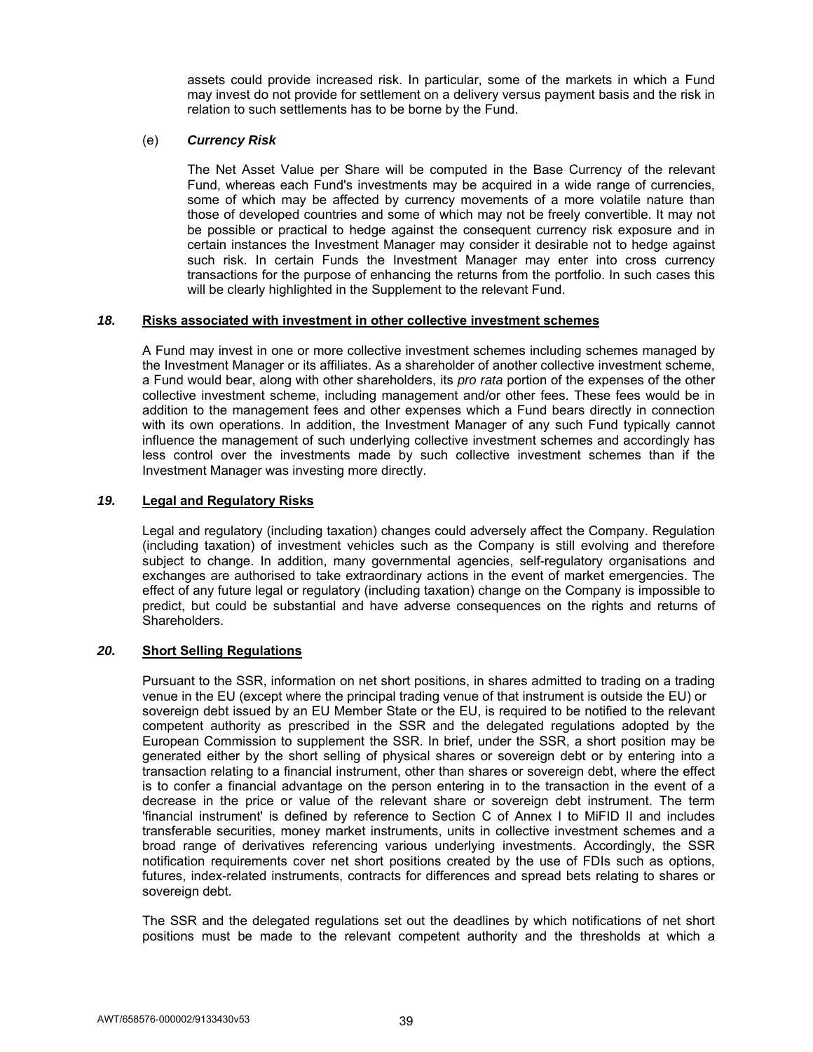assets could provide increased risk. In particular, some of the markets in which a Fund may invest do not provide for settlement on a delivery versus payment basis and the risk in relation to such settlements has to be borne by the Fund.

(e) ***Currency Risk***

The Net Asset Value per Share will be computed in the Base Currency of the relevant Fund, whereas each Fund's investments may be acquired in a wide range of currencies, some of which may be affected by currency movements of a more volatile nature than those of developed countries and some of which may not be freely convertible. It may not be possible or practical to hedge against the consequent currency risk exposure and in certain instances the Investment Manager may consider it desirable not to hedge against such risk. In certain Funds the Investment Manager may enter into cross currency transactions for the purpose of enhancing the returns from the portfolio. In such cases this will be clearly highlighted in the Supplement to the relevant Fund.

### *18.* <u>**Risks associated with investment in other collective investment schemes**</u>

A Fund may invest in one or more collective investment schemes including schemes managed by the Investment Manager or its affiliates. As a shareholder of another collective investment scheme, a Fund would bear, along with other shareholders, its *pro rata* portion of the expenses of the other collective investment scheme, including management and/or other fees. These fees would be in addition to the management fees and other expenses which a Fund bears directly in connection with its own operations. In addition, the Investment Manager of any such Fund typically cannot influence the management of such underlying collective investment schemes and accordingly has less control over the investments made by such collective investment schemes than if the Investment Manager was investing more directly.

### *19.* <u>**Legal and Regulatory Risks**</u>

Legal and regulatory (including taxation) changes could adversely affect the Company. Regulation (including taxation) of investment vehicles such as the Company is still evolving and therefore subject to change. In addition, many governmental agencies, self-regulatory organisations and exchanges are authorised to take extraordinary actions in the event of market emergencies. The effect of any future legal or regulatory (including taxation) change on the Company is impossible to predict, but could be substantial and have adverse consequences on the rights and returns of Shareholders.

### *20.* <u>**Short Selling Regulations**</u>

Pursuant to the SSR, information on net short positions, in shares admitted to trading on a trading venue in the EU (except where the principal trading venue of that instrument is outside the EU) or sovereign debt issued by an EU Member State or the EU, is required to be notified to the relevant competent authority as prescribed in the SSR and the delegated regulations adopted by the European Commission to supplement the SSR. In brief, under the SSR, a short position may be generated either by the short selling of physical shares or sovereign debt or by entering into a transaction relating to a financial instrument, other than shares or sovereign debt, where the effect is to confer a financial advantage on the person entering in to the transaction in the event of a decrease in the price or value of the relevant share or sovereign debt instrument. The term 'financial instrument' is defined by reference to Section C of Annex I to MiFID II and includes transferable securities, money market instruments, units in collective investment schemes and a broad range of derivatives referencing various underlying investments. Accordingly, the SSR notification requirements cover net short positions created by the use of FDIs such as options, futures, index-related instruments, contracts for differences and spread bets relating to shares or sovereign debt.

The SSR and the delegated regulations set out the deadlines by which notifications of net short positions must be made to the relevant competent authority and the thresholds at which a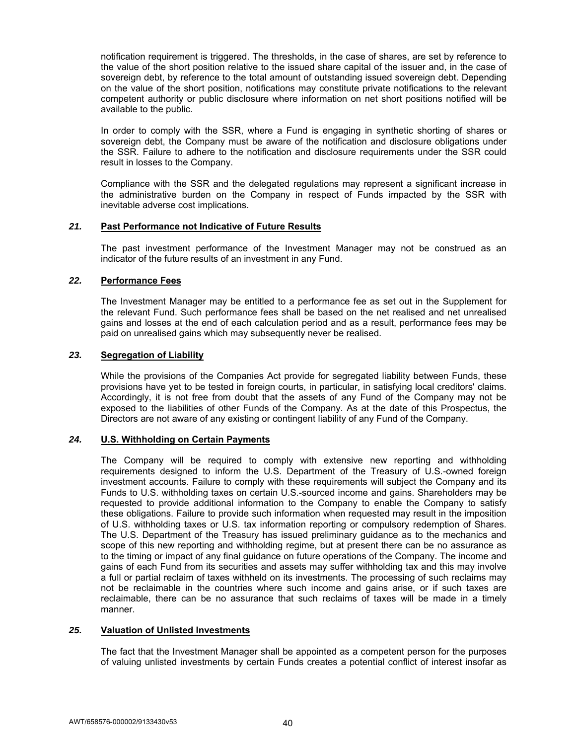notification requirement is triggered. The thresholds, in the case of shares, are set by reference to the value of the short position relative to the issued share capital of the issuer and, in the case of sovereign debt, by reference to the total amount of outstanding issued sovereign debt. Depending on the value of the short position, notifications may constitute private notifications to the relevant competent authority or public disclosure where information on net short positions notified will be available to the public.

In order to comply with the SSR, where a Fund is engaging in synthetic shorting of shares or sovereign debt, the Company must be aware of the notification and disclosure obligations under the SSR. Failure to adhere to the notification and disclosure requirements under the SSR could result in losses to the Company.

Compliance with the SSR and the delegated regulations may represent a significant increase in the administrative burden on the Company in respect of Funds impacted by the SSR with inevitable adverse cost implications.

### *21.* Past Performance not Indicative of Future Results

The past investment performance of the Investment Manager may not be construed as an indicator of the future results of an investment in any Fund.

### *22.* Performance Fees

The Investment Manager may be entitled to a performance fee as set out in the Supplement for the relevant Fund. Such performance fees shall be based on the net realised and net unrealised gains and losses at the end of each calculation period and as a result, performance fees may be paid on unrealised gains which may subsequently never be realised.

### *23.* Segregation of Liability

While the provisions of the Companies Act provide for segregated liability between Funds, these provisions have yet to be tested in foreign courts, in particular, in satisfying local creditors' claims. Accordingly, it is not free from doubt that the assets of any Fund of the Company may not be exposed to the liabilities of other Funds of the Company. As at the date of this Prospectus, the Directors are not aware of any existing or contingent liability of any Fund of the Company.

### *24.* U.S. Withholding on Certain Payments

The Company will be required to comply with extensive new reporting and withholding requirements designed to inform the U.S. Department of the Treasury of U.S.-owned foreign investment accounts. Failure to comply with these requirements will subject the Company and its Funds to U.S. withholding taxes on certain U.S.-sourced income and gains. Shareholders may be requested to provide additional information to the Company to enable the Company to satisfy these obligations. Failure to provide such information when requested may result in the imposition of U.S. withholding taxes or U.S. tax information reporting or compulsory redemption of Shares. The U.S. Department of the Treasury has issued preliminary guidance as to the mechanics and scope of this new reporting and withholding regime, but at present there can be no assurance as to the timing or impact of any final guidance on future operations of the Company. The income and gains of each Fund from its securities and assets may suffer withholding tax and this may involve a full or partial reclaim of taxes withheld on its investments. The processing of such reclaims may not be reclaimable in the countries where such income and gains arise, or if such taxes are reclaimable, there can be no assurance that such reclaims of taxes will be made in a timely manner.

### *25.* Valuation of Unlisted Investments

The fact that the Investment Manager shall be appointed as a competent person for the purposes of valuing unlisted investments by certain Funds creates a potential conflict of interest insofar as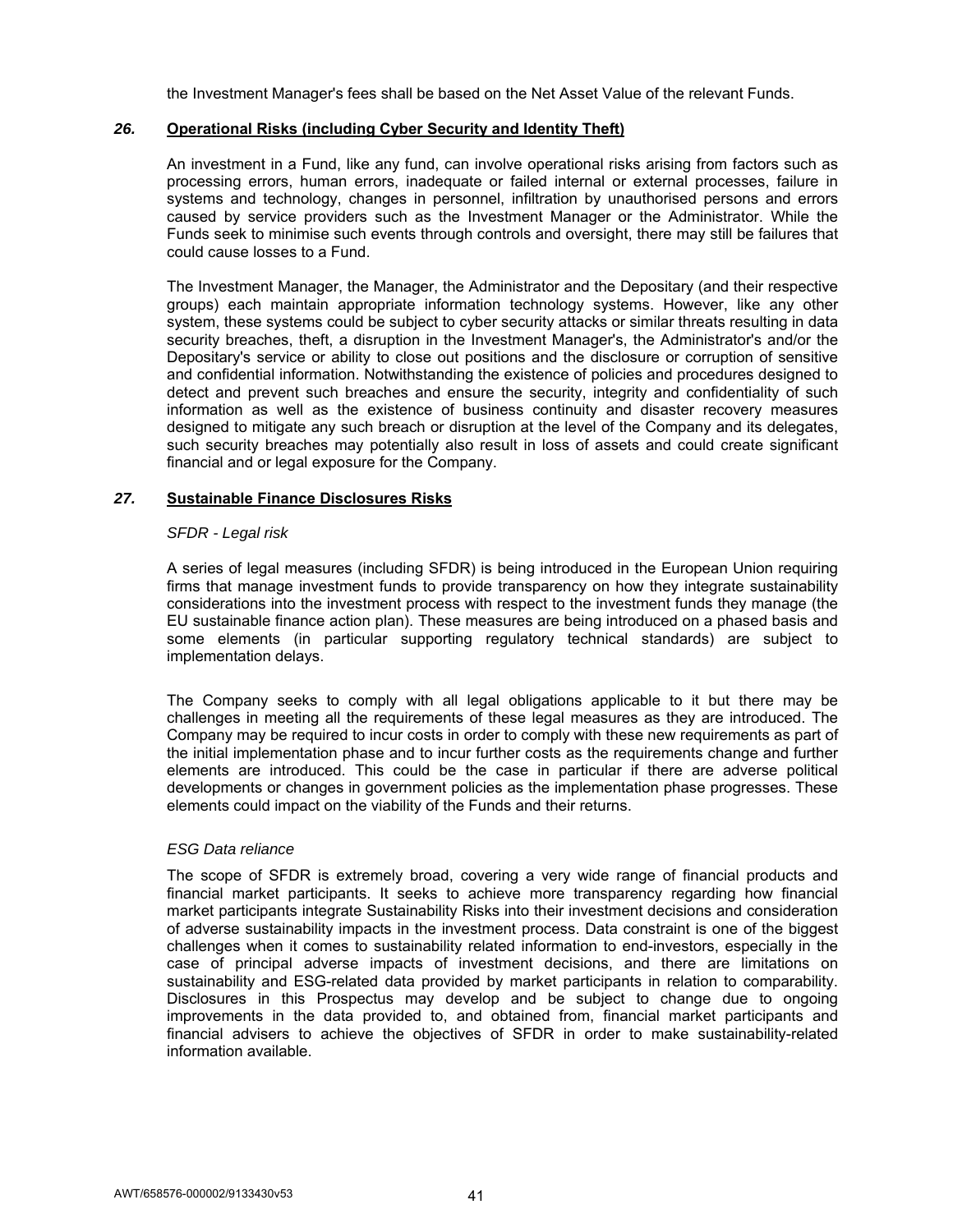the Investment Manager's fees shall be based on the Net Asset Value of the relevant Funds.

## *26.* **Operational Risks (including Cyber Security and Identity Theft)**

An investment in a Fund, like any fund, can involve operational risks arising from factors such as processing errors, human errors, inadequate or failed internal or external processes, failure in systems and technology, changes in personnel, infiltration by unauthorised persons and errors caused by service providers such as the Investment Manager or the Administrator. While the Funds seek to minimise such events through controls and oversight, there may still be failures that could cause losses to a Fund.

The Investment Manager, the Manager, the Administrator and the Depositary (and their respective groups) each maintain appropriate information technology systems. However, like any other system, these systems could be subject to cyber security attacks or similar threats resulting in data security breaches, theft, a disruption in the Investment Manager's, the Administrator's and/or the Depositary's service or ability to close out positions and the disclosure or corruption of sensitive and confidential information. Notwithstanding the existence of policies and procedures designed to detect and prevent such breaches and ensure the security, integrity and confidentiality of such information as well as the existence of business continuity and disaster recovery measures designed to mitigate any such breach or disruption at the level of the Company and its delegates, such security breaches may potentially also result in loss of assets and could create significant financial and or legal exposure for the Company.

## *27.* **Sustainable Finance Disclosures Risks**

*SFDR - Legal risk*

A series of legal measures (including SFDR) is being introduced in the European Union requiring firms that manage investment funds to provide transparency on how they integrate sustainability considerations into the investment process with respect to the investment funds they manage (the EU sustainable finance action plan). These measures are being introduced on a phased basis and some elements (in particular supporting regulatory technical standards) are subject to implementation delays.

The Company seeks to comply with all legal obligations applicable to it but there may be challenges in meeting all the requirements of these legal measures as they are introduced. The Company may be required to incur costs in order to comply with these new requirements as part of the initial implementation phase and to incur further costs as the requirements change and further elements are introduced. This could be the case in particular if there are adverse political developments or changes in government policies as the implementation phase progresses. These elements could impact on the viability of the Funds and their returns.

*ESG Data reliance*

The scope of SFDR is extremely broad, covering a very wide range of financial products and financial market participants. It seeks to achieve more transparency regarding how financial market participants integrate Sustainability Risks into their investment decisions and consideration of adverse sustainability impacts in the investment process. Data constraint is one of the biggest challenges when it comes to sustainability related information to end-investors, especially in the case of principal adverse impacts of investment decisions, and there are limitations on sustainability and ESG-related data provided by market participants in relation to comparability. Disclosures in this Prospectus may develop and be subject to change due to ongoing improvements in the data provided to, and obtained from, financial market participants and financial advisers to achieve the objectives of SFDR in order to make sustainability-related information available.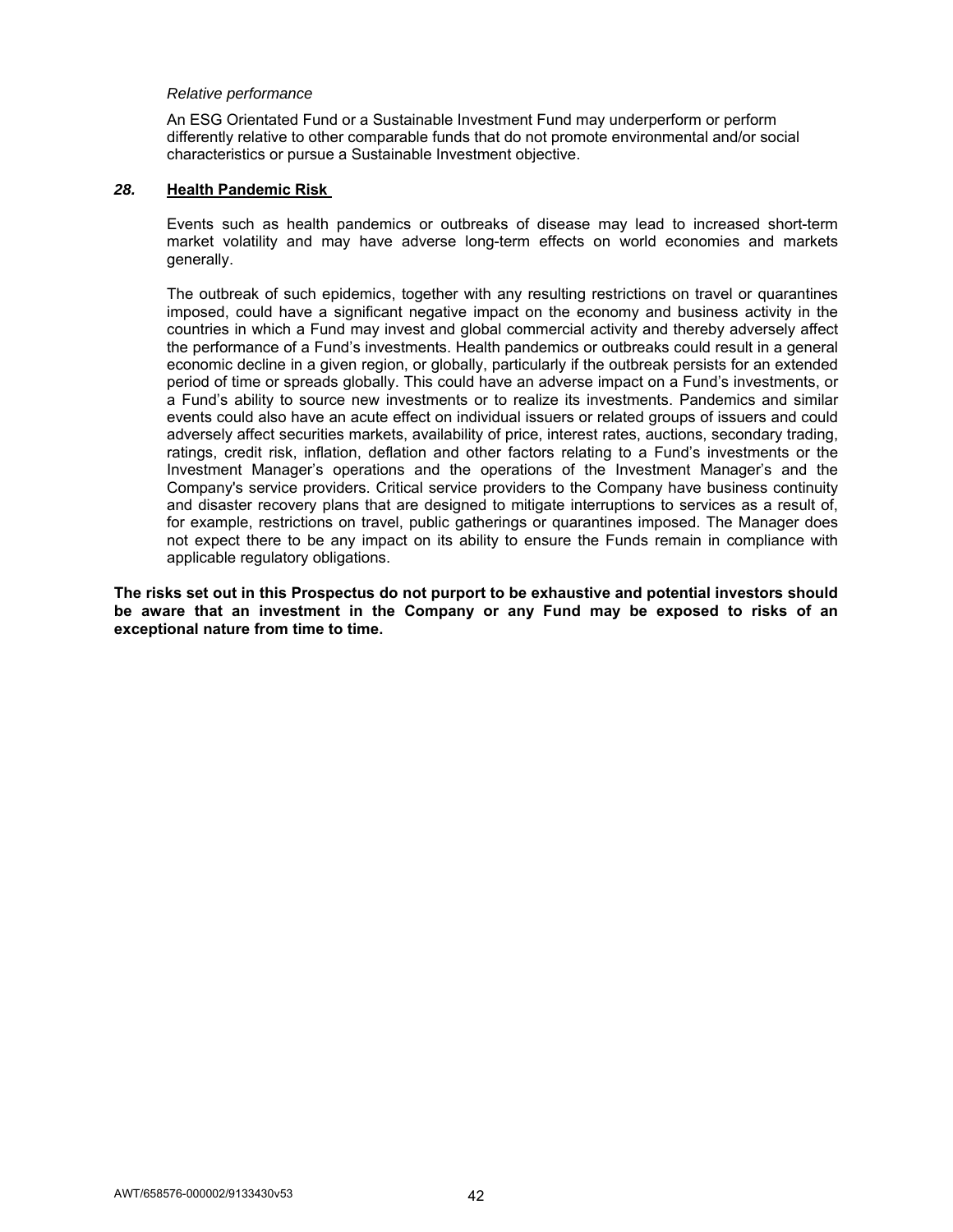*Relative performance*

An ESG Orientated Fund or a Sustainable Investment Fund may underperform or perform differently relative to other comparable funds that do not promote environmental and/or social characteristics or pursue a Sustainable Investment objective.

### *28.* Health Pandemic Risk

Events such as health pandemics or outbreaks of disease may lead to increased short-term market volatility and may have adverse long-term effects on world economies and markets generally.

The outbreak of such epidemics, together with any resulting restrictions on travel or quarantines imposed, could have a significant negative impact on the economy and business activity in the countries in which a Fund may invest and global commercial activity and thereby adversely affect the performance of a Fund's investments. Health pandemics or outbreaks could result in a general economic decline in a given region, or globally, particularly if the outbreak persists for an extended period of time or spreads globally. This could have an adverse impact on a Fund's investments, or a Fund's ability to source new investments or to realize its investments. Pandemics and similar events could also have an acute effect on individual issuers or related groups of issuers and could adversely affect securities markets, availability of price, interest rates, auctions, secondary trading, ratings, credit risk, inflation, deflation and other factors relating to a Fund's investments or the Investment Manager's operations and the operations of the Investment Manager's and the Company's service providers. Critical service providers to the Company have business continuity and disaster recovery plans that are designed to mitigate interruptions to services as a result of, for example, restrictions on travel, public gatherings or quarantines imposed. The Manager does not expect there to be any impact on its ability to ensure the Funds remain in compliance with applicable regulatory obligations.

**The risks set out in this Prospectus do not purport to be exhaustive and potential investors should be aware that an investment in the Company or any Fund may be exposed to risks of an exceptional nature from time to time.**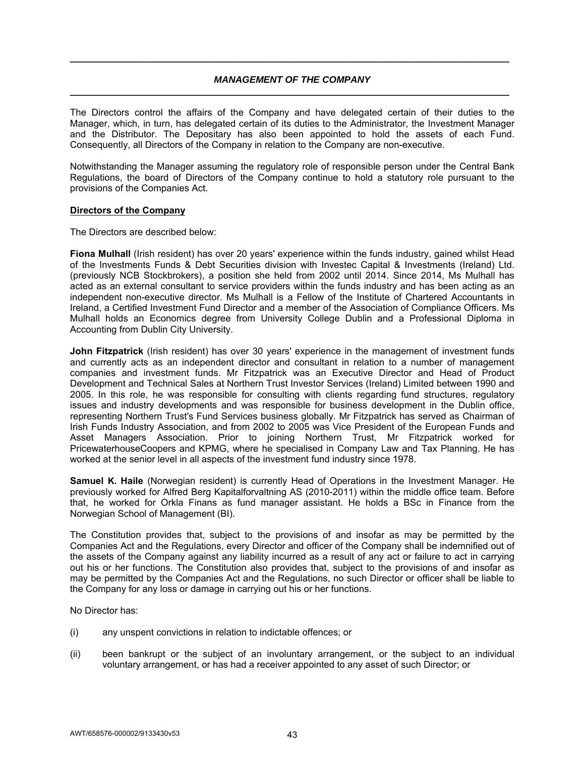## *MANAGEMENT OF THE COMPANY*

The Directors control the affairs of the Company and have delegated certain of their duties to the Manager, which, in turn, has delegated certain of its duties to the Administrator, the Investment Manager and the Distributor. The Depositary has also been appointed to hold the assets of each Fund. Consequently, all Directors of the Company in relation to the Company are non-executive.

Notwithstanding the Manager assuming the regulatory role of responsible person under the Central Bank Regulations, the board of Directors of the Company continue to hold a statutory role pursuant to the provisions of the Companies Act.

### Directors of the Company

The Directors are described below:

**Fiona Mulhall** (Irish resident) has over 20 years' experience within the funds industry, gained whilst Head of the Investments Funds & Debt Securities division with Investec Capital & Investments (Ireland) Ltd. (previously NCB Stockbrokers), a position she held from 2002 until 2014. Since 2014, Ms Mulhall has acted as an external consultant to service providers within the funds industry and has been acting as an independent non-executive director. Ms Mulhall is a Fellow of the Institute of Chartered Accountants in Ireland, a Certified Investment Fund Director and a member of the Association of Compliance Officers. Ms Mulhall holds an Economics degree from University College Dublin and a Professional Diploma in Accounting from Dublin City University.

**John Fitzpatrick** (Irish resident) has over 30 years' experience in the management of investment funds and currently acts as an independent director and consultant in relation to a number of management companies and investment funds. Mr Fitzpatrick was an Executive Director and Head of Product Development and Technical Sales at Northern Trust Investor Services (Ireland) Limited between 1990 and 2005. In this role, he was responsible for consulting with clients regarding fund structures, regulatory issues and industry developments and was responsible for business development in the Dublin office, representing Northern Trust's Fund Services business globally. Mr Fitzpatrick has served as Chairman of Irish Funds Industry Association, and from 2002 to 2005 was Vice President of the European Funds and Asset Managers Association. Prior to joining Northern Trust, Mr Fitzpatrick worked for PricewaterhouseCoopers and KPMG, where he specialised in Company Law and Tax Planning. He has worked at the senior level in all aspects of the investment fund industry since 1978.

**Samuel K. Haile** (Norwegian resident) is currently Head of Operations in the Investment Manager. He previously worked for Alfred Berg Kapitalforvaltning AS (2010-2011) within the middle office team. Before that, he worked for Orkla Finans as fund manager assistant. He holds a BSc in Finance from the Norwegian School of Management (BI).

The Constitution provides that, subject to the provisions of and insofar as may be permitted by the Companies Act and the Regulations, every Director and officer of the Company shall be indemnified out of the assets of the Company against any liability incurred as a result of any act or failure to act in carrying out his or her functions. The Constitution also provides that, subject to the provisions of and insofar as may be permitted by the Companies Act and the Regulations, no such Director or officer shall be liable to the Company for any loss or damage in carrying out his or her functions.

No Director has:

(i) any unspent convictions in relation to indictable offences; or

(ii) been bankrupt or the subject of an involuntary arrangement, or the subject to an individual voluntary arrangement, or has had a receiver appointed to any asset of such Director; or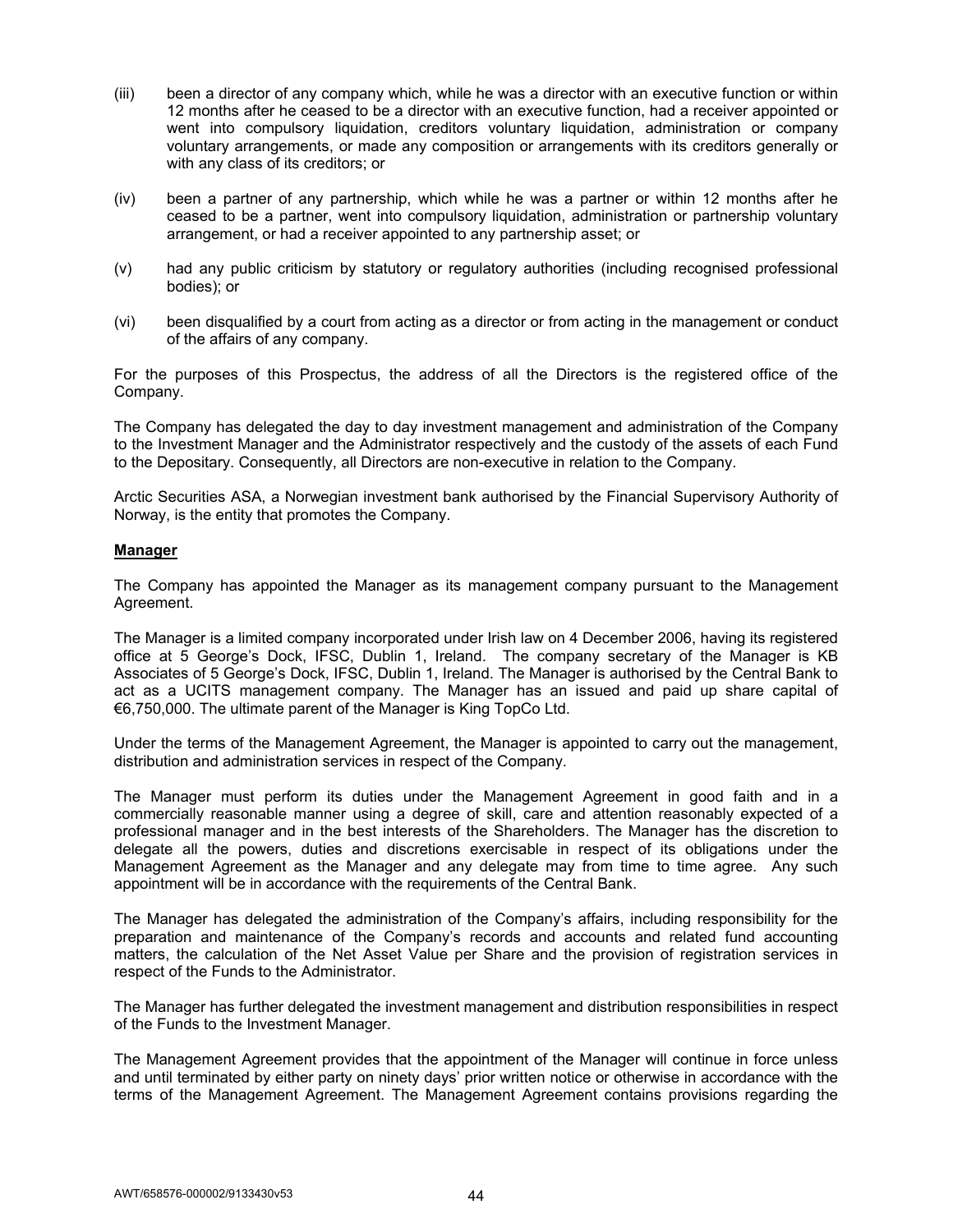(iii) been a director of any company which, while he was a director with an executive function or within 12 months after he ceased to be a director with an executive function, had a receiver appointed or went into compulsory liquidation, creditors voluntary liquidation, administration or company voluntary arrangements, or made any composition or arrangements with its creditors generally or with any class of its creditors; or

(iv) been a partner of any partnership, which while he was a partner or within 12 months after he ceased to be a partner, went into compulsory liquidation, administration or partnership voluntary arrangement, or had a receiver appointed to any partnership asset; or

(v) had any public criticism by statutory or regulatory authorities (including recognised professional bodies); or

(vi) been disqualified by a court from acting as a director or from acting in the management or conduct of the affairs of any company.

For the purposes of this Prospectus, the address of all the Directors is the registered office of the Company.

The Company has delegated the day to day investment management and administration of the Company to the Investment Manager and the Administrator respectively and the custody of the assets of each Fund to the Depositary. Consequently, all Directors are non-executive in relation to the Company.

Arctic Securities ASA, a Norwegian investment bank authorised by the Financial Supervisory Authority of Norway, is the entity that promotes the Company.

**Manager**

The Company has appointed the Manager as its management company pursuant to the Management Agreement.

The Manager is a limited company incorporated under Irish law on 4 December 2006, having its registered office at 5 George's Dock, IFSC, Dublin 1, Ireland. The company secretary of the Manager is KB Associates of 5 George's Dock, IFSC, Dublin 1, Ireland. The Manager is authorised by the Central Bank to act as a UCITS management company. The Manager has an issued and paid up share capital of €6,750,000. The ultimate parent of the Manager is King TopCo Ltd.

Under the terms of the Management Agreement, the Manager is appointed to carry out the management, distribution and administration services in respect of the Company.

The Manager must perform its duties under the Management Agreement in good faith and in a commercially reasonable manner using a degree of skill, care and attention reasonably expected of a professional manager and in the best interests of the Shareholders. The Manager has the discretion to delegate all the powers, duties and discretions exercisable in respect of its obligations under the Management Agreement as the Manager and any delegate may from time to time agree. Any such appointment will be in accordance with the requirements of the Central Bank.

The Manager has delegated the administration of the Company's affairs, including responsibility for the preparation and maintenance of the Company's records and accounts and related fund accounting matters, the calculation of the Net Asset Value per Share and the provision of registration services in respect of the Funds to the Administrator.

The Manager has further delegated the investment management and distribution responsibilities in respect of the Funds to the Investment Manager.

The Management Agreement provides that the appointment of the Manager will continue in force unless and until terminated by either party on ninety days' prior written notice or otherwise in accordance with the terms of the Management Agreement. The Management Agreement contains provisions regarding the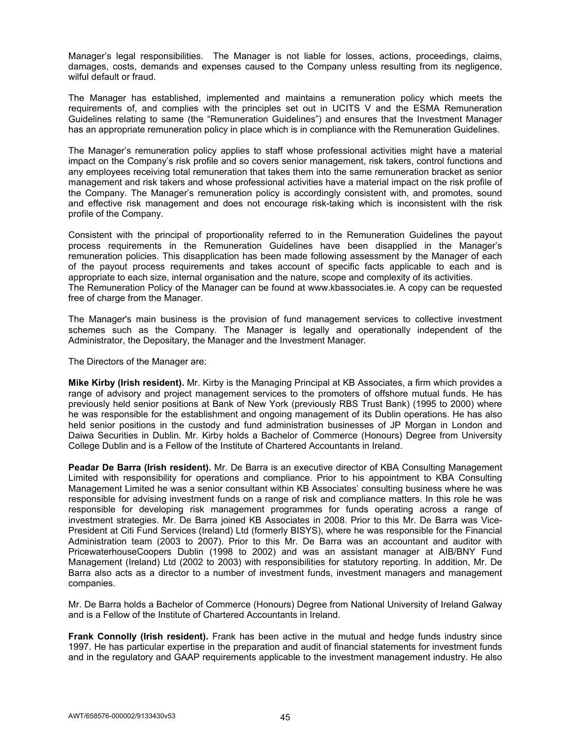Manager's legal responsibilities. The Manager is not liable for losses, actions, proceedings, claims, damages, costs, demands and expenses caused to the Company unless resulting from its negligence, wilful default or fraud.

The Manager has established, implemented and maintains a remuneration policy which meets the requirements of, and complies with the principles set out in UCITS V and the ESMA Remuneration Guidelines relating to same (the "Remuneration Guidelines") and ensures that the Investment Manager has an appropriate remuneration policy in place which is in compliance with the Remuneration Guidelines.

The Manager's remuneration policy applies to staff whose professional activities might have a material impact on the Company's risk profile and so covers senior management, risk takers, control functions and any employees receiving total remuneration that takes them into the same remuneration bracket as senior management and risk takers and whose professional activities have a material impact on the risk profile of the Company. The Manager's remuneration policy is accordingly consistent with, and promotes, sound and effective risk management and does not encourage risk-taking which is inconsistent with the risk profile of the Company.

Consistent with the principal of proportionality referred to in the Remuneration Guidelines the payout process requirements in the Remuneration Guidelines have been disapplied in the Manager's remuneration policies. This disapplication has been made following assessment by the Manager of each of the payout process requirements and takes account of specific facts applicable to each and is appropriate to each size, internal organisation and the nature, scope and complexity of its activities.
The Remuneration Policy of the Manager can be found at www.kbassociates.ie. A copy can be requested free of charge from the Manager.

The Manager's main business is the provision of fund management services to collective investment schemes such as the Company. The Manager is legally and operationally independent of the Administrator, the Depositary, the Manager and the Investment Manager.

The Directors of the Manager are:

**Mike Kirby (Irish resident).** Mr. Kirby is the Managing Principal at KB Associates, a firm which provides a range of advisory and project management services to the promoters of offshore mutual funds. He has previously held senior positions at Bank of New York (previously RBS Trust Bank) (1995 to 2000) where he was responsible for the establishment and ongoing management of its Dublin operations. He has also held senior positions in the custody and fund administration businesses of JP Morgan in London and Daiwa Securities in Dublin. Mr. Kirby holds a Bachelor of Commerce (Honours) Degree from University College Dublin and is a Fellow of the Institute of Chartered Accountants in Ireland.

**Peadar De Barra (Irish resident).** Mr. De Barra is an executive director of KBA Consulting Management Limited with responsibility for operations and compliance. Prior to his appointment to KBA Consulting Management Limited he was a senior consultant within KB Associates' consulting business where he was responsible for advising investment funds on a range of risk and compliance matters. In this role he was responsible for developing risk management programmes for funds operating across a range of investment strategies. Mr. De Barra joined KB Associates in 2008. Prior to this Mr. De Barra was Vice-President at Citi Fund Services (Ireland) Ltd (formerly BISYS), where he was responsible for the Financial Administration team (2003 to 2007). Prior to this Mr. De Barra was an accountant and auditor with PricewaterhouseCoopers Dublin (1998 to 2002) and was an assistant manager at AIB/BNY Fund Management (Ireland) Ltd (2002 to 2003) with responsibilities for statutory reporting. In addition, Mr. De Barra also acts as a director to a number of investment funds, investment managers and management companies.

Mr. De Barra holds a Bachelor of Commerce (Honours) Degree from National University of Ireland Galway and is a Fellow of the Institute of Chartered Accountants in Ireland.

**Frank Connolly (Irish resident).** Frank has been active in the mutual and hedge funds industry since 1997. He has particular expertise in the preparation and audit of financial statements for investment funds and in the regulatory and GAAP requirements applicable to the investment management industry. He also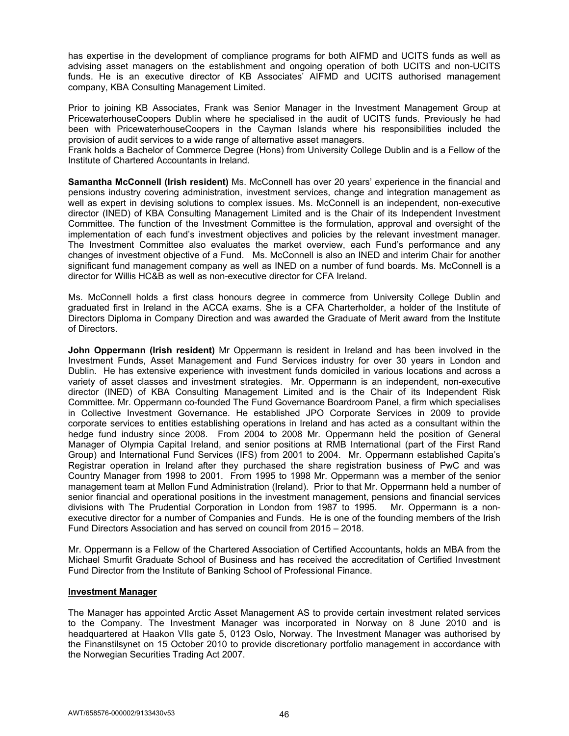has expertise in the development of compliance programs for both AIFMD and UCITS funds as well as advising asset managers on the establishment and ongoing operation of both UCITS and non-UCITS funds. He is an executive director of KB Associates' AIFMD and UCITS authorised management company, KBA Consulting Management Limited.

Prior to joining KB Associates, Frank was Senior Manager in the Investment Management Group at PricewaterhouseCoopers Dublin where he specialised in the audit of UCITS funds. Previously he had been with PricewaterhouseCoopers in the Cayman Islands where his responsibilities included the provision of audit services to a wide range of alternative asset managers.
Frank holds a Bachelor of Commerce Degree (Hons) from University College Dublin and is a Fellow of the Institute of Chartered Accountants in Ireland.

**Samantha McConnell (Irish resident)** Ms. McConnell has over 20 years' experience in the financial and pensions industry covering administration, investment services, change and integration management as well as expert in devising solutions to complex issues. Ms. McConnell is an independent, non-executive director (INED) of KBA Consulting Management Limited and is the Chair of its Independent Investment Committee. The function of the Investment Committee is the formulation, approval and oversight of the implementation of each fund's investment objectives and policies by the relevant investment manager. The Investment Committee also evaluates the market overview, each Fund's performance and any changes of investment objective of a Fund. Ms. McConnell is also an INED and interim Chair for another significant fund management company as well as INED on a number of fund boards. Ms. McConnell is a director for Willis HC&B as well as non-executive director for CFA Ireland.

Ms. McConnell holds a first class honours degree in commerce from University College Dublin and graduated first in Ireland in the ACCA exams. She is a CFA Charterholder, a holder of the Institute of Directors Diploma in Company Direction and was awarded the Graduate of Merit award from the Institute of Directors.

**John Oppermann (Irish resident)** Mr Oppermann is resident in Ireland and has been involved in the Investment Funds, Asset Management and Fund Services industry for over 30 years in London and Dublin. He has extensive experience with investment funds domiciled in various locations and across a variety of asset classes and investment strategies. Mr. Oppermann is an independent, non-executive director (INED) of KBA Consulting Management Limited and is the Chair of its Independent Risk Committee. Mr. Oppermann co-founded The Fund Governance Boardroom Panel, a firm which specialises in Collective Investment Governance. He established JPO Corporate Services in 2009 to provide corporate services to entities establishing operations in Ireland and has acted as a consultant within the hedge fund industry since 2008. From 2004 to 2008 Mr. Oppermann held the position of General Manager of Olympia Capital Ireland, and senior positions at RMB International (part of the First Rand Group) and International Fund Services (IFS) from 2001 to 2004. Mr. Oppermann established Capita's Registrar operation in Ireland after they purchased the share registration business of PwC and was Country Manager from 1998 to 2001. From 1995 to 1998 Mr. Oppermann was a member of the senior management team at Mellon Fund Administration (Ireland). Prior to that Mr. Oppermann held a number of senior financial and operational positions in the investment management, pensions and financial services divisions with The Prudential Corporation in London from 1987 to 1995. Mr. Oppermann is a non-executive director for a number of Companies and Funds. He is one of the founding members of the Irish Fund Directors Association and has served on council from 2015 – 2018.

Mr. Oppermann is a Fellow of the Chartered Association of Certified Accountants, holds an MBA from the Michael Smurfit Graduate School of Business and has received the accreditation of Certified Investment Fund Director from the Institute of Banking School of Professional Finance.

## Investment Manager

The Manager has appointed Arctic Asset Management AS to provide certain investment related services to the Company. The Investment Manager was incorporated in Norway on 8 June 2010 and is headquartered at Haakon VIIs gate 5, 0123 Oslo, Norway. The Investment Manager was authorised by the Finanstilsynet on 15 October 2010 to provide discretionary portfolio management in accordance with the Norwegian Securities Trading Act 2007.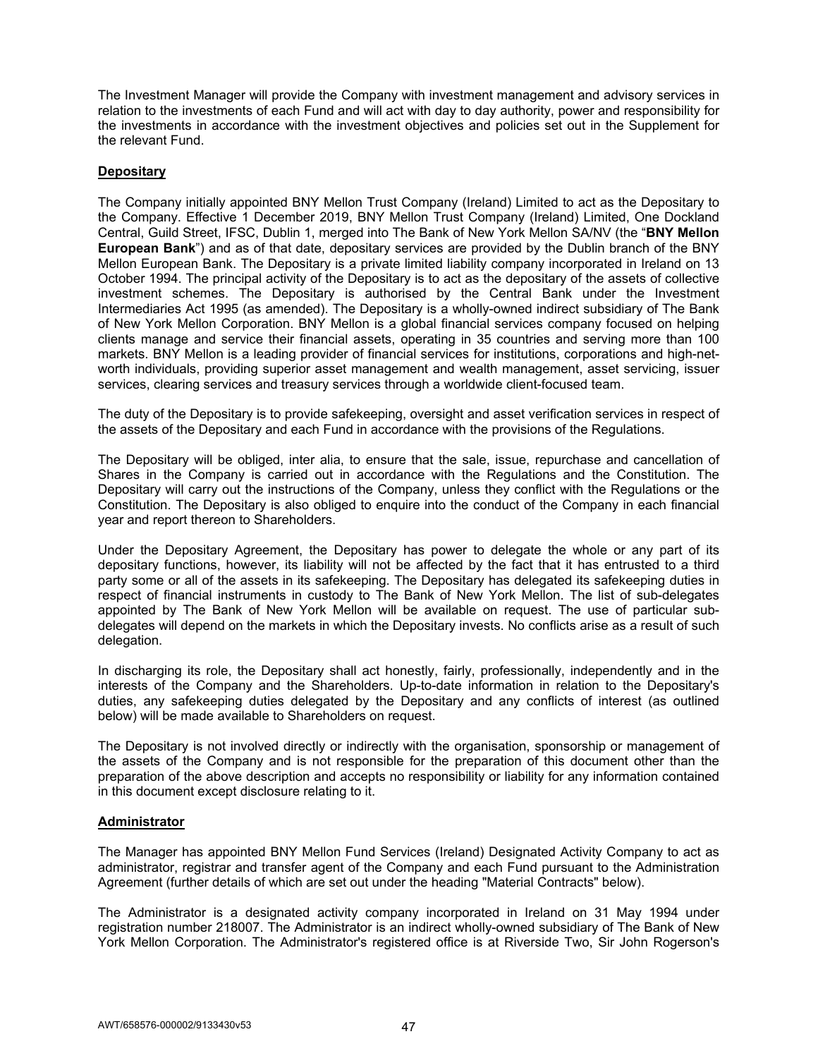The Investment Manager will provide the Company with investment management and advisory services in relation to the investments of each Fund and will act with day to day authority, power and responsibility for the investments in accordance with the investment objectives and policies set out in the Supplement for the relevant Fund.

**Depositary**

The Company initially appointed BNY Mellon Trust Company (Ireland) Limited to act as the Depositary to the Company. Effective 1 December 2019, BNY Mellon Trust Company (Ireland) Limited, One Dockland Central, Guild Street, IFSC, Dublin 1, merged into The Bank of New York Mellon SA/NV (the "**BNY Mellon European Bank**") and as of that date, depositary services are provided by the Dublin branch of the BNY Mellon European Bank. The Depositary is a private limited liability company incorporated in Ireland on 13 October 1994. The principal activity of the Depositary is to act as the depositary of the assets of collective investment schemes. The Depositary is authorised by the Central Bank under the Investment Intermediaries Act 1995 (as amended). The Depositary is a wholly-owned indirect subsidiary of The Bank of New York Mellon Corporation. BNY Mellon is a global financial services company focused on helping clients manage and service their financial assets, operating in 35 countries and serving more than 100 markets. BNY Mellon is a leading provider of financial services for institutions, corporations and high-net-worth individuals, providing superior asset management and wealth management, asset servicing, issuer services, clearing services and treasury services through a worldwide client-focused team.

The duty of the Depositary is to provide safekeeping, oversight and asset verification services in respect of the assets of the Depositary and each Fund in accordance with the provisions of the Regulations.

The Depositary will be obliged, inter alia, to ensure that the sale, issue, repurchase and cancellation of Shares in the Company is carried out in accordance with the Regulations and the Constitution. The Depositary will carry out the instructions of the Company, unless they conflict with the Regulations or the Constitution. The Depositary is also obliged to enquire into the conduct of the Company in each financial year and report thereon to Shareholders.

Under the Depositary Agreement, the Depositary has power to delegate the whole or any part of its depositary functions, however, its liability will not be affected by the fact that it has entrusted to a third party some or all of the assets in its safekeeping. The Depositary has delegated its safekeeping duties in respect of financial instruments in custody to The Bank of New York Mellon. The list of sub-delegates appointed by The Bank of New York Mellon will be available on request. The use of particular sub-delegates will depend on the markets in which the Depositary invests. No conflicts arise as a result of such delegation.

In discharging its role, the Depositary shall act honestly, fairly, professionally, independently and in the interests of the Company and the Shareholders. Up-to-date information in relation to the Depositary's duties, any safekeeping duties delegated by the Depositary and any conflicts of interest (as outlined below) will be made available to Shareholders on request.

The Depositary is not involved directly or indirectly with the organisation, sponsorship or management of the assets of the Company and is not responsible for the preparation of this document other than the preparation of the above description and accepts no responsibility or liability for any information contained in this document except disclosure relating to it.

**Administrator**

The Manager has appointed BNY Mellon Fund Services (Ireland) Designated Activity Company to act as administrator, registrar and transfer agent of the Company and each Fund pursuant to the Administration Agreement (further details of which are set out under the heading "Material Contracts" below).

The Administrator is a designated activity company incorporated in Ireland on 31 May 1994 under registration number 218007. The Administrator is an indirect wholly-owned subsidiary of The Bank of New York Mellon Corporation. The Administrator's registered office is at Riverside Two, Sir John Rogerson's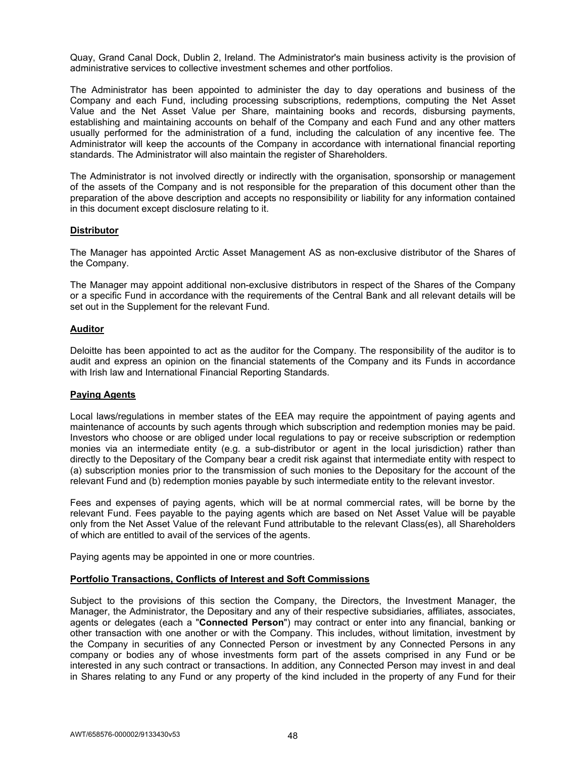Quay, Grand Canal Dock, Dublin 2, Ireland. The Administrator's main business activity is the provision of administrative services to collective investment schemes and other portfolios.

The Administrator has been appointed to administer the day to day operations and business of the Company and each Fund, including processing subscriptions, redemptions, computing the Net Asset Value and the Net Asset Value per Share, maintaining books and records, disbursing payments, establishing and maintaining accounts on behalf of the Company and each Fund and any other matters usually performed for the administration of a fund, including the calculation of any incentive fee. The Administrator will keep the accounts of the Company in accordance with international financial reporting standards. The Administrator will also maintain the register of Shareholders.

The Administrator is not involved directly or indirectly with the organisation, sponsorship or management of the assets of the Company and is not responsible for the preparation of this document other than the preparation of the above description and accepts no responsibility or liability for any information contained in this document except disclosure relating to it.

## Distributor

The Manager has appointed Arctic Asset Management AS as non-exclusive distributor of the Shares of the Company.

The Manager may appoint additional non-exclusive distributors in respect of the Shares of the Company or a specific Fund in accordance with the requirements of the Central Bank and all relevant details will be set out in the Supplement for the relevant Fund.

## Auditor

Deloitte has been appointed to act as the auditor for the Company. The responsibility of the auditor is to audit and express an opinion on the financial statements of the Company and its Funds in accordance with Irish law and International Financial Reporting Standards.

## Paying Agents

Local laws/regulations in member states of the EEA may require the appointment of paying agents and maintenance of accounts by such agents through which subscription and redemption monies may be paid. Investors who choose or are obliged under local regulations to pay or receive subscription or redemption monies via an intermediate entity (e.g. a sub-distributor or agent in the local jurisdiction) rather than directly to the Depositary of the Company bear a credit risk against that intermediate entity with respect to (a) subscription monies prior to the transmission of such monies to the Depositary for the account of the relevant Fund and (b) redemption monies payable by such intermediate entity to the relevant investor.

Fees and expenses of paying agents, which will be at normal commercial rates, will be borne by the relevant Fund. Fees payable to the paying agents which are based on Net Asset Value will be payable only from the Net Asset Value of the relevant Fund attributable to the relevant Class(es), all Shareholders of which are entitled to avail of the services of the agents.

Paying agents may be appointed in one or more countries.

## Portfolio Transactions, Conflicts of Interest and Soft Commissions

Subject to the provisions of this section the Company, the Directors, the Investment Manager, the Manager, the Administrator, the Depositary and any of their respective subsidiaries, affiliates, associates, agents or delegates (each a "**Connected Person**") may contract or enter into any financial, banking or other transaction with one another or with the Company. This includes, without limitation, investment by the Company in securities of any Connected Person or investment by any Connected Persons in any company or bodies any of whose investments form part of the assets comprised in any Fund or be interested in any such contract or transactions. In addition, any Connected Person may invest in and deal in Shares relating to any Fund or any property of the kind included in the property of any Fund for their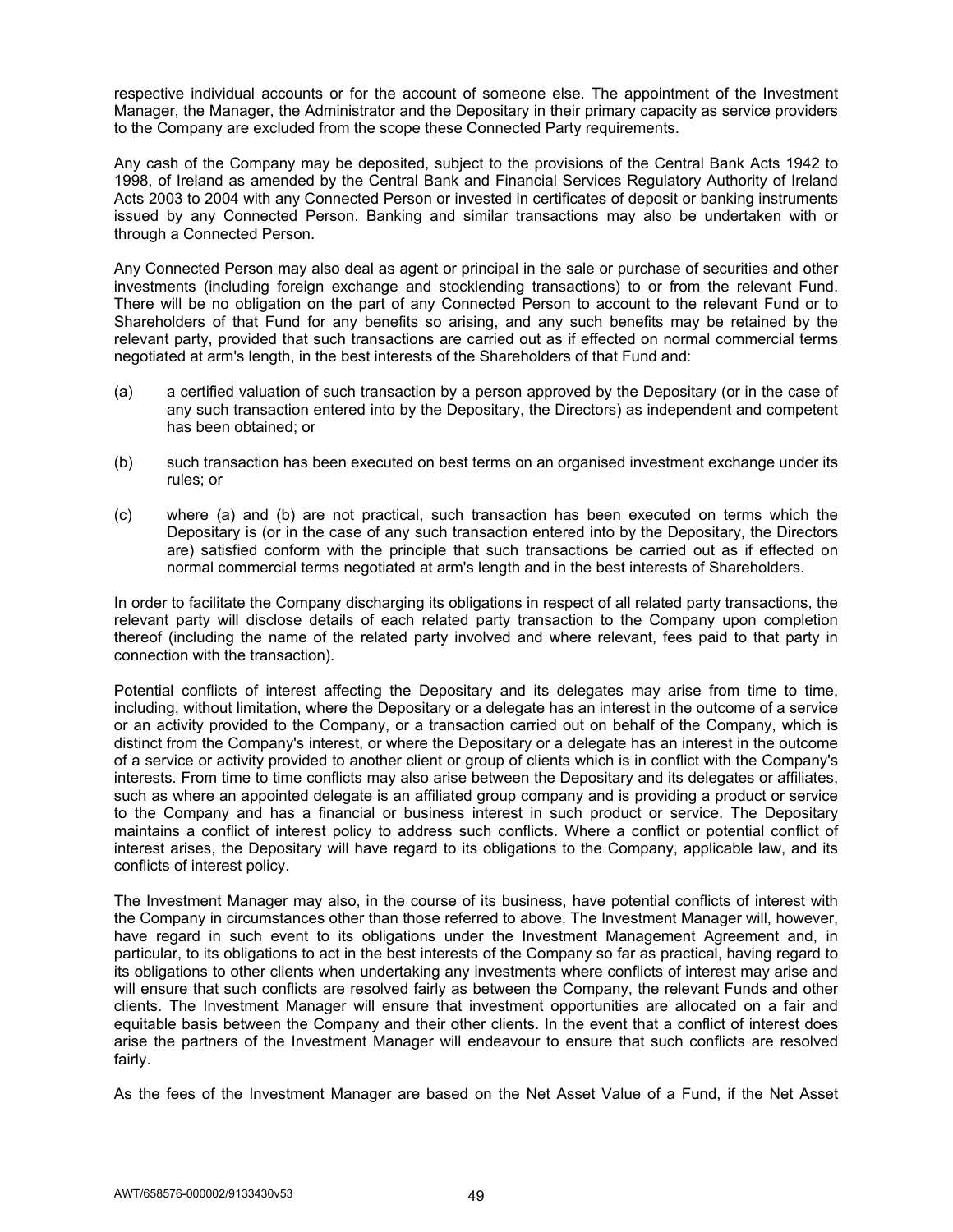respective individual accounts or for the account of someone else. The appointment of the Investment Manager, the Manager, the Administrator and the Depositary in their primary capacity as service providers to the Company are excluded from the scope these Connected Party requirements.

Any cash of the Company may be deposited, subject to the provisions of the Central Bank Acts 1942 to 1998, of Ireland as amended by the Central Bank and Financial Services Regulatory Authority of Ireland Acts 2003 to 2004 with any Connected Person or invested in certificates of deposit or banking instruments issued by any Connected Person. Banking and similar transactions may also be undertaken with or through a Connected Person.

Any Connected Person may also deal as agent or principal in the sale or purchase of securities and other investments (including foreign exchange and stocklending transactions) to or from the relevant Fund. There will be no obligation on the part of any Connected Person to account to the relevant Fund or to Shareholders of that Fund for any benefits so arising, and any such benefits may be retained by the relevant party, provided that such transactions are carried out as if effected on normal commercial terms negotiated at arm's length, in the best interests of the Shareholders of that Fund and:

(a) a certified valuation of such transaction by a person approved by the Depositary (or in the case of any such transaction entered into by the Depositary, the Directors) as independent and competent has been obtained; or

(b) such transaction has been executed on best terms on an organised investment exchange under its rules; or

(c) where (a) and (b) are not practical, such transaction has been executed on terms which the Depositary is (or in the case of any such transaction entered into by the Depositary, the Directors are) satisfied conform with the principle that such transactions be carried out as if effected on normal commercial terms negotiated at arm's length and in the best interests of Shareholders.

In order to facilitate the Company discharging its obligations in respect of all related party transactions, the relevant party will disclose details of each related party transaction to the Company upon completion thereof (including the name of the related party involved and where relevant, fees paid to that party in connection with the transaction).

Potential conflicts of interest affecting the Depositary and its delegates may arise from time to time, including, without limitation, where the Depositary or a delegate has an interest in the outcome of a service or an activity provided to the Company, or a transaction carried out on behalf of the Company, which is distinct from the Company's interest, or where the Depositary or a delegate has an interest in the outcome of a service or activity provided to another client or group of clients which is in conflict with the Company's interests. From time to time conflicts may also arise between the Depositary and its delegates or affiliates, such as where an appointed delegate is an affiliated group company and is providing a product or service to the Company and has a financial or business interest in such product or service. The Depositary maintains a conflict of interest policy to address such conflicts. Where a conflict or potential conflict of interest arises, the Depositary will have regard to its obligations to the Company, applicable law, and its conflicts of interest policy.

The Investment Manager may also, in the course of its business, have potential conflicts of interest with the Company in circumstances other than those referred to above. The Investment Manager will, however, have regard in such event to its obligations under the Investment Management Agreement and, in particular, to its obligations to act in the best interests of the Company so far as practical, having regard to its obligations to other clients when undertaking any investments where conflicts of interest may arise and will ensure that such conflicts are resolved fairly as between the Company, the relevant Funds and other clients. The Investment Manager will ensure that investment opportunities are allocated on a fair and equitable basis between the Company and their other clients. In the event that a conflict of interest does arise the partners of the Investment Manager will endeavour to ensure that such conflicts are resolved fairly.

As the fees of the Investment Manager are based on the Net Asset Value of a Fund, if the Net Asset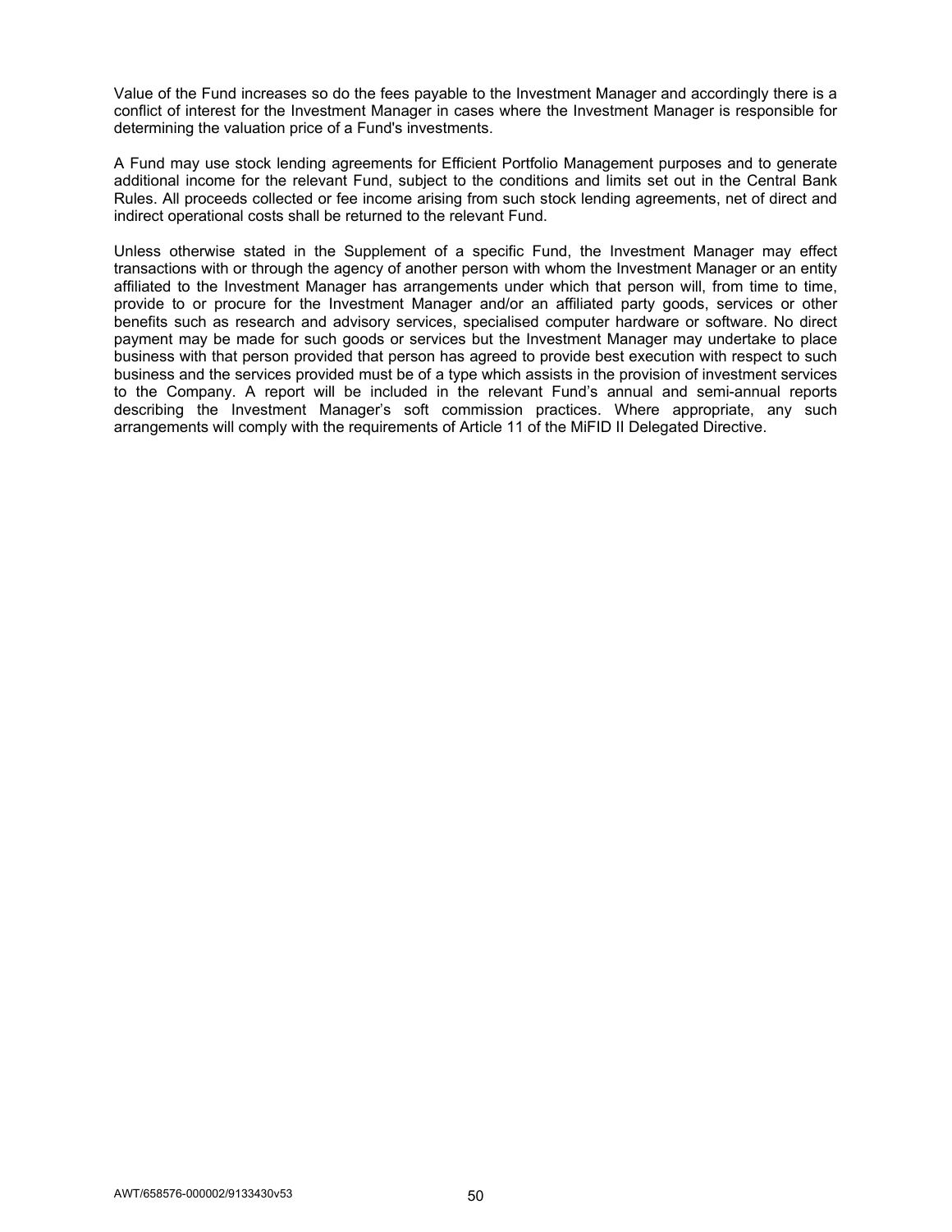Value of the Fund increases so do the fees payable to the Investment Manager and accordingly there is a conflict of interest for the Investment Manager in cases where the Investment Manager is responsible for determining the valuation price of a Fund's investments.

A Fund may use stock lending agreements for Efficient Portfolio Management purposes and to generate additional income for the relevant Fund, subject to the conditions and limits set out in the Central Bank Rules. All proceeds collected or fee income arising from such stock lending agreements, net of direct and indirect operational costs shall be returned to the relevant Fund.

Unless otherwise stated in the Supplement of a specific Fund, the Investment Manager may effect transactions with or through the agency of another person with whom the Investment Manager or an entity affiliated to the Investment Manager has arrangements under which that person will, from time to time, provide to or procure for the Investment Manager and/or an affiliated party goods, services or other benefits such as research and advisory services, specialised computer hardware or software. No direct payment may be made for such goods or services but the Investment Manager may undertake to place business with that person provided that person has agreed to provide best execution with respect to such business and the services provided must be of a type which assists in the provision of investment services to the Company. A report will be included in the relevant Fund's annual and semi-annual reports describing the Investment Manager's soft commission practices. Where appropriate, any such arrangements will comply with the requirements of Article 11 of the MiFID II Delegated Directive.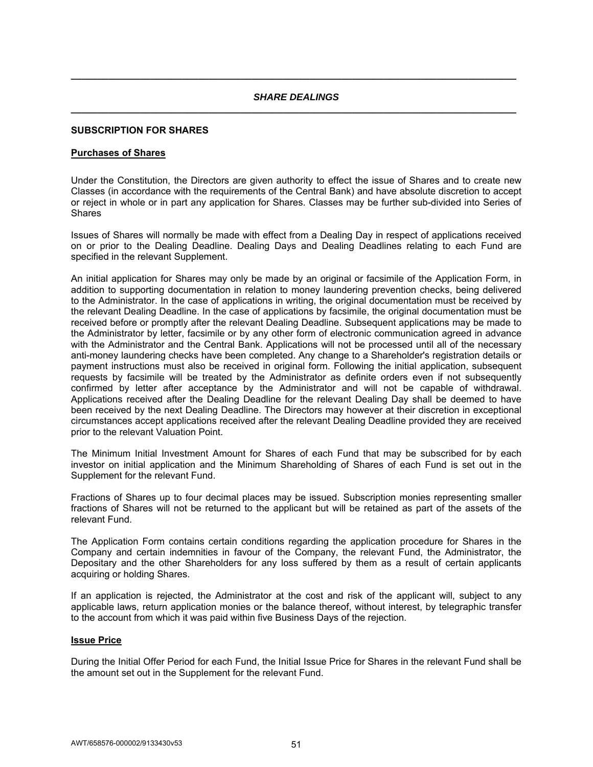## *SHARE DEALINGS*

### SUBSCRIPTION FOR SHARES

**Purchases of Shares**

Under the Constitution, the Directors are given authority to effect the issue of Shares and to create new Classes (in accordance with the requirements of the Central Bank) and have absolute discretion to accept or reject in whole or in part any application for Shares. Classes may be further sub-divided into Series of Shares

Issues of Shares will normally be made with effect from a Dealing Day in respect of applications received on or prior to the Dealing Deadline. Dealing Days and Dealing Deadlines relating to each Fund are specified in the relevant Supplement.

An initial application for Shares may only be made by an original or facsimile of the Application Form, in addition to supporting documentation in relation to money laundering prevention checks, being delivered to the Administrator. In the case of applications in writing, the original documentation must be received by the relevant Dealing Deadline. In the case of applications by facsimile, the original documentation must be received before or promptly after the relevant Dealing Deadline. Subsequent applications may be made to the Administrator by letter, facsimile or by any other form of electronic communication agreed in advance with the Administrator and the Central Bank. Applications will not be processed until all of the necessary anti-money laundering checks have been completed. Any change to a Shareholder's registration details or payment instructions must also be received in original form. Following the initial application, subsequent requests by facsimile will be treated by the Administrator as definite orders even if not subsequently confirmed by letter after acceptance by the Administrator and will not be capable of withdrawal. Applications received after the Dealing Deadline for the relevant Dealing Day shall be deemed to have been received by the next Dealing Deadline. The Directors may however at their discretion in exceptional circumstances accept applications received after the relevant Dealing Deadline provided they are received prior to the relevant Valuation Point.

The Minimum Initial Investment Amount for Shares of each Fund that may be subscribed for by each investor on initial application and the Minimum Shareholding of Shares of each Fund is set out in the Supplement for the relevant Fund.

Fractions of Shares up to four decimal places may be issued. Subscription monies representing smaller fractions of Shares will not be returned to the applicant but will be retained as part of the assets of the relevant Fund.

The Application Form contains certain conditions regarding the application procedure for Shares in the Company and certain indemnities in favour of the Company, the relevant Fund, the Administrator, the Depositary and the other Shareholders for any loss suffered by them as a result of certain applicants acquiring or holding Shares.

If an application is rejected, the Administrator at the cost and risk of the applicant will, subject to any applicable laws, return application monies or the balance thereof, without interest, by telegraphic transfer to the account from which it was paid within five Business Days of the rejection.

**Issue Price**

During the Initial Offer Period for each Fund, the Initial Issue Price for Shares in the relevant Fund shall be the amount set out in the Supplement for the relevant Fund.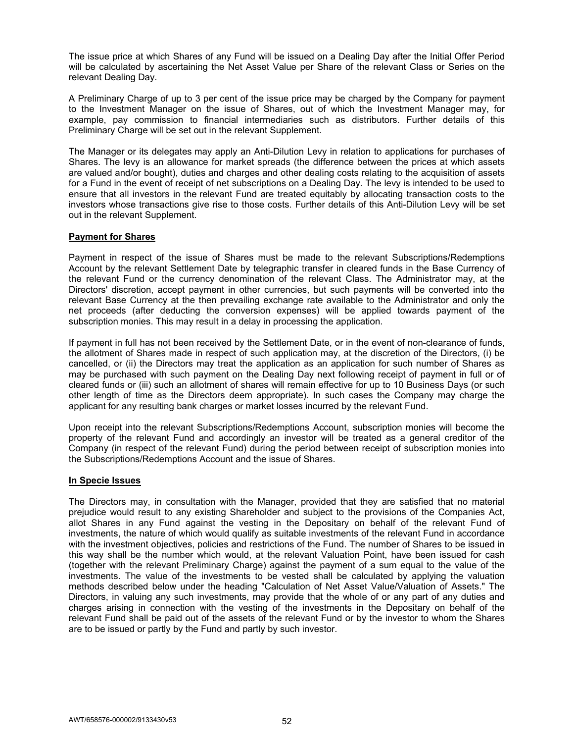The issue price at which Shares of any Fund will be issued on a Dealing Day after the Initial Offer Period will be calculated by ascertaining the Net Asset Value per Share of the relevant Class or Series on the relevant Dealing Day.

A Preliminary Charge of up to 3 per cent of the issue price may be charged by the Company for payment to the Investment Manager on the issue of Shares, out of which the Investment Manager may, for example, pay commission to financial intermediaries such as distributors. Further details of this Preliminary Charge will be set out in the relevant Supplement.

The Manager or its delegates may apply an Anti-Dilution Levy in relation to applications for purchases of Shares. The levy is an allowance for market spreads (the difference between the prices at which assets are valued and/or bought), duties and charges and other dealing costs relating to the acquisition of assets for a Fund in the event of receipt of net subscriptions on a Dealing Day. The levy is intended to be used to ensure that all investors in the relevant Fund are treated equitably by allocating transaction costs to the investors whose transactions give rise to those costs. Further details of this Anti-Dilution Levy will be set out in the relevant Supplement.

**Payment for Shares**

Payment in respect of the issue of Shares must be made to the relevant Subscriptions/Redemptions Account by the relevant Settlement Date by telegraphic transfer in cleared funds in the Base Currency of the relevant Fund or the currency denomination of the relevant Class. The Administrator may, at the Directors' discretion, accept payment in other currencies, but such payments will be converted into the relevant Base Currency at the then prevailing exchange rate available to the Administrator and only the net proceeds (after deducting the conversion expenses) will be applied towards payment of the subscription monies. This may result in a delay in processing the application.

If payment in full has not been received by the Settlement Date, or in the event of non-clearance of funds, the allotment of Shares made in respect of such application may, at the discretion of the Directors, (i) be cancelled, or (ii) the Directors may treat the application as an application for such number of Shares as may be purchased with such payment on the Dealing Day next following receipt of payment in full or of cleared funds or (iii) such an allotment of shares will remain effective for up to 10 Business Days (or such other length of time as the Directors deem appropriate). In such cases the Company may charge the applicant for any resulting bank charges or market losses incurred by the relevant Fund.

Upon receipt into the relevant Subscriptions/Redemptions Account, subscription monies will become the property of the relevant Fund and accordingly an investor will be treated as a general creditor of the Company (in respect of the relevant Fund) during the period between receipt of subscription monies into the Subscriptions/Redemptions Account and the issue of Shares.

**In Specie Issues**

The Directors may, in consultation with the Manager, provided that they are satisfied that no material prejudice would result to any existing Shareholder and subject to the provisions of the Companies Act, allot Shares in any Fund against the vesting in the Depositary on behalf of the relevant Fund of investments, the nature of which would qualify as suitable investments of the relevant Fund in accordance with the investment objectives, policies and restrictions of the Fund. The number of Shares to be issued in this way shall be the number which would, at the relevant Valuation Point, have been issued for cash (together with the relevant Preliminary Charge) against the payment of a sum equal to the value of the investments. The value of the investments to be vested shall be calculated by applying the valuation methods described below under the heading "Calculation of Net Asset Value/Valuation of Assets." The Directors, in valuing any such investments, may provide that the whole of or any part of any duties and charges arising in connection with the vesting of the investments in the Depositary on behalf of the relevant Fund shall be paid out of the assets of the relevant Fund or by the investor to whom the Shares are to be issued or partly by the Fund and partly by such investor.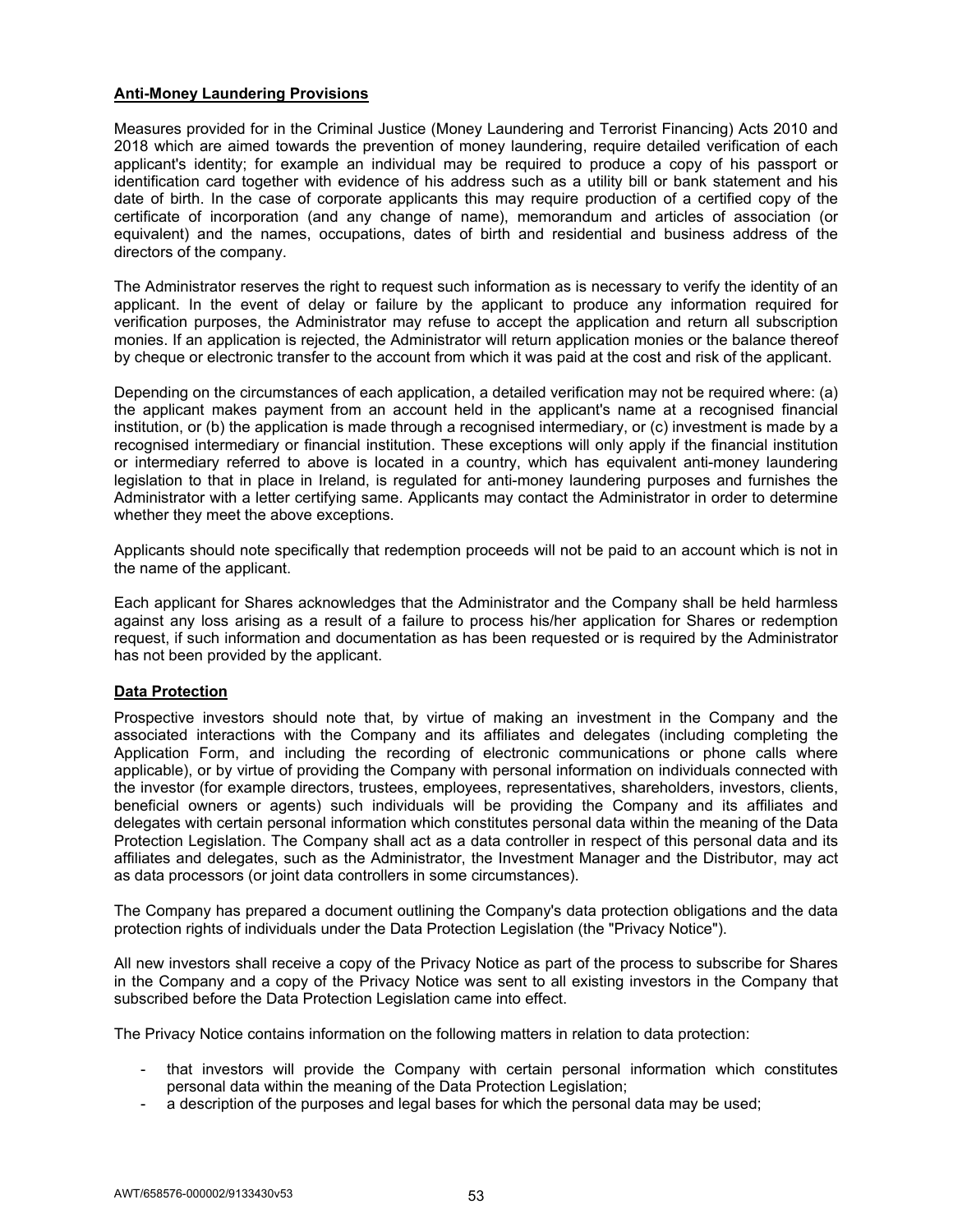**Anti-Money Laundering Provisions**

Measures provided for in the Criminal Justice (Money Laundering and Terrorist Financing) Acts 2010 and 2018 which are aimed towards the prevention of money laundering, require detailed verification of each applicant's identity; for example an individual may be required to produce a copy of his passport or identification card together with evidence of his address such as a utility bill or bank statement and his date of birth. In the case of corporate applicants this may require production of a certified copy of the certificate of incorporation (and any change of name), memorandum and articles of association (or equivalent) and the names, occupations, dates of birth and residential and business address of the directors of the company.

The Administrator reserves the right to request such information as is necessary to verify the identity of an applicant. In the event of delay or failure by the applicant to produce any information required for verification purposes, the Administrator may refuse to accept the application and return all subscription monies. If an application is rejected, the Administrator will return application monies or the balance thereof by cheque or electronic transfer to the account from which it was paid at the cost and risk of the applicant.

Depending on the circumstances of each application, a detailed verification may not be required where: (a) the applicant makes payment from an account held in the applicant's name at a recognised financial institution, or (b) the application is made through a recognised intermediary, or (c) investment is made by a recognised intermediary or financial institution. These exceptions will only apply if the financial institution or intermediary referred to above is located in a country, which has equivalent anti-money laundering legislation to that in place in Ireland, is regulated for anti-money laundering purposes and furnishes the Administrator with a letter certifying same. Applicants may contact the Administrator in order to determine whether they meet the above exceptions.

Applicants should note specifically that redemption proceeds will not be paid to an account which is not in the name of the applicant.

Each applicant for Shares acknowledges that the Administrator and the Company shall be held harmless against any loss arising as a result of a failure to process his/her application for Shares or redemption request, if such information and documentation as has been requested or is required by the Administrator has not been provided by the applicant.

**Data Protection**

Prospective investors should note that, by virtue of making an investment in the Company and the associated interactions with the Company and its affiliates and delegates (including completing the Application Form, and including the recording of electronic communications or phone calls where applicable), or by virtue of providing the Company with personal information on individuals connected with the investor (for example directors, trustees, employees, representatives, shareholders, investors, clients, beneficial owners or agents) such individuals will be providing the Company and its affiliates and delegates with certain personal information which constitutes personal data within the meaning of the Data Protection Legislation. The Company shall act as a data controller in respect of this personal data and its affiliates and delegates, such as the Administrator, the Investment Manager and the Distributor, may act as data processors (or joint data controllers in some circumstances).

The Company has prepared a document outlining the Company's data protection obligations and the data protection rights of individuals under the Data Protection Legislation (the "Privacy Notice").

All new investors shall receive a copy of the Privacy Notice as part of the process to subscribe for Shares in the Company and a copy of the Privacy Notice was sent to all existing investors in the Company that subscribed before the Data Protection Legislation came into effect.

The Privacy Notice contains information on the following matters in relation to data protection:

- that investors will provide the Company with certain personal information which constitutes personal data within the meaning of the Data Protection Legislation;
- a description of the purposes and legal bases for which the personal data may be used;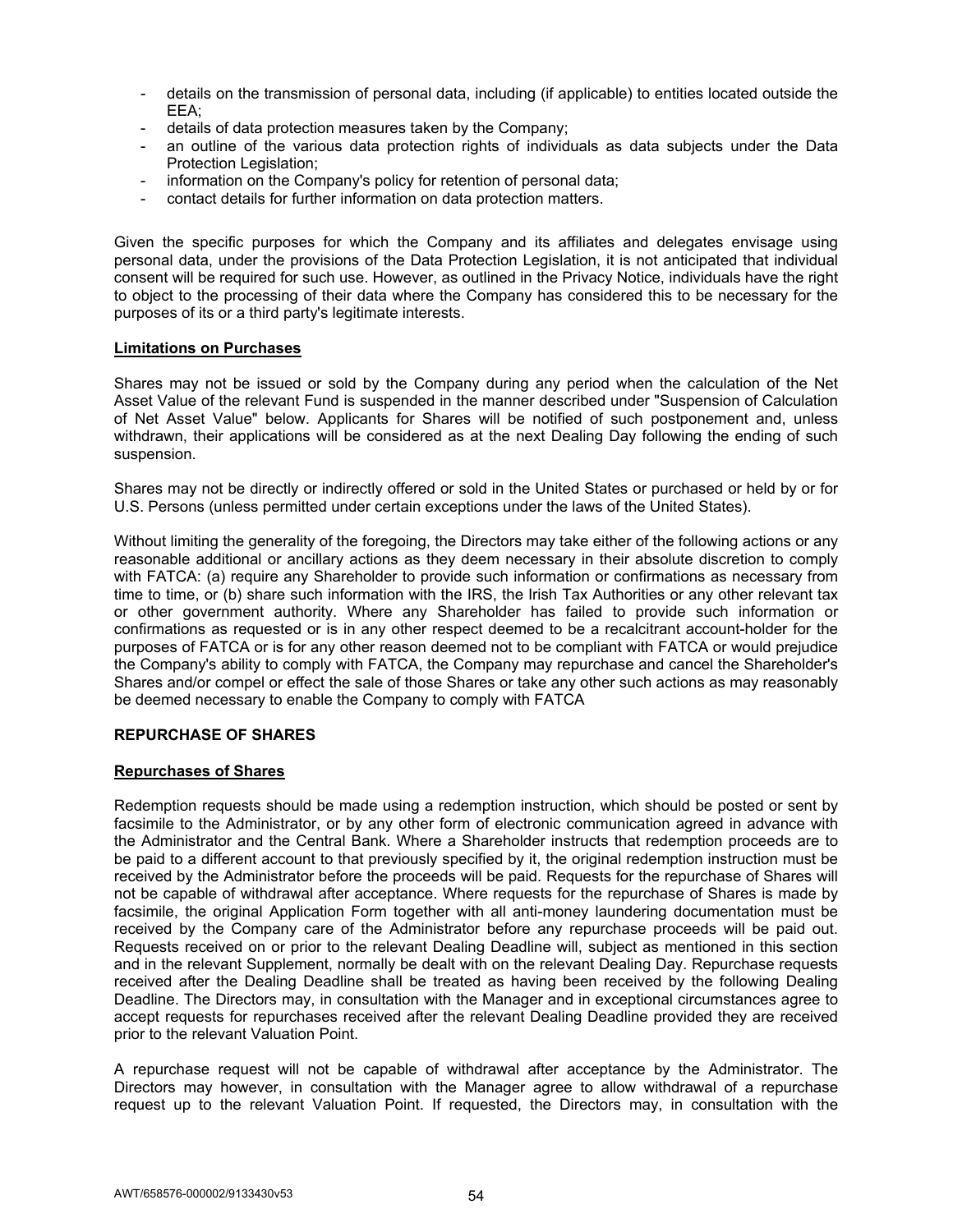- details on the transmission of personal data, including (if applicable) to entities located outside the EEA;
- details of data protection measures taken by the Company;
- an outline of the various data protection rights of individuals as data subjects under the Data Protection Legislation;
- information on the Company's policy for retention of personal data;
- contact details for further information on data protection matters.

Given the specific purposes for which the Company and its affiliates and delegates envisage using personal data, under the provisions of the Data Protection Legislation, it is not anticipated that individual consent will be required for such use. However, as outlined in the Privacy Notice, individuals have the right to object to the processing of their data where the Company has considered this to be necessary for the purposes of its or a third party's legitimate interests.

**Limitations on Purchases**

Shares may not be issued or sold by the Company during any period when the calculation of the Net Asset Value of the relevant Fund is suspended in the manner described under "Suspension of Calculation of Net Asset Value" below. Applicants for Shares will be notified of such postponement and, unless withdrawn, their applications will be considered as at the next Dealing Day following the ending of such suspension.

Shares may not be directly or indirectly offered or sold in the United States or purchased or held by or for U.S. Persons (unless permitted under certain exceptions under the laws of the United States).

Without limiting the generality of the foregoing, the Directors may take either of the following actions or any reasonable additional or ancillary actions as they deem necessary in their absolute discretion to comply with FATCA: (a) require any Shareholder to provide such information or confirmations as necessary from time to time, or (b) share such information with the IRS, the Irish Tax Authorities or any other relevant tax or other government authority. Where any Shareholder has failed to provide such information or confirmations as requested or is in any other respect deemed to be a recalcitrant account-holder for the purposes of FATCA or is for any other reason deemed not to be compliant with FATCA or would prejudice the Company's ability to comply with FATCA, the Company may repurchase and cancel the Shareholder's Shares and/or compel or effect the sale of those Shares or take any other such actions as may reasonably be deemed necessary to enable the Company to comply with FATCA

## REPURCHASE OF SHARES

**Repurchases of Shares**

Redemption requests should be made using a redemption instruction, which should be posted or sent by facsimile to the Administrator, or by any other form of electronic communication agreed in advance with the Administrator and the Central Bank. Where a Shareholder instructs that redemption proceeds are to be paid to a different account to that previously specified by it, the original redemption instruction must be received by the Administrator before the proceeds will be paid. Requests for the repurchase of Shares will not be capable of withdrawal after acceptance. Where requests for the repurchase of Shares is made by facsimile, the original Application Form together with all anti-money laundering documentation must be received by the Company care of the Administrator before any repurchase proceeds will be paid out. Requests received on or prior to the relevant Dealing Deadline will, subject as mentioned in this section and in the relevant Supplement, normally be dealt with on the relevant Dealing Day. Repurchase requests received after the Dealing Deadline shall be treated as having been received by the following Dealing Deadline. The Directors may, in consultation with the Manager and in exceptional circumstances agree to accept requests for repurchases received after the relevant Dealing Deadline provided they are received prior to the relevant Valuation Point.

A repurchase request will not be capable of withdrawal after acceptance by the Administrator. The Directors may however, in consultation with the Manager agree to allow withdrawal of a repurchase request up to the relevant Valuation Point. If requested, the Directors may, in consultation with the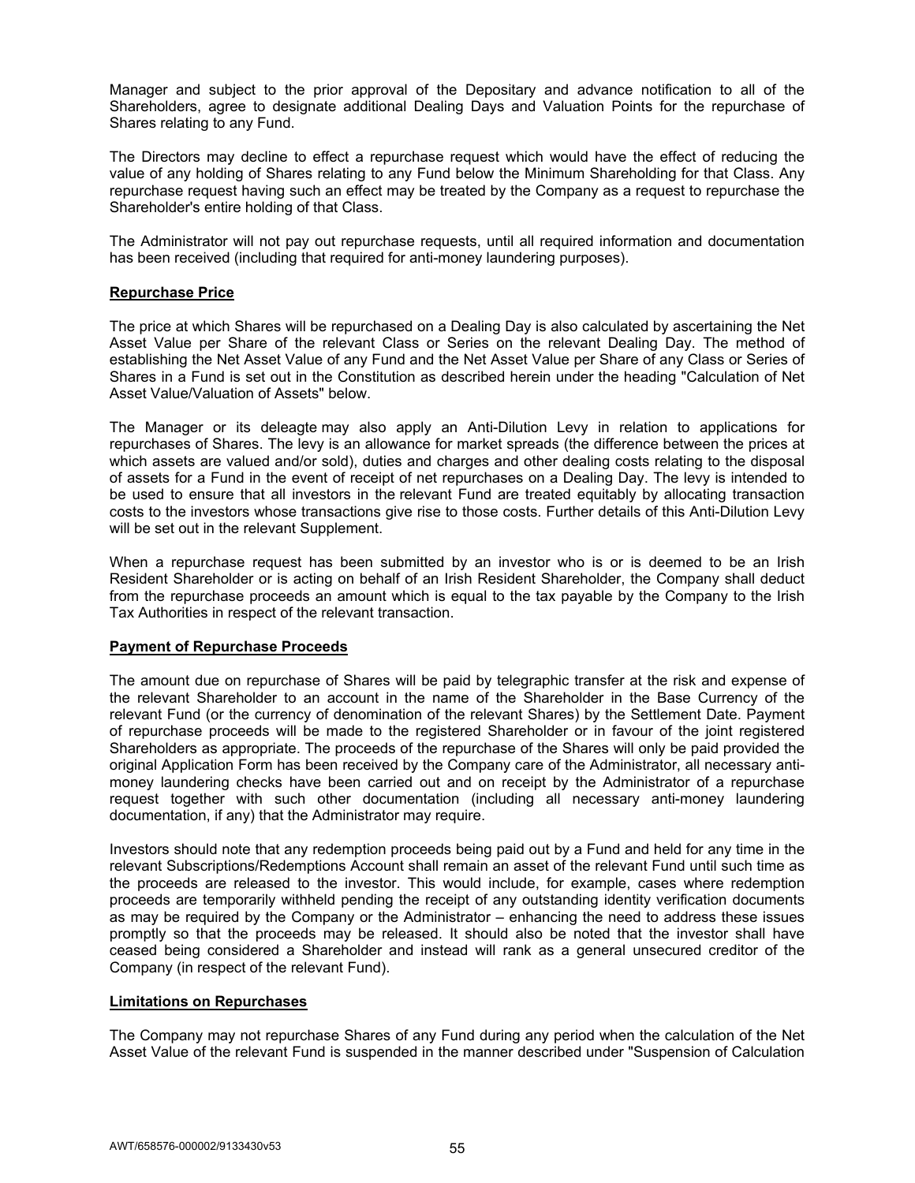Manager and subject to the prior approval of the Depositary and advance notification to all of the Shareholders, agree to designate additional Dealing Days and Valuation Points for the repurchase of Shares relating to any Fund.

The Directors may decline to effect a repurchase request which would have the effect of reducing the value of any holding of Shares relating to any Fund below the Minimum Shareholding for that Class. Any repurchase request having such an effect may be treated by the Company as a request to repurchase the Shareholder's entire holding of that Class.

The Administrator will not pay out repurchase requests, until all required information and documentation has been received (including that required for anti-money laundering purposes).

**Repurchase Price**

The price at which Shares will be repurchased on a Dealing Day is also calculated by ascertaining the Net Asset Value per Share of the relevant Class or Series on the relevant Dealing Day. The method of establishing the Net Asset Value of any Fund and the Net Asset Value per Share of any Class or Series of Shares in a Fund is set out in the Constitution as described herein under the heading "Calculation of Net Asset Value/Valuation of Assets" below.

The Manager or its deleagte may also apply an Anti-Dilution Levy in relation to applications for repurchases of Shares. The levy is an allowance for market spreads (the difference between the prices at which assets are valued and/or sold), duties and charges and other dealing costs relating to the disposal of assets for a Fund in the event of receipt of net repurchases on a Dealing Day. The levy is intended to be used to ensure that all investors in the relevant Fund are treated equitably by allocating transaction costs to the investors whose transactions give rise to those costs. Further details of this Anti-Dilution Levy will be set out in the relevant Supplement.

When a repurchase request has been submitted by an investor who is or is deemed to be an Irish Resident Shareholder or is acting on behalf of an Irish Resident Shareholder, the Company shall deduct from the repurchase proceeds an amount which is equal to the tax payable by the Company to the Irish Tax Authorities in respect of the relevant transaction.

**Payment of Repurchase Proceeds**

The amount due on repurchase of Shares will be paid by telegraphic transfer at the risk and expense of the relevant Shareholder to an account in the name of the Shareholder in the Base Currency of the relevant Fund (or the currency of denomination of the relevant Shares) by the Settlement Date. Payment of repurchase proceeds will be made to the registered Shareholder or in favour of the joint registered Shareholders as appropriate. The proceeds of the repurchase of the Shares will only be paid provided the original Application Form has been received by the Company care of the Administrator, all necessary anti-money laundering checks have been carried out and on receipt by the Administrator of a repurchase request together with such other documentation (including all necessary anti-money laundering documentation, if any) that the Administrator may require.

Investors should note that any redemption proceeds being paid out by a Fund and held for any time in the relevant Subscriptions/Redemptions Account shall remain an asset of the relevant Fund until such time as the proceeds are released to the investor. This would include, for example, cases where redemption proceeds are temporarily withheld pending the receipt of any outstanding identity verification documents as may be required by the Company or the Administrator – enhancing the need to address these issues promptly so that the proceeds may be released. It should also be noted that the investor shall have ceased being considered a Shareholder and instead will rank as a general unsecured creditor of the Company (in respect of the relevant Fund).

**Limitations on Repurchases**

The Company may not repurchase Shares of any Fund during any period when the calculation of the Net Asset Value of the relevant Fund is suspended in the manner described under "Suspension of Calculation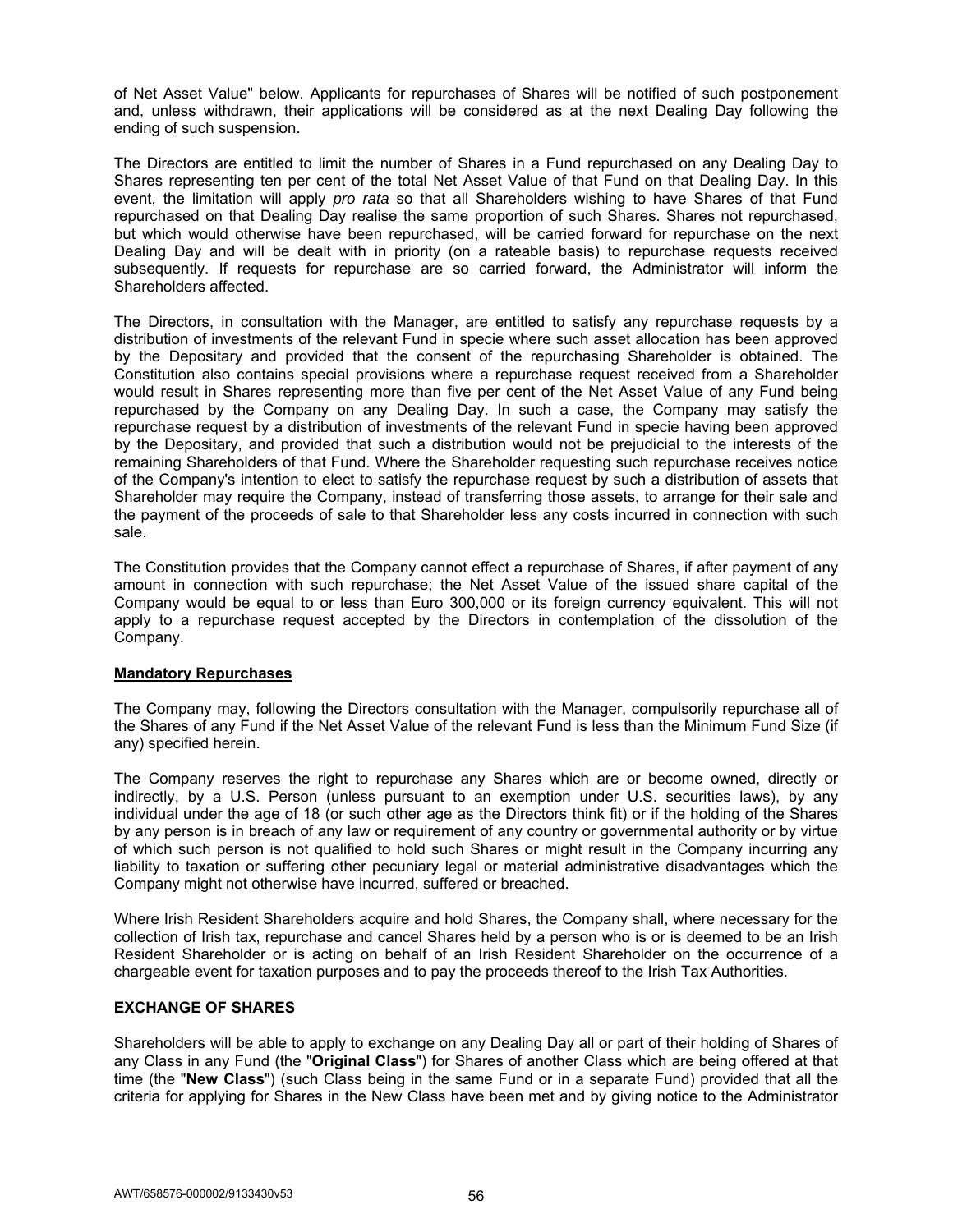of Net Asset Value" below. Applicants for repurchases of Shares will be notified of such postponement and, unless withdrawn, their applications will be considered as at the next Dealing Day following the ending of such suspension.

The Directors are entitled to limit the number of Shares in a Fund repurchased on any Dealing Day to Shares representing ten per cent of the total Net Asset Value of that Fund on that Dealing Day. In this event, the limitation will apply *pro rata* so that all Shareholders wishing to have Shares of that Fund repurchased on that Dealing Day realise the same proportion of such Shares. Shares not repurchased, but which would otherwise have been repurchased, will be carried forward for repurchase on the next Dealing Day and will be dealt with in priority (on a rateable basis) to repurchase requests received subsequently. If requests for repurchase are so carried forward, the Administrator will inform the Shareholders affected.

The Directors, in consultation with the Manager, are entitled to satisfy any repurchase requests by a distribution of investments of the relevant Fund in specie where such asset allocation has been approved by the Depositary and provided that the consent of the repurchasing Shareholder is obtained. The Constitution also contains special provisions where a repurchase request received from a Shareholder would result in Shares representing more than five per cent of the Net Asset Value of any Fund being repurchased by the Company on any Dealing Day. In such a case, the Company may satisfy the repurchase request by a distribution of investments of the relevant Fund in specie having been approved by the Depositary, and provided that such a distribution would not be prejudicial to the interests of the remaining Shareholders of that Fund. Where the Shareholder requesting such repurchase receives notice of the Company's intention to elect to satisfy the repurchase request by such a distribution of assets that Shareholder may require the Company, instead of transferring those assets, to arrange for their sale and the payment of the proceeds of sale to that Shareholder less any costs incurred in connection with such sale.

The Constitution provides that the Company cannot effect a repurchase of Shares, if after payment of any amount in connection with such repurchase; the Net Asset Value of the issued share capital of the Company would be equal to or less than Euro 300,000 or its foreign currency equivalent. This will not apply to a repurchase request accepted by the Directors in contemplation of the dissolution of the Company.

**Mandatory Repurchases**

The Company may, following the Directors consultation with the Manager, compulsorily repurchase all of the Shares of any Fund if the Net Asset Value of the relevant Fund is less than the Minimum Fund Size (if any) specified herein.

The Company reserves the right to repurchase any Shares which are or become owned, directly or indirectly, by a U.S. Person (unless pursuant to an exemption under U.S. securities laws), by any individual under the age of 18 (or such other age as the Directors think fit) or if the holding of the Shares by any person is in breach of any law or requirement of any country or governmental authority or by virtue of which such person is not qualified to hold such Shares or might result in the Company incurring any liability to taxation or suffering other pecuniary legal or material administrative disadvantages which the Company might not otherwise have incurred, suffered or breached.

Where Irish Resident Shareholders acquire and hold Shares, the Company shall, where necessary for the collection of Irish tax, repurchase and cancel Shares held by a person who is or is deemed to be an Irish Resident Shareholder or is acting on behalf of an Irish Resident Shareholder on the occurrence of a chargeable event for taxation purposes and to pay the proceeds thereof to the Irish Tax Authorities.

## EXCHANGE OF SHARES

Shareholders will be able to apply to exchange on any Dealing Day all or part of their holding of Shares of any Class in any Fund (the "**Original Class**") for Shares of another Class which are being offered at that time (the "**New Class**") (such Class being in the same Fund or in a separate Fund) provided that all the criteria for applying for Shares in the New Class have been met and by giving notice to the Administrator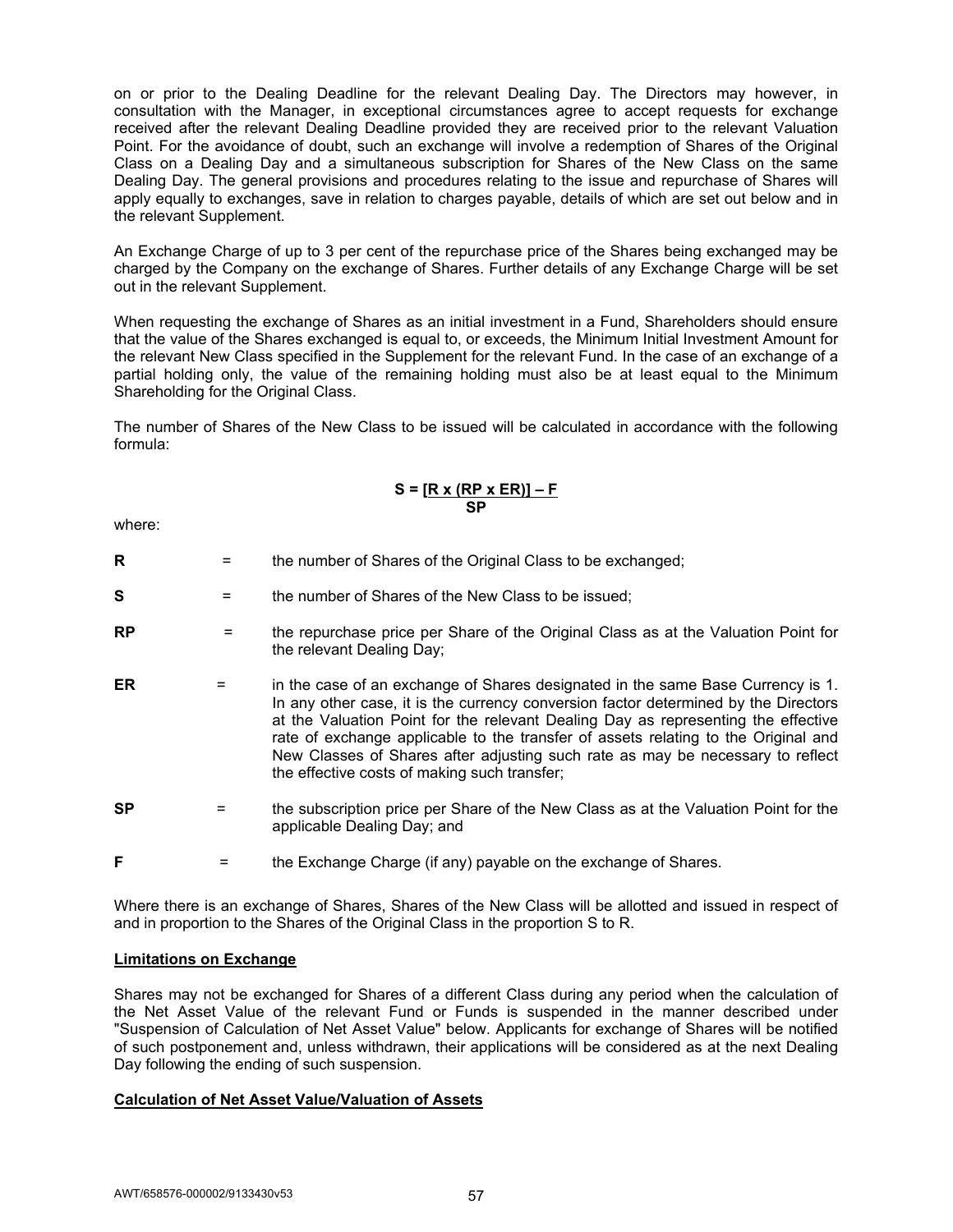on or prior to the Dealing Deadline for the relevant Dealing Day. The Directors may however, in consultation with the Manager, in exceptional circumstances agree to accept requests for exchange received after the relevant Dealing Deadline provided they are received prior to the relevant Valuation Point. For the avoidance of doubt, such an exchange will involve a redemption of Shares of the Original Class on a Dealing Day and a simultaneous subscription for Shares of the New Class on the same Dealing Day. The general provisions and procedures relating to the issue and repurchase of Shares will apply equally to exchanges, save in relation to charges payable, details of which are set out below and in the relevant Supplement.

An Exchange Charge of up to 3 per cent of the repurchase price of the Shares being exchanged may be charged by the Company on the exchange of Shares. Further details of any Exchange Charge will be set out in the relevant Supplement.

When requesting the exchange of Shares as an initial investment in a Fund, Shareholders should ensure that the value of the Shares exchanged is equal to, or exceeds, the Minimum Initial Investment Amount for the relevant New Class specified in the Supplement for the relevant Fund. In the case of an exchange of a partial holding only, the value of the remaining holding must also be at least equal to the Minimum Shareholding for the Original Class.

The number of Shares of the New Class to be issued will be calculated in accordance with the following formula:

$$S = \frac{[R \times (RP \times ER)] - F}{SP}$$

where:

**R** = the number of Shares of the Original Class to be exchanged;

**S** = the number of Shares of the New Class to be issued;

**RP** = the repurchase price per Share of the Original Class as at the Valuation Point for the relevant Dealing Day;

**ER** = in the case of an exchange of Shares designated in the same Base Currency is 1. In any other case, it is the currency conversion factor determined by the Directors at the Valuation Point for the relevant Dealing Day as representing the effective rate of exchange applicable to the transfer of assets relating to the Original and New Classes of Shares after adjusting such rate as may be necessary to reflect the effective costs of making such transfer;

**SP** = the subscription price per Share of the New Class as at the Valuation Point for the applicable Dealing Day; and

**F** = the Exchange Charge (if any) payable on the exchange of Shares.

Where there is an exchange of Shares, Shares of the New Class will be allotted and issued in respect of and in proportion to the Shares of the Original Class in the proportion S to R.

**Limitations on Exchange**

Shares may not be exchanged for Shares of a different Class during any period when the calculation of the Net Asset Value of the relevant Fund or Funds is suspended in the manner described under "Suspension of Calculation of Net Asset Value" below. Applicants for exchange of Shares will be notified of such postponement and, unless withdrawn, their applications will be considered as at the next Dealing Day following the ending of such suspension.

**Calculation of Net Asset Value/Valuation of Assets**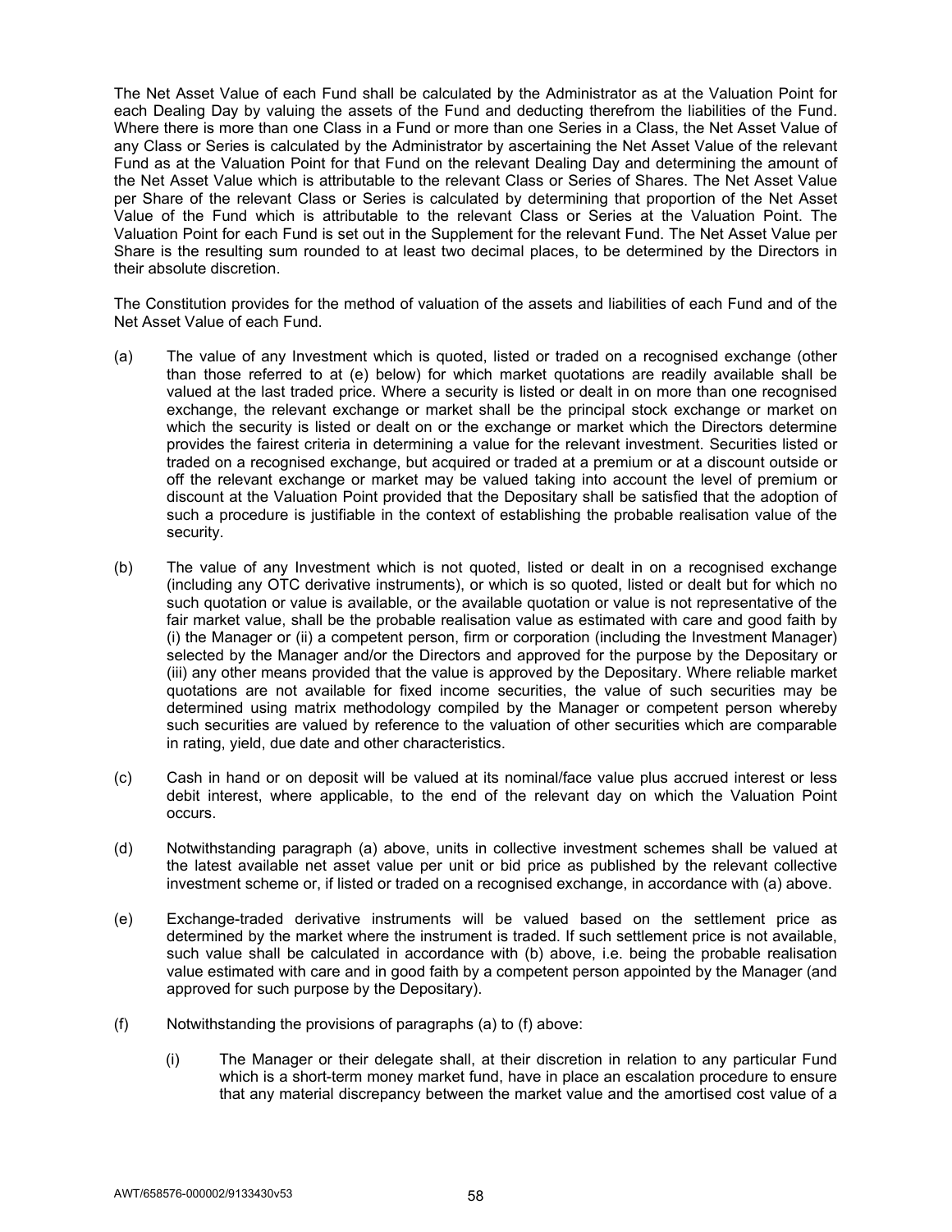The Net Asset Value of each Fund shall be calculated by the Administrator as at the Valuation Point for each Dealing Day by valuing the assets of the Fund and deducting therefrom the liabilities of the Fund. Where there is more than one Class in a Fund or more than one Series in a Class, the Net Asset Value of any Class or Series is calculated by the Administrator by ascertaining the Net Asset Value of the relevant Fund as at the Valuation Point for that Fund on the relevant Dealing Day and determining the amount of the Net Asset Value which is attributable to the relevant Class or Series of Shares. The Net Asset Value per Share of the relevant Class or Series is calculated by determining that proportion of the Net Asset Value of the Fund which is attributable to the relevant Class or Series at the Valuation Point. The Valuation Point for each Fund is set out in the Supplement for the relevant Fund. The Net Asset Value per Share is the resulting sum rounded to at least two decimal places, to be determined by the Directors in their absolute discretion.

The Constitution provides for the method of valuation of the assets and liabilities of each Fund and of the Net Asset Value of each Fund.

(a) The value of any Investment which is quoted, listed or traded on a recognised exchange (other than those referred to at (e) below) for which market quotations are readily available shall be valued at the last traded price. Where a security is listed or dealt in on more than one recognised exchange, the relevant exchange or market shall be the principal stock exchange or market on which the security is listed or dealt on or the exchange or market which the Directors determine provides the fairest criteria in determining a value for the relevant investment. Securities listed or traded on a recognised exchange, but acquired or traded at a premium or at a discount outside or off the relevant exchange or market may be valued taking into account the level of premium or discount at the Valuation Point provided that the Depositary shall be satisfied that the adoption of such a procedure is justifiable in the context of establishing the probable realisation value of the security.

(b) The value of any Investment which is not quoted, listed or dealt in on a recognised exchange (including any OTC derivative instruments), or which is so quoted, listed or dealt but for which no such quotation or value is available, or the available quotation or value is not representative of the fair market value, shall be the probable realisation value as estimated with care and good faith by (i) the Manager or (ii) a competent person, firm or corporation (including the Investment Manager) selected by the Manager and/or the Directors and approved for the purpose by the Depositary or (iii) any other means provided that the value is approved by the Depositary. Where reliable market quotations are not available for fixed income securities, the value of such securities may be determined using matrix methodology compiled by the Manager or competent person whereby such securities are valued by reference to the valuation of other securities which are comparable in rating, yield, due date and other characteristics.

(c) Cash in hand or on deposit will be valued at its nominal/face value plus accrued interest or less debit interest, where applicable, to the end of the relevant day on which the Valuation Point occurs.

(d) Notwithstanding paragraph (a) above, units in collective investment schemes shall be valued at the latest available net asset value per unit or bid price as published by the relevant collective investment scheme or, if listed or traded on a recognised exchange, in accordance with (a) above.

(e) Exchange-traded derivative instruments will be valued based on the settlement price as determined by the market where the instrument is traded. If such settlement price is not available, such value shall be calculated in accordance with (b) above, i.e. being the probable realisation value estimated with care and in good faith by a competent person appointed by the Manager (and approved for such purpose by the Depositary).

(f) Notwithstanding the provisions of paragraphs (a) to (f) above:

  (i) The Manager or their delegate shall, at their discretion in relation to any particular Fund which is a short-term money market fund, have in place an escalation procedure to ensure that any material discrepancy between the market value and the amortised cost value of a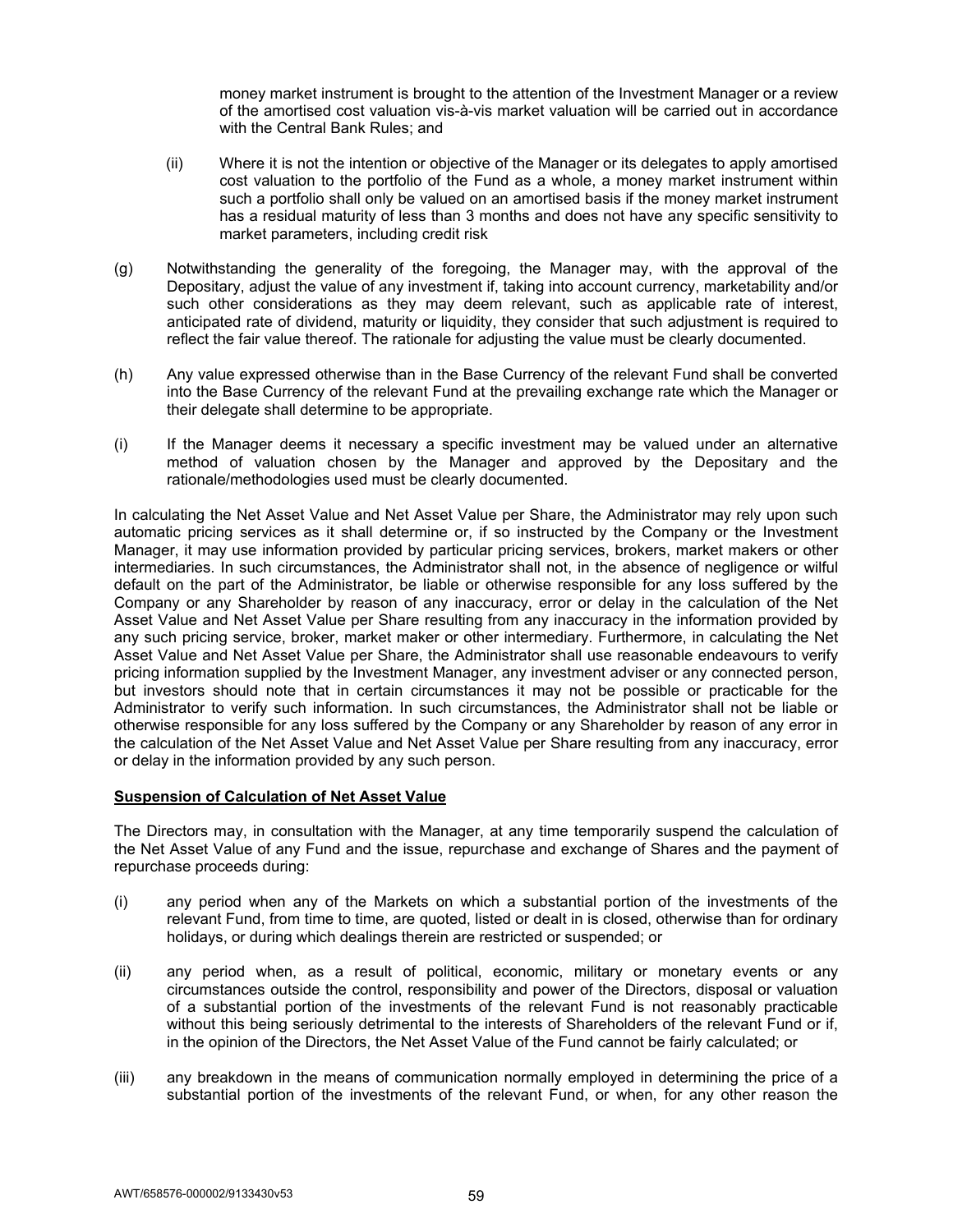money market instrument is brought to the attention of the Investment Manager or a review of the amortised cost valuation vis-à-vis market valuation will be carried out in accordance with the Central Bank Rules; and

(ii) Where it is not the intention or objective of the Manager or its delegates to apply amortised cost valuation to the portfolio of the Fund as a whole, a money market instrument within such a portfolio shall only be valued on an amortised basis if the money market instrument has a residual maturity of less than 3 months and does not have any specific sensitivity to market parameters, including credit risk

(g) Notwithstanding the generality of the foregoing, the Manager may, with the approval of the Depositary, adjust the value of any investment if, taking into account currency, marketability and/or such other considerations as they may deem relevant, such as applicable rate of interest, anticipated rate of dividend, maturity or liquidity, they consider that such adjustment is required to reflect the fair value thereof. The rationale for adjusting the value must be clearly documented.

(h) Any value expressed otherwise than in the Base Currency of the relevant Fund shall be converted into the Base Currency of the relevant Fund at the prevailing exchange rate which the Manager or their delegate shall determine to be appropriate.

(i) If the Manager deems it necessary a specific investment may be valued under an alternative method of valuation chosen by the Manager and approved by the Depositary and the rationale/methodologies used must be clearly documented.

In calculating the Net Asset Value and Net Asset Value per Share, the Administrator may rely upon such automatic pricing services as it shall determine or, if so instructed by the Company or the Investment Manager, it may use information provided by particular pricing services, brokers, market makers or other intermediaries. In such circumstances, the Administrator shall not, in the absence of negligence or wilful default on the part of the Administrator, be liable or otherwise responsible for any loss suffered by the Company or any Shareholder by reason of any inaccuracy, error or delay in the calculation of the Net Asset Value and Net Asset Value per Share resulting from any inaccuracy in the information provided by any such pricing service, broker, market maker or other intermediary. Furthermore, in calculating the Net Asset Value and Net Asset Value per Share, the Administrator shall use reasonable endeavours to verify pricing information supplied by the Investment Manager, any investment adviser or any connected person, but investors should note that in certain circumstances it may not be possible or practicable for the Administrator to verify such information. In such circumstances, the Administrator shall not be liable or otherwise responsible for any loss suffered by the Company or any Shareholder by reason of any error in the calculation of the Net Asset Value and Net Asset Value per Share resulting from any inaccuracy, error or delay in the information provided by any such person.

**Suspension of Calculation of Net Asset Value**

The Directors may, in consultation with the Manager, at any time temporarily suspend the calculation of the Net Asset Value of any Fund and the issue, repurchase and exchange of Shares and the payment of repurchase proceeds during:

(i) any period when any of the Markets on which a substantial portion of the investments of the relevant Fund, from time to time, are quoted, listed or dealt in is closed, otherwise than for ordinary holidays, or during which dealings therein are restricted or suspended; or

(ii) any period when, as a result of political, economic, military or monetary events or any circumstances outside the control, responsibility and power of the Directors, disposal or valuation of a substantial portion of the investments of the relevant Fund is not reasonably practicable without this being seriously detrimental to the interests of Shareholders of the relevant Fund or if, in the opinion of the Directors, the Net Asset Value of the Fund cannot be fairly calculated; or

(iii) any breakdown in the means of communication normally employed in determining the price of a substantial portion of the investments of the relevant Fund, or when, for any other reason the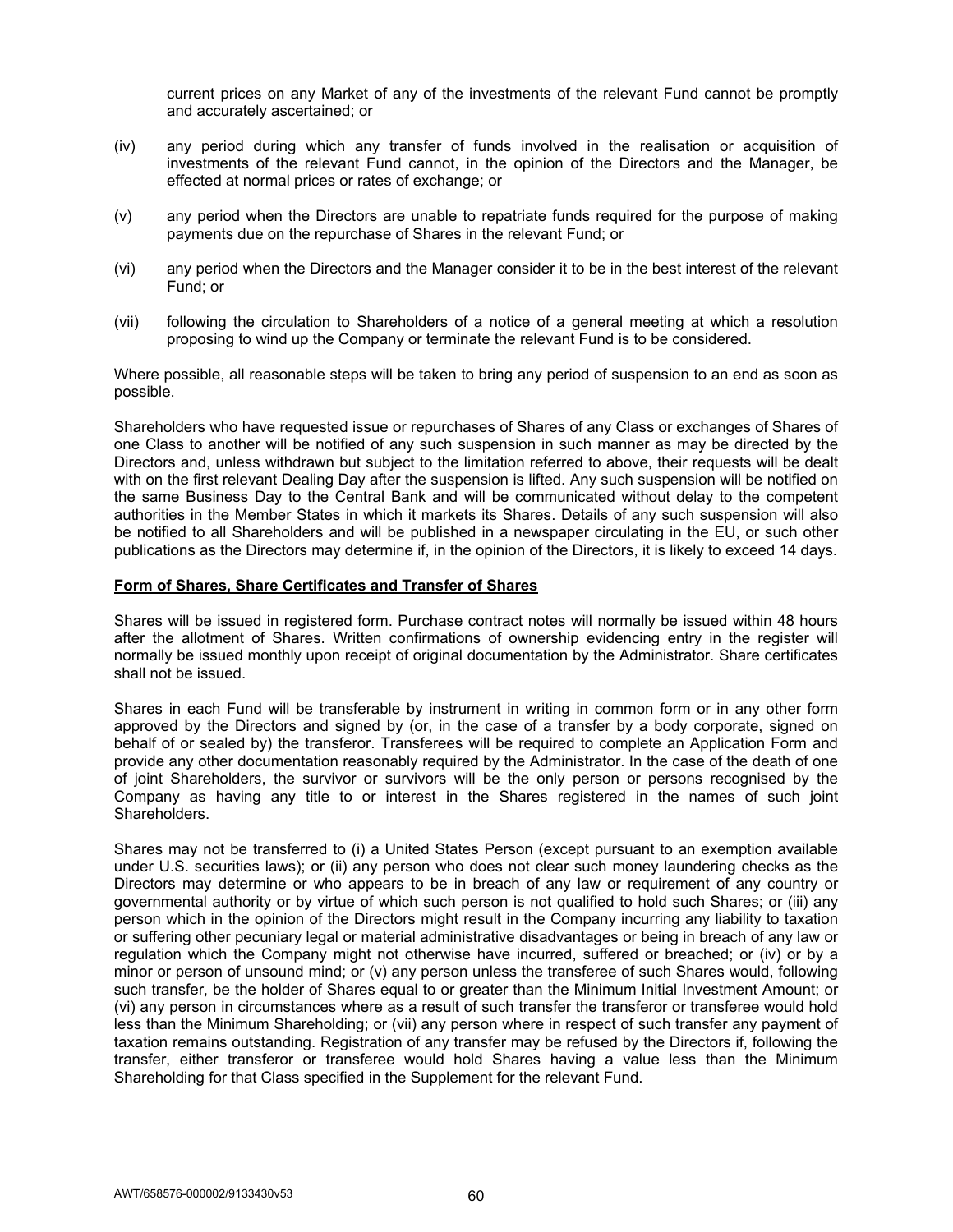current prices on any Market of any of the investments of the relevant Fund cannot be promptly and accurately ascertained; or

(iv) any period during which any transfer of funds involved in the realisation or acquisition of investments of the relevant Fund cannot, in the opinion of the Directors and the Manager, be effected at normal prices or rates of exchange; or

(v) any period when the Directors are unable to repatriate funds required for the purpose of making payments due on the repurchase of Shares in the relevant Fund; or

(vi) any period when the Directors and the Manager consider it to be in the best interest of the relevant Fund; or

(vii) following the circulation to Shareholders of a notice of a general meeting at which a resolution proposing to wind up the Company or terminate the relevant Fund is to be considered.

Where possible, all reasonable steps will be taken to bring any period of suspension to an end as soon as possible.

Shareholders who have requested issue or repurchases of Shares of any Class or exchanges of Shares of one Class to another will be notified of any such suspension in such manner as may be directed by the Directors and, unless withdrawn but subject to the limitation referred to above, their requests will be dealt with on the first relevant Dealing Day after the suspension is lifted. Any such suspension will be notified on the same Business Day to the Central Bank and will be communicated without delay to the competent authorities in the Member States in which it markets its Shares. Details of any such suspension will also be notified to all Shareholders and will be published in a newspaper circulating in the EU, or such other publications as the Directors may determine if, in the opinion of the Directors, it is likely to exceed 14 days.

**Form of Shares, Share Certificates and Transfer of Shares**

Shares will be issued in registered form. Purchase contract notes will normally be issued within 48 hours after the allotment of Shares. Written confirmations of ownership evidencing entry in the register will normally be issued monthly upon receipt of original documentation by the Administrator. Share certificates shall not be issued.

Shares in each Fund will be transferable by instrument in writing in common form or in any other form approved by the Directors and signed by (or, in the case of a transfer by a body corporate, signed on behalf of or sealed by) the transferor. Transferees will be required to complete an Application Form and provide any other documentation reasonably required by the Administrator. In the case of the death of one of joint Shareholders, the survivor or survivors will be the only person or persons recognised by the Company as having any title to or interest in the Shares registered in the names of such joint Shareholders.

Shares may not be transferred to (i) a United States Person (except pursuant to an exemption available under U.S. securities laws); or (ii) any person who does not clear such money laundering checks as the Directors may determine or who appears to be in breach of any law or requirement of any country or governmental authority or by virtue of which such person is not qualified to hold such Shares; or (iii) any person which in the opinion of the Directors might result in the Company incurring any liability to taxation or suffering other pecuniary legal or material administrative disadvantages or being in breach of any law or regulation which the Company might not otherwise have incurred, suffered or breached; or (iv) or by a minor or person of unsound mind; or (v) any person unless the transferee of such Shares would, following such transfer, be the holder of Shares equal to or greater than the Minimum Initial Investment Amount; or (vi) any person in circumstances where as a result of such transfer the transferor or transferee would hold less than the Minimum Shareholding; or (vii) any person where in respect of such transfer any payment of taxation remains outstanding. Registration of any transfer may be refused by the Directors if, following the transfer, either transferor or transferee would hold Shares having a value less than the Minimum Shareholding for that Class specified in the Supplement for the relevant Fund.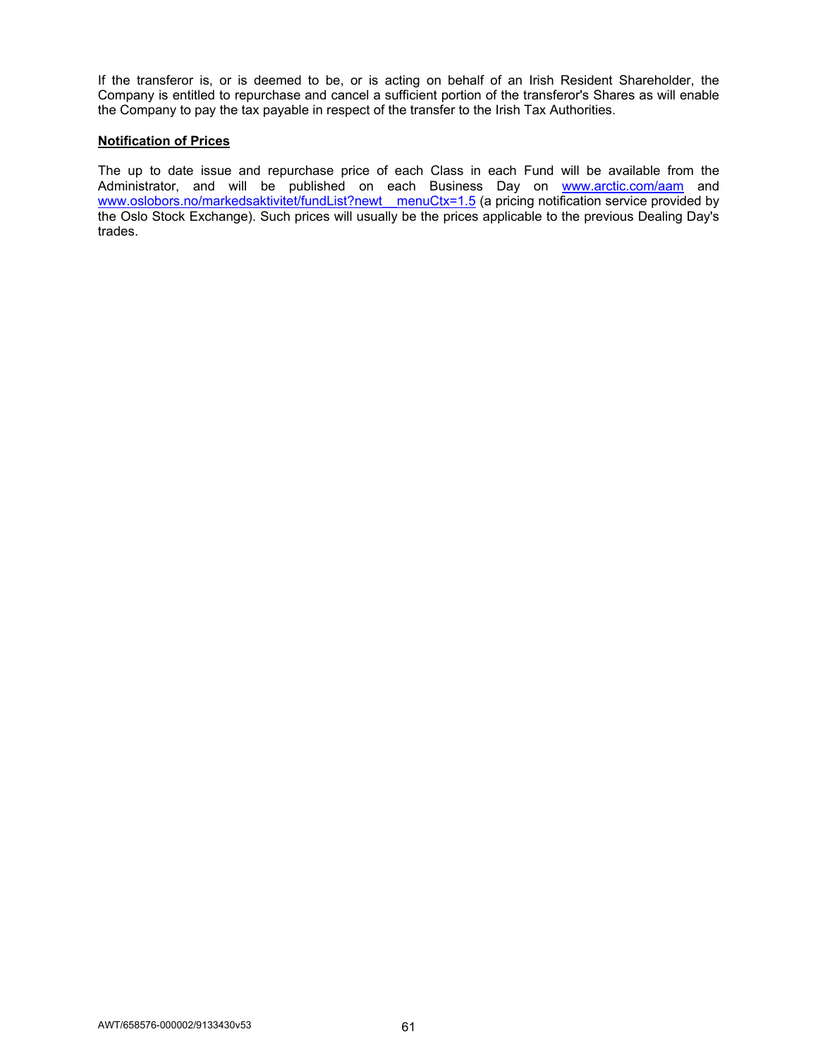If the transferor is, or is deemed to be, or is acting on behalf of an Irish Resident Shareholder, the Company is entitled to repurchase and cancel a sufficient portion of the transferor's Shares as will enable the Company to pay the tax payable in respect of the transfer to the Irish Tax Authorities.

**Notification of Prices**

The up to date issue and repurchase price of each Class in each Fund will be available from the Administrator, and will be published on each Business Day on www.arctic.com/aam and www.oslobors.no/markedsaktivitet/fundList?newt__menuCtx=1.5 (a pricing notification service provided by the Oslo Stock Exchange). Such prices will usually be the prices applicable to the previous Dealing Day's trades.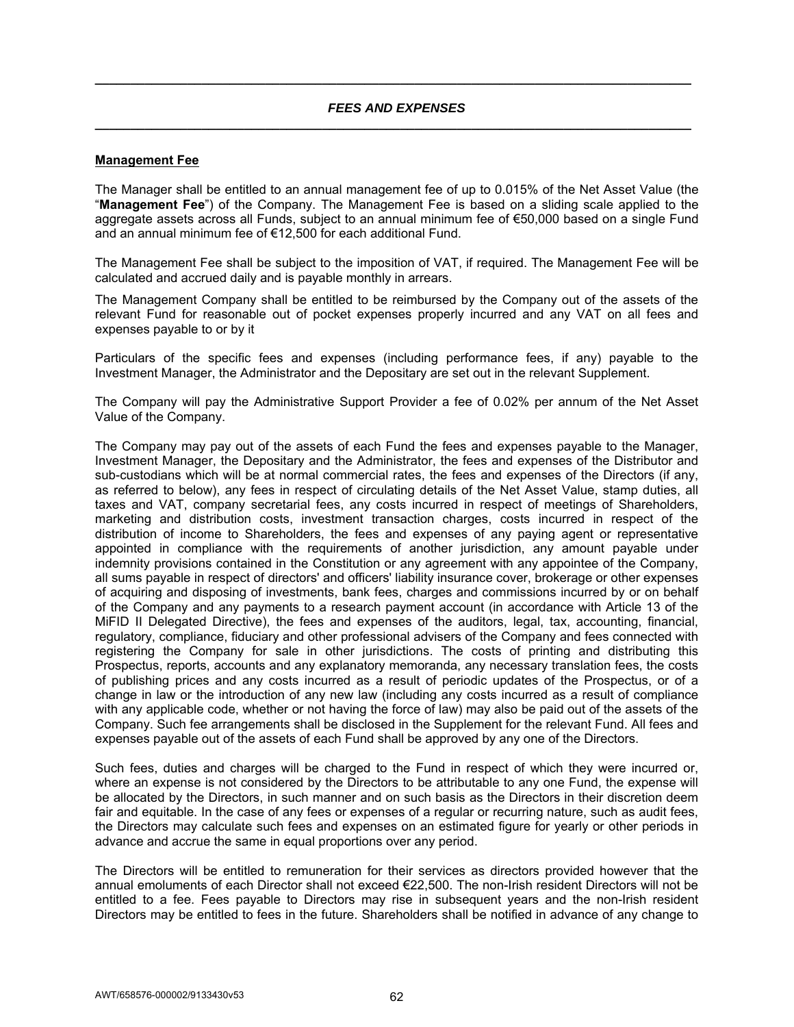## *FEES AND EXPENSES*

**Management Fee**

The Manager shall be entitled to an annual management fee of up to 0.015% of the Net Asset Value (the "**Management Fee**") of the Company. The Management Fee is based on a sliding scale applied to the aggregate assets across all Funds, subject to an annual minimum fee of €50,000 based on a single Fund and an annual minimum fee of €12,500 for each additional Fund.

The Management Fee shall be subject to the imposition of VAT, if required. The Management Fee will be calculated and accrued daily and is payable monthly in arrears.

The Management Company shall be entitled to be reimbursed by the Company out of the assets of the relevant Fund for reasonable out of pocket expenses properly incurred and any VAT on all fees and expenses payable to or by it

Particulars of the specific fees and expenses (including performance fees, if any) payable to the Investment Manager, the Administrator and the Depositary are set out in the relevant Supplement.

The Company will pay the Administrative Support Provider a fee of 0.02% per annum of the Net Asset Value of the Company.

The Company may pay out of the assets of each Fund the fees and expenses payable to the Manager, Investment Manager, the Depositary and the Administrator, the fees and expenses of the Distributor and sub-custodians which will be at normal commercial rates, the fees and expenses of the Directors (if any, as referred to below), any fees in respect of circulating details of the Net Asset Value, stamp duties, all taxes and VAT, company secretarial fees, any costs incurred in respect of meetings of Shareholders, marketing and distribution costs, investment transaction charges, costs incurred in respect of the distribution of income to Shareholders, the fees and expenses of any paying agent or representative appointed in compliance with the requirements of another jurisdiction, any amount payable under indemnity provisions contained in the Constitution or any agreement with any appointee of the Company, all sums payable in respect of directors' and officers' liability insurance cover, brokerage or other expenses of acquiring and disposing of investments, bank fees, charges and commissions incurred by or on behalf of the Company and any payments to a research payment account (in accordance with Article 13 of the MiFID II Delegated Directive), the fees and expenses of the auditors, legal, tax, accounting, financial, regulatory, compliance, fiduciary and other professional advisers of the Company and fees connected with registering the Company for sale in other jurisdictions. The costs of printing and distributing this Prospectus, reports, accounts and any explanatory memoranda, any necessary translation fees, the costs of publishing prices and any costs incurred as a result of periodic updates of the Prospectus, or of a change in law or the introduction of any new law (including any costs incurred as a result of compliance with any applicable code, whether or not having the force of law) may also be paid out of the assets of the Company. Such fee arrangements shall be disclosed in the Supplement for the relevant Fund. All fees and expenses payable out of the assets of each Fund shall be approved by any one of the Directors.

Such fees, duties and charges will be charged to the Fund in respect of which they were incurred or, where an expense is not considered by the Directors to be attributable to any one Fund, the expense will be allocated by the Directors, in such manner and on such basis as the Directors in their discretion deem fair and equitable. In the case of any fees or expenses of a regular or recurring nature, such as audit fees, the Directors may calculate such fees and expenses on an estimated figure for yearly or other periods in advance and accrue the same in equal proportions over any period.

The Directors will be entitled to remuneration for their services as directors provided however that the annual emoluments of each Director shall not exceed €22,500. The non-Irish resident Directors will not be entitled to a fee. Fees payable to Directors may rise in subsequent years and the non-Irish resident Directors may be entitled to fees in the future. Shareholders shall be notified in advance of any change to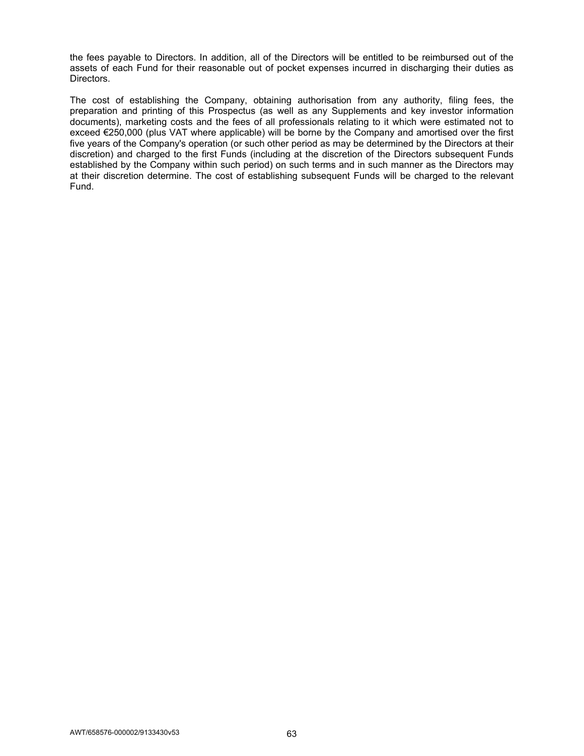the fees payable to Directors. In addition, all of the Directors will be entitled to be reimbursed out of the assets of each Fund for their reasonable out of pocket expenses incurred in discharging their duties as Directors.

The cost of establishing the Company, obtaining authorisation from any authority, filing fees, the preparation and printing of this Prospectus (as well as any Supplements and key investor information documents), marketing costs and the fees of all professionals relating to it which were estimated not to exceed €250,000 (plus VAT where applicable) will be borne by the Company and amortised over the first five years of the Company's operation (or such other period as may be determined by the Directors at their discretion) and charged to the first Funds (including at the discretion of the Directors subsequent Funds established by the Company within such period) on such terms and in such manner as the Directors may at their discretion determine. The cost of establishing subsequent Funds will be charged to the relevant Fund.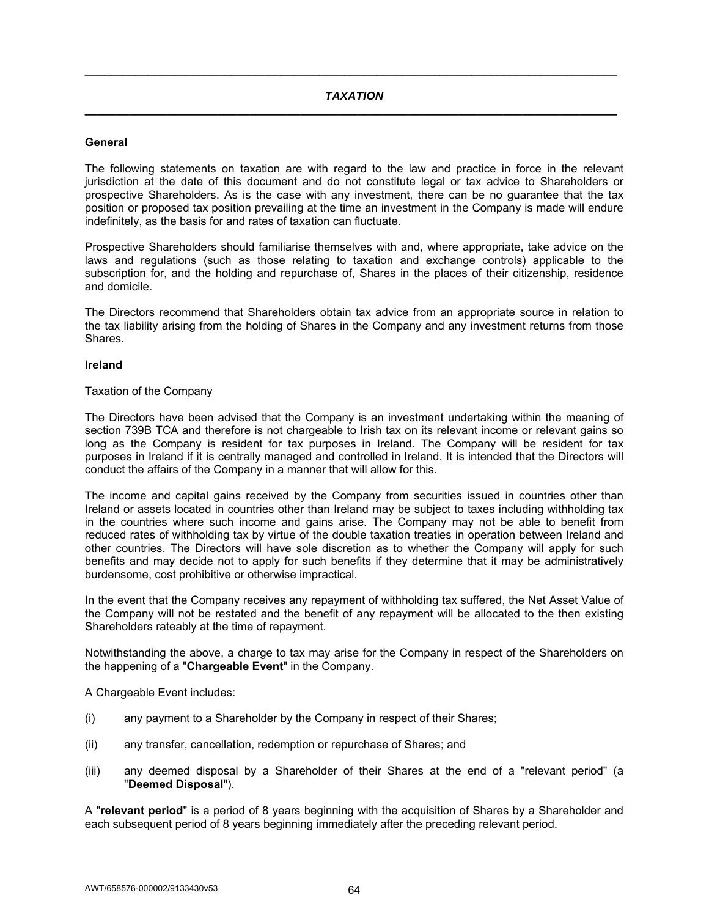## *TAXATION*

### General

The following statements on taxation are with regard to the law and practice in force in the relevant jurisdiction at the date of this document and do not constitute legal or tax advice to Shareholders or prospective Shareholders. As is the case with any investment, there can be no guarantee that the tax position or proposed tax position prevailing at the time an investment in the Company is made will endure indefinitely, as the basis for and rates of taxation can fluctuate.

Prospective Shareholders should familiarise themselves with and, where appropriate, take advice on the laws and regulations (such as those relating to taxation and exchange controls) applicable to the subscription for, and the holding and repurchase of, Shares in the places of their citizenship, residence and domicile.

The Directors recommend that Shareholders obtain tax advice from an appropriate source in relation to the tax liability arising from the holding of Shares in the Company and any investment returns from those Shares.

### Ireland

#### Taxation of the Company

The Directors have been advised that the Company is an investment undertaking within the meaning of section 739B TCA and therefore is not chargeable to Irish tax on its relevant income or relevant gains so long as the Company is resident for tax purposes in Ireland. The Company will be resident for tax purposes in Ireland if it is centrally managed and controlled in Ireland. It is intended that the Directors will conduct the affairs of the Company in a manner that will allow for this.

The income and capital gains received by the Company from securities issued in countries other than Ireland or assets located in countries other than Ireland may be subject to taxes including withholding tax in the countries where such income and gains arise. The Company may not be able to benefit from reduced rates of withholding tax by virtue of the double taxation treaties in operation between Ireland and other countries. The Directors will have sole discretion as to whether the Company will apply for such benefits and may decide not to apply for such benefits if they determine that it may be administratively burdensome, cost prohibitive or otherwise impractical.

In the event that the Company receives any repayment of withholding tax suffered, the Net Asset Value of the Company will not be restated and the benefit of any repayment will be allocated to the then existing Shareholders rateably at the time of repayment.

Notwithstanding the above, a charge to tax may arise for the Company in respect of the Shareholders on the happening of a "**Chargeable Event**" in the Company.

A Chargeable Event includes:

(i) any payment to a Shareholder by the Company in respect of their Shares;

(ii) any transfer, cancellation, redemption or repurchase of Shares; and

(iii) any deemed disposal by a Shareholder of their Shares at the end of a "relevant period" (a "**Deemed Disposal**").

A "**relevant period**" is a period of 8 years beginning with the acquisition of Shares by a Shareholder and each subsequent period of 8 years beginning immediately after the preceding relevant period.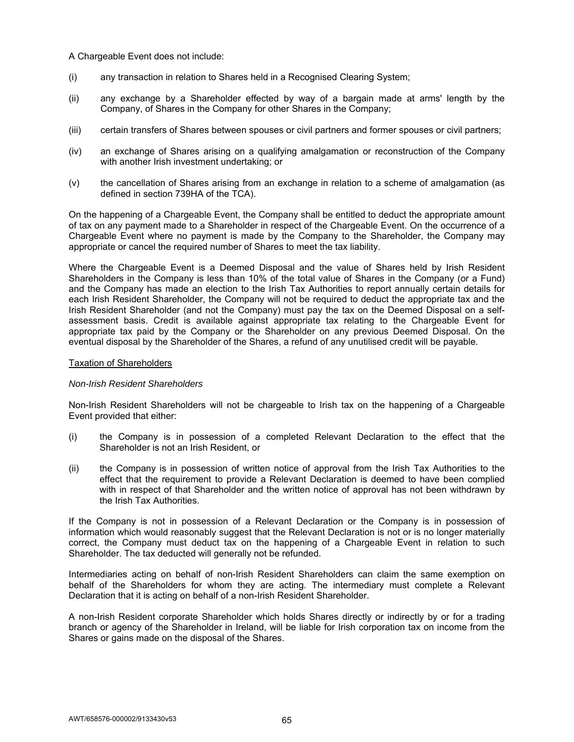A Chargeable Event does not include:

(i) any transaction in relation to Shares held in a Recognised Clearing System;

(ii) any exchange by a Shareholder effected by way of a bargain made at arms' length by the Company, of Shares in the Company for other Shares in the Company;

(iii) certain transfers of Shares between spouses or civil partners and former spouses or civil partners;

(iv) an exchange of Shares arising on a qualifying amalgamation or reconstruction of the Company with another Irish investment undertaking; or

(v) the cancellation of Shares arising from an exchange in relation to a scheme of amalgamation (as defined in section 739HA of the TCA).

On the happening of a Chargeable Event, the Company shall be entitled to deduct the appropriate amount of tax on any payment made to a Shareholder in respect of the Chargeable Event. On the occurrence of a Chargeable Event where no payment is made by the Company to the Shareholder, the Company may appropriate or cancel the required number of Shares to meet the tax liability.

Where the Chargeable Event is a Deemed Disposal and the value of Shares held by Irish Resident Shareholders in the Company is less than 10% of the total value of Shares in the Company (or a Fund) and the Company has made an election to the Irish Tax Authorities to report annually certain details for each Irish Resident Shareholder, the Company will not be required to deduct the appropriate tax and the Irish Resident Shareholder (and not the Company) must pay the tax on the Deemed Disposal on a self-assessment basis. Credit is available against appropriate tax relating to the Chargeable Event for appropriate tax paid by the Company or the Shareholder on any previous Deemed Disposal. On the eventual disposal by the Shareholder of the Shares, a refund of any unutilised credit will be payable.

Taxation of Shareholders

*Non-Irish Resident Shareholders*

Non-Irish Resident Shareholders will not be chargeable to Irish tax on the happening of a Chargeable Event provided that either:

(i) the Company is in possession of a completed Relevant Declaration to the effect that the Shareholder is not an Irish Resident, or

(ii) the Company is in possession of written notice of approval from the Irish Tax Authorities to the effect that the requirement to provide a Relevant Declaration is deemed to have been complied with in respect of that Shareholder and the written notice of approval has not been withdrawn by the Irish Tax Authorities.

If the Company is not in possession of a Relevant Declaration or the Company is in possession of information which would reasonably suggest that the Relevant Declaration is not or is no longer materially correct, the Company must deduct tax on the happening of a Chargeable Event in relation to such Shareholder. The tax deducted will generally not be refunded.

Intermediaries acting on behalf of non-Irish Resident Shareholders can claim the same exemption on behalf of the Shareholders for whom they are acting. The intermediary must complete a Relevant Declaration that it is acting on behalf of a non-Irish Resident Shareholder.

A non-Irish Resident corporate Shareholder which holds Shares directly or indirectly by or for a trading branch or agency of the Shareholder in Ireland, will be liable for Irish corporation tax on income from the Shares or gains made on the disposal of the Shares.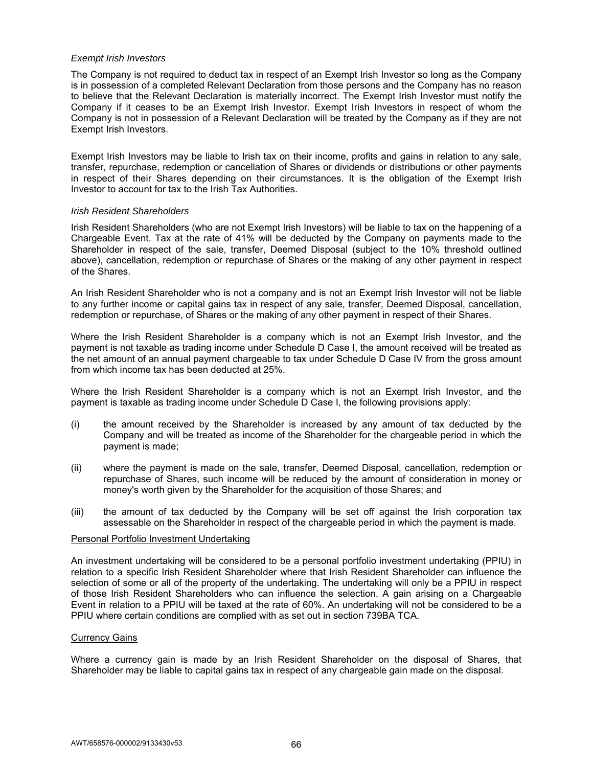*Exempt Irish Investors*

The Company is not required to deduct tax in respect of an Exempt Irish Investor so long as the Company is in possession of a completed Relevant Declaration from those persons and the Company has no reason to believe that the Relevant Declaration is materially incorrect. The Exempt Irish Investor must notify the Company if it ceases to be an Exempt Irish Investor. Exempt Irish Investors in respect of whom the Company is not in possession of a Relevant Declaration will be treated by the Company as if they are not Exempt Irish Investors.

Exempt Irish Investors may be liable to Irish tax on their income, profits and gains in relation to any sale, transfer, repurchase, redemption or cancellation of Shares or dividends or distributions or other payments in respect of their Shares depending on their circumstances. It is the obligation of the Exempt Irish Investor to account for tax to the Irish Tax Authorities.

*Irish Resident Shareholders*

Irish Resident Shareholders (who are not Exempt Irish Investors) will be liable to tax on the happening of a Chargeable Event. Tax at the rate of 41% will be deducted by the Company on payments made to the Shareholder in respect of the sale, transfer, Deemed Disposal (subject to the 10% threshold outlined above), cancellation, redemption or repurchase of Shares or the making of any other payment in respect of the Shares.

An Irish Resident Shareholder who is not a company and is not an Exempt Irish Investor will not be liable to any further income or capital gains tax in respect of any sale, transfer, Deemed Disposal, cancellation, redemption or repurchase, of Shares or the making of any other payment in respect of their Shares.

Where the Irish Resident Shareholder is a company which is not an Exempt Irish Investor, and the payment is not taxable as trading income under Schedule D Case I, the amount received will be treated as the net amount of an annual payment chargeable to tax under Schedule D Case IV from the gross amount from which income tax has been deducted at 25%.

Where the Irish Resident Shareholder is a company which is not an Exempt Irish Investor, and the payment is taxable as trading income under Schedule D Case I, the following provisions apply:

(i) the amount received by the Shareholder is increased by any amount of tax deducted by the Company and will be treated as income of the Shareholder for the chargeable period in which the payment is made;

(ii) where the payment is made on the sale, transfer, Deemed Disposal, cancellation, redemption or repurchase of Shares, such income will be reduced by the amount of consideration in money or money's worth given by the Shareholder for the acquisition of those Shares; and

(iii) the amount of tax deducted by the Company will be set off against the Irish corporation tax assessable on the Shareholder in respect of the chargeable period in which the payment is made.

Personal Portfolio Investment Undertaking

An investment undertaking will be considered to be a personal portfolio investment undertaking (PPIU) in relation to a specific Irish Resident Shareholder where that Irish Resident Shareholder can influence the selection of some or all of the property of the undertaking. The undertaking will only be a PPIU in respect of those Irish Resident Shareholders who can influence the selection. A gain arising on a Chargeable Event in relation to a PPIU will be taxed at the rate of 60%. An undertaking will not be considered to be a PPIU where certain conditions are complied with as set out in section 739BA TCA.

Currency Gains

Where a currency gain is made by an Irish Resident Shareholder on the disposal of Shares, that Shareholder may be liable to capital gains tax in respect of any chargeable gain made on the disposal.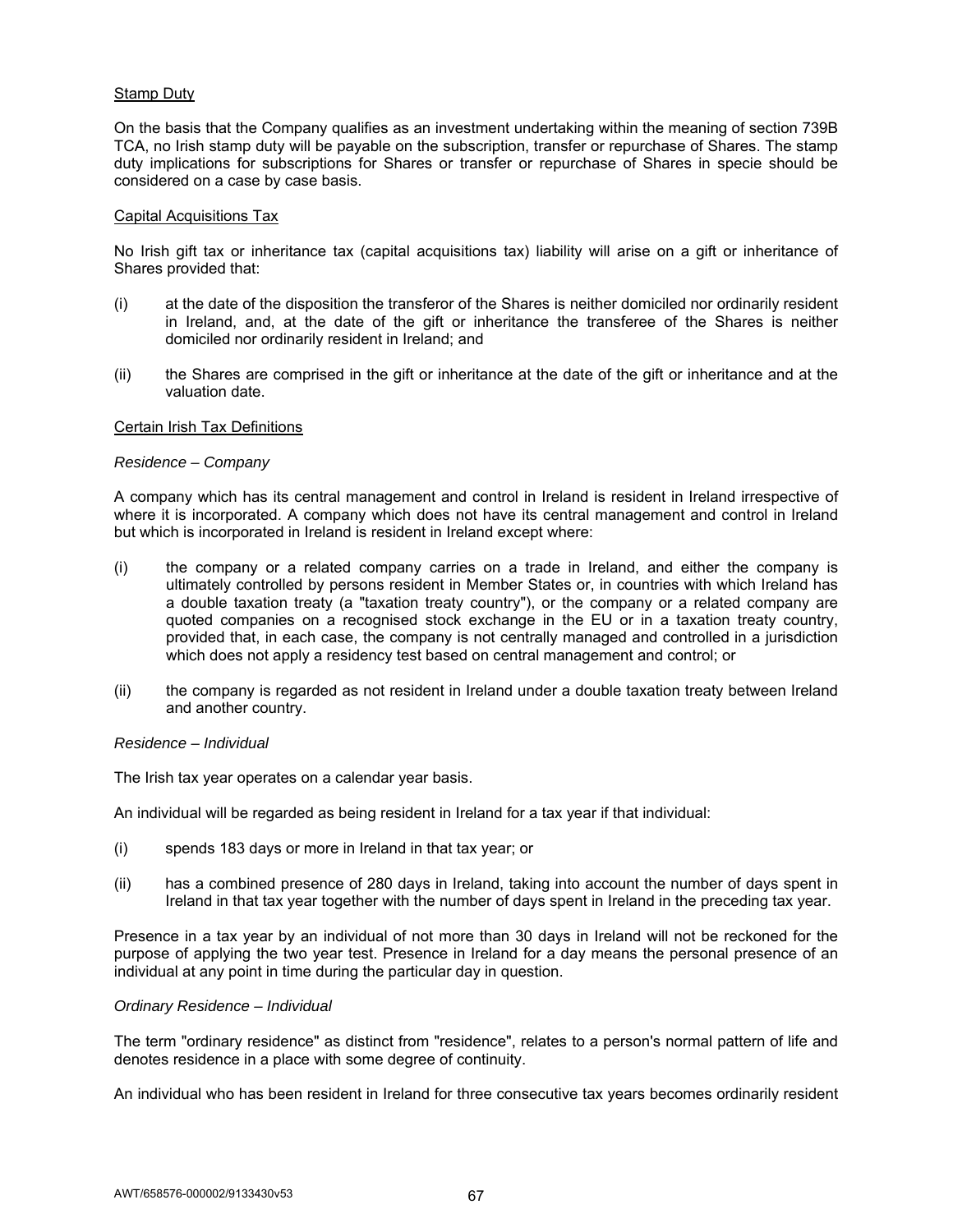<u>Stamp Duty</u>

On the basis that the Company qualifies as an investment undertaking within the meaning of section 739B TCA, no Irish stamp duty will be payable on the subscription, transfer or repurchase of Shares. The stamp duty implications for subscriptions for Shares or transfer or repurchase of Shares in specie should be considered on a case by case basis.

<u>Capital Acquisitions Tax</u>

No Irish gift tax or inheritance tax (capital acquisitions tax) liability will arise on a gift or inheritance of Shares provided that:

(i) at the date of the disposition the transferor of the Shares is neither domiciled nor ordinarily resident in Ireland, and, at the date of the gift or inheritance the transferee of the Shares is neither domiciled nor ordinarily resident in Ireland; and

(ii) the Shares are comprised in the gift or inheritance at the date of the gift or inheritance and at the valuation date.

<u>Certain Irish Tax Definitions</u>

*Residence – Company*

A company which has its central management and control in Ireland is resident in Ireland irrespective of where it is incorporated. A company which does not have its central management and control in Ireland but which is incorporated in Ireland is resident in Ireland except where:

(i) the company or a related company carries on a trade in Ireland, and either the company is ultimately controlled by persons resident in Member States or, in countries with which Ireland has a double taxation treaty (a "taxation treaty country"), or the company or a related company are quoted companies on a recognised stock exchange in the EU or in a taxation treaty country, provided that, in each case, the company is not centrally managed and controlled in a jurisdiction which does not apply a residency test based on central management and control; or

(ii) the company is regarded as not resident in Ireland under a double taxation treaty between Ireland and another country.

*Residence – Individual*

The Irish tax year operates on a calendar year basis.

An individual will be regarded as being resident in Ireland for a tax year if that individual:

(i) spends 183 days or more in Ireland in that tax year; or

(ii) has a combined presence of 280 days in Ireland, taking into account the number of days spent in Ireland in that tax year together with the number of days spent in Ireland in the preceding tax year.

Presence in a tax year by an individual of not more than 30 days in Ireland will not be reckoned for the purpose of applying the two year test. Presence in Ireland for a day means the personal presence of an individual at any point in time during the particular day in question.

*Ordinary Residence – Individual*

The term "ordinary residence" as distinct from "residence", relates to a person's normal pattern of life and denotes residence in a place with some degree of continuity.

An individual who has been resident in Ireland for three consecutive tax years becomes ordinarily resident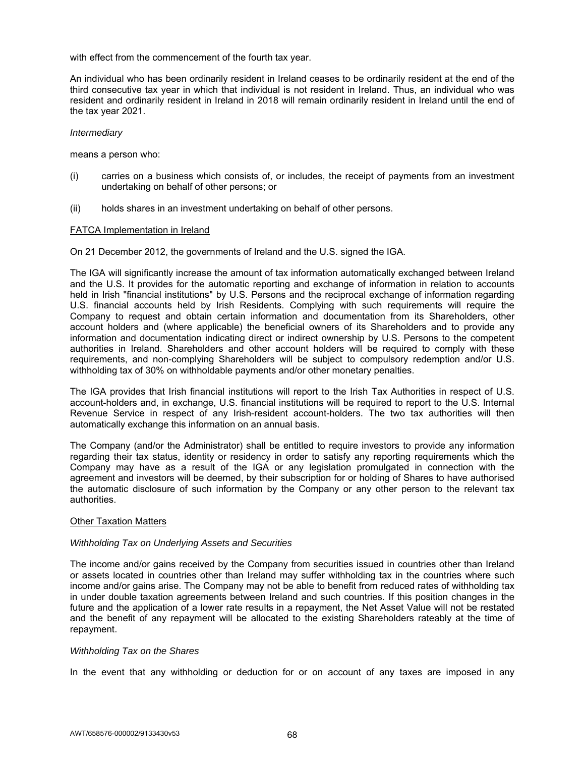with effect from the commencement of the fourth tax year.

An individual who has been ordinarily resident in Ireland ceases to be ordinarily resident at the end of the third consecutive tax year in which that individual is not resident in Ireland. Thus, an individual who was resident and ordinarily resident in Ireland in 2018 will remain ordinarily resident in Ireland until the end of the tax year 2021.

*Intermediary*

means a person who:

(i) carries on a business which consists of, or includes, the receipt of payments from an investment undertaking on behalf of other persons; or

(ii) holds shares in an investment undertaking on behalf of other persons.

## FATCA Implementation in Ireland

On 21 December 2012, the governments of Ireland and the U.S. signed the IGA.

The IGA will significantly increase the amount of tax information automatically exchanged between Ireland and the U.S. It provides for the automatic reporting and exchange of information in relation to accounts held in Irish "financial institutions" by U.S. Persons and the reciprocal exchange of information regarding U.S. financial accounts held by Irish Residents. Complying with such requirements will require the Company to request and obtain certain information and documentation from its Shareholders, other account holders and (where applicable) the beneficial owners of its Shareholders and to provide any information and documentation indicating direct or indirect ownership by U.S. Persons to the competent authorities in Ireland. Shareholders and other account holders will be required to comply with these requirements, and non-complying Shareholders will be subject to compulsory redemption and/or U.S. withholding tax of 30% on withholdable payments and/or other monetary penalties.

The IGA provides that Irish financial institutions will report to the Irish Tax Authorities in respect of U.S. account-holders and, in exchange, U.S. financial institutions will be required to report to the U.S. Internal Revenue Service in respect of any Irish-resident account-holders. The two tax authorities will then automatically exchange this information on an annual basis.

The Company (and/or the Administrator) shall be entitled to require investors to provide any information regarding their tax status, identity or residency in order to satisfy any reporting requirements which the Company may have as a result of the IGA or any legislation promulgated in connection with the agreement and investors will be deemed, by their subscription for or holding of Shares to have authorised the automatic disclosure of such information by the Company or any other person to the relevant tax authorities.

## Other Taxation Matters

*Withholding Tax on Underlying Assets and Securities*

The income and/or gains received by the Company from securities issued in countries other than Ireland or assets located in countries other than Ireland may suffer withholding tax in the countries where such income and/or gains arise. The Company may not be able to benefit from reduced rates of withholding tax in under double taxation agreements between Ireland and such countries. If this position changes in the future and the application of a lower rate results in a repayment, the Net Asset Value will not be restated and the benefit of any repayment will be allocated to the existing Shareholders rateably at the time of repayment.

*Withholding Tax on the Shares*

In the event that any withholding or deduction for or on account of any taxes are imposed in any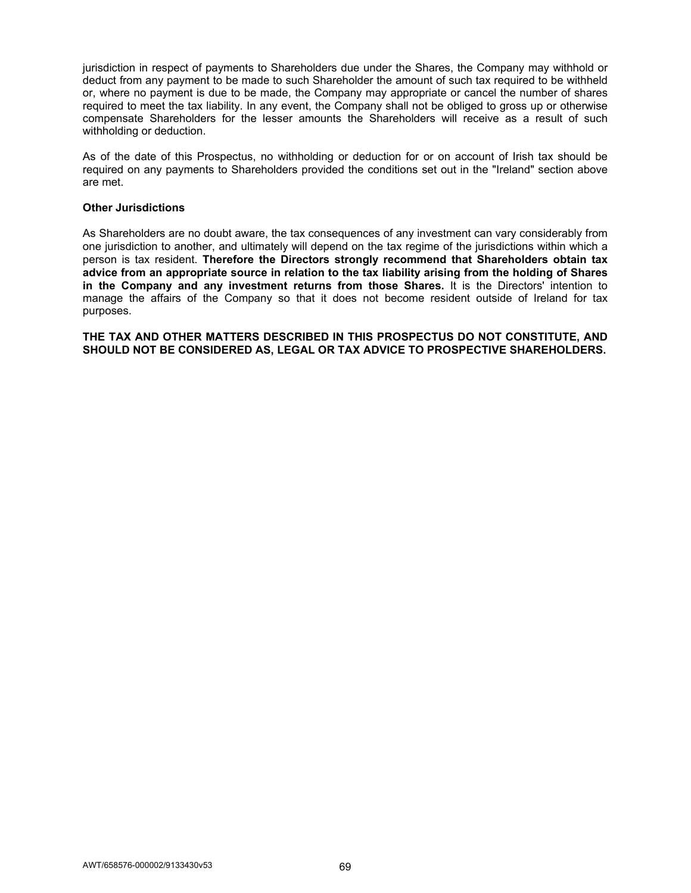jurisdiction in respect of payments to Shareholders due under the Shares, the Company may withhold or deduct from any payment to be made to such Shareholder the amount of such tax required to be withheld or, where no payment is due to be made, the Company may appropriate or cancel the number of shares required to meet the tax liability. In any event, the Company shall not be obliged to gross up or otherwise compensate Shareholders for the lesser amounts the Shareholders will receive as a result of such withholding or deduction.

As of the date of this Prospectus, no withholding or deduction for or on account of Irish tax should be required on any payments to Shareholders provided the conditions set out in the "Ireland" section above are met.

**Other Jurisdictions**

As Shareholders are no doubt aware, the tax consequences of any investment can vary considerably from one jurisdiction to another, and ultimately will depend on the tax regime of the jurisdictions within which a person is tax resident. **Therefore the Directors strongly recommend that Shareholders obtain tax advice from an appropriate source in relation to the tax liability arising from the holding of Shares in the Company and any investment returns from those Shares.** It is the Directors' intention to manage the affairs of the Company so that it does not become resident outside of Ireland for tax purposes.

**THE TAX AND OTHER MATTERS DESCRIBED IN THIS PROSPECTUS DO NOT CONSTITUTE, AND SHOULD NOT BE CONSIDERED AS, LEGAL OR TAX ADVICE TO PROSPECTIVE SHAREHOLDERS.**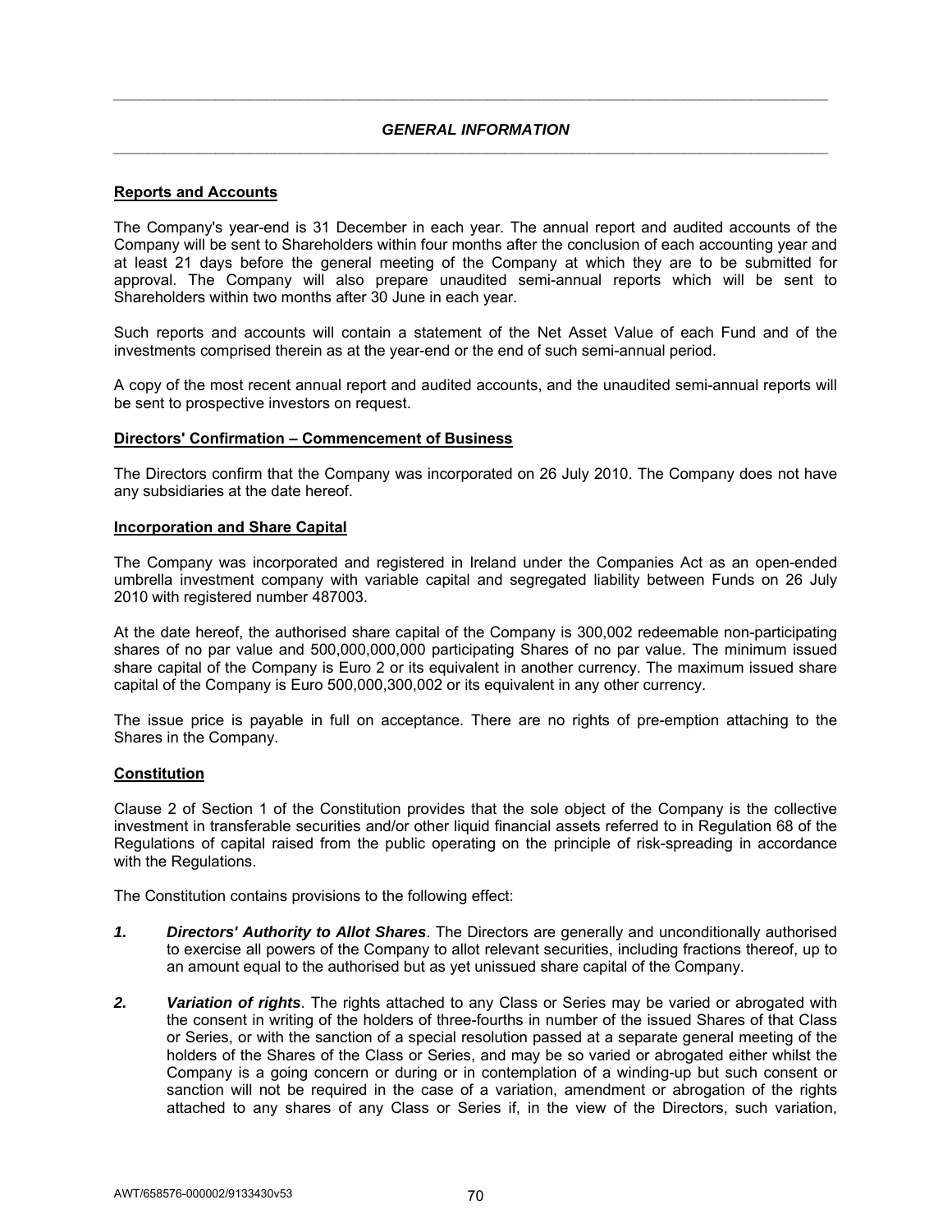## *GENERAL INFORMATION*

**Reports and Accounts**

The Company's year-end is 31 December in each year. The annual report and audited accounts of the Company will be sent to Shareholders within four months after the conclusion of each accounting year and at least 21 days before the general meeting of the Company at which they are to be submitted for approval. The Company will also prepare unaudited semi-annual reports which will be sent to Shareholders within two months after 30 June in each year.

Such reports and accounts will contain a statement of the Net Asset Value of each Fund and of the investments comprised therein as at the year-end or the end of such semi-annual period.

A copy of the most recent annual report and audited accounts, and the unaudited semi-annual reports will be sent to prospective investors on request.

**Directors' Confirmation – Commencement of Business**

The Directors confirm that the Company was incorporated on 26 July 2010. The Company does not have any subsidiaries at the date hereof.

**Incorporation and Share Capital**

The Company was incorporated and registered in Ireland under the Companies Act as an open-ended umbrella investment company with variable capital and segregated liability between Funds on 26 July 2010 with registered number 487003.

At the date hereof, the authorised share capital of the Company is 300,002 redeemable non-participating shares of no par value and 500,000,000,000 participating Shares of no par value. The minimum issued share capital of the Company is Euro 2 or its equivalent in another currency. The maximum issued share capital of the Company is Euro 500,000,300,002 or its equivalent in any other currency.

The issue price is payable in full on acceptance. There are no rights of pre-emption attaching to the Shares in the Company.

**Constitution**

Clause 2 of Section 1 of the Constitution provides that the sole object of the Company is the collective investment in transferable securities and/or other liquid financial assets referred to in Regulation 68 of the Regulations of capital raised from the public operating on the principle of risk-spreading in accordance with the Regulations.

The Constitution contains provisions to the following effect:

1. ***Directors' Authority to Allot Shares***. The Directors are generally and unconditionally authorised to exercise all powers of the Company to allot relevant securities, including fractions thereof, up to an amount equal to the authorised but as yet unissued share capital of the Company.

2. ***Variation of rights***. The rights attached to any Class or Series may be varied or abrogated with the consent in writing of the holders of three-fourths in number of the issued Shares of that Class or Series, or with the sanction of a special resolution passed at a separate general meeting of the holders of the Shares of the Class or Series, and may be so varied or abrogated either whilst the Company is a going concern or during or in contemplation of a winding-up but such consent or sanction will not be required in the case of a variation, amendment or abrogation of the rights attached to any shares of any Class or Series if, in the view of the Directors, such variation,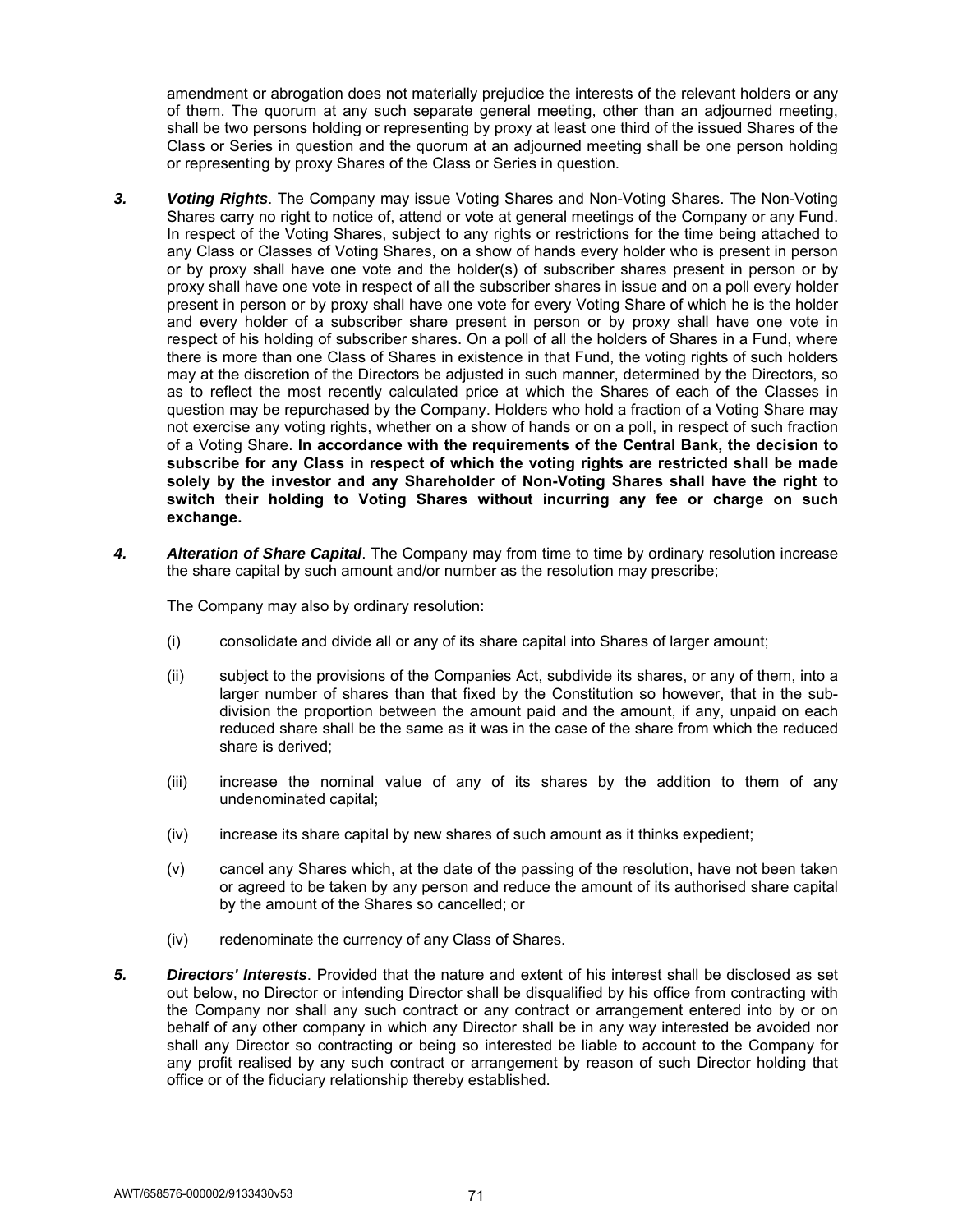amendment or abrogation does not materially prejudice the interests of the relevant holders or any of them. The quorum at any such separate general meeting, other than an adjourned meeting, shall be two persons holding or representing by proxy at least one third of the issued Shares of the Class or Series in question and the quorum at an adjourned meeting shall be one person holding or representing by proxy Shares of the Class or Series in question.

***3.*** ***Voting Rights***. The Company may issue Voting Shares and Non-Voting Shares. The Non-Voting Shares carry no right to notice of, attend or vote at general meetings of the Company or any Fund. In respect of the Voting Shares, subject to any rights or restrictions for the time being attached to any Class or Classes of Voting Shares, on a show of hands every holder who is present in person or by proxy shall have one vote and the holder(s) of subscriber shares present in person or by proxy shall have one vote in respect of all the subscriber shares in issue and on a poll every holder present in person or by proxy shall have one vote for every Voting Share of which he is the holder and every holder of a subscriber share present in person or by proxy shall have one vote in respect of his holding of subscriber shares. On a poll of all the holders of Shares in a Fund, where there is more than one Class of Shares in existence in that Fund, the voting rights of such holders may at the discretion of the Directors be adjusted in such manner, determined by the Directors, so as to reflect the most recently calculated price at which the Shares of each of the Classes in question may be repurchased by the Company. Holders who hold a fraction of a Voting Share may not exercise any voting rights, whether on a show of hands or on a poll, in respect of such fraction of a Voting Share. **In accordance with the requirements of the Central Bank, the decision to subscribe for any Class in respect of which the voting rights are restricted shall be made solely by the investor and any Shareholder of Non-Voting Shares shall have the right to switch their holding to Voting Shares without incurring any fee or charge on such exchange.**

***4.*** ***Alteration of Share Capital***. The Company may from time to time by ordinary resolution increase the share capital by such amount and/or number as the resolution may prescribe;

The Company may also by ordinary resolution:

(i) consolidate and divide all or any of its share capital into Shares of larger amount;

(ii) subject to the provisions of the Companies Act, subdivide its shares, or any of them, into a larger number of shares than that fixed by the Constitution so however, that in the sub-division the proportion between the amount paid and the amount, if any, unpaid on each reduced share shall be the same as it was in the case of the share from which the reduced share is derived;

(iii) increase the nominal value of any of its shares by the addition to them of any undenominated capital;

(iv) increase its share capital by new shares of such amount as it thinks expedient;

(v) cancel any Shares which, at the date of the passing of the resolution, have not been taken or agreed to be taken by any person and reduce the amount of its authorised share capital by the amount of the Shares so cancelled; or

(iv) redenominate the currency of any Class of Shares.

***5.*** ***Directors' Interests***. Provided that the nature and extent of his interest shall be disclosed as set out below, no Director or intending Director shall be disqualified by his office from contracting with the Company nor shall any such contract or any contract or arrangement entered into by or on behalf of any other company in which any Director shall be in any way interested be avoided nor shall any Director so contracting or being so interested be liable to account to the Company for any profit realised by any such contract or arrangement by reason of such Director holding that office or of the fiduciary relationship thereby established.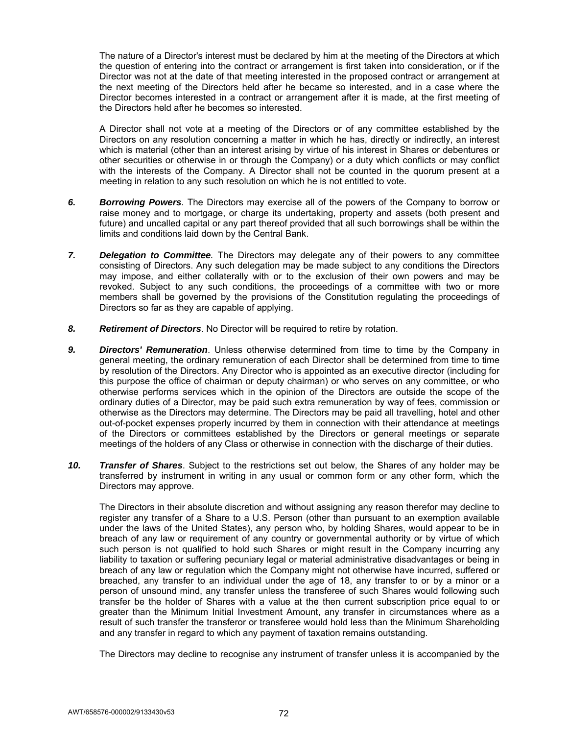The nature of a Director's interest must be declared by him at the meeting of the Directors at which the question of entering into the contract or arrangement is first taken into consideration, or if the Director was not at the date of that meeting interested in the proposed contract or arrangement at the next meeting of the Directors held after he became so interested, and in a case where the Director becomes interested in a contract or arrangement after it is made, at the first meeting of the Directors held after he becomes so interested.

A Director shall not vote at a meeting of the Directors or of any committee established by the Directors on any resolution concerning a matter in which he has, directly or indirectly, an interest which is material (other than an interest arising by virtue of his interest in Shares or debentures or other securities or otherwise in or through the Company) or a duty which conflicts or may conflict with the interests of the Company. A Director shall not be counted in the quorum present at a meeting in relation to any such resolution on which he is not entitled to vote.

***6. Borrowing Powers***. The Directors may exercise all of the powers of the Company to borrow or raise money and to mortgage, or charge its undertaking, property and assets (both present and future) and uncalled capital or any part thereof provided that all such borrowings shall be within the limits and conditions laid down by the Central Bank.

***7. Delegation to Committee***. The Directors may delegate any of their powers to any committee consisting of Directors. Any such delegation may be made subject to any conditions the Directors may impose, and either collaterally with or to the exclusion of their own powers and may be revoked. Subject to any such conditions, the proceedings of a committee with two or more members shall be governed by the provisions of the Constitution regulating the proceedings of Directors so far as they are capable of applying.

***8. Retirement of Directors***. No Director will be required to retire by rotation.

***9. Directors' Remuneration***. Unless otherwise determined from time to time by the Company in general meeting, the ordinary remuneration of each Director shall be determined from time to time by resolution of the Directors. Any Director who is appointed as an executive director (including for this purpose the office of chairman or deputy chairman) or who serves on any committee, or who otherwise performs services which in the opinion of the Directors are outside the scope of the ordinary duties of a Director, may be paid such extra remuneration by way of fees, commission or otherwise as the Directors may determine. The Directors may be paid all travelling, hotel and other out-of-pocket expenses properly incurred by them in connection with their attendance at meetings of the Directors or committees established by the Directors or general meetings or separate meetings of the holders of any Class or otherwise in connection with the discharge of their duties.

***10. Transfer of Shares***. Subject to the restrictions set out below, the Shares of any holder may be transferred by instrument in writing in any usual or common form or any other form, which the Directors may approve.

The Directors in their absolute discretion and without assigning any reason therefor may decline to register any transfer of a Share to a U.S. Person (other than pursuant to an exemption available under the laws of the United States), any person who, by holding Shares, would appear to be in breach of any law or requirement of any country or governmental authority or by virtue of which such person is not qualified to hold such Shares or might result in the Company incurring any liability to taxation or suffering pecuniary legal or material administrative disadvantages or being in breach of any law or regulation which the Company might not otherwise have incurred, suffered or breached, any transfer to an individual under the age of 18, any transfer to or by a minor or a person of unsound mind, any transfer unless the transferee of such Shares would following such transfer be the holder of Shares with a value at the then current subscription price equal to or greater than the Minimum Initial Investment Amount, any transfer in circumstances where as a result of such transfer the transferor or transferee would hold less than the Minimum Shareholding and any transfer in regard to which any payment of taxation remains outstanding.

The Directors may decline to recognise any instrument of transfer unless it is accompanied by the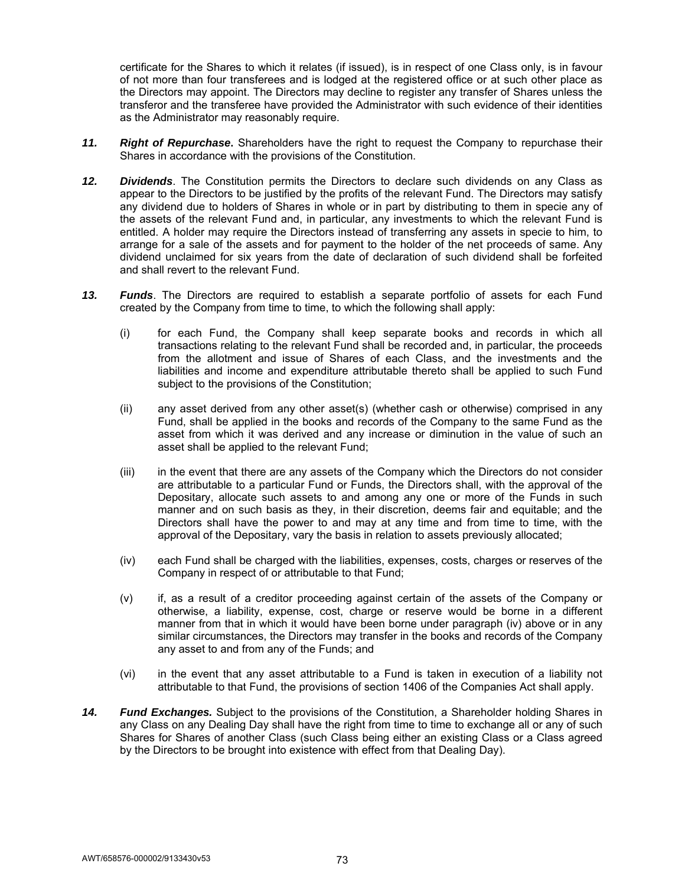certificate for the Shares to which it relates (if issued), is in respect of one Class only, is in favour of not more than four transferees and is lodged at the registered office or at such other place as the Directors may appoint. The Directors may decline to register any transfer of Shares unless the transferor and the transferee have provided the Administrator with such evidence of their identities as the Administrator may reasonably require.

**11.** ***Right of Repurchase*****.** Shareholders have the right to request the Company to repurchase their Shares in accordance with the provisions of the Constitution.

**12.** ***Dividends***. The Constitution permits the Directors to declare such dividends on any Class as appear to the Directors to be justified by the profits of the relevant Fund. The Directors may satisfy any dividend due to holders of Shares in whole or in part by distributing to them in specie any of the assets of the relevant Fund and, in particular, any investments to which the relevant Fund is entitled. A holder may require the Directors instead of transferring any assets in specie to him, to arrange for a sale of the assets and for payment to the holder of the net proceeds of same. Any dividend unclaimed for six years from the date of declaration of such dividend shall be forfeited and shall revert to the relevant Fund.

**13.** ***Funds***. The Directors are required to establish a separate portfolio of assets for each Fund created by the Company from time to time, to which the following shall apply:

(i) for each Fund, the Company shall keep separate books and records in which all transactions relating to the relevant Fund shall be recorded and, in particular, the proceeds from the allotment and issue of Shares of each Class, and the investments and the liabilities and income and expenditure attributable thereto shall be applied to such Fund subject to the provisions of the Constitution;

(ii) any asset derived from any other asset(s) (whether cash or otherwise) comprised in any Fund, shall be applied in the books and records of the Company to the same Fund as the asset from which it was derived and any increase or diminution in the value of such an asset shall be applied to the relevant Fund;

(iii) in the event that there are any assets of the Company which the Directors do not consider are attributable to a particular Fund or Funds, the Directors shall, with the approval of the Depositary, allocate such assets to and among any one or more of the Funds in such manner and on such basis as they, in their discretion, deems fair and equitable; and the Directors shall have the power to and may at any time and from time to time, with the approval of the Depositary, vary the basis in relation to assets previously allocated;

(iv) each Fund shall be charged with the liabilities, expenses, costs, charges or reserves of the Company in respect of or attributable to that Fund;

(v) if, as a result of a creditor proceeding against certain of the assets of the Company or otherwise, a liability, expense, cost, charge or reserve would be borne in a different manner from that in which it would have been borne under paragraph (iv) above or in any similar circumstances, the Directors may transfer in the books and records of the Company any asset to and from any of the Funds; and

(vi) in the event that any asset attributable to a Fund is taken in execution of a liability not attributable to that Fund, the provisions of section 1406 of the Companies Act shall apply.

**14.** ***Fund Exchanges.*** Subject to the provisions of the Constitution, a Shareholder holding Shares in any Class on any Dealing Day shall have the right from time to time to exchange all or any of such Shares for Shares of another Class (such Class being either an existing Class or a Class agreed by the Directors to be brought into existence with effect from that Dealing Day).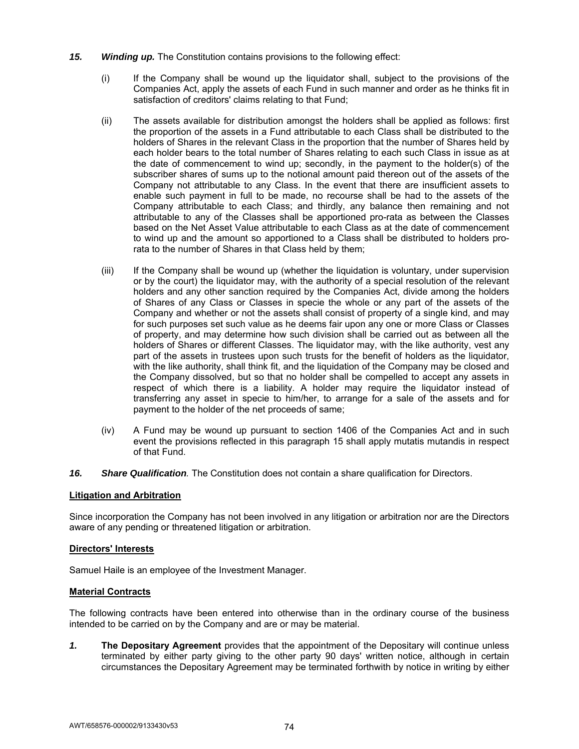***15. Winding up.*** The Constitution contains provisions to the following effect:

(i) If the Company shall be wound up the liquidator shall, subject to the provisions of the Companies Act, apply the assets of each Fund in such manner and order as he thinks fit in satisfaction of creditors' claims relating to that Fund;

(ii) The assets available for distribution amongst the holders shall be applied as follows: first the proportion of the assets in a Fund attributable to each Class shall be distributed to the holders of Shares in the relevant Class in the proportion that the number of Shares held by each holder bears to the total number of Shares relating to each such Class in issue as at the date of commencement to wind up; secondly, in the payment to the holder(s) of the subscriber shares of sums up to the notional amount paid thereon out of the assets of the Company not attributable to any Class. In the event that there are insufficient assets to enable such payment in full to be made, no recourse shall be had to the assets of the Company attributable to each Class; and thirdly, any balance then remaining and not attributable to any of the Classes shall be apportioned pro-rata as between the Classes based on the Net Asset Value attributable to each Class as at the date of commencement to wind up and the amount so apportioned to a Class shall be distributed to holders pro-rata to the number of Shares in that Class held by them;

(iii) If the Company shall be wound up (whether the liquidation is voluntary, under supervision or by the court) the liquidator may, with the authority of a special resolution of the relevant holders and any other sanction required by the Companies Act, divide among the holders of Shares of any Class or Classes in specie the whole or any part of the assets of the Company and whether or not the assets shall consist of property of a single kind, and may for such purposes set such value as he deems fair upon any one or more Class or Classes of property, and may determine how such division shall be carried out as between all the holders of Shares or different Classes. The liquidator may, with the like authority, vest any part of the assets in trustees upon such trusts for the benefit of holders as the liquidator, with the like authority, shall think fit, and the liquidation of the Company may be closed and the Company dissolved, but so that no holder shall be compelled to accept any assets in respect of which there is a liability. A holder may require the liquidator instead of transferring any asset in specie to him/her, to arrange for a sale of the assets and for payment to the holder of the net proceeds of same;

(iv) A Fund may be wound up pursuant to section 1406 of the Companies Act and in such event the provisions reflected in this paragraph 15 shall apply mutatis mutandis in respect of that Fund.

***16. Share Qualification****.* The Constitution does not contain a share qualification for Directors.

**Litigation and Arbitration**

Since incorporation the Company has not been involved in any litigation or arbitration nor are the Directors aware of any pending or threatened litigation or arbitration.

**Directors' Interests**

Samuel Haile is an employee of the Investment Manager.

**Material Contracts**

The following contracts have been entered into otherwise than in the ordinary course of the business intended to be carried on by the Company and are or may be material.

***1.*** **The Depositary Agreement** provides that the appointment of the Depositary will continue unless terminated by either party giving to the other party 90 days' written notice, although in certain circumstances the Depositary Agreement may be terminated forthwith by notice in writing by either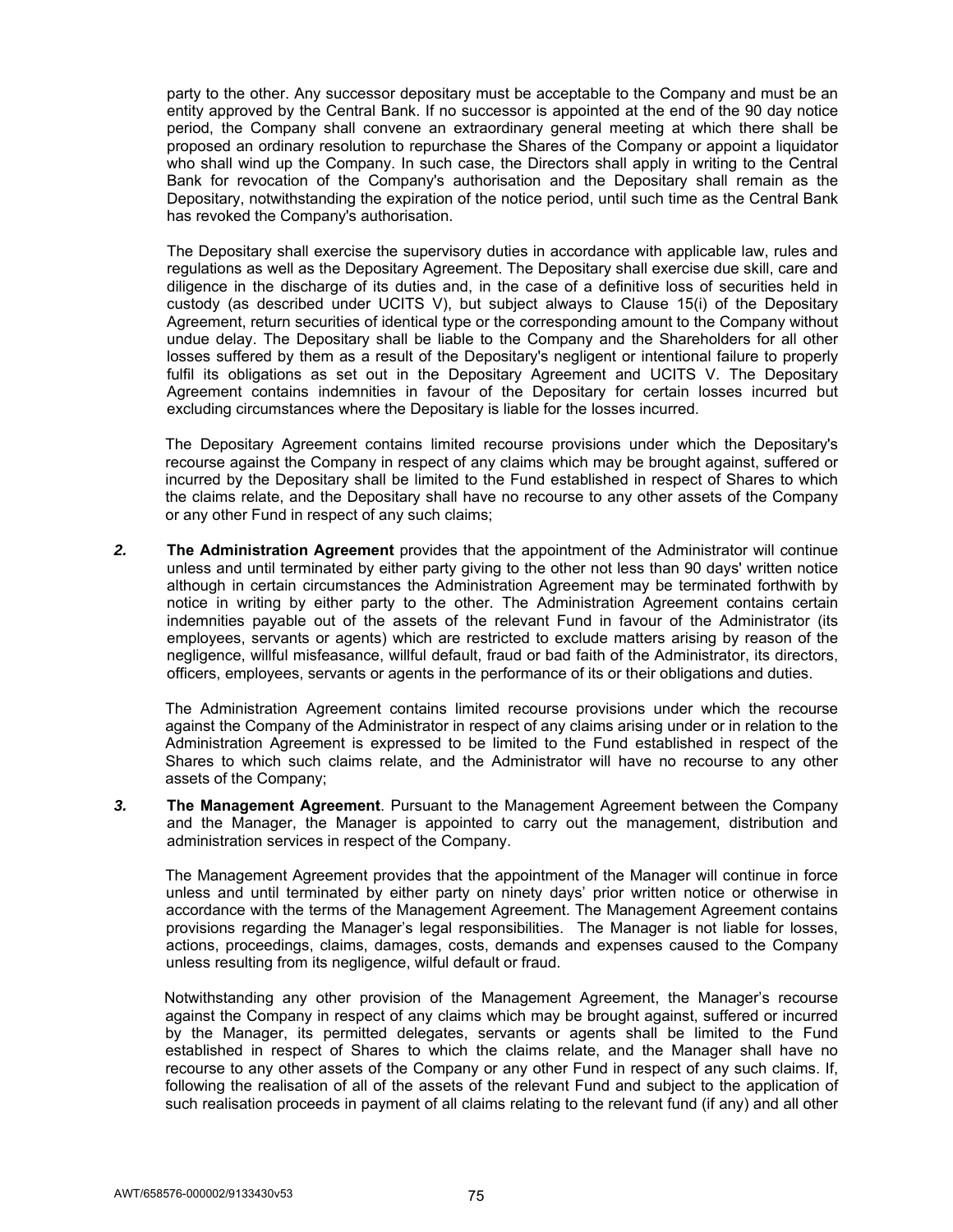party to the other. Any successor depositary must be acceptable to the Company and must be an entity approved by the Central Bank. If no successor is appointed at the end of the 90 day notice period, the Company shall convene an extraordinary general meeting at which there shall be proposed an ordinary resolution to repurchase the Shares of the Company or appoint a liquidator who shall wind up the Company. In such case, the Directors shall apply in writing to the Central Bank for revocation of the Company's authorisation and the Depositary shall remain as the Depositary, notwithstanding the expiration of the notice period, until such time as the Central Bank has revoked the Company's authorisation.

The Depositary shall exercise the supervisory duties in accordance with applicable law, rules and regulations as well as the Depositary Agreement. The Depositary shall exercise due skill, care and diligence in the discharge of its duties and, in the case of a definitive loss of securities held in custody (as described under UCITS V), but subject always to Clause 15(i) of the Depositary Agreement, return securities of identical type or the corresponding amount to the Company without undue delay. The Depositary shall be liable to the Company and the Shareholders for all other losses suffered by them as a result of the Depositary's negligent or intentional failure to properly fulfil its obligations as set out in the Depositary Agreement and UCITS V. The Depositary Agreement contains indemnities in favour of the Depositary for certain losses incurred but excluding circumstances where the Depositary is liable for the losses incurred.

The Depositary Agreement contains limited recourse provisions under which the Depositary's recourse against the Company in respect of any claims which may be brought against, suffered or incurred by the Depositary shall be limited to the Fund established in respect of Shares to which the claims relate, and the Depositary shall have no recourse to any other assets of the Company or any other Fund in respect of any such claims;

***2.*** **The Administration Agreement** provides that the appointment of the Administrator will continue unless and until terminated by either party giving to the other not less than 90 days' written notice although in certain circumstances the Administration Agreement may be terminated forthwith by notice in writing by either party to the other. The Administration Agreement contains certain indemnities payable out of the assets of the relevant Fund in favour of the Administrator (its employees, servants or agents) which are restricted to exclude matters arising by reason of the negligence, willful misfeasance, willful default, fraud or bad faith of the Administrator, its directors, officers, employees, servants or agents in the performance of its or their obligations and duties.

The Administration Agreement contains limited recourse provisions under which the recourse against the Company of the Administrator in respect of any claims arising under or in relation to the Administration Agreement is expressed to be limited to the Fund established in respect of the Shares to which such claims relate, and the Administrator will have no recourse to any other assets of the Company;

***3.*** **The Management Agreement**. Pursuant to the Management Agreement between the Company and the Manager, the Manager is appointed to carry out the management, distribution and administration services in respect of the Company.

The Management Agreement provides that the appointment of the Manager will continue in force unless and until terminated by either party on ninety days' prior written notice or otherwise in accordance with the terms of the Management Agreement. The Management Agreement contains provisions regarding the Manager's legal responsibilities. The Manager is not liable for losses, actions, proceedings, claims, damages, costs, demands and expenses caused to the Company unless resulting from its negligence, wilful default or fraud.

Notwithstanding any other provision of the Management Agreement, the Manager's recourse against the Company in respect of any claims which may be brought against, suffered or incurred by the Manager, its permitted delegates, servants or agents shall be limited to the Fund established in respect of Shares to which the claims relate, and the Manager shall have no recourse to any other assets of the Company or any other Fund in respect of any such claims. If, following the realisation of all of the assets of the relevant Fund and subject to the application of such realisation proceeds in payment of all claims relating to the relevant fund (if any) and all other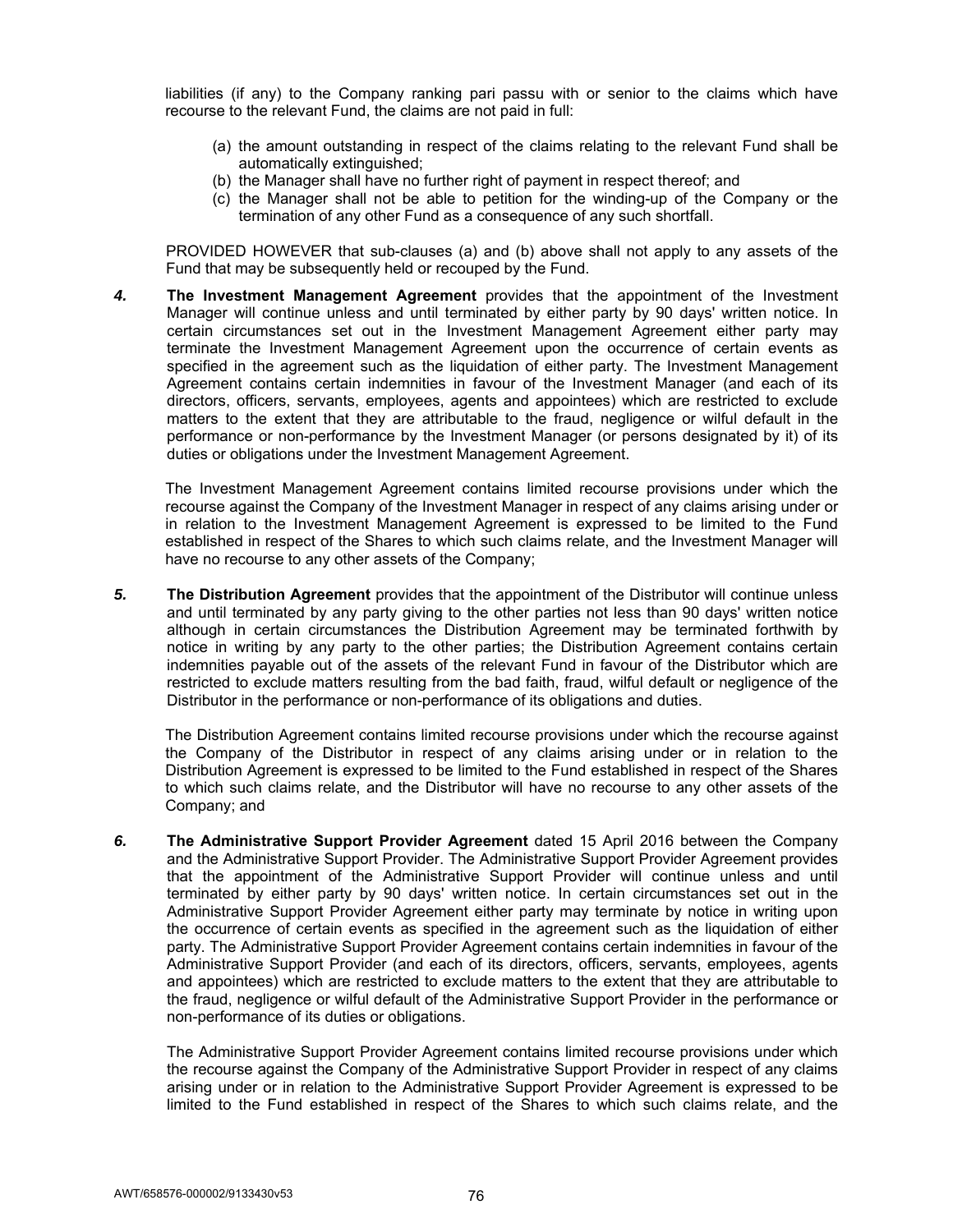liabilities (if any) to the Company ranking pari passu with or senior to the claims which have recourse to the relevant Fund, the claims are not paid in full:

(a) the amount outstanding in respect of the claims relating to the relevant Fund shall be automatically extinguished;
(b) the Manager shall have no further right of payment in respect thereof; and
(c) the Manager shall not be able to petition for the winding-up of the Company or the termination of any other Fund as a consequence of any such shortfall.

PROVIDED HOWEVER that sub-clauses (a) and (b) above shall not apply to any assets of the Fund that may be subsequently held or recouped by the Fund.

***4.*** **The Investment Management Agreement** provides that the appointment of the Investment Manager will continue unless and until terminated by either party by 90 days' written notice. In certain circumstances set out in the Investment Management Agreement either party may terminate the Investment Management Agreement upon the occurrence of certain events as specified in the agreement such as the liquidation of either party. The Investment Management Agreement contains certain indemnities in favour of the Investment Manager (and each of its directors, officers, servants, employees, agents and appointees) which are restricted to exclude matters to the extent that they are attributable to the fraud, negligence or wilful default in the performance or non-performance by the Investment Manager (or persons designated by it) of its duties or obligations under the Investment Management Agreement.

The Investment Management Agreement contains limited recourse provisions under which the recourse against the Company of the Investment Manager in respect of any claims arising under or in relation to the Investment Management Agreement is expressed to be limited to the Fund established in respect of the Shares to which such claims relate, and the Investment Manager will have no recourse to any other assets of the Company;

***5.*** **The Distribution Agreement** provides that the appointment of the Distributor will continue unless and until terminated by any party giving to the other parties not less than 90 days' written notice although in certain circumstances the Distribution Agreement may be terminated forthwith by notice in writing by any party to the other parties; the Distribution Agreement contains certain indemnities payable out of the assets of the relevant Fund in favour of the Distributor which are restricted to exclude matters resulting from the bad faith, fraud, wilful default or negligence of the Distributor in the performance or non-performance of its obligations and duties.

The Distribution Agreement contains limited recourse provisions under which the recourse against the Company of the Distributor in respect of any claims arising under or in relation to the Distribution Agreement is expressed to be limited to the Fund established in respect of the Shares to which such claims relate, and the Distributor will have no recourse to any other assets of the Company; and

***6.*** **The Administrative Support Provider Agreement** dated 15 April 2016 between the Company and the Administrative Support Provider. The Administrative Support Provider Agreement provides that the appointment of the Administrative Support Provider will continue unless and until terminated by either party by 90 days' written notice. In certain circumstances set out in the Administrative Support Provider Agreement either party may terminate by notice in writing upon the occurrence of certain events as specified in the agreement such as the liquidation of either party. The Administrative Support Provider Agreement contains certain indemnities in favour of the Administrative Support Provider (and each of its directors, officers, servants, employees, agents and appointees) which are restricted to exclude matters to the extent that they are attributable to the fraud, negligence or wilful default of the Administrative Support Provider in the performance or non-performance of its duties or obligations.

The Administrative Support Provider Agreement contains limited recourse provisions under which the recourse against the Company of the Administrative Support Provider in respect of any claims arising under or in relation to the Administrative Support Provider Agreement is expressed to be limited to the Fund established in respect of the Shares to which such claims relate, and the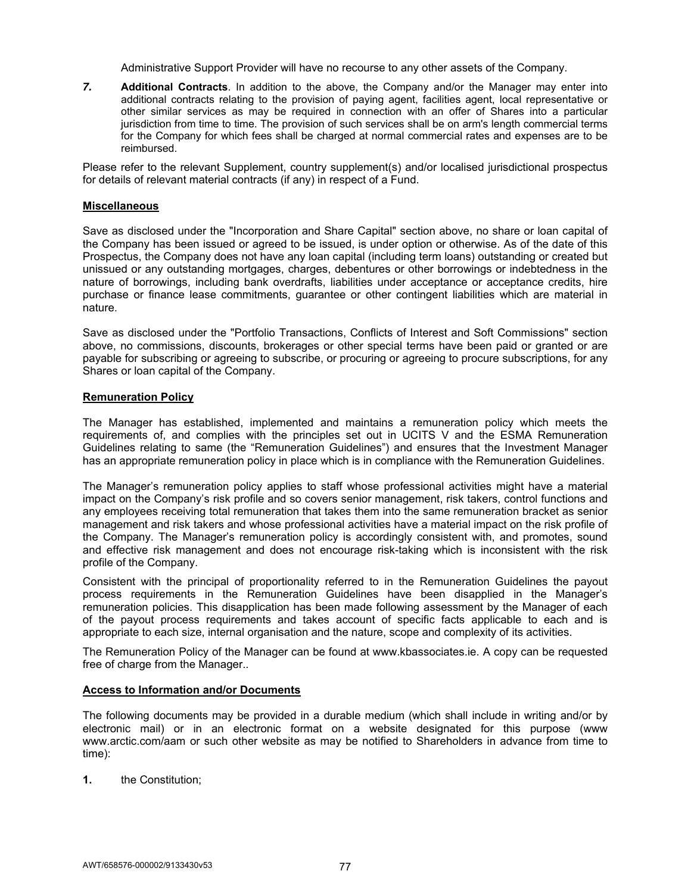Administrative Support Provider will have no recourse to any other assets of the Company.

7. **Additional Contracts**. In addition to the above, the Company and/or the Manager may enter into additional contracts relating to the provision of paying agent, facilities agent, local representative or other similar services as may be required in connection with an offer of Shares into a particular jurisdiction from time to time. The provision of such services shall be on arm's length commercial terms for the Company for which fees shall be charged at normal commercial rates and expenses are to be reimbursed.

Please refer to the relevant Supplement, country supplement(s) and/or localised jurisdictional prospectus for details of relevant material contracts (if any) in respect of a Fund.

## Miscellaneous

Save as disclosed under the "Incorporation and Share Capital" section above, no share or loan capital of the Company has been issued or agreed to be issued, is under option or otherwise. As of the date of this Prospectus, the Company does not have any loan capital (including term loans) outstanding or created but unissued or any outstanding mortgages, charges, debentures or other borrowings or indebtedness in the nature of borrowings, including bank overdrafts, liabilities under acceptance or acceptance credits, hire purchase or finance lease commitments, guarantee or other contingent liabilities which are material in nature.

Save as disclosed under the "Portfolio Transactions, Conflicts of Interest and Soft Commissions" section above, no commissions, discounts, brokerages or other special terms have been paid or granted or are payable for subscribing or agreeing to subscribe, or procuring or agreeing to procure subscriptions, for any Shares or loan capital of the Company.

## Remuneration Policy

The Manager has established, implemented and maintains a remuneration policy which meets the requirements of, and complies with the principles set out in UCITS V and the ESMA Remuneration Guidelines relating to same (the "Remuneration Guidelines") and ensures that the Investment Manager has an appropriate remuneration policy in place which is in compliance with the Remuneration Guidelines.

The Manager's remuneration policy applies to staff whose professional activities might have a material impact on the Company's risk profile and so covers senior management, risk takers, control functions and any employees receiving total remuneration that takes them into the same remuneration bracket as senior management and risk takers and whose professional activities have a material impact on the risk profile of the Company. The Manager's remuneration policy is accordingly consistent with, and promotes, sound and effective risk management and does not encourage risk-taking which is inconsistent with the risk profile of the Company.

Consistent with the principal of proportionality referred to in the Remuneration Guidelines the payout process requirements in the Remuneration Guidelines have been disapplied in the Manager's remuneration policies. This disapplication has been made following assessment by the Manager of each of the payout process requirements and takes account of specific facts applicable to each and is appropriate to each size, internal organisation and the nature, scope and complexity of its activities.

The Remuneration Policy of the Manager can be found at www.kbassociates.ie. A copy can be requested free of charge from the Manager..

## Access to Information and/or Documents

The following documents may be provided in a durable medium (which shall include in writing and/or by electronic mail) or in an electronic format on a website designated for this purpose (www www.arctic.com/aam or such other website as may be notified to Shareholders in advance from time to time):

1. the Constitution;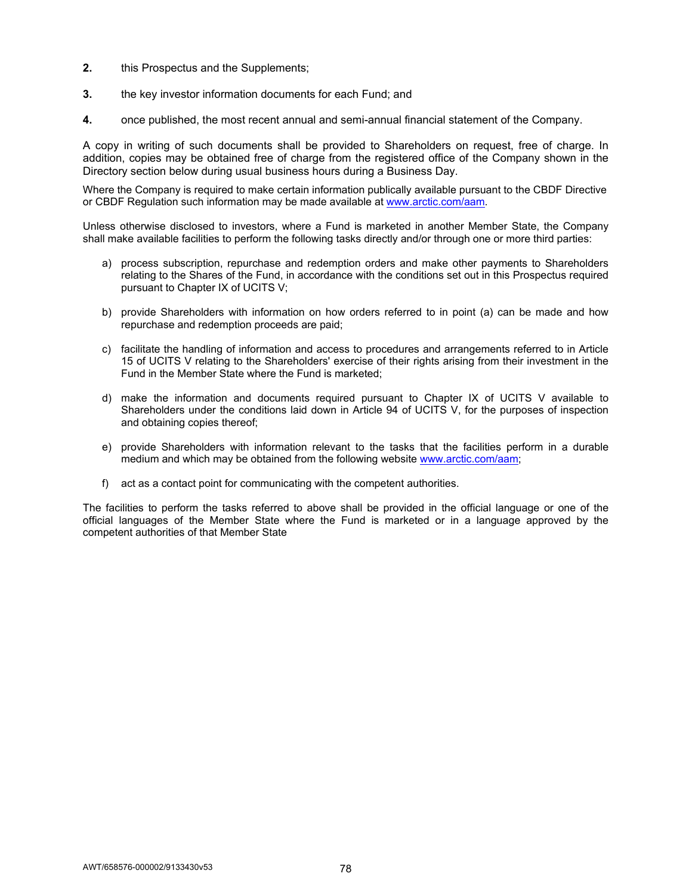**2.** this Prospectus and the Supplements;

**3.** the key investor information documents for each Fund; and

**4.** once published, the most recent annual and semi-annual financial statement of the Company.

A copy in writing of such documents shall be provided to Shareholders on request, free of charge. In addition, copies may be obtained free of charge from the registered office of the Company shown in the Directory section below during usual business hours during a Business Day.

Where the Company is required to make certain information publically available pursuant to the CBDF Directive or CBDF Regulation such information may be made available at www.arctic.com/aam.

Unless otherwise disclosed to investors, where a Fund is marketed in another Member State, the Company shall make available facilities to perform the following tasks directly and/or through one or more third parties:

a) process subscription, repurchase and redemption orders and make other payments to Shareholders relating to the Shares of the Fund, in accordance with the conditions set out in this Prospectus required pursuant to Chapter IX of UCITS V;

b) provide Shareholders with information on how orders referred to in point (a) can be made and how repurchase and redemption proceeds are paid;

c) facilitate the handling of information and access to procedures and arrangements referred to in Article 15 of UCITS V relating to the Shareholders' exercise of their rights arising from their investment in the Fund in the Member State where the Fund is marketed;

d) make the information and documents required pursuant to Chapter IX of UCITS V available to Shareholders under the conditions laid down in Article 94 of UCITS V, for the purposes of inspection and obtaining copies thereof;

e) provide Shareholders with information relevant to the tasks that the facilities perform in a durable medium and which may be obtained from the following website www.arctic.com/aam;

f) act as a contact point for communicating with the competent authorities.

The facilities to perform the tasks referred to above shall be provided in the official language or one of the official languages of the Member State where the Fund is marketed or in a language approved by the competent authorities of that Member State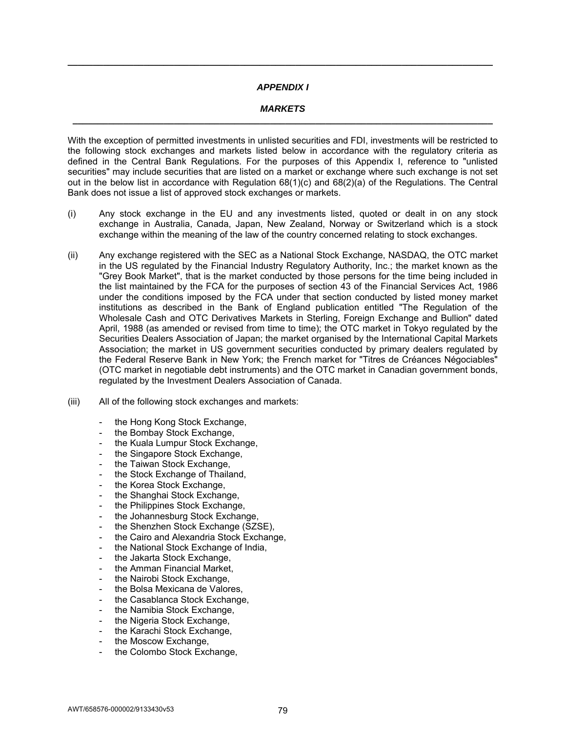## *APPENDIX I*

## *MARKETS*

With the exception of permitted investments in unlisted securities and FDI, investments will be restricted to the following stock exchanges and markets listed below in accordance with the regulatory criteria as defined in the Central Bank Regulations. For the purposes of this Appendix I, reference to "unlisted securities" may include securities that are listed on a market or exchange where such exchange is not set out in the below list in accordance with Regulation 68(1)(c) and 68(2)(a) of the Regulations. The Central Bank does not issue a list of approved stock exchanges or markets.

(i) Any stock exchange in the EU and any investments listed, quoted or dealt in on any stock exchange in Australia, Canada, Japan, New Zealand, Norway or Switzerland which is a stock exchange within the meaning of the law of the country concerned relating to stock exchanges.

(ii) Any exchange registered with the SEC as a National Stock Exchange, NASDAQ, the OTC market in the US regulated by the Financial Industry Regulatory Authority, Inc.; the market known as the "Grey Book Market", that is the market conducted by those persons for the time being included in the list maintained by the FCA for the purposes of section 43 of the Financial Services Act, 1986 under the conditions imposed by the FCA under that section conducted by listed money market institutions as described in the Bank of England publication entitled "The Regulation of the Wholesale Cash and OTC Derivatives Markets in Sterling, Foreign Exchange and Bullion" dated April, 1988 (as amended or revised from time to time); the OTC market in Tokyo regulated by the Securities Dealers Association of Japan; the market organised by the International Capital Markets Association; the market in US government securities conducted by primary dealers regulated by the Federal Reserve Bank in New York; the French market for "Titres de Créances Négociables" (OTC market in negotiable debt instruments) and the OTC market in Canadian government bonds, regulated by the Investment Dealers Association of Canada.

(iii) All of the following stock exchanges and markets:

- the Hong Kong Stock Exchange,
- the Bombay Stock Exchange,
- the Kuala Lumpur Stock Exchange,
- the Singapore Stock Exchange,
- the Taiwan Stock Exchange,
- the Stock Exchange of Thailand,
- the Korea Stock Exchange,
- the Shanghai Stock Exchange,
- the Philippines Stock Exchange,
- the Johannesburg Stock Exchange,
- the Shenzhen Stock Exchange (SZSE),
- the Cairo and Alexandria Stock Exchange,
- the National Stock Exchange of India,
- the Jakarta Stock Exchange,
- the Amman Financial Market,
- the Nairobi Stock Exchange,
- the Bolsa Mexicana de Valores,
- the Casablanca Stock Exchange,
- the Namibia Stock Exchange,
- the Nigeria Stock Exchange,
- the Karachi Stock Exchange,
- the Moscow Exchange,
- the Colombo Stock Exchange,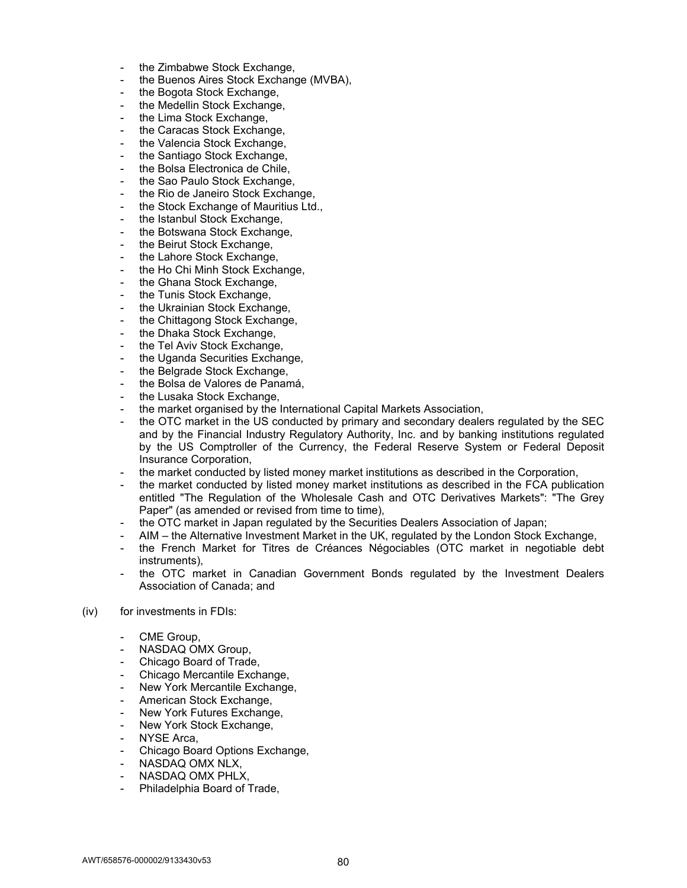- the Zimbabwe Stock Exchange,
- the Buenos Aires Stock Exchange (MVBA),
- the Bogota Stock Exchange,
- the Medellin Stock Exchange,
- the Lima Stock Exchange,
- the Caracas Stock Exchange,
- the Valencia Stock Exchange,
- the Santiago Stock Exchange,
- the Bolsa Electronica de Chile,
- the Sao Paulo Stock Exchange,
- the Rio de Janeiro Stock Exchange,
- the Stock Exchange of Mauritius Ltd.,
- the Istanbul Stock Exchange,
- the Botswana Stock Exchange,
- the Beirut Stock Exchange,
- the Lahore Stock Exchange,
- the Ho Chi Minh Stock Exchange,
- the Ghana Stock Exchange,
- the Tunis Stock Exchange,
- the Ukrainian Stock Exchange,
- the Chittagong Stock Exchange,
- the Dhaka Stock Exchange,
- the Tel Aviv Stock Exchange,
- the Uganda Securities Exchange,
- the Belgrade Stock Exchange,
- the Bolsa de Valores de Panamá,
- the Lusaka Stock Exchange,
- the market organised by the International Capital Markets Association,
- the OTC market in the US conducted by primary and secondary dealers regulated by the SEC and by the Financial Industry Regulatory Authority, Inc. and by banking institutions regulated by the US Comptroller of the Currency, the Federal Reserve System or Federal Deposit Insurance Corporation,
- the market conducted by listed money market institutions as described in the Corporation,
- the market conducted by listed money market institutions as described in the FCA publication entitled "The Regulation of the Wholesale Cash and OTC Derivatives Markets": "The Grey Paper" (as amended or revised from time to time),
- the OTC market in Japan regulated by the Securities Dealers Association of Japan;
- AIM – the Alternative Investment Market in the UK, regulated by the London Stock Exchange,
- the French Market for Titres de Créances Négociables (OTC market in negotiable debt instruments),
- the OTC market in Canadian Government Bonds regulated by the Investment Dealers Association of Canada; and

(iv) for investments in FDIs:

- CME Group,
- NASDAQ OMX Group,
- Chicago Board of Trade,
- Chicago Mercantile Exchange,
- New York Mercantile Exchange,
- American Stock Exchange,
- New York Futures Exchange,
- New York Stock Exchange,
- NYSE Arca,
- Chicago Board Options Exchange,
- NASDAQ OMX NLX,
- NASDAQ OMX PHLX,
- Philadelphia Board of Trade,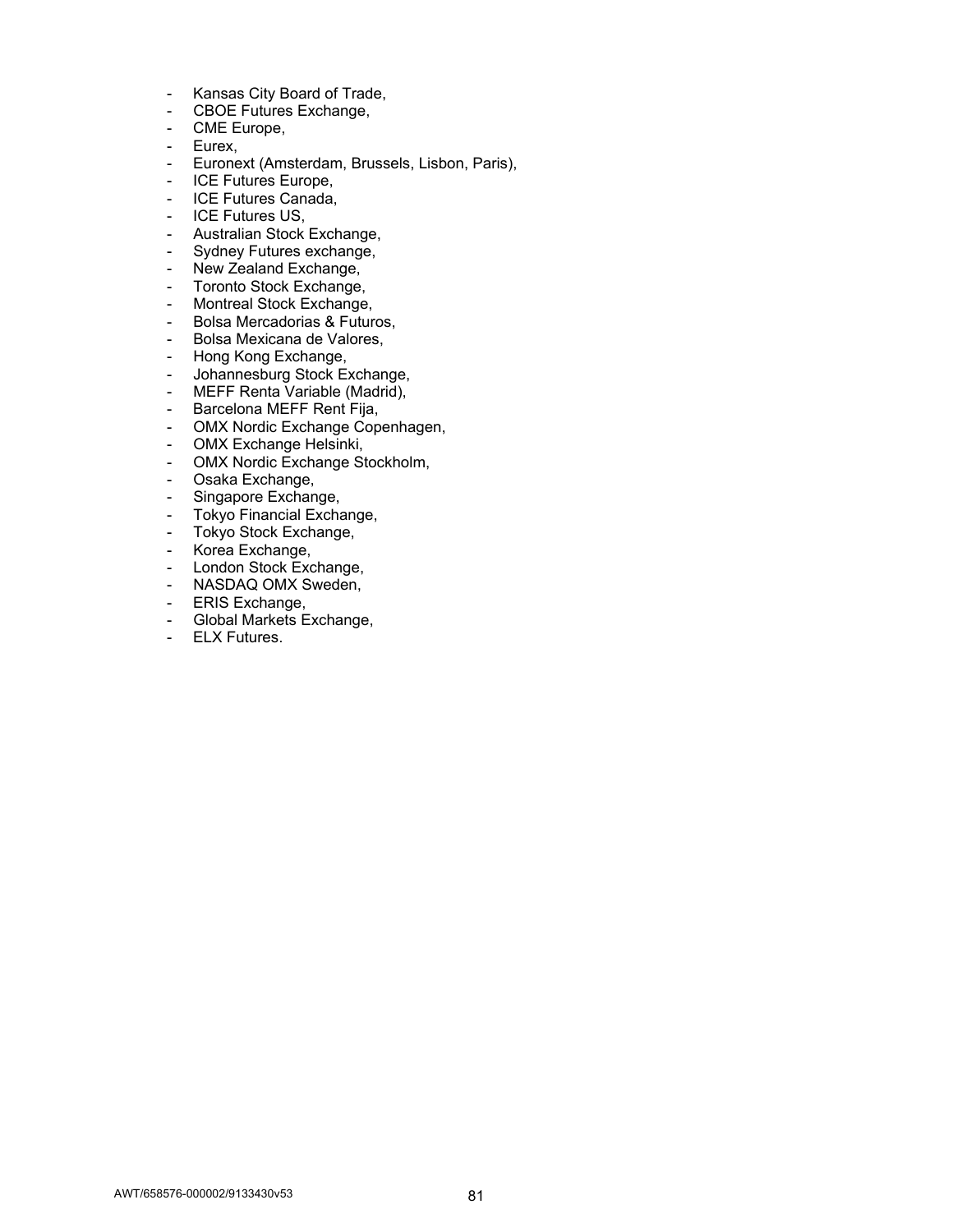- Kansas City Board of Trade,
- CBOE Futures Exchange,
- CME Europe,
- Eurex,
- Euronext (Amsterdam, Brussels, Lisbon, Paris),
- ICE Futures Europe,
- ICE Futures Canada,
- ICE Futures US,
- Australian Stock Exchange,
- Sydney Futures exchange,
- New Zealand Exchange,
- Toronto Stock Exchange,
- Montreal Stock Exchange,
- Bolsa Mercadorias & Futuros,
- Bolsa Mexicana de Valores,
- Hong Kong Exchange,
- Johannesburg Stock Exchange,
- MEFF Renta Variable (Madrid),
- Barcelona MEFF Rent Fija,
- OMX Nordic Exchange Copenhagen,
- OMX Exchange Helsinki,
- OMX Nordic Exchange Stockholm,
- Osaka Exchange,
- Singapore Exchange,
- Tokyo Financial Exchange,
- Tokyo Stock Exchange,
- Korea Exchange,
- London Stock Exchange,
- NASDAQ OMX Sweden,
- ERIS Exchange,
- Global Markets Exchange,
- ELX Futures.

AWT/658576-000002/9133430v53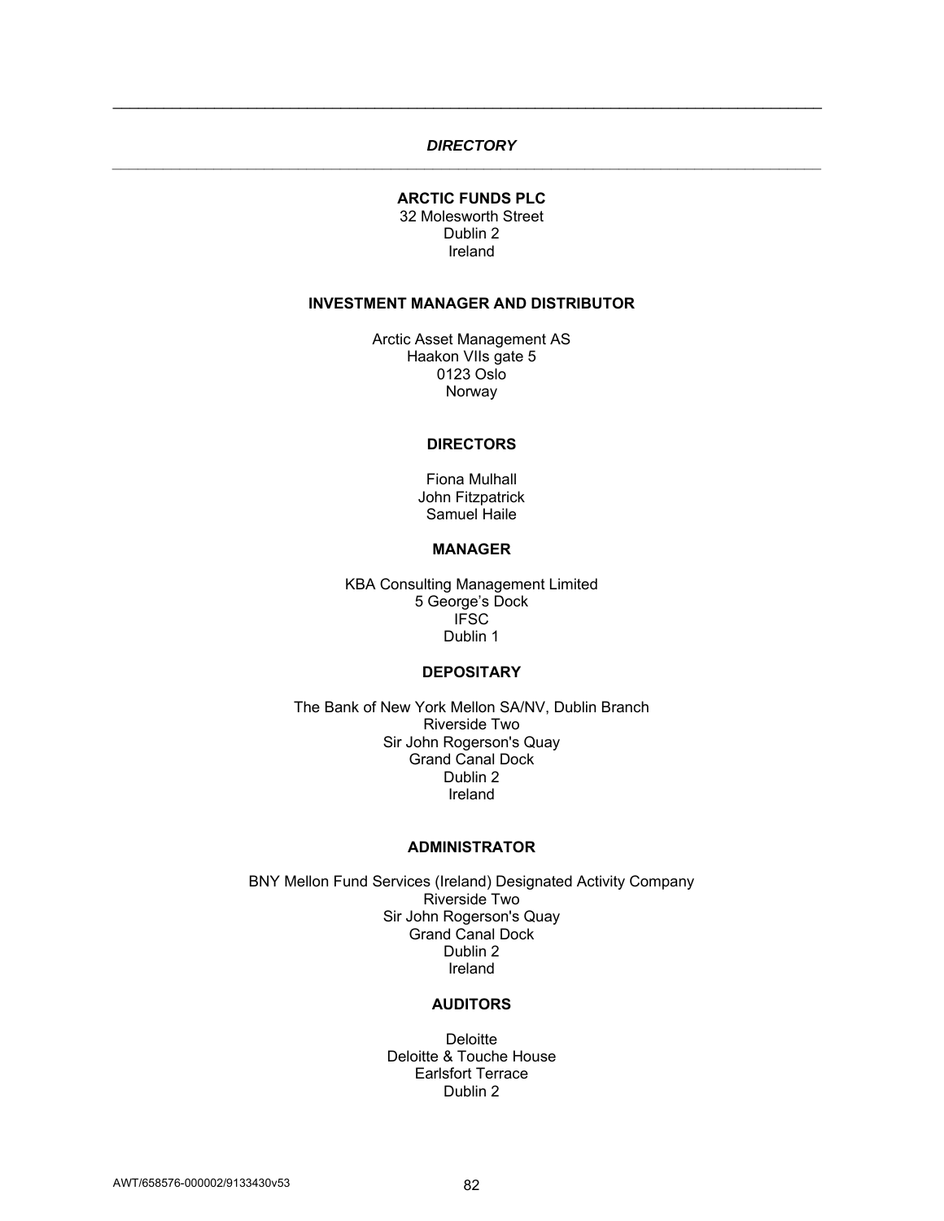## *DIRECTORY*

**ARCTIC FUNDS PLC**
32 Molesworth Street
Dublin 2
Ireland

**INVESTMENT MANAGER AND DISTRIBUTOR**

Arctic Asset Management AS
Haakon VIIs gate 5
0123 Oslo
Norway

**DIRECTORS**

Fiona Mulhall
John Fitzpatrick
Samuel Haile

**MANAGER**

KBA Consulting Management Limited
5 George's Dock
IFSC
Dublin 1

**DEPOSITARY**

The Bank of New York Mellon SA/NV, Dublin Branch
Riverside Two
Sir John Rogerson's Quay
Grand Canal Dock
Dublin 2
Ireland

**ADMINISTRATOR**

BNY Mellon Fund Services (Ireland) Designated Activity Company
Riverside Two
Sir John Rogerson's Quay
Grand Canal Dock
Dublin 2
Ireland

**AUDITORS**

Deloitte
Deloitte & Touche House
Earlsfort Terrace
Dublin 2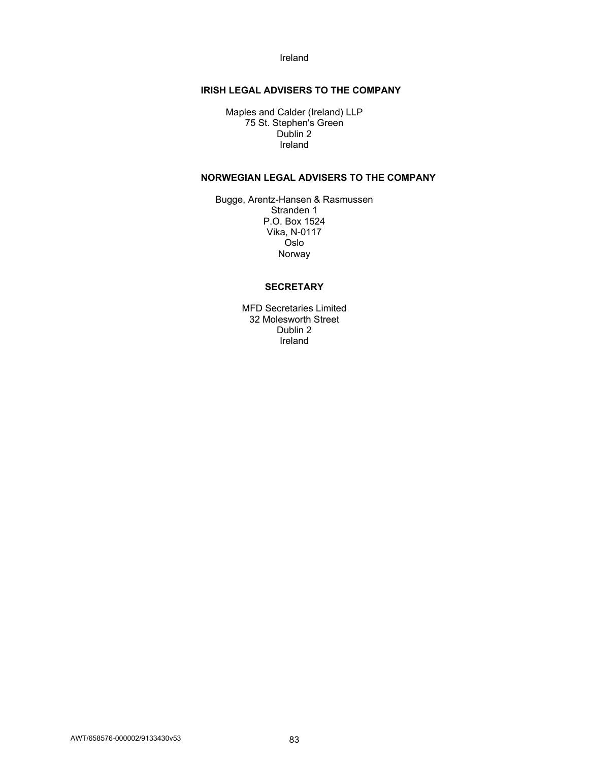Ireland

**IRISH LEGAL ADVISERS TO THE COMPANY**

Maples and Calder (Ireland) LLP
75 St. Stephen's Green
Dublin 2
Ireland

**NORWEGIAN LEGAL ADVISERS TO THE COMPANY**

Bugge, Arentz-Hansen & Rasmussen
Stranden 1
P.O. Box 1524
Vika, N-0117
Oslo
Norway

**SECRETARY**

MFD Secretaries Limited
32 Molesworth Street
Dublin 2
Ireland

AWT/658576-000002/9133430v53